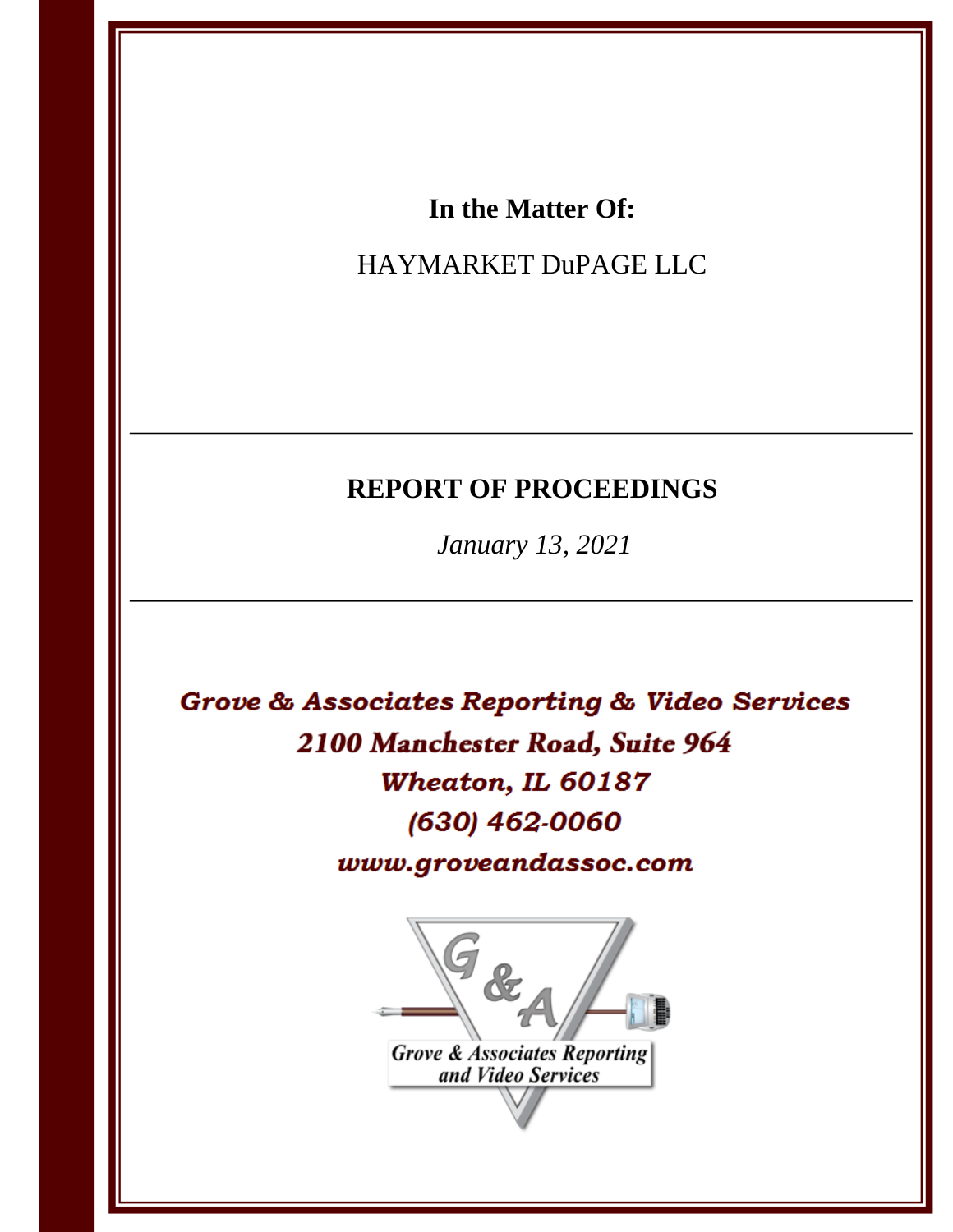**In the Matter Of:**

HAYMARKET DuPAGE LLC

---

**REPORT OF PROCEEDINGS**

*January 13, 2021*

---

*Grove & Associates Reporting & Video Services*

*2100 Manchester Road, Suite 964*

*Wheaton, IL 60187*

*(630) 462-0060*

*www.groveandassoc.com*

Grove & Associates Reporting and Video Services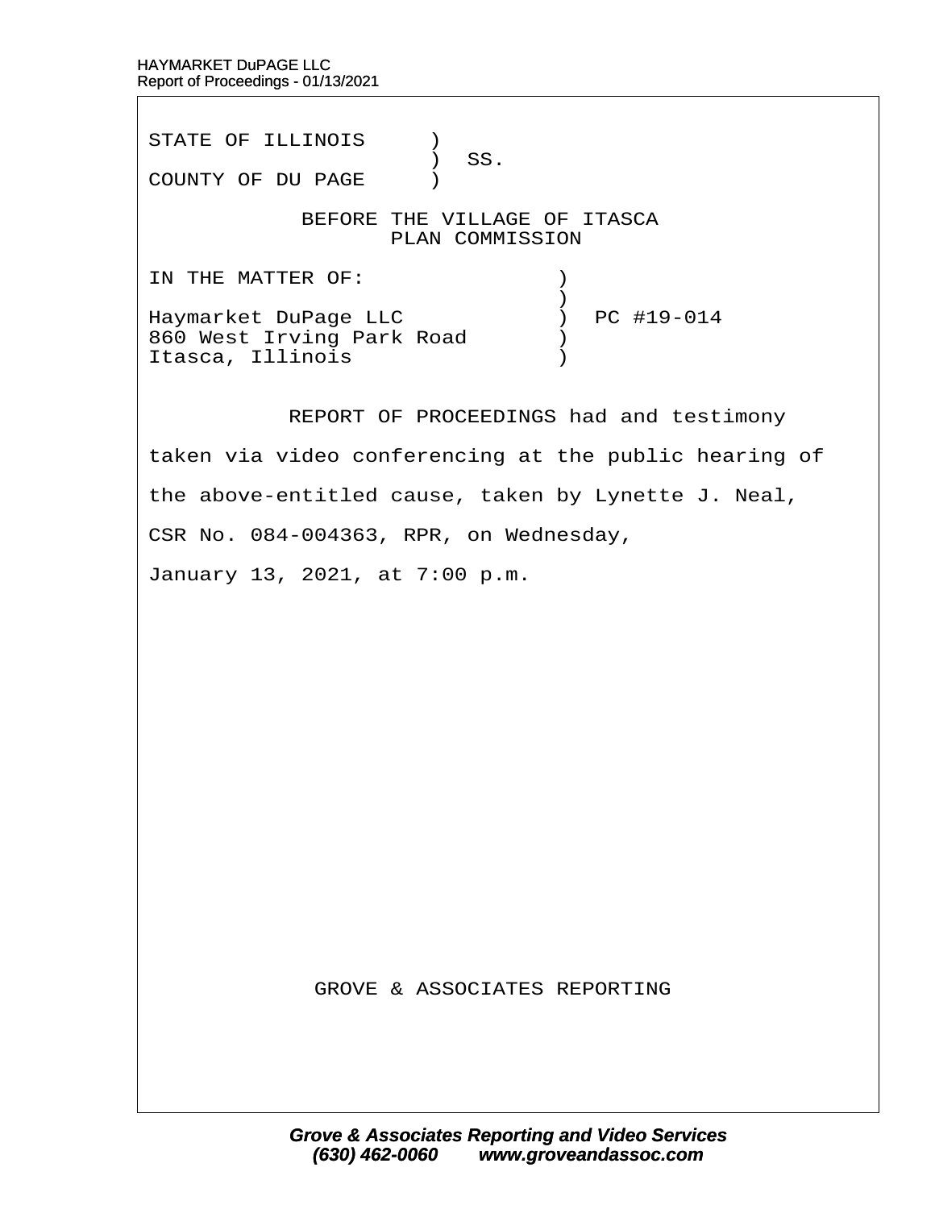STATE OF ILLINOIS )
) SS.
COUNTY OF DU PAGE )

BEFORE THE VILLAGE OF ITASCA
PLAN COMMISSION

IN THE MATTER OF: )
)
Haymarket DuPage LLC ) PC #19-014
860 West Irving Park Road )
Itasca, Illinois )

REPORT OF PROCEEDINGS had and testimony taken via video conferencing at the public hearing of the above-entitled cause, taken by Lynette J. Neal, CSR No. 084-004363, RPR, on Wednesday, January 13, 2021, at 7:00 p.m.

GROVE & ASSOCIATES REPORTING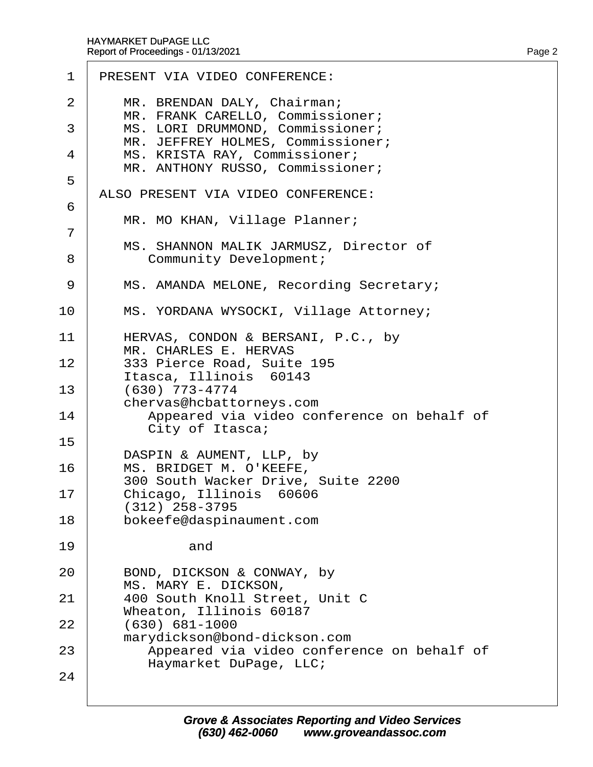PRESENT VIA VIDEO CONFERENCE:

MR. BRENDAN DALY, Chairman;
MR. FRANK CARELLO, Commissioner;
MS. LORI DRUMMOND, Commissioner;
MR. JEFFREY HOLMES, Commissioner;
MS. KRISTA RAY, Commissioner;
MR. ANTHONY RUSSO, Commissioner;

ALSO PRESENT VIA VIDEO CONFERENCE:

MR. MO KHAN, Village Planner;

MS. SHANNON MALIK JARMUSZ, Director of Community Development;

MS. AMANDA MELONE, Recording Secretary;

MS. YORDANA WYSOCKI, Village Attorney;

HERVAS, CONDON & BERSANI, P.C., by
MR. CHARLES E. HERVAS
333 Pierce Road, Suite 195
Itasca, Illinois 60143
(630) 773-4774
chervas@hcbattorneys.com
Appeared via video conference on behalf of City of Itasca;

DASPIN & AUMENT, LLP, by
MS. BRIDGET M. O'KEEFE,
300 South Wacker Drive, Suite 2200
Chicago, Illinois 60606
(312) 258-3795
bokeefe@daspinaument.com

and

BOND, DICKSON & CONWAY, by
MS. MARY E. DICKSON,
400 South Knoll Street, Unit C
Wheaton, Illinois 60187
(630) 681-1000
marydickson@bond-dickson.com
Appeared via video conference on behalf of Haymarket DuPage, LLC;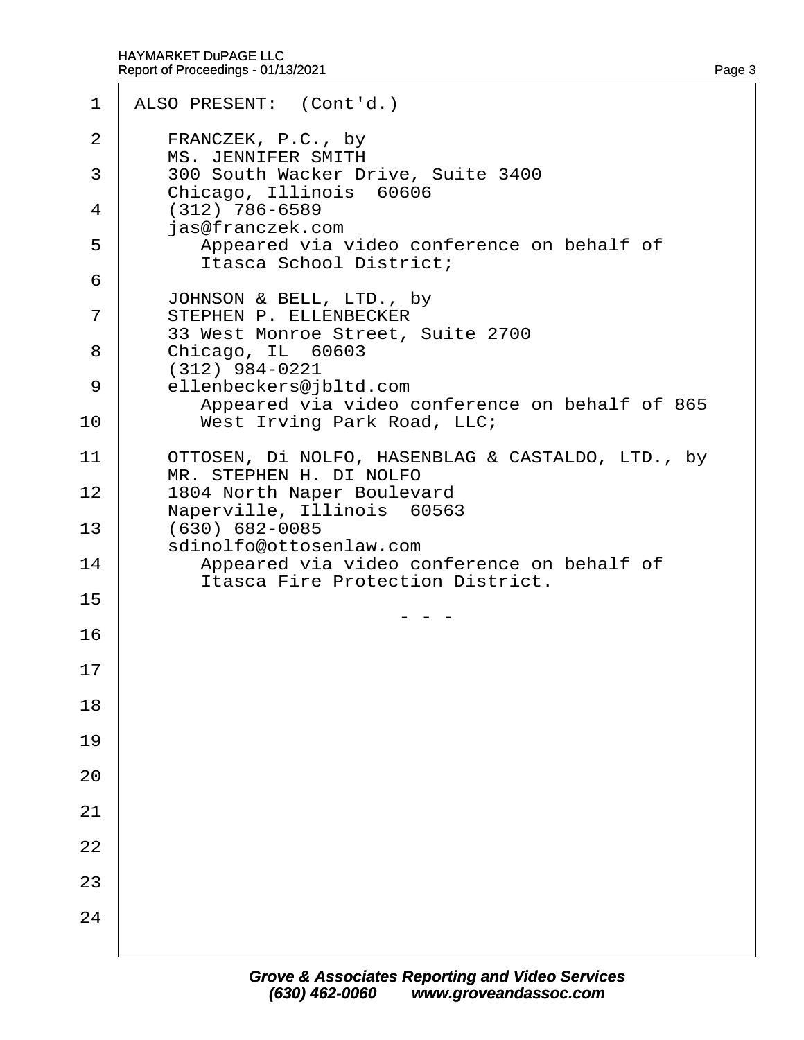ALSO PRESENT: (Cont'd.)

FRANCZEK, P.C., by
MS. JENNIFER SMITH
300 South Wacker Drive, Suite 3400
Chicago, Illinois 60606
(312) 786-6589
jas@franczek.com
Appeared via video conference on behalf of
Itasca School District;

JOHNSON & BELL, LTD., by
STEPHEN P. ELLENBECKER
33 West Monroe Street, Suite 2700
Chicago, IL 60603
(312) 984-0221
ellenbeckers@jbltd.com
Appeared via video conference on behalf of 865
West Irving Park Road, LLC;

OTTOSEN, Di NOLFO, HASENBLAG & CASTALDO, LTD., by
MR. STEPHEN H. DI NOLFO
1804 North Naper Boulevard
Naperville, Illinois 60563
(630) 682-0085
sdinolfo@ottosenlaw.com
Appeared via video conference on behalf of
Itasca Fire Protection District.

\- - -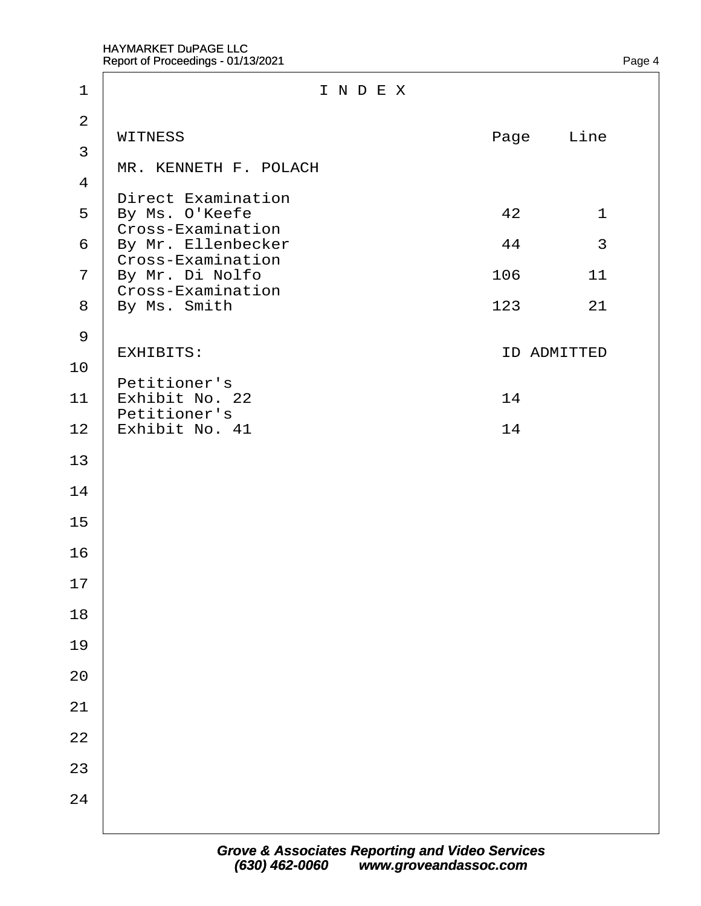# I N D E X

| WITNESS | Page | Line |
|---|---|---|
| MR. KENNETH F. POLACH | | |
| Direct Examination By Ms. O'Keefe | 42 | 1 |
| Cross-Examination By Mr. Ellenbecker | 44 | 3 |
| Cross-Examination By Mr. Di Nolfo | 106 | 11 |
| Cross-Examination By Ms. Smith | 123 | 21 |

| EXHIBITS: | ID | ADMITTED |
|---|---|---|
| Petitioner's Exhibit No. 22 | 14 | |
| Petitioner's Exhibit No. 41 | 14 | |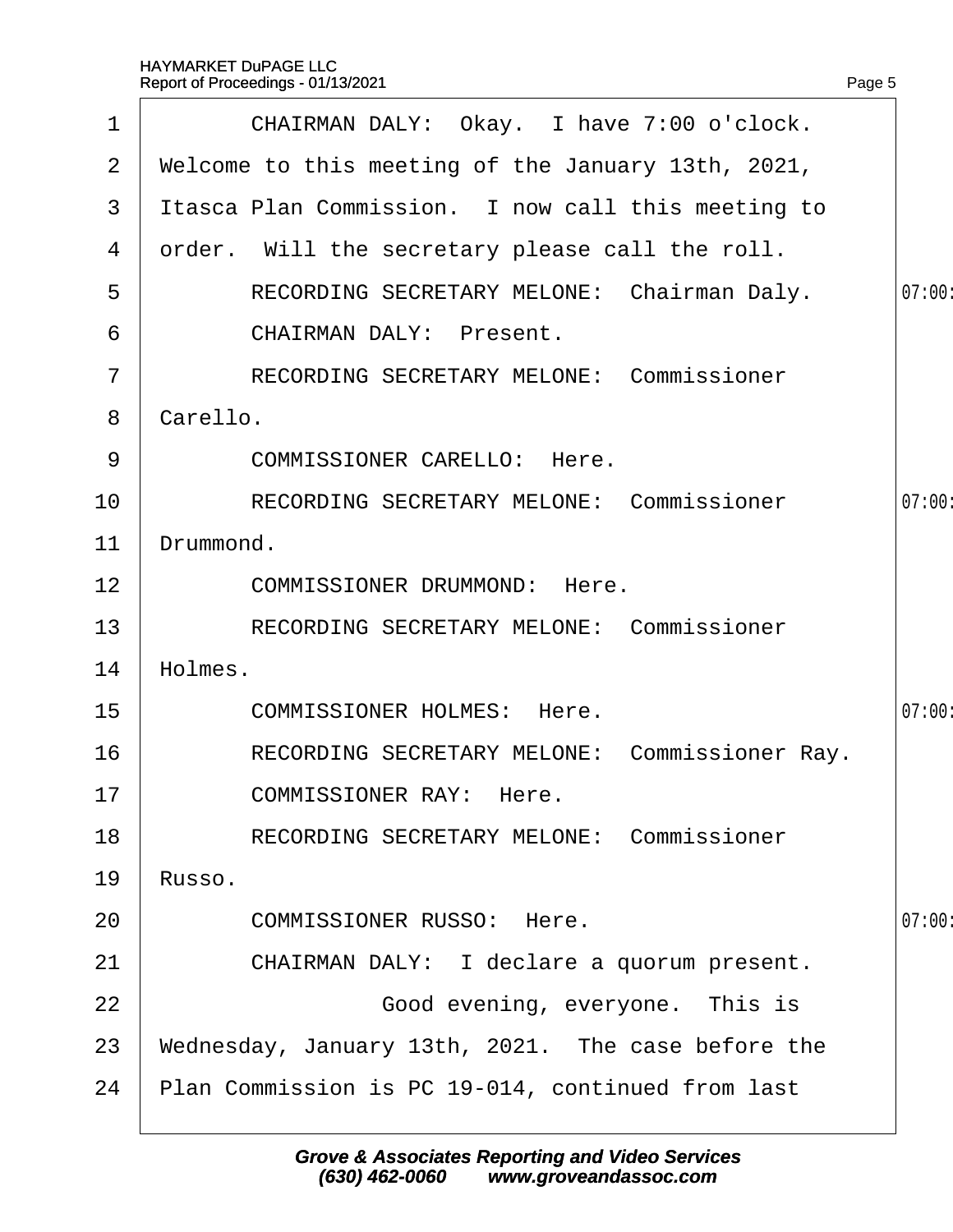CHAIRMAN DALY: Okay. I have 7:00 o'clock. Welcome to this meeting of the January 13th, 2021, Itasca Plan Commission. I now call this meeting to order. Will the secretary please call the roll.

RECORDING SECRETARY MELONE: Chairman Daly.

CHAIRMAN DALY: Present.

RECORDING SECRETARY MELONE: Commissioner Carello.

COMMISSIONER CARELLO: Here.

RECORDING SECRETARY MELONE: Commissioner Drummond.

COMMISSIONER DRUMMOND: Here.

RECORDING SECRETARY MELONE: Commissioner Holmes.

COMMISSIONER HOLMES: Here.

RECORDING SECRETARY MELONE: Commissioner Ray.

COMMISSIONER RAY: Here.

RECORDING SECRETARY MELONE: Commissioner Russo.

COMMISSIONER RUSSO: Here.

CHAIRMAN DALY: I declare a quorum present.

Good evening, everyone. This is Wednesday, January 13th, 2021. The case before the Plan Commission is PC 19-014, continued from last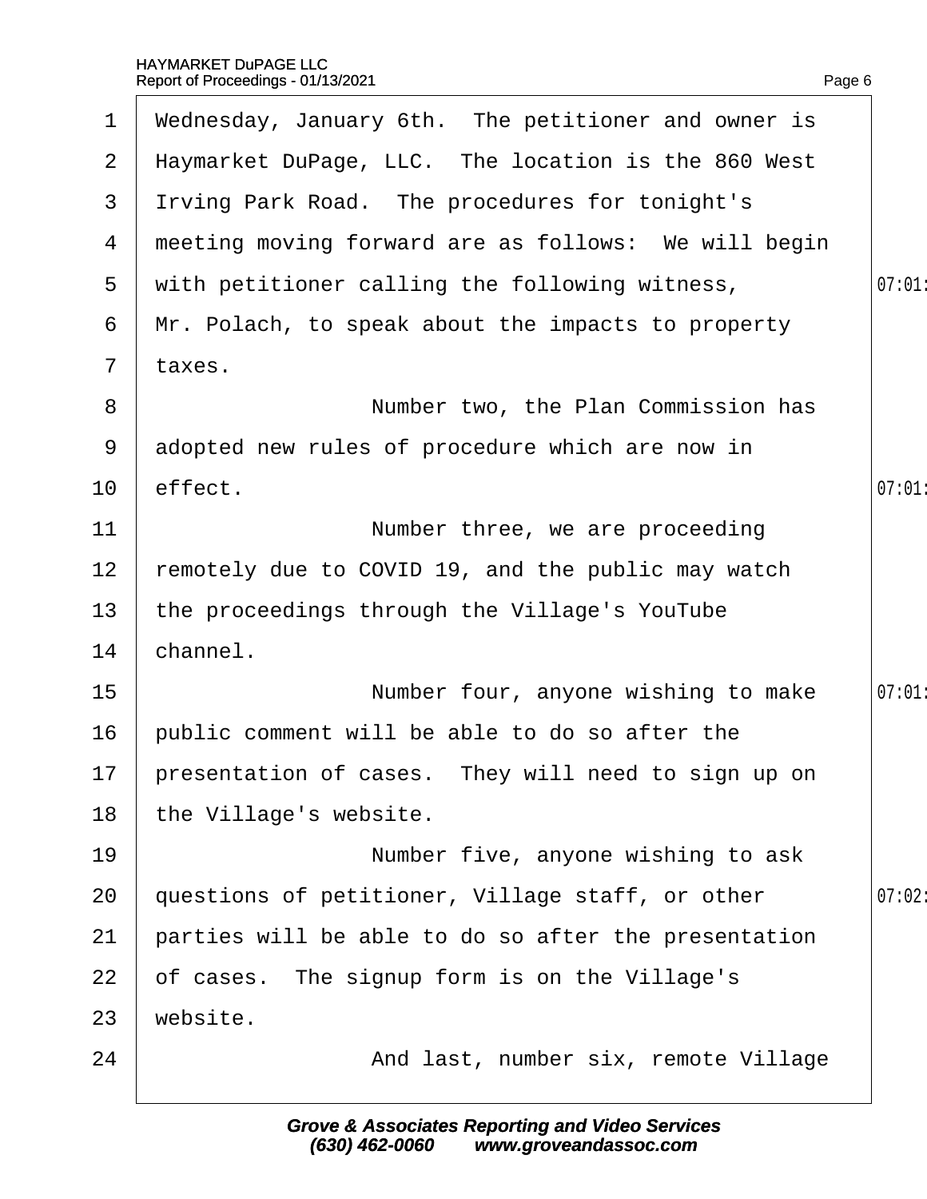Wednesday, January 6th. The petitioner and owner is Haymarket DuPage, LLC. The location is the 860 West Irving Park Road. The procedures for tonight's meeting moving forward are as follows: We will begin with petitioner calling the following witness, Mr. Polach, to speak about the impacts to property taxes.

Number two, the Plan Commission has adopted new rules of procedure which are now in effect.

Number three, we are proceeding remotely due to COVID 19, and the public may watch the proceedings through the Village's YouTube channel.

Number four, anyone wishing to make public comment will be able to do so after the presentation of cases. They will need to sign up on the Village's website.

Number five, anyone wishing to ask questions of petitioner, Village staff, or other parties will be able to do so after the presentation of cases. The signup form is on the Village's website.

And last, number six, remote Village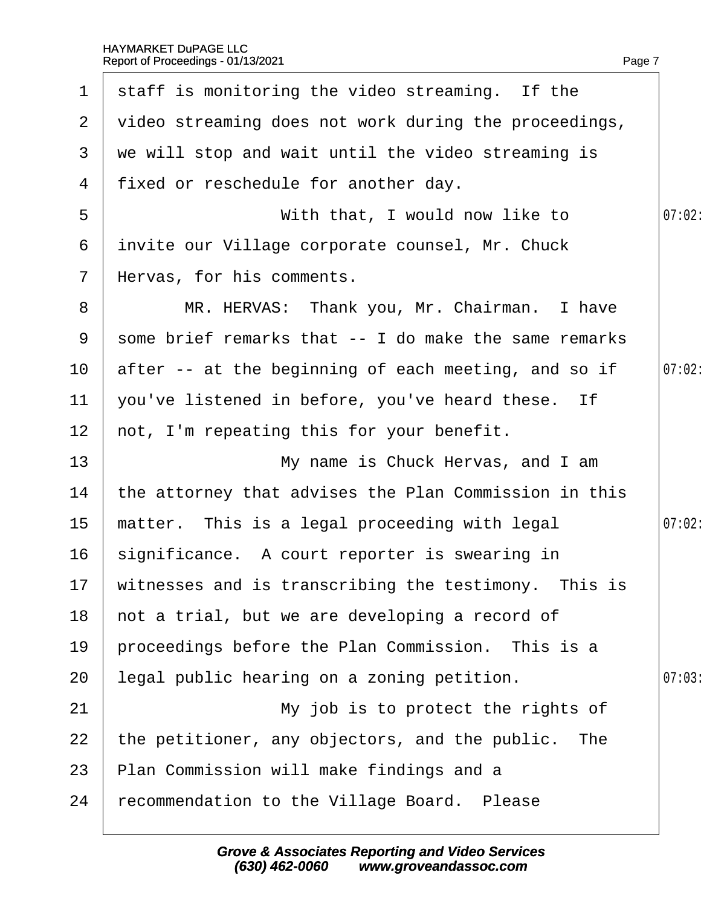staff is monitoring the video streaming. If the video streaming does not work during the proceedings, we will stop and wait until the video streaming is fixed or reschedule for another day.

With that, I would now like to invite our Village corporate counsel, Mr. Chuck Hervas, for his comments.

MR. HERVAS: Thank you, Mr. Chairman. I have some brief remarks that -- I do make the same remarks after -- at the beginning of each meeting, and so if you've listened in before, you've heard these. If not, I'm repeating this for your benefit.

My name is Chuck Hervas, and I am the attorney that advises the Plan Commission in this matter. This is a legal proceeding with legal significance. A court reporter is swearing in witnesses and is transcribing the testimony. This is not a trial, but we are developing a record of proceedings before the Plan Commission. This is a legal public hearing on a zoning petition.

My job is to protect the rights of the petitioner, any objectors, and the public. The Plan Commission will make findings and a recommendation to the Village Board. Please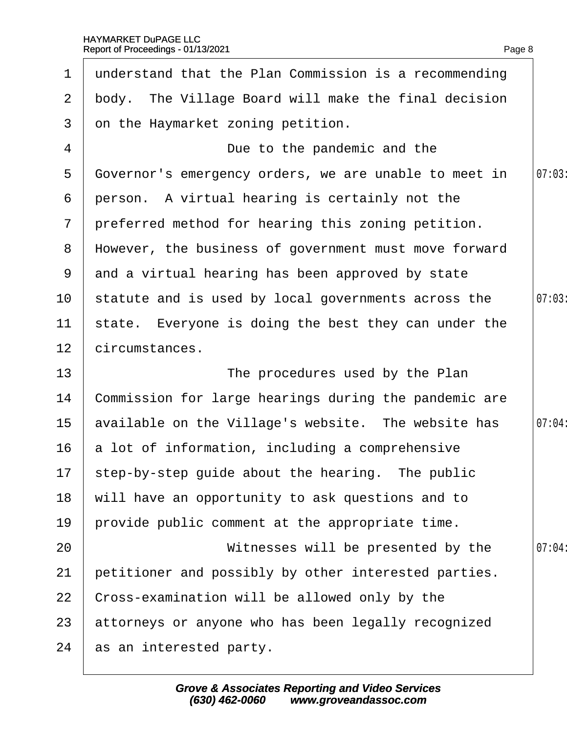understand that the Plan Commission is a recommending body. The Village Board will make the final decision on the Haymarket zoning petition.

Due to the pandemic and the Governor's emergency orders, we are unable to meet in person. A virtual hearing is certainly not the preferred method for hearing this zoning petition. However, the business of government must move forward and a virtual hearing has been approved by state statute and is used by local governments across the state. Everyone is doing the best they can under the circumstances.

The procedures used by the Plan Commission for large hearings during the pandemic are available on the Village's website. The website has a lot of information, including a comprehensive step-by-step guide about the hearing. The public will have an opportunity to ask questions and to provide public comment at the appropriate time.

Witnesses will be presented by the petitioner and possibly by other interested parties. Cross-examination will be allowed only by the attorneys or anyone who has been legally recognized as an interested party.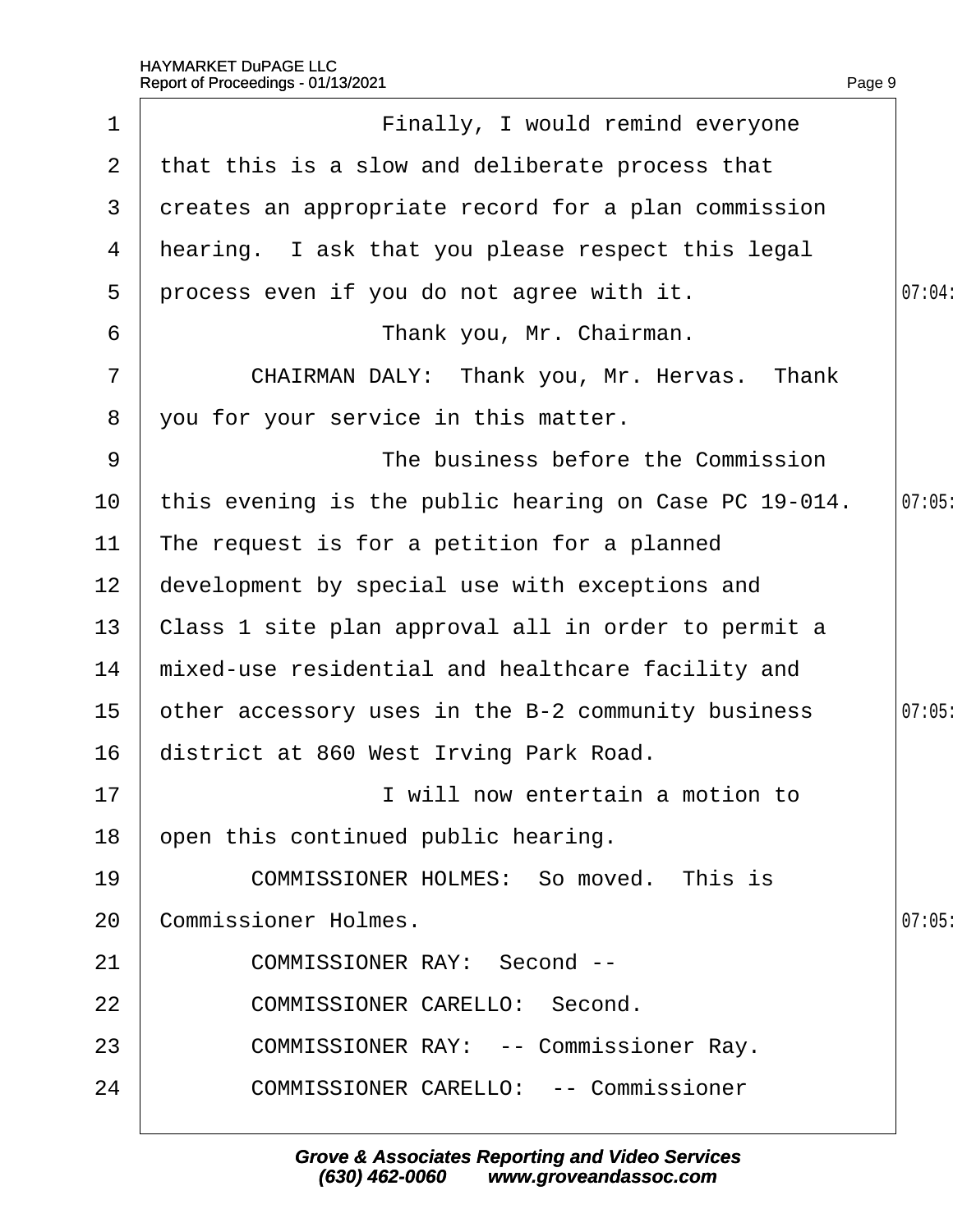Finally, I would remind everyone that this is a slow and deliberate process that creates an appropriate record for a plan commission hearing. I ask that you please respect this legal process even if you do not agree with it.

Thank you, Mr. Chairman.

CHAIRMAN DALY: Thank you, Mr. Hervas. Thank you for your service in this matter.

The business before the Commission this evening is the public hearing on Case PC 19-014. The request is for a petition for a planned development by special use with exceptions and Class 1 site plan approval all in order to permit a mixed-use residential and healthcare facility and other accessory uses in the B-2 community business district at 860 West Irving Park Road.

I will now entertain a motion to open this continued public hearing.

COMMISSIONER HOLMES: So moved. This is Commissioner Holmes.

COMMISSIONER RAY: Second --

COMMISSIONER CARELLO: Second.

COMMISSIONER RAY: -- Commissioner Ray.

COMMISSIONER CARELLO: -- Commissioner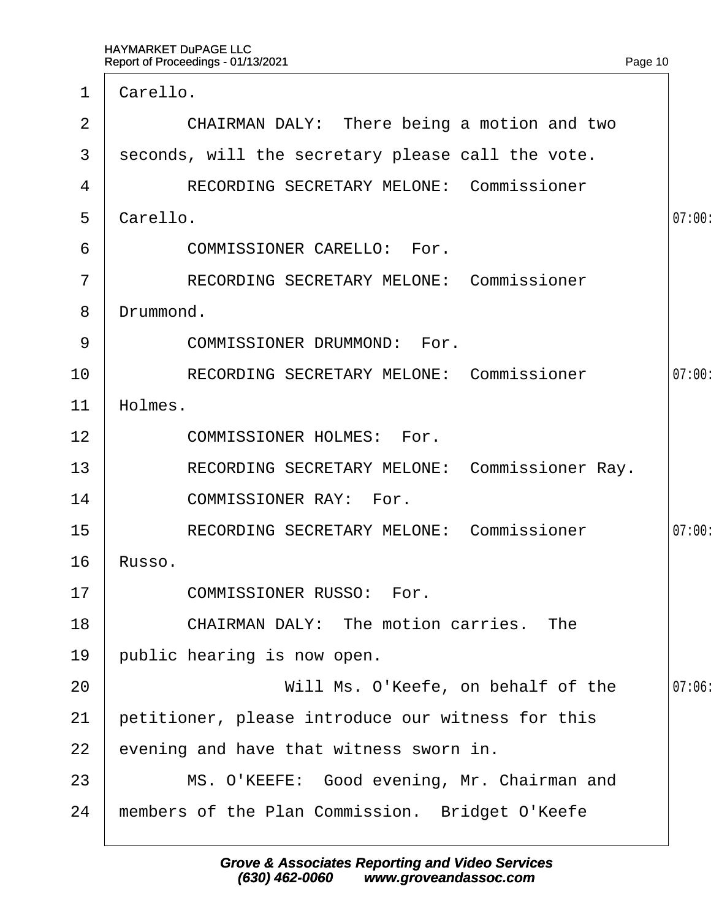Carello.

CHAIRMAN DALY: There being a motion and two seconds, will the secretary please call the vote.

RECORDING SECRETARY MELONE: Commissioner Carello.

COMMISSIONER CARELLO: For.

RECORDING SECRETARY MELONE: Commissioner Drummond.

COMMISSIONER DRUMMOND: For.

RECORDING SECRETARY MELONE: Commissioner Holmes.

COMMISSIONER HOLMES: For.

RECORDING SECRETARY MELONE: Commissioner Ray.

COMMISSIONER RAY: For.

RECORDING SECRETARY MELONE: Commissioner Russo.

COMMISSIONER RUSSO: For.

CHAIRMAN DALY: The motion carries. The public hearing is now open.

Will Ms. O'Keefe, on behalf of the petitioner, please introduce our witness for this evening and have that witness sworn in.

MS. O'KEEFE: Good evening, Mr. Chairman and members of the Plan Commission. Bridget O'Keefe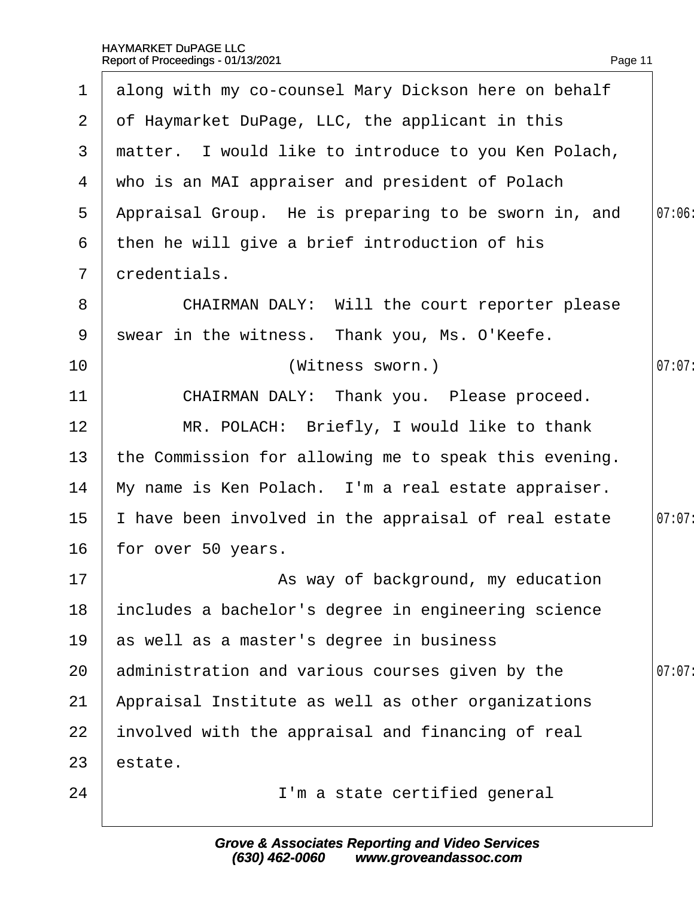along with my co-counsel Mary Dickson here on behalf of Haymarket DuPage, LLC, the applicant in this matter. I would like to introduce to you Ken Polach, who is an MAI appraiser and president of Polach Appraisal Group. He is preparing to be sworn in, and then he will give a brief introduction of his credentials.

CHAIRMAN DALY: Will the court reporter please swear in the witness. Thank you, Ms. O'Keefe.

(Witness sworn.)

CHAIRMAN DALY: Thank you. Please proceed.

MR. POLACH: Briefly, I would like to thank the Commission for allowing me to speak this evening. My name is Ken Polach. I'm a real estate appraiser. I have been involved in the appraisal of real estate for over 50 years.

As way of background, my education includes a bachelor's degree in engineering science as well as a master's degree in business administration and various courses given by the Appraisal Institute as well as other organizations involved with the appraisal and financing of real estate.

I'm a state certified general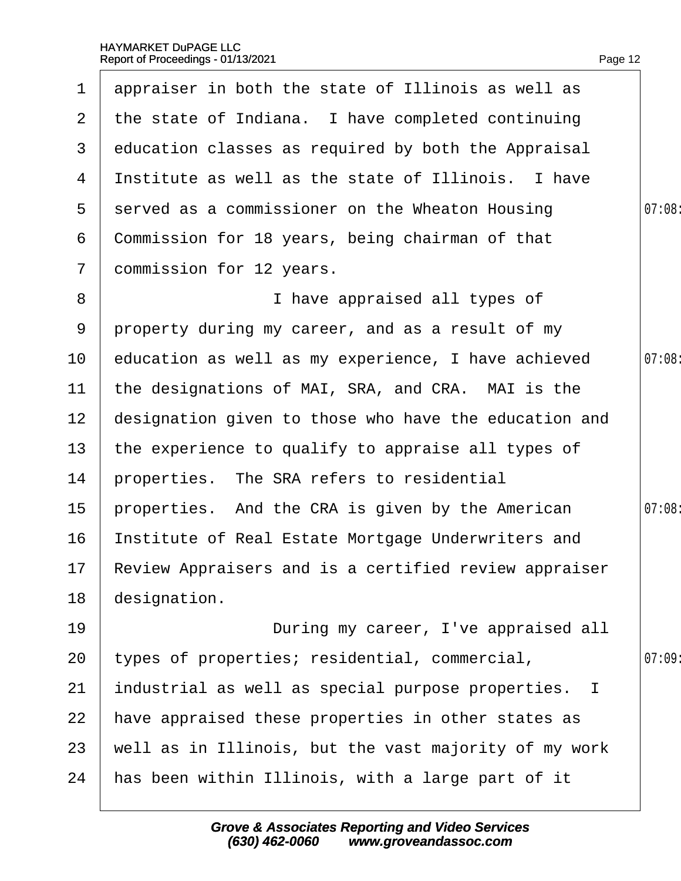appraiser in both the state of Illinois as well as the state of Indiana. I have completed continuing education classes as required by both the Appraisal Institute as well as the state of Illinois. I have served as a commissioner on the Wheaton Housing Commission for 18 years, being chairman of that commission for 12 years.

I have appraised all types of property during my career, and as a result of my education as well as my experience, I have achieved the designations of MAI, SRA, and CRA. MAI is the designation given to those who have the education and the experience to qualify to appraise all types of properties. The SRA refers to residential properties. And the CRA is given by the American Institute of Real Estate Mortgage Underwriters and Review Appraisers and is a certified review appraiser designation.

During my career, I've appraised all types of properties; residential, commercial, industrial as well as special purpose properties. I have appraised these properties in other states as well as in Illinois, but the vast majority of my work has been within Illinois, with a large part of it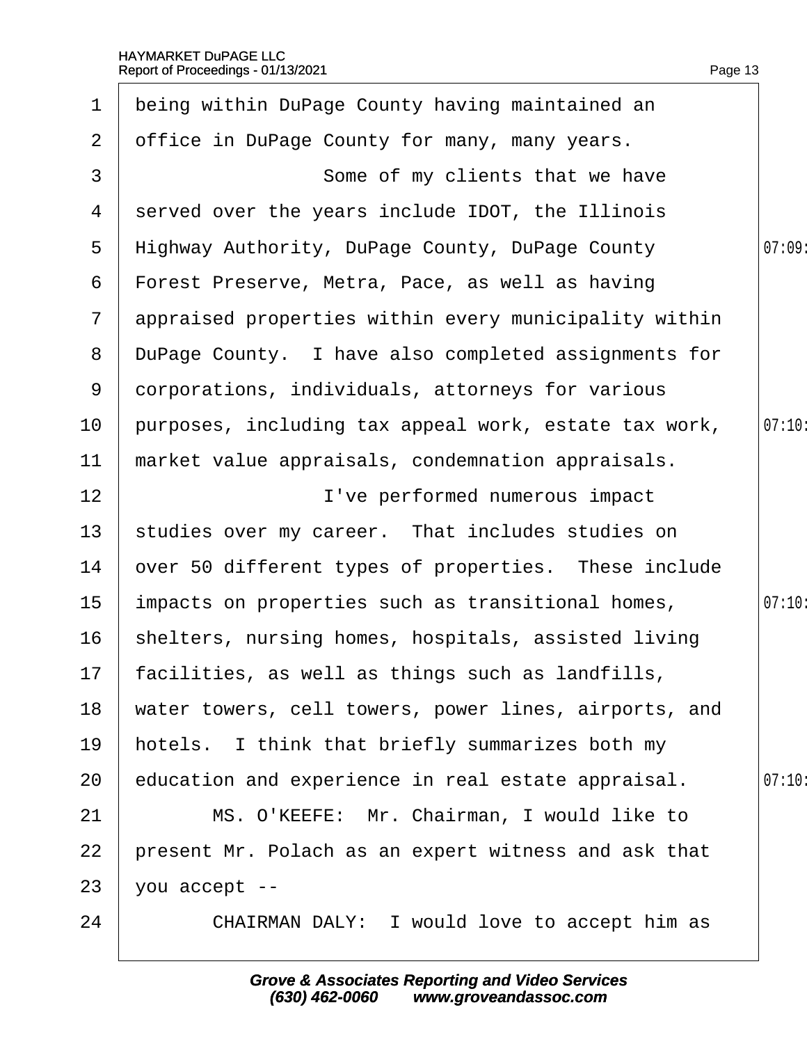being within DuPage County having maintained an office in DuPage County for many, many years.

Some of my clients that we have served over the years include IDOT, the Illinois Highway Authority, DuPage County, DuPage County Forest Preserve, Metra, Pace, as well as having appraised properties within every municipality within DuPage County. I have also completed assignments for corporations, individuals, attorneys for various purposes, including tax appeal work, estate tax work, market value appraisals, condemnation appraisals.

I've performed numerous impact studies over my career. That includes studies on over 50 different types of properties. These include impacts on properties such as transitional homes, shelters, nursing homes, hospitals, assisted living facilities, as well as things such as landfills, water towers, cell towers, power lines, airports, and hotels. I think that briefly summarizes both my education and experience in real estate appraisal.

MS. O'KEEFE: Mr. Chairman, I would like to present Mr. Polach as an expert witness and ask that you accept --

CHAIRMAN DALY: I would love to accept him as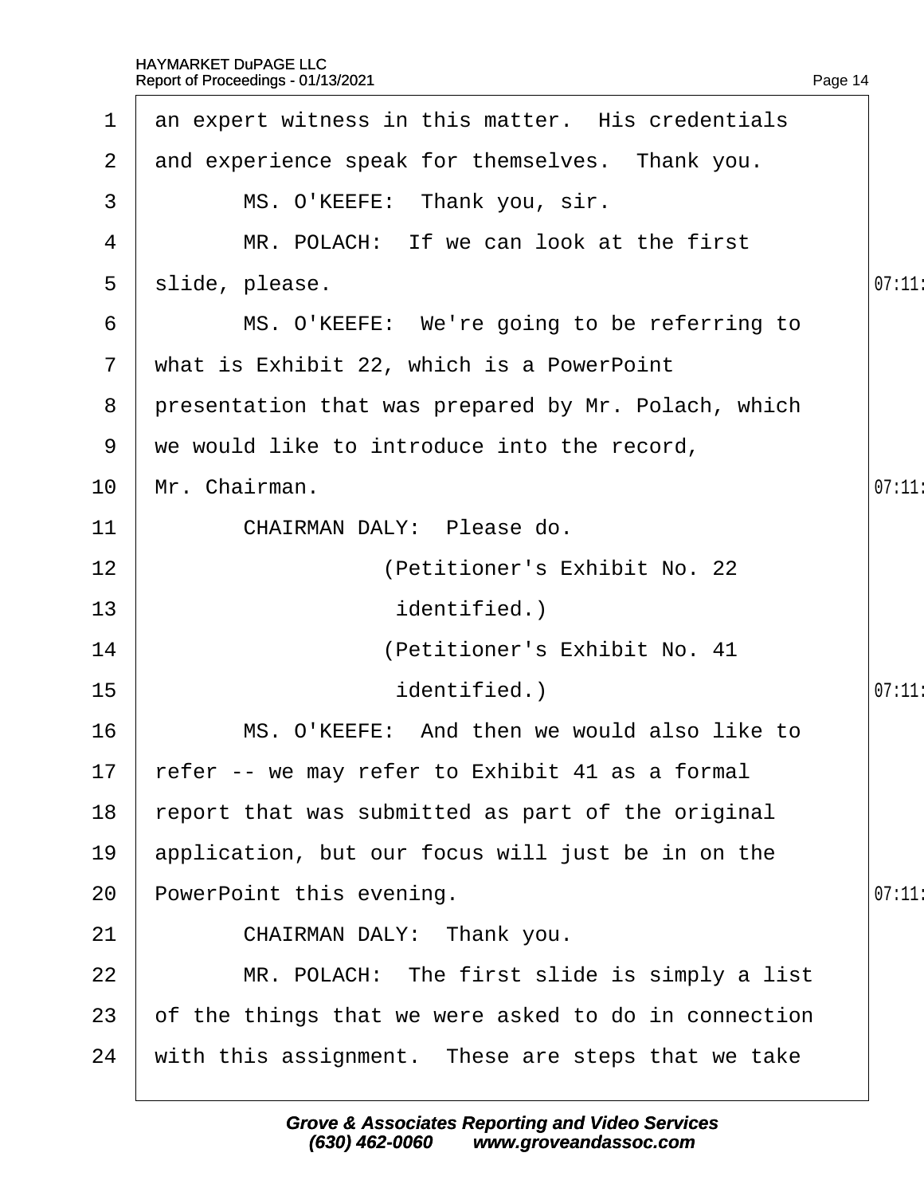an expert witness in this matter. His credentials and experience speak for themselves. Thank you.

MS. O'KEEFE: Thank you, sir.

MR. POLACH: If we can look at the first slide, please.

MS. O'KEEFE: We're going to be referring to what is Exhibit 22, which is a PowerPoint presentation that was prepared by Mr. Polach, which we would like to introduce into the record, Mr. Chairman.

CHAIRMAN DALY: Please do.

(Petitioner's Exhibit No. 22 identified.)

(Petitioner's Exhibit No. 41 identified.)

MS. O'KEEFE: And then we would also like to refer -- we may refer to Exhibit 41 as a formal report that was submitted as part of the original application, but our focus will just be in on the PowerPoint this evening.

CHAIRMAN DALY: Thank you.

MR. POLACH: The first slide is simply a list of the things that we were asked to do in connection with this assignment. These are steps that we take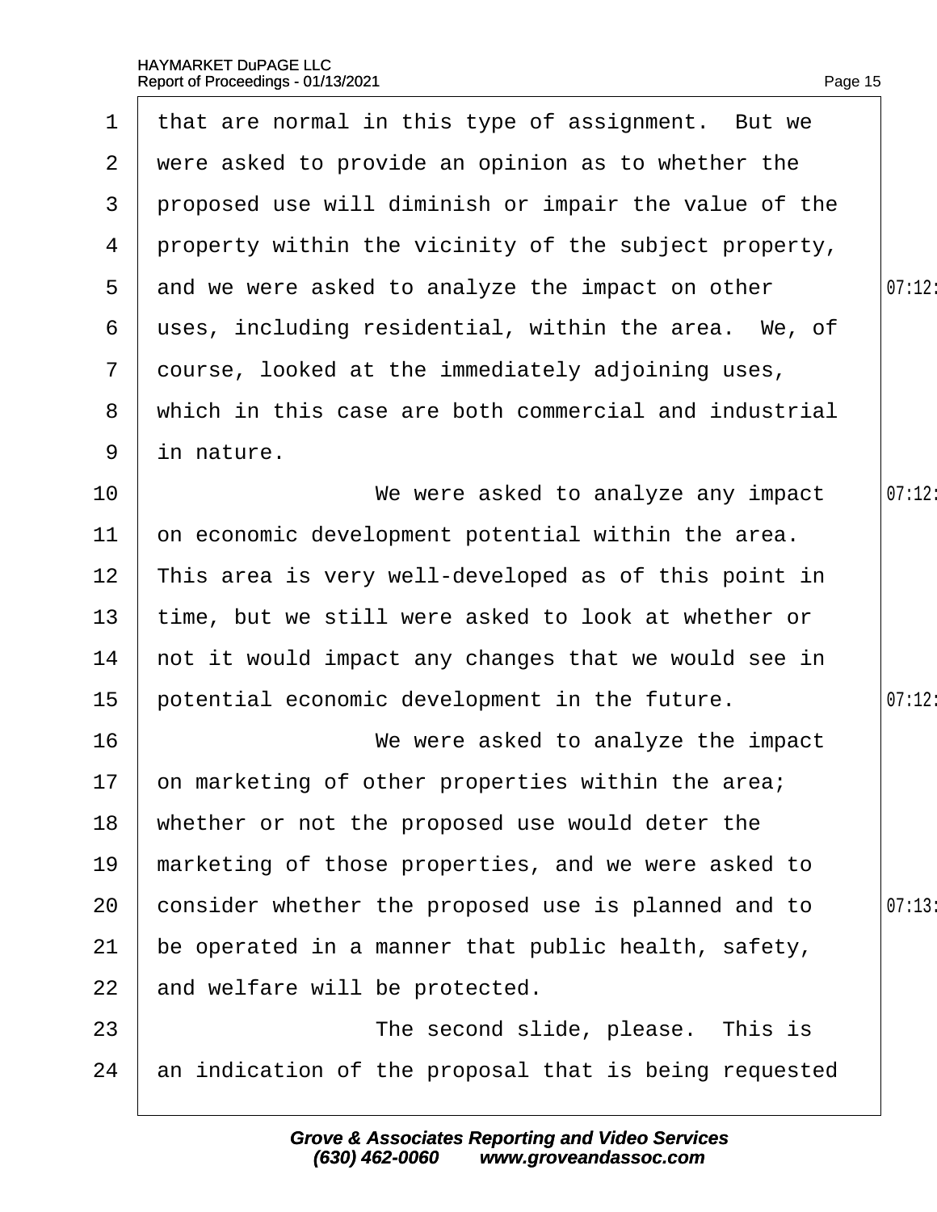1 that are normal in this type of assignment. But we
2 were asked to provide an opinion as to whether the
3 proposed use will diminish or impair the value of the
4 property within the vicinity of the subject property,
5 and we were asked to analyze the impact on other
6 uses, including residential, within the area. We, of
7 course, looked at the immediately adjoining uses,
8 which in this case are both commercial and industrial
9 in nature.
10 We were asked to analyze any impact
11 on economic development potential within the area.
12 This area is very well-developed as of this point in
13 time, but we still were asked to look at whether or
14 not it would impact any changes that we would see in
15 potential economic development in the future.
16 We were asked to analyze the impact
17 on marketing of other properties within the area;
18 whether or not the proposed use would deter the
19 marketing of those properties, and we were asked to
20 consider whether the proposed use is planned and to
21 be operated in a manner that public health, safety,
22 and welfare will be protected.
23 The second slide, please. This is
24 an indication of the proposal that is being requested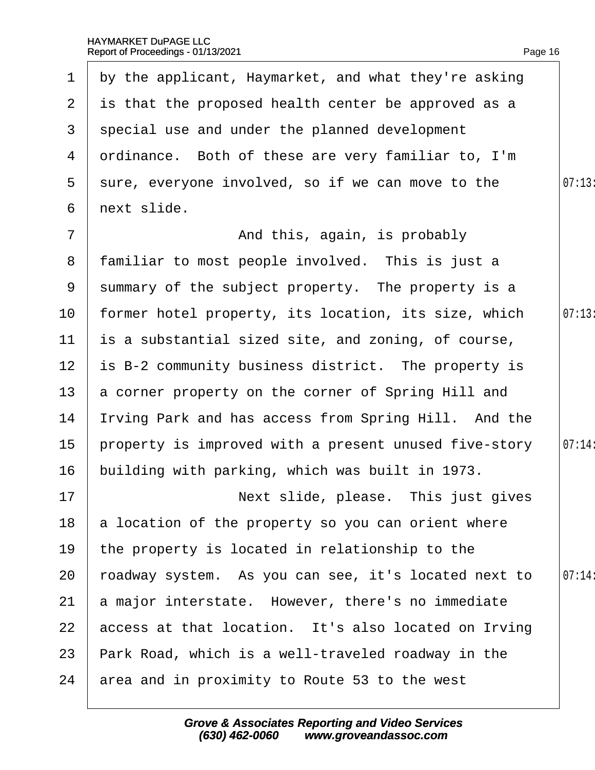1 by the applicant, Haymarket, and what they're asking
2 is that the proposed health center be approved as a
3 special use and under the planned development
4 ordinance. Both of these are very familiar to, I'm
5 sure, everyone involved, so if we can move to the
6 next slide.
7 And this, again, is probably
8 familiar to most people involved. This is just a
9 summary of the subject property. The property is a
10 former hotel property, its location, its size, which
11 is a substantial sized site, and zoning, of course,
12 is B-2 community business district. The property is
13 a corner property on the corner of Spring Hill and
14 Irving Park and has access from Spring Hill. And the
15 property is improved with a present unused five-story
16 building with parking, which was built in 1973.
17 Next slide, please. This just gives
18 a location of the property so you can orient where
19 the property is located in relationship to the
20 roadway system. As you can see, it's located next to
21 a major interstate. However, there's no immediate
22 access at that location. It's also located on Irving
23 Park Road, which is a well-traveled roadway in the
24 area and in proximity to Route 53 to the west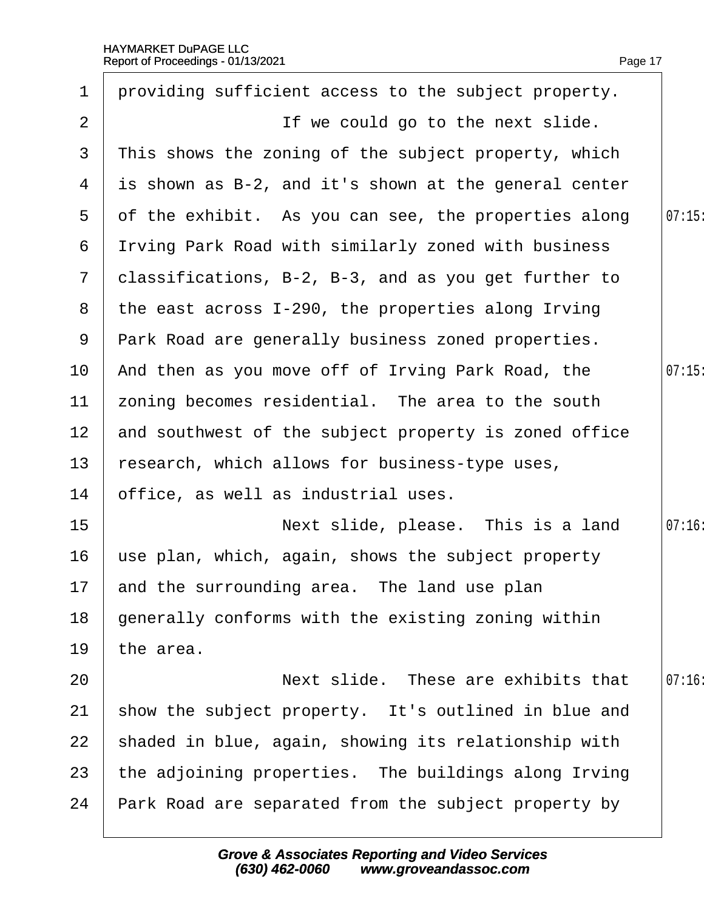1 providing sufficient access to the subject property.

2 If we could go to the next slide.

3 This shows the zoning of the subject property, which

4 is shown as B-2, and it's shown at the general center

5 of the exhibit. As you can see, the properties along 07:15:

6 Irving Park Road with similarly zoned with business

7 classifications, B-2, B-3, and as you get further to

8 the east across I-290, the properties along Irving

9 Park Road are generally business zoned properties.

10 And then as you move off of Irving Park Road, the 07:15:

11 zoning becomes residential. The area to the south

12 and southwest of the subject property is zoned office

13 research, which allows for business-type uses,

14 office, as well as industrial uses.

15 Next slide, please. This is a land 07:16:

16 use plan, which, again, shows the subject property

17 and the surrounding area. The land use plan

18 generally conforms with the existing zoning within

19 the area.

20 Next slide. These are exhibits that 07:16:

21 show the subject property. It's outlined in blue and

22 shaded in blue, again, showing its relationship with

23 the adjoining properties. The buildings along Irving

24 Park Road are separated from the subject property by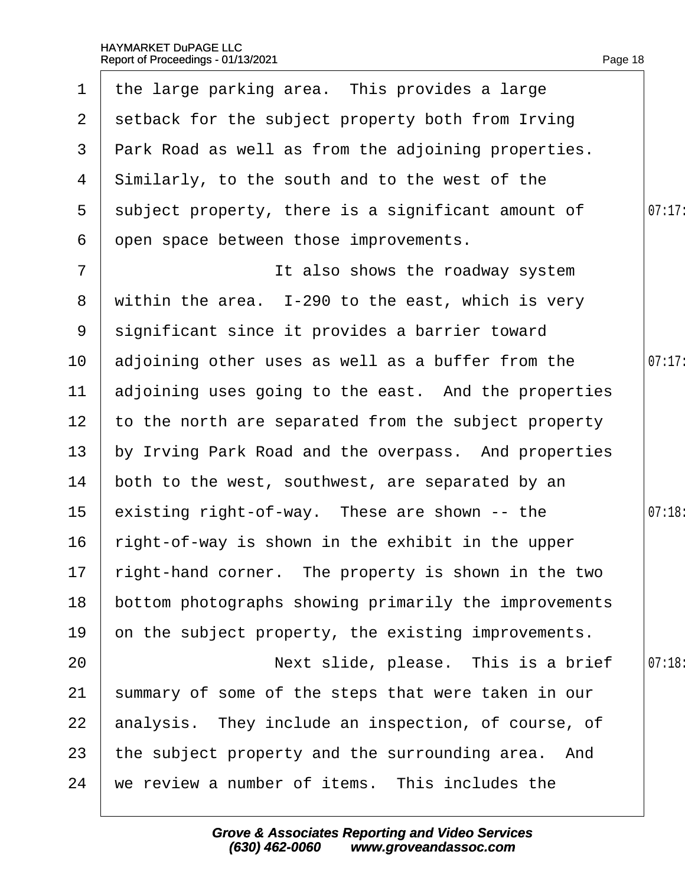1 the large parking area. This provides a large
2 setback for the subject property both from Irving
3 Park Road as well as from the adjoining properties.
4 Similarly, to the south and to the west of the
5 subject property, there is a significant amount of
6 open space between those improvements.
7 It also shows the roadway system
8 within the area. I-290 to the east, which is very
9 significant since it provides a barrier toward
10 adjoining other uses as well as a buffer from the
11 adjoining uses going to the east. And the properties
12 to the north are separated from the subject property
13 by Irving Park Road and the overpass. And properties
14 both to the west, southwest, are separated by an
15 existing right-of-way. These are shown -- the
16 right-of-way is shown in the exhibit in the upper
17 right-hand corner. The property is shown in the two
18 bottom photographs showing primarily the improvements
19 on the subject property, the existing improvements.
20 Next slide, please. This is a brief
21 summary of some of the steps that were taken in our
22 analysis. They include an inspection, of course, of
23 the subject property and the surrounding area. And
24 we review a number of items. This includes the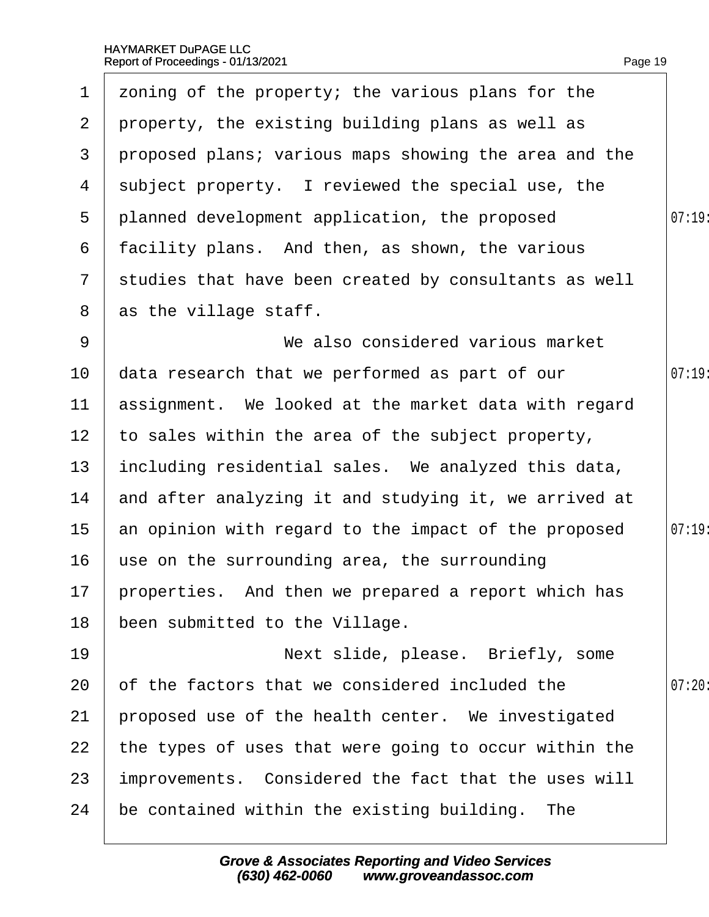zoning of the property; the various plans for the property, the existing building plans as well as proposed plans; various maps showing the area and the subject property. I reviewed the special use, the planned development application, the proposed facility plans. And then, as shown, the various studies that have been created by consultants as well as the village staff.

We also considered various market data research that we performed as part of our assignment. We looked at the market data with regard to sales within the area of the subject property, including residential sales. We analyzed this data, and after analyzing it and studying it, we arrived at an opinion with regard to the impact of the proposed use on the surrounding area, the surrounding properties. And then we prepared a report which has been submitted to the Village.

Next slide, please. Briefly, some of the factors that we considered included the proposed use of the health center. We investigated the types of uses that were going to occur within the improvements. Considered the fact that the uses will be contained within the existing building. The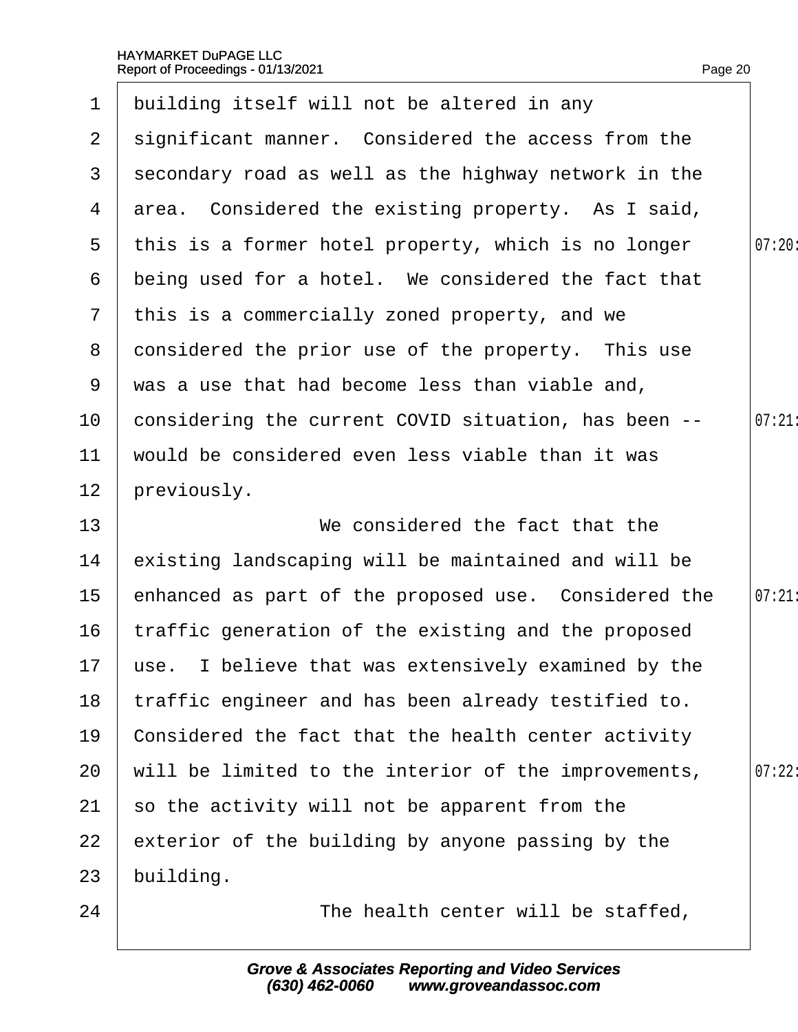building itself will not be altered in any significant manner. Considered the access from the secondary road as well as the highway network in the area. Considered the existing property. As I said, this is a former hotel property, which is no longer being used for a hotel. We considered the fact that this is a commercially zoned property, and we considered the prior use of the property. This use was a use that had become less than viable and, considering the current COVID situation, has been -- would be considered even less viable than it was previously.

We considered the fact that the existing landscaping will be maintained and will be enhanced as part of the proposed use. Considered the traffic generation of the existing and the proposed use. I believe that was extensively examined by the traffic engineer and has been already testified to. Considered the fact that the health center activity will be limited to the interior of the improvements, so the activity will not be apparent from the exterior of the building by anyone passing by the building.

The health center will be staffed,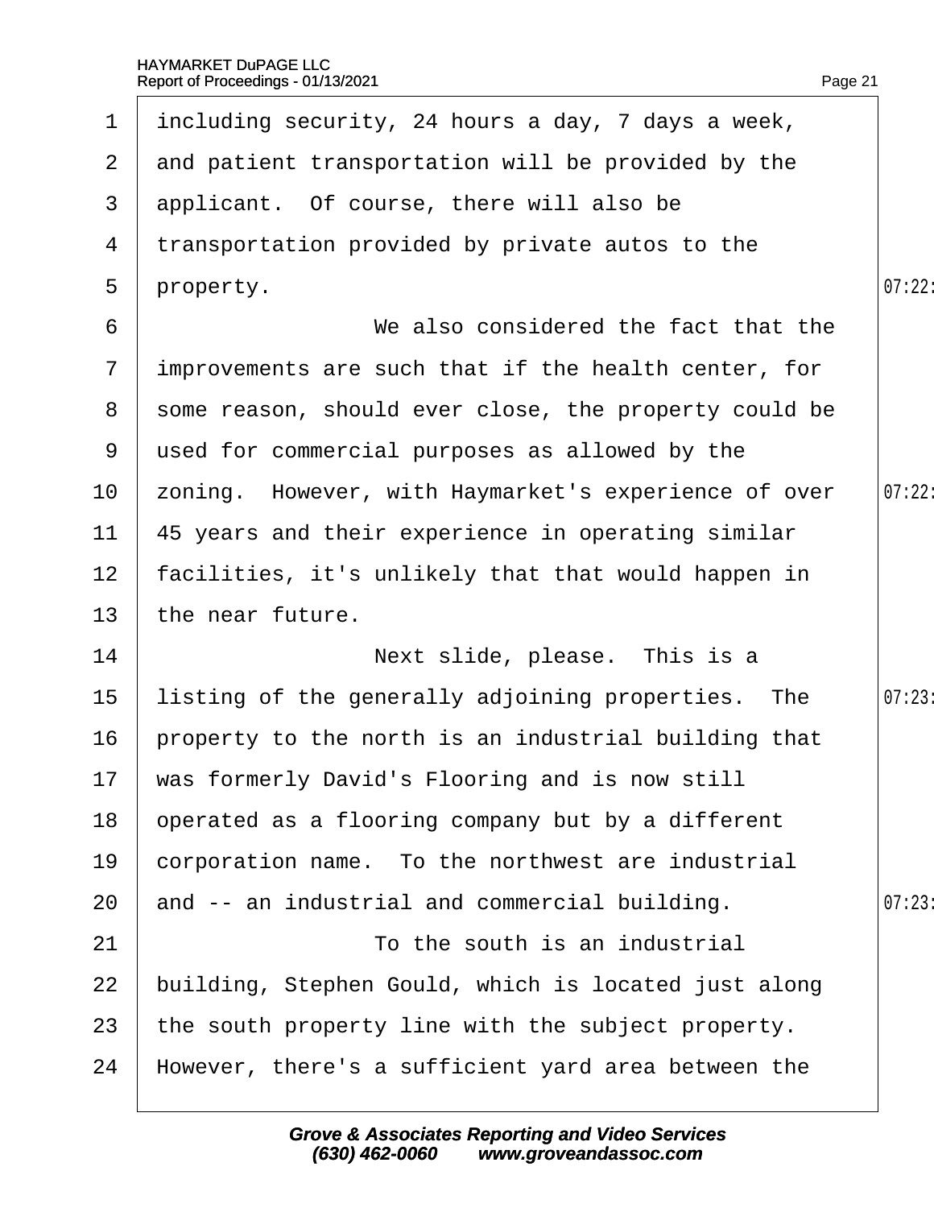1 including security, 24 hours a day, 7 days a week,
2 and patient transportation will be provided by the
3 applicant. Of course, there will also be
4 transportation provided by private autos to the
5 property.
6 We also considered the fact that the
7 improvements are such that if the health center, for
8 some reason, should ever close, the property could be
9 used for commercial purposes as allowed by the
10 zoning. However, with Haymarket's experience of over
11 45 years and their experience in operating similar
12 facilities, it's unlikely that that would happen in
13 the near future.
14 Next slide, please. This is a
15 listing of the generally adjoining properties. The
16 property to the north is an industrial building that
17 was formerly David's Flooring and is now still
18 operated as a flooring company but by a different
19 corporation name. To the northwest are industrial
20 and -- an industrial and commercial building.
21 To the south is an industrial
22 building, Stephen Gould, which is located just along
23 the south property line with the subject property.
24 However, there's a sufficient yard area between the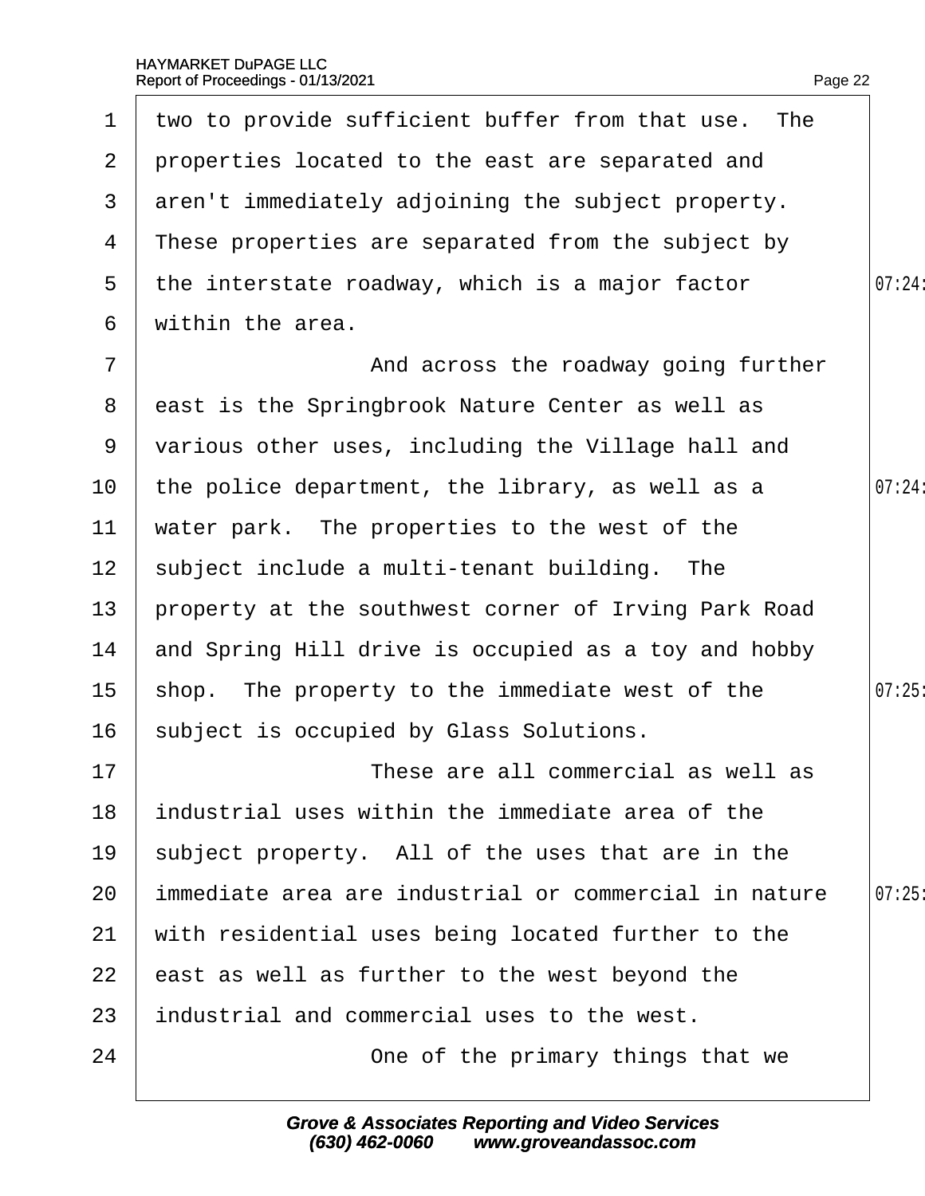two to provide sufficient buffer from that use. The properties located to the east are separated and aren't immediately adjoining the subject property. These properties are separated from the subject by the interstate roadway, which is a major factor within the area.

And across the roadway going further east is the Springbrook Nature Center as well as various other uses, including the Village hall and the police department, the library, as well as a water park. The properties to the west of the subject include a multi-tenant building. The property at the southwest corner of Irving Park Road and Spring Hill drive is occupied as a toy and hobby shop. The property to the immediate west of the subject is occupied by Glass Solutions.

These are all commercial as well as industrial uses within the immediate area of the subject property. All of the uses that are in the immediate area are industrial or commercial in nature with residential uses being located further to the east as well as further to the west beyond the industrial and commercial uses to the west.

One of the primary things that we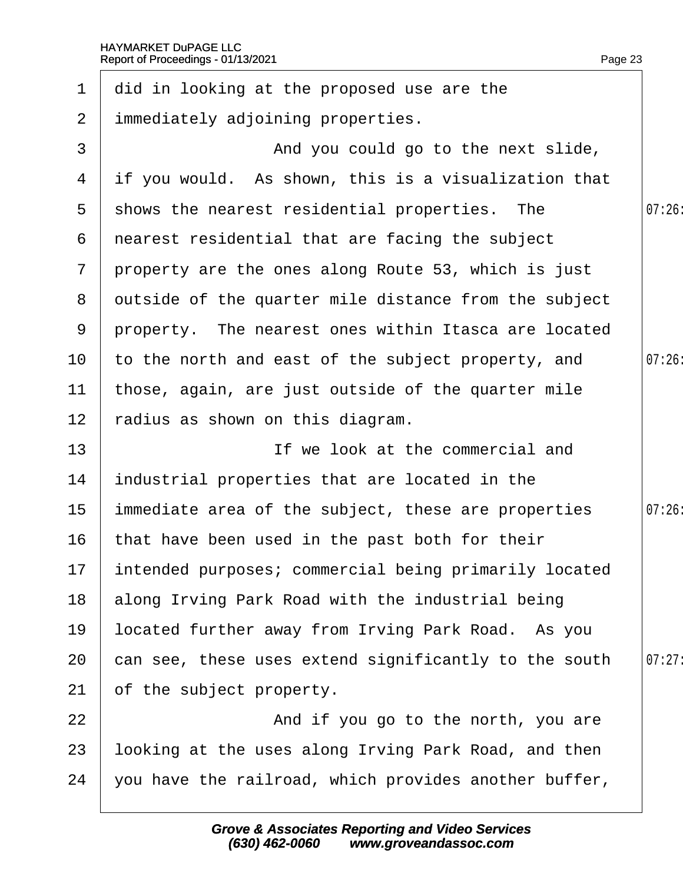did in looking at the proposed use are the immediately adjoining properties.

And you could go to the next slide, if you would. As shown, this is a visualization that shows the nearest residential properties. The nearest residential that are facing the subject property are the ones along Route 53, which is just outside of the quarter mile distance from the subject property. The nearest ones within Itasca are located to the north and east of the subject property, and those, again, are just outside of the quarter mile radius as shown on this diagram.

If we look at the commercial and industrial properties that are located in the immediate area of the subject, these are properties that have been used in the past both for their intended purposes; commercial being primarily located along Irving Park Road with the industrial being located further away from Irving Park Road. As you can see, these uses extend significantly to the south of the subject property.

And if you go to the north, you are looking at the uses along Irving Park Road, and then you have the railroad, which provides another buffer,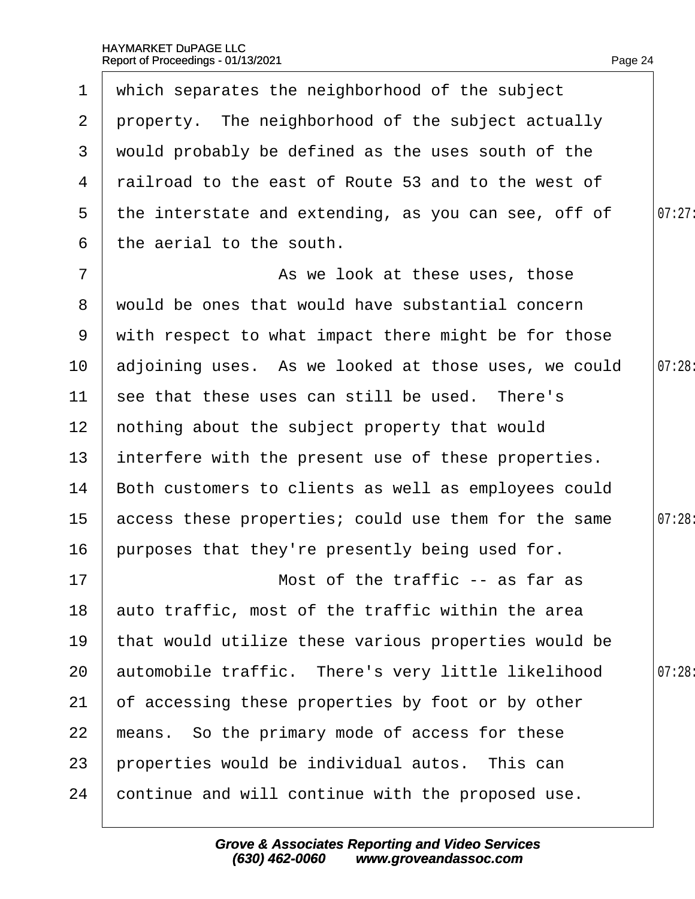which separates the neighborhood of the subject property. The neighborhood of the subject actually would probably be defined as the uses south of the railroad to the east of Route 53 and to the west of the interstate and extending, as you can see, off of the aerial to the south.

As we look at these uses, those would be ones that would have substantial concern with respect to what impact there might be for those adjoining uses. As we looked at those uses, we could see that these uses can still be used. There's nothing about the subject property that would interfere with the present use of these properties. Both customers to clients as well as employees could access these properties; could use them for the same purposes that they're presently being used for.

Most of the traffic -- as far as auto traffic, most of the traffic within the area that would utilize these various properties would be automobile traffic. There's very little likelihood of accessing these properties by foot or by other means. So the primary mode of access for these properties would be individual autos. This can continue and will continue with the proposed use.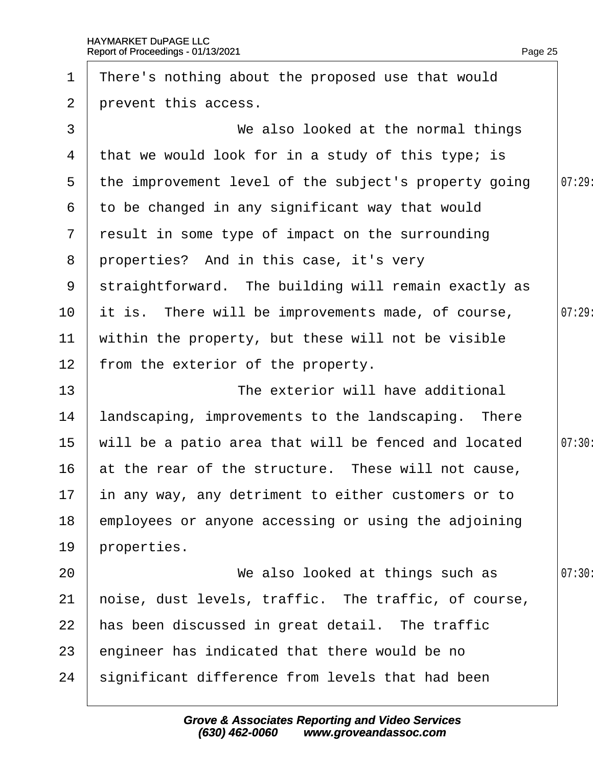There's nothing about the proposed use that would prevent this access.

We also looked at the normal things that we would look for in a study of this type; is the improvement level of the subject's property going to be changed in any significant way that would result in some type of impact on the surrounding properties? And in this case, it's very straightforward. The building will remain exactly as it is. There will be improvements made, of course, within the property, but these will not be visible from the exterior of the property.

The exterior will have additional landscaping, improvements to the landscaping. There will be a patio area that will be fenced and located at the rear of the structure. These will not cause, in any way, any detriment to either customers or to employees or anyone accessing or using the adjoining properties.

We also looked at things such as noise, dust levels, traffic. The traffic, of course, has been discussed in great detail. The traffic engineer has indicated that there would be no significant difference from levels that had been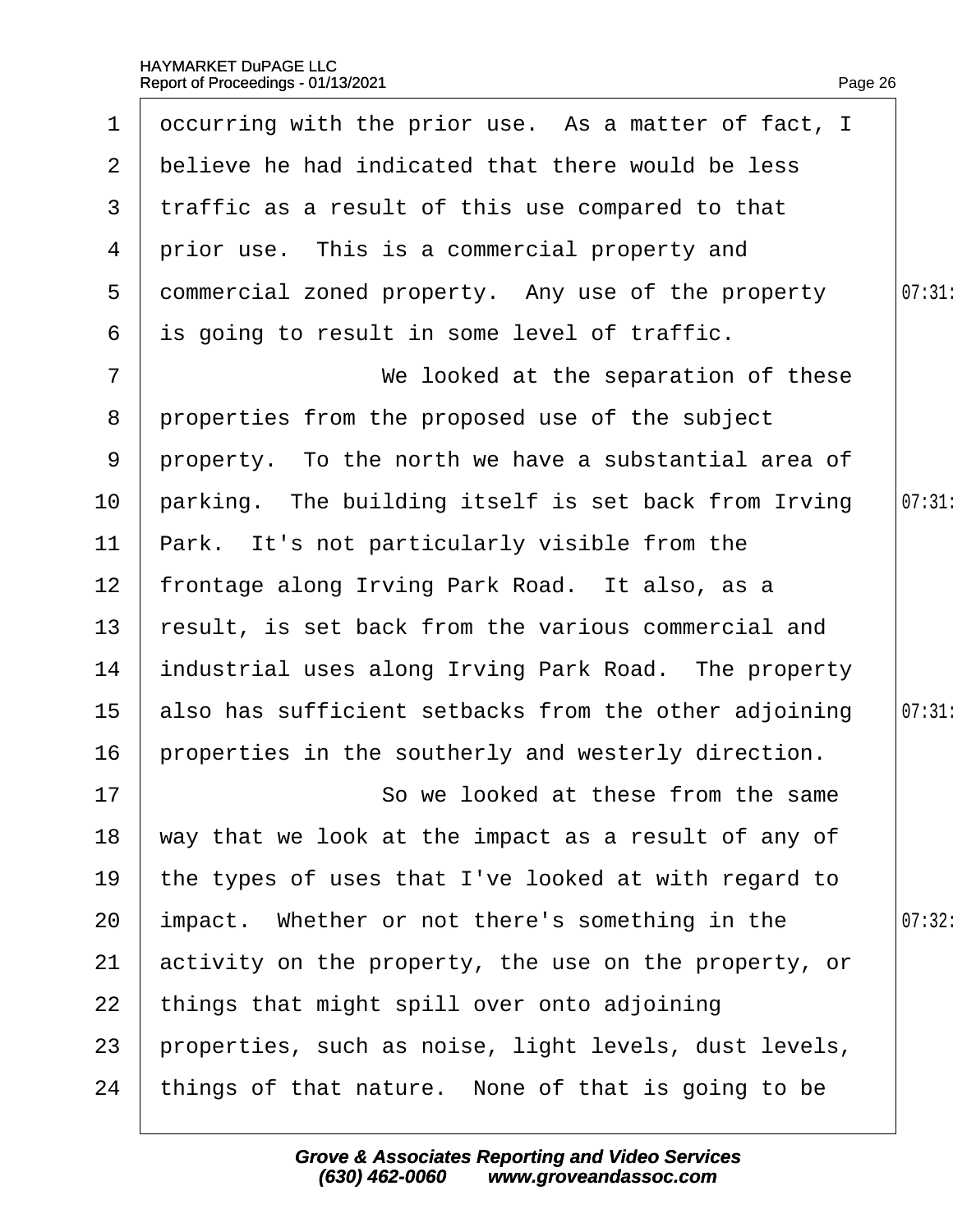occurring with the prior use. As a matter of fact, I believe he had indicated that there would be less traffic as a result of this use compared to that prior use. This is a commercial property and commercial zoned property. Any use of the property is going to result in some level of traffic.

We looked at the separation of these properties from the proposed use of the subject property. To the north we have a substantial area of parking. The building itself is set back from Irving Park. It's not particularly visible from the frontage along Irving Park Road. It also, as a result, is set back from the various commercial and industrial uses along Irving Park Road. The property also has sufficient setbacks from the other adjoining properties in the southerly and westerly direction.

So we looked at these from the same way that we look at the impact as a result of any of the types of uses that I've looked at with regard to impact. Whether or not there's something in the activity on the property, the use on the property, or things that might spill over onto adjoining properties, such as noise, light levels, dust levels, things of that nature. None of that is going to be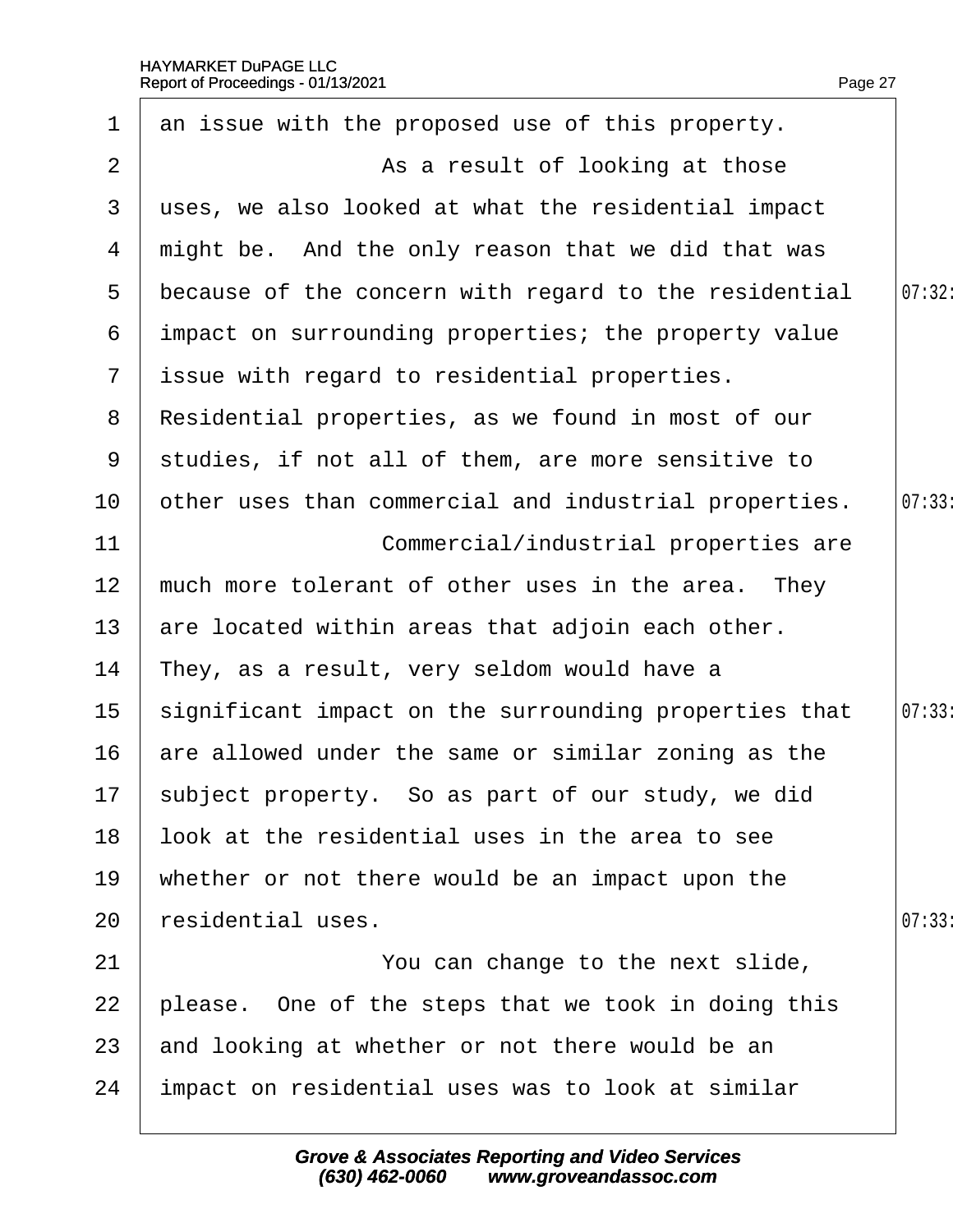an issue with the proposed use of this property.

As a result of looking at those uses, we also looked at what the residential impact might be. And the only reason that we did that was because of the concern with regard to the residential impact on surrounding properties; the property value issue with regard to residential properties. Residential properties, as we found in most of our studies, if not all of them, are more sensitive to other uses than commercial and industrial properties.

Commercial/industrial properties are much more tolerant of other uses in the area. They are located within areas that adjoin each other. They, as a result, very seldom would have a significant impact on the surrounding properties that are allowed under the same or similar zoning as the subject property. So as part of our study, we did look at the residential uses in the area to see whether or not there would be an impact upon the residential uses.

You can change to the next slide, please. One of the steps that we took in doing this and looking at whether or not there would be an impact on residential uses was to look at similar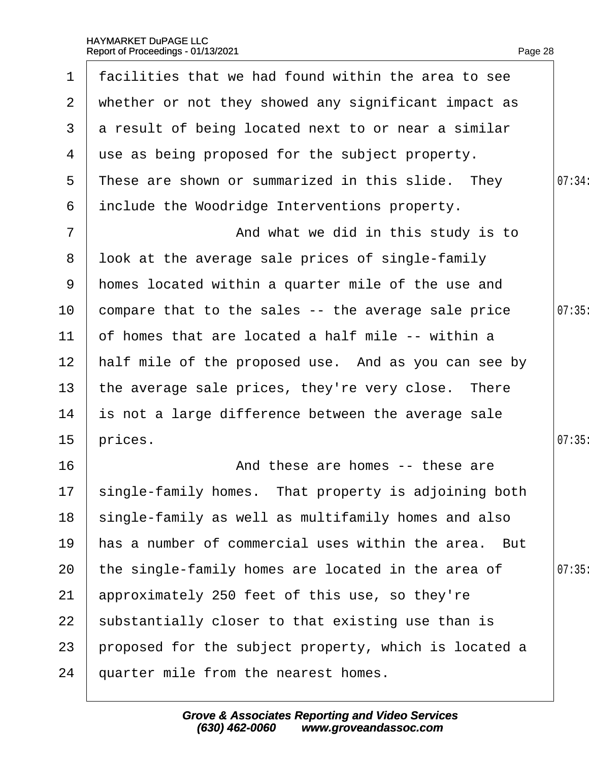1 facilities that we had found within the area to see
2 whether or not they showed any significant impact as
3 a result of being located next to or near a similar
4 use as being proposed for the subject property.
5 These are shown or summarized in this slide. They
6 include the Woodridge Interventions property.
7 And what we did in this study is to
8 look at the average sale prices of single-family
9 homes located within a quarter mile of the use and
10 compare that to the sales -- the average sale price
11 of homes that are located a half mile -- within a
12 half mile of the proposed use. And as you can see by
13 the average sale prices, they're very close. There
14 is not a large difference between the average sale
15 prices.
16 And these are homes -- these are
17 single-family homes. That property is adjoining both
18 single-family as well as multifamily homes and also
19 has a number of commercial uses within the area. But
20 the single-family homes are located in the area of
21 approximately 250 feet of this use, so they're
22 substantially closer to that existing use than is
23 proposed for the subject property, which is located a
24 quarter mile from the nearest homes.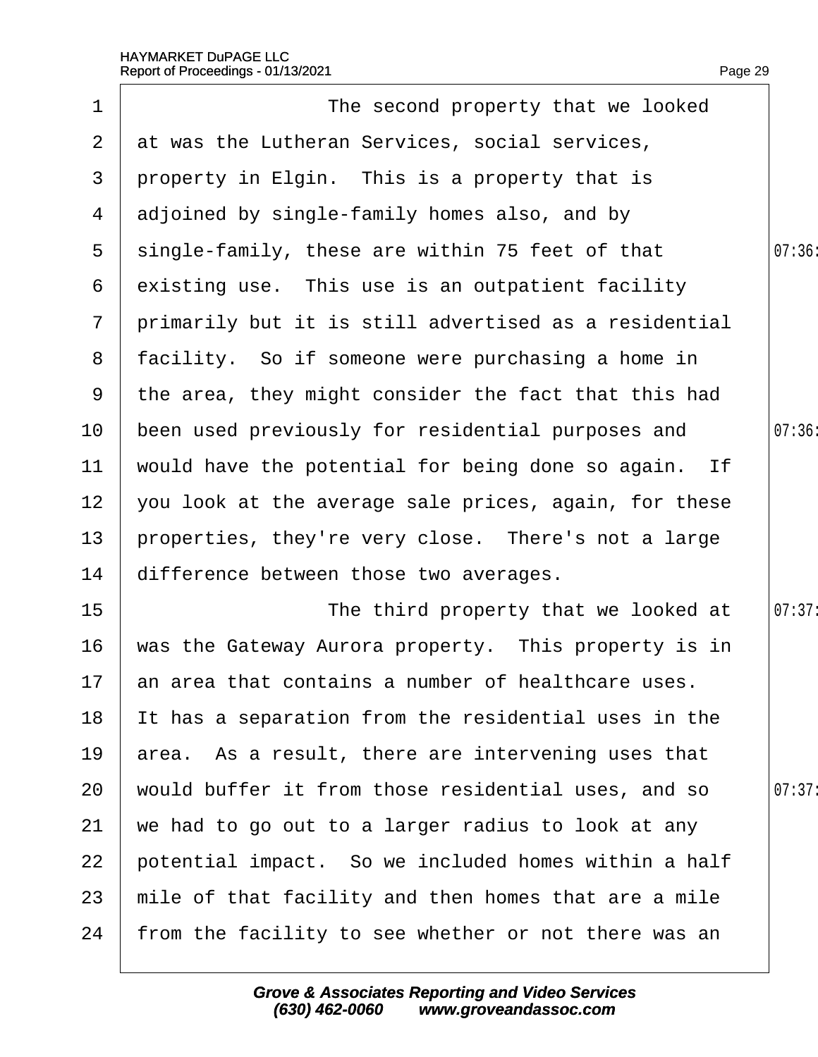The second property that we looked at was the Lutheran Services, social services, property in Elgin. This is a property that is adjoined by single-family homes also, and by single-family, these are within 75 feet of that existing use. This use is an outpatient facility primarily but it is still advertised as a residential facility. So if someone were purchasing a home in the area, they might consider the fact that this had been used previously for residential purposes and would have the potential for being done so again. If you look at the average sale prices, again, for these properties, they're very close. There's not a large difference between those two averages.

The third property that we looked at was the Gateway Aurora property. This property is in an area that contains a number of healthcare uses. It has a separation from the residential uses in the area. As a result, there are intervening uses that would buffer it from those residential uses, and so we had to go out to a larger radius to look at any potential impact. So we included homes within a half mile of that facility and then homes that are a mile from the facility to see whether or not there was an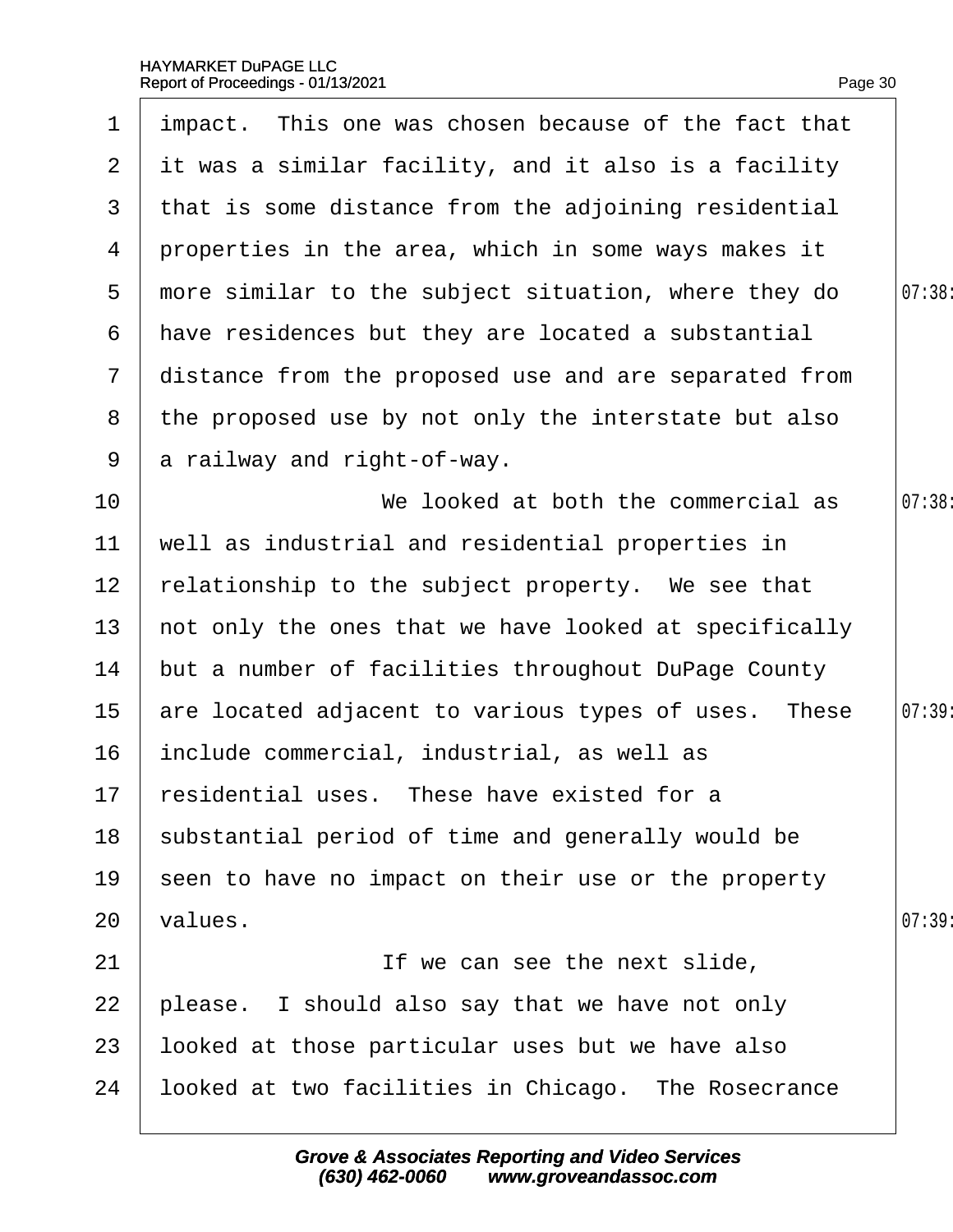impact. This one was chosen because of the fact that it was a similar facility, and it also is a facility that is some distance from the adjoining residential properties in the area, which in some ways makes it more similar to the subject situation, where they do have residences but they are located a substantial distance from the proposed use and are separated from the proposed use by not only the interstate but also a railway and right-of-way.

We looked at both the commercial as well as industrial and residential properties in relationship to the subject property. We see that not only the ones that we have looked at specifically but a number of facilities throughout DuPage County are located adjacent to various types of uses. These include commercial, industrial, as well as residential uses. These have existed for a substantial period of time and generally would be seen to have no impact on their use or the property values.

If we can see the next slide, please. I should also say that we have not only looked at those particular uses but we have also looked at two facilities in Chicago. The Rosecrance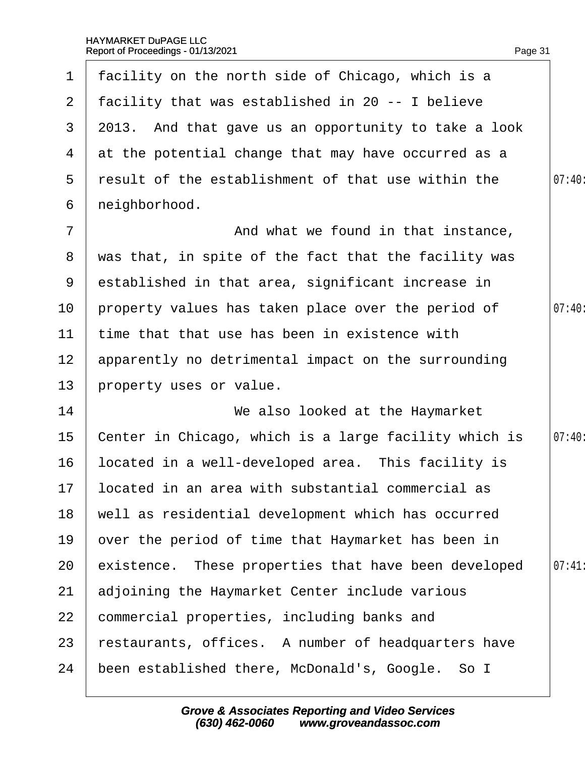facility on the north side of Chicago, which is a facility that was established in 20 -- I believe 2013. And that gave us an opportunity to take a look at the potential change that may have occurred as a result of the establishment of that use within the neighborhood.

And what we found in that instance, was that, in spite of the fact that the facility was established in that area, significant increase in property values has taken place over the period of time that that use has been in existence with apparently no detrimental impact on the surrounding property uses or value.

We also looked at the Haymarket Center in Chicago, which is a large facility which is located in a well-developed area. This facility is located in an area with substantial commercial as well as residential development which has occurred over the period of time that Haymarket has been in existence. These properties that have been developed adjoining the Haymarket Center include various commercial properties, including banks and restaurants, offices. A number of headquarters have been established there, McDonald's, Google. So I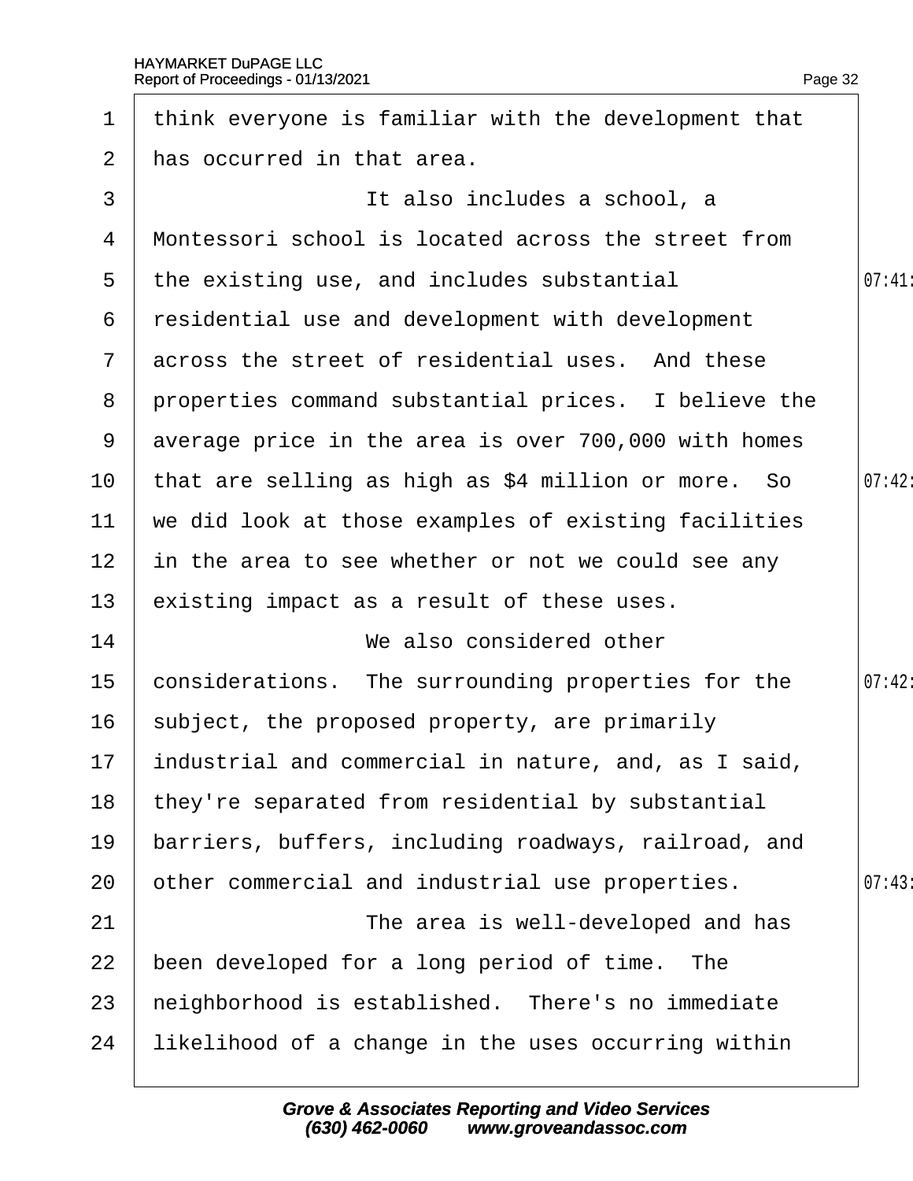think everyone is familiar with the development that has occurred in that area.

It also includes a school, a Montessori school is located across the street from the existing use, and includes substantial residential use and development with development across the street of residential uses. And these properties command substantial prices. I believe the average price in the area is over 700,000 with homes that are selling as high as $4 million or more. So we did look at those examples of existing facilities in the area to see whether or not we could see any existing impact as a result of these uses.

We also considered other considerations. The surrounding properties for the subject, the proposed property, are primarily industrial and commercial in nature, and, as I said, they're separated from residential by substantial barriers, buffers, including roadways, railroad, and other commercial and industrial use properties.

The area is well-developed and has been developed for a long period of time. The neighborhood is established. There's no immediate likelihood of a change in the uses occurring within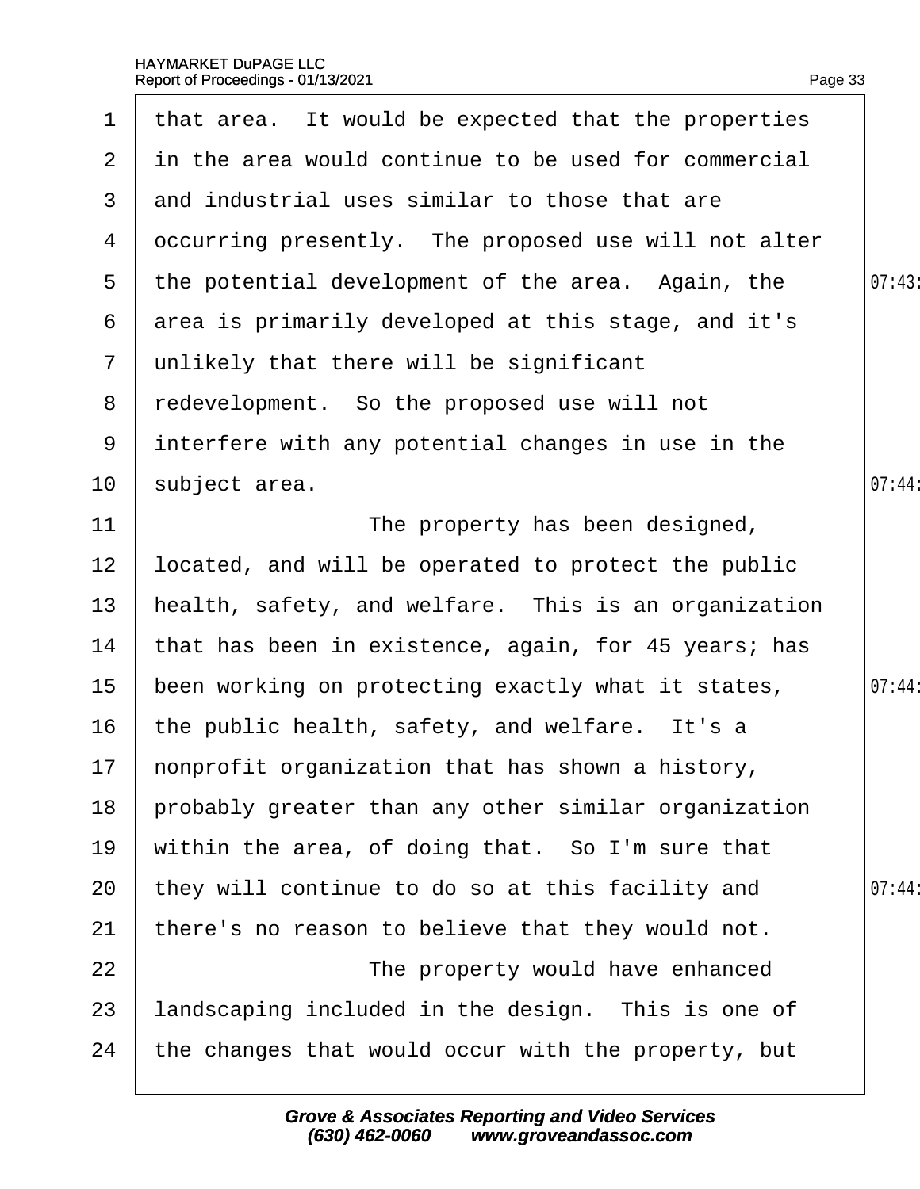that area. It would be expected that the properties in the area would continue to be used for commercial and industrial uses similar to those that are occurring presently. The proposed use will not alter the potential development of the area. Again, the area is primarily developed at this stage, and it's unlikely that there will be significant redevelopment. So the proposed use will not interfere with any potential changes in use in the subject area.

The property has been designed, located, and will be operated to protect the public health, safety, and welfare. This is an organization that has been in existence, again, for 45 years; has been working on protecting exactly what it states, the public health, safety, and welfare. It's a nonprofit organization that has shown a history, probably greater than any other similar organization within the area, of doing that. So I'm sure that they will continue to do so at this facility and there's no reason to believe that they would not.

The property would have enhanced landscaping included in the design. This is one of the changes that would occur with the property, but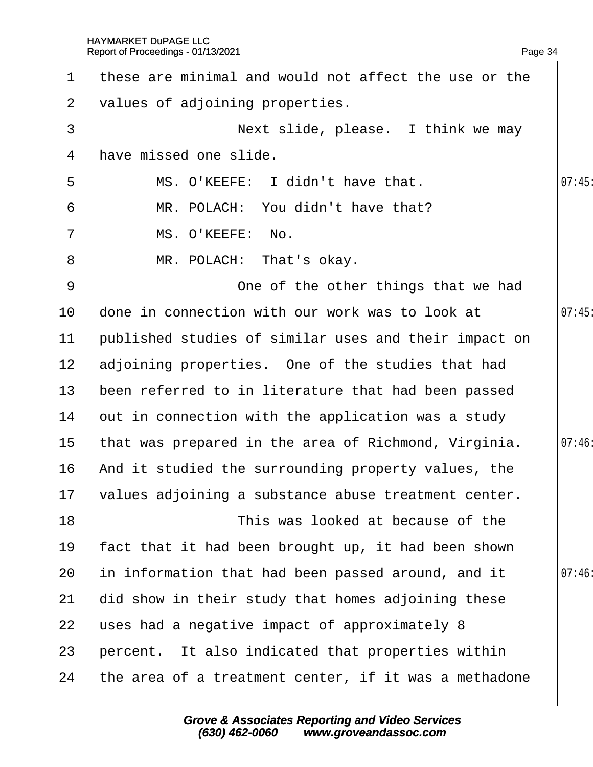these are minimal and would not affect the use or the values of adjoining properties.

Next slide, please. I think we may have missed one slide.

MS. O'KEEFE: I didn't have that.

MR. POLACH: You didn't have that?

MS. O'KEEFE: No.

MR. POLACH: That's okay.

One of the other things that we had done in connection with our work was to look at published studies of similar uses and their impact on adjoining properties. One of the studies that had been referred to in literature that had been passed out in connection with the application was a study that was prepared in the area of Richmond, Virginia. And it studied the surrounding property values, the values adjoining a substance abuse treatment center.

This was looked at because of the fact that it had been brought up, it had been shown in information that had been passed around, and it did show in their study that homes adjoining these uses had a negative impact of approximately 8 percent. It also indicated that properties within the area of a treatment center, if it was a methadone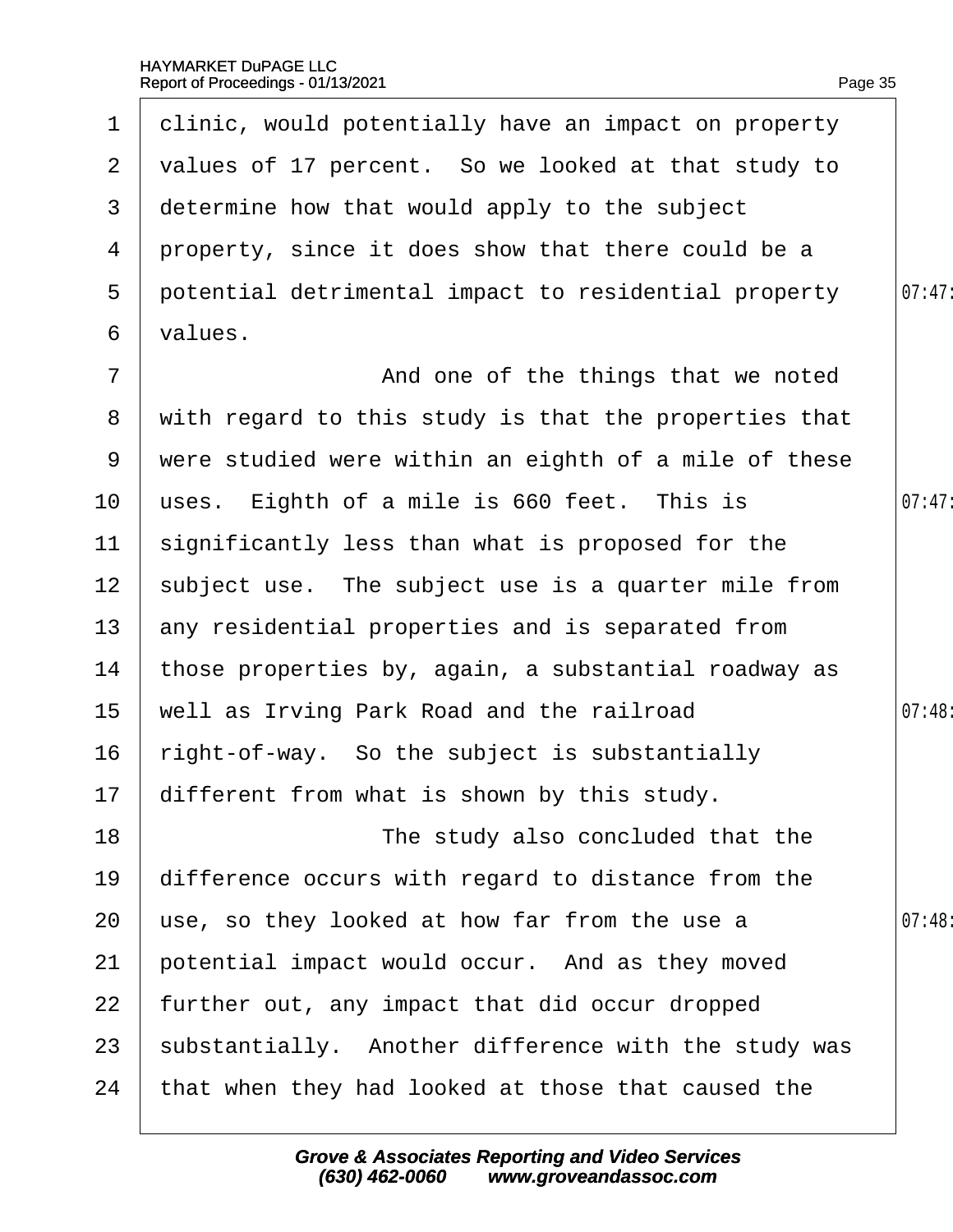clinic, would potentially have an impact on property values of 17 percent. So we looked at that study to determine how that would apply to the subject property, since it does show that there could be a potential detrimental impact to residential property values.

And one of the things that we noted with regard to this study is that the properties that were studied were within an eighth of a mile of these uses. Eighth of a mile is 660 feet. This is significantly less than what is proposed for the subject use. The subject use is a quarter mile from any residential properties and is separated from those properties by, again, a substantial roadway as well as Irving Park Road and the railroad right-of-way. So the subject is substantially different from what is shown by this study.

The study also concluded that the difference occurs with regard to distance from the use, so they looked at how far from the use a potential impact would occur. And as they moved further out, any impact that did occur dropped substantially. Another difference with the study was that when they had looked at those that caused the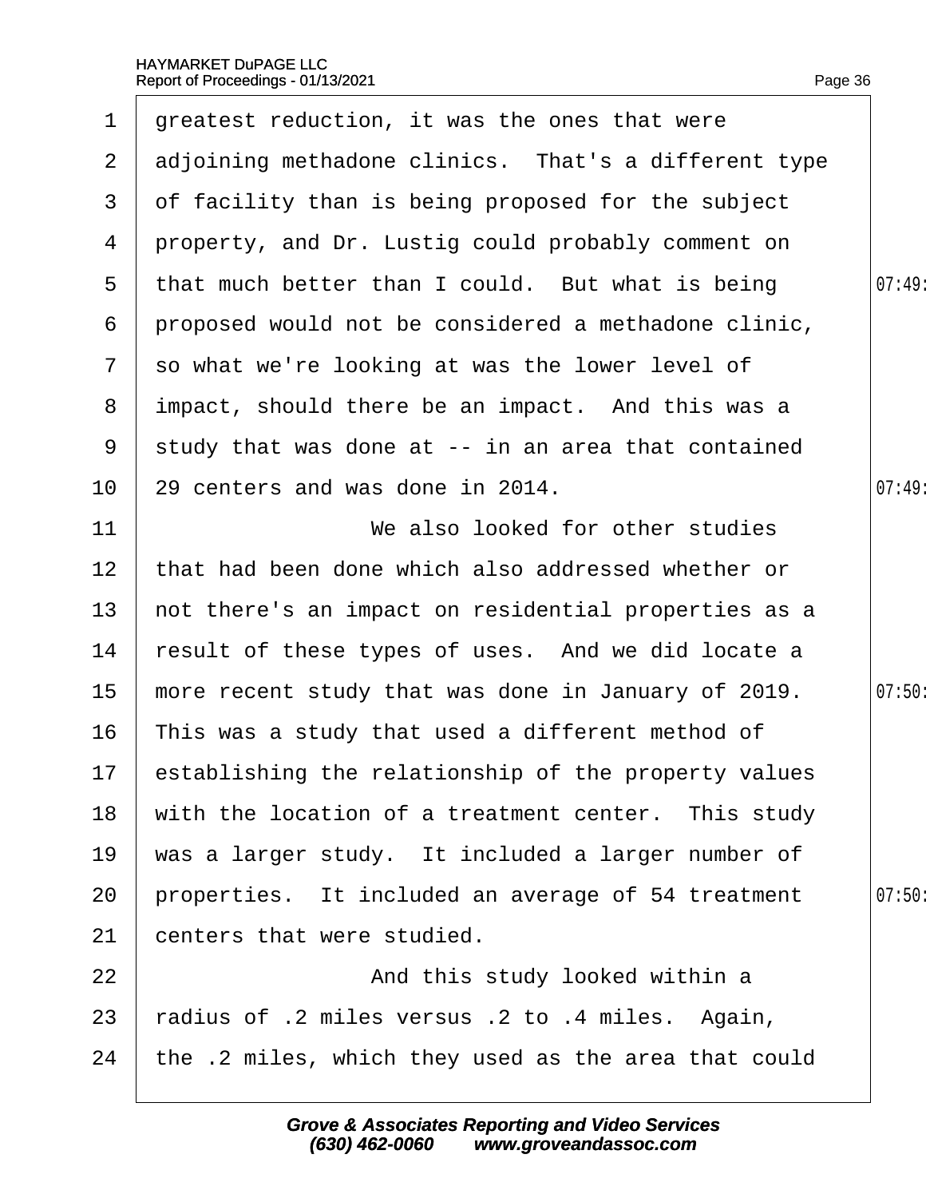greatest reduction, it was the ones that were adjoining methadone clinics. That's a different type of facility than is being proposed for the subject property, and Dr. Lustig could probably comment on that much better than I could. But what is being proposed would not be considered a methadone clinic, so what we're looking at was the lower level of impact, should there be an impact. And this was a study that was done at -- in an area that contained 29 centers and was done in 2014.

We also looked for other studies that had been done which also addressed whether or not there's an impact on residential properties as a result of these types of uses. And we did locate a more recent study that was done in January of 2019. This was a study that used a different method of establishing the relationship of the property values with the location of a treatment center. This study was a larger study. It included a larger number of properties. It included an average of 54 treatment centers that were studied.

And this study looked within a radius of .2 miles versus .2 to .4 miles. Again, the .2 miles, which they used as the area that could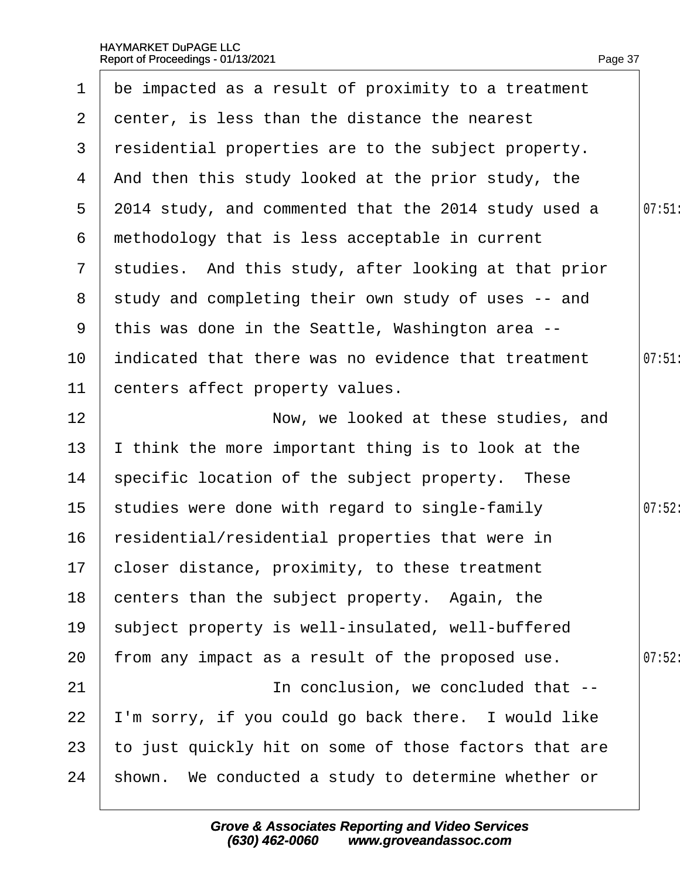be impacted as a result of proximity to a treatment center, is less than the distance the nearest residential properties are to the subject property. And then this study looked at the prior study, the 2014 study, and commented that the 2014 study used a methodology that is less acceptable in current studies. And this study, after looking at that prior study and completing their own study of uses -- and this was done in the Seattle, Washington area -- indicated that there was no evidence that treatment centers affect property values.

Now, we looked at these studies, and I think the more important thing is to look at the specific location of the subject property. These studies were done with regard to single-family residential/residential properties that were in closer distance, proximity, to these treatment centers than the subject property. Again, the subject property is well-insulated, well-buffered from any impact as a result of the proposed use.

In conclusion, we concluded that -- I'm sorry, if you could go back there. I would like to just quickly hit on some of those factors that are shown. We conducted a study to determine whether or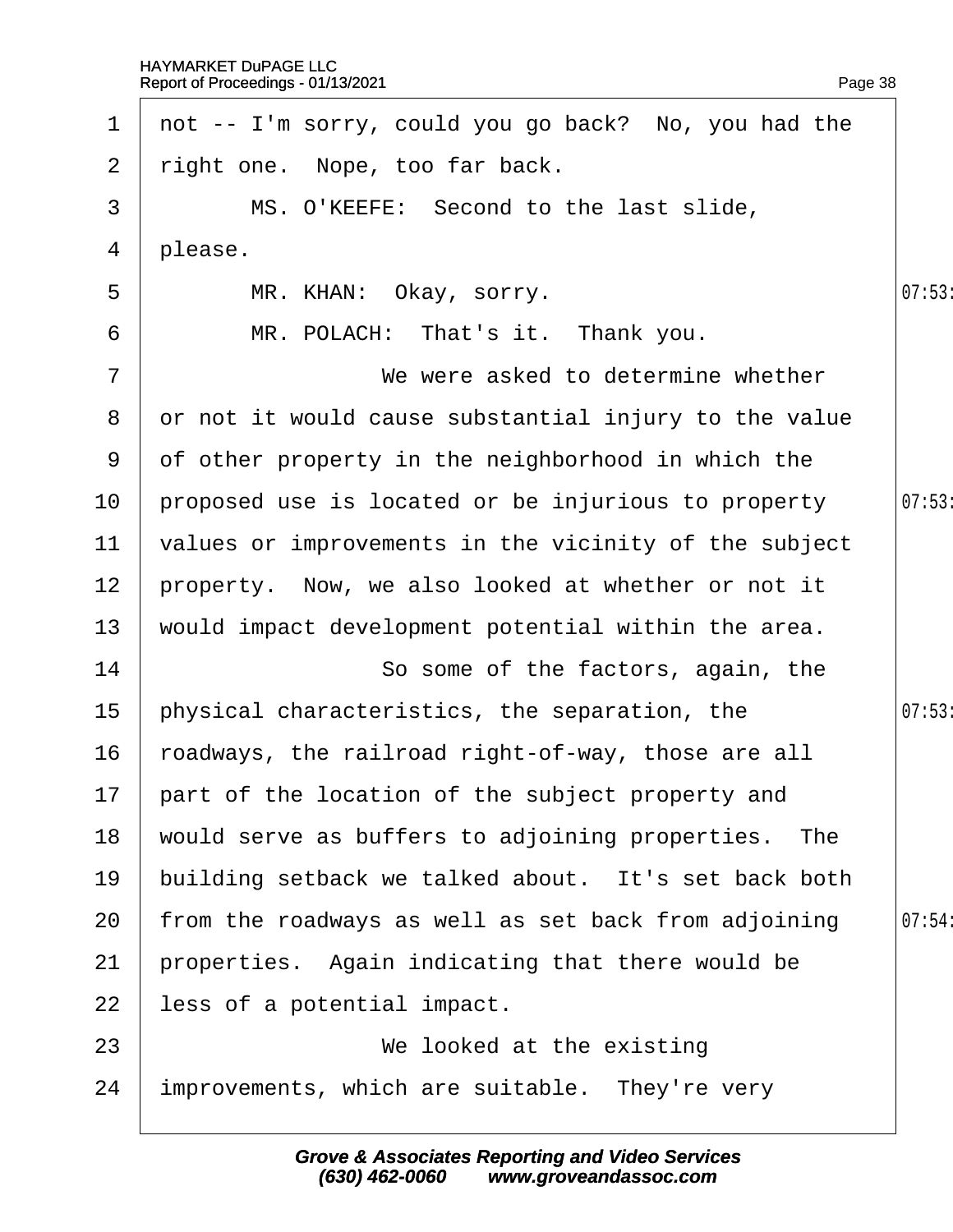not -- I'm sorry, could you go back? No, you had the right one. Nope, too far back.

MS. O'KEEFE: Second to the last slide, please.

MR. KHAN: Okay, sorry.

MR. POLACH: That's it. Thank you.

We were asked to determine whether or not it would cause substantial injury to the value of other property in the neighborhood in which the proposed use is located or be injurious to property values or improvements in the vicinity of the subject property. Now, we also looked at whether or not it would impact development potential within the area.

So some of the factors, again, the physical characteristics, the separation, the roadways, the railroad right-of-way, those are all part of the location of the subject property and would serve as buffers to adjoining properties. The building setback we talked about. It's set back both from the roadways as well as set back from adjoining properties. Again indicating that there would be less of a potential impact.

We looked at the existing improvements, which are suitable. They're very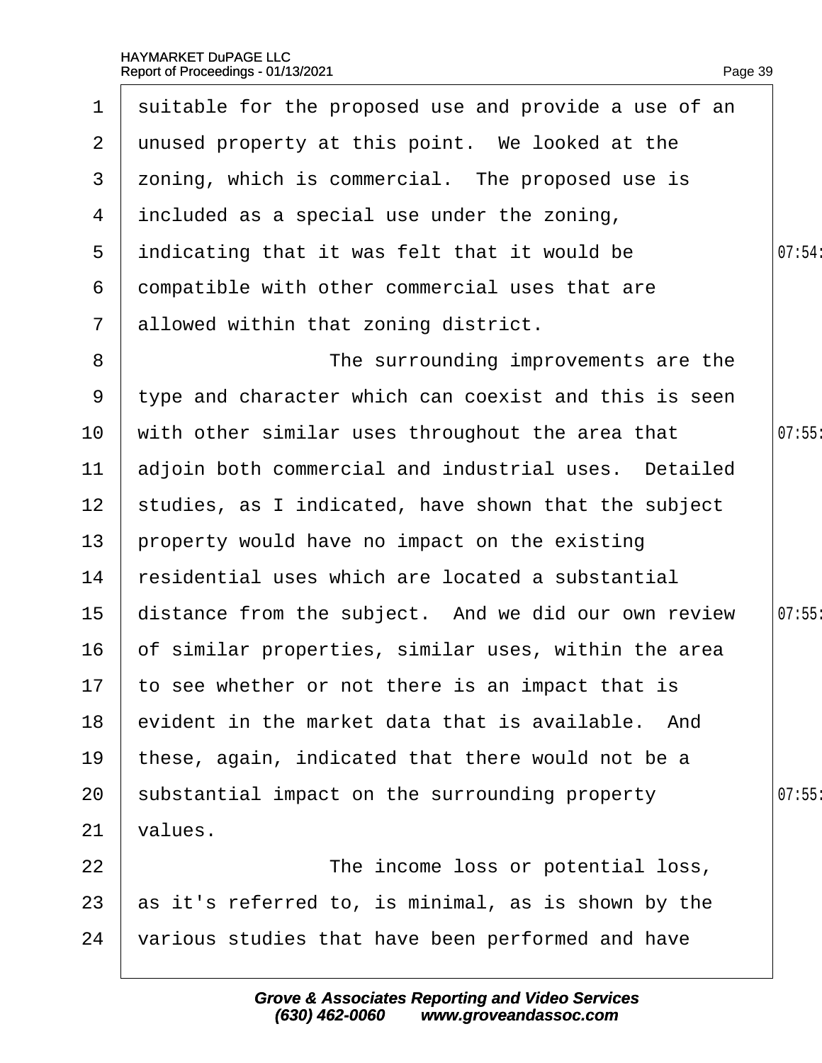suitable for the proposed use and provide a use of an unused property at this point. We looked at the zoning, which is commercial. The proposed use is included as a special use under the zoning, indicating that it was felt that it would be compatible with other commercial uses that are allowed within that zoning district.

The surrounding improvements are the type and character which can coexist and this is seen with other similar uses throughout the area that adjoin both commercial and industrial uses. Detailed studies, as I indicated, have shown that the subject property would have no impact on the existing residential uses which are located a substantial distance from the subject. And we did our own review of similar properties, similar uses, within the area to see whether or not there is an impact that is evident in the market data that is available. And these, again, indicated that there would not be a substantial impact on the surrounding property values.

The income loss or potential loss, as it's referred to, is minimal, as is shown by the various studies that have been performed and have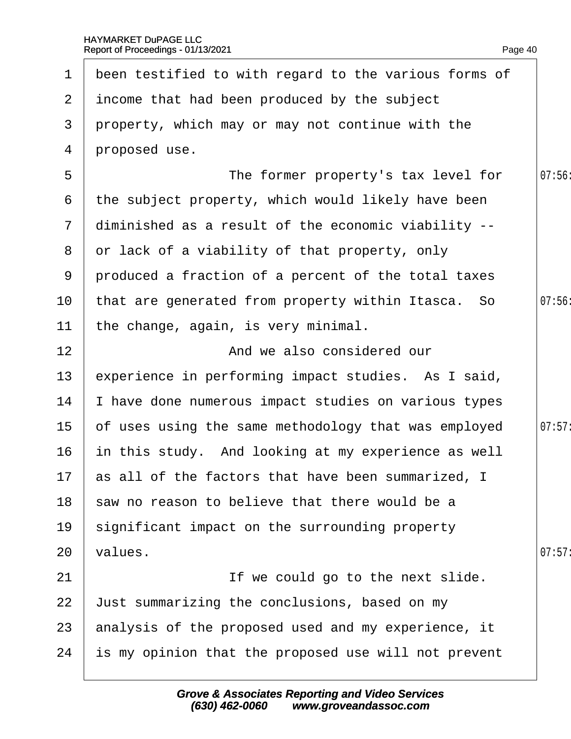been testified to with regard to the various forms of income that had been produced by the subject property, which may or may not continue with the proposed use.

The former property's tax level for the subject property, which would likely have been diminished as a result of the economic viability -- or lack of a viability of that property, only produced a fraction of a percent of the total taxes that are generated from property within Itasca. So the change, again, is very minimal.

And we also considered our experience in performing impact studies. As I said, I have done numerous impact studies on various types of uses using the same methodology that was employed in this study. And looking at my experience as well as all of the factors that have been summarized, I saw no reason to believe that there would be a significant impact on the surrounding property values.

If we could go to the next slide. Just summarizing the conclusions, based on my analysis of the proposed used and my experience, it is my opinion that the proposed use will not prevent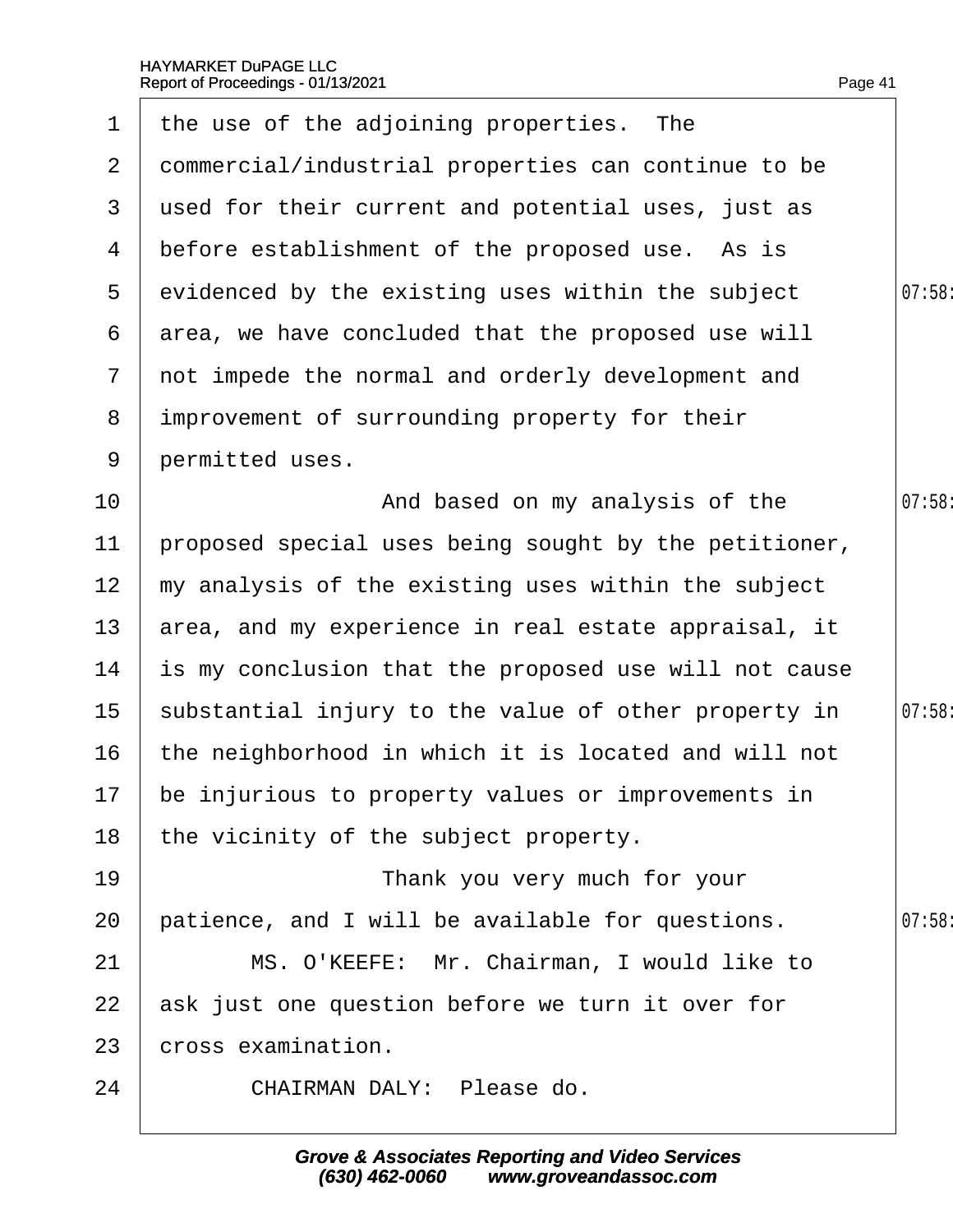1 the use of the adjoining properties. The
2 commercial/industrial properties can continue to be
3 used for their current and potential uses, just as
4 before establishment of the proposed use. As is
5 evidenced by the existing uses within the subject
6 area, we have concluded that the proposed use will
7 not impede the normal and orderly development and
8 improvement of surrounding property for their
9 permitted uses.
10 And based on my analysis of the
11 proposed special uses being sought by the petitioner,
12 my analysis of the existing uses within the subject
13 area, and my experience in real estate appraisal, it
14 is my conclusion that the proposed use will not cause
15 substantial injury to the value of other property in
16 the neighborhood in which it is located and will not
17 be injurious to property values or improvements in
18 the vicinity of the subject property.
19 Thank you very much for your
20 patience, and I will be available for questions.
21 MS. O'KEEFE: Mr. Chairman, I would like to
22 ask just one question before we turn it over for
23 cross examination.
24 CHAIRMAN DALY: Please do.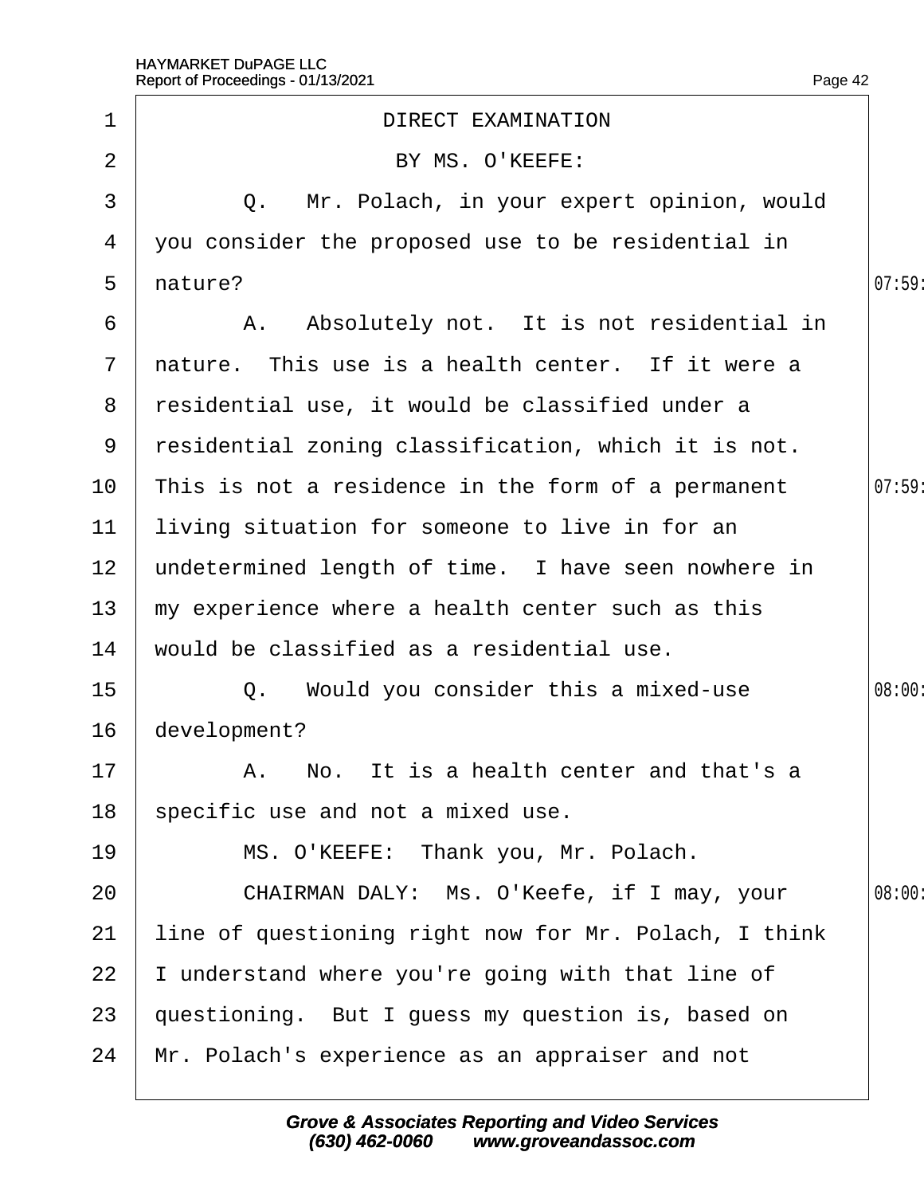DIRECT EXAMINATION

BY MS. O'KEEFE:

Q. Mr. Polach, in your expert opinion, would you consider the proposed use to be residential in nature?

A. Absolutely not. It is not residential in nature. This use is a health center. If it were a residential use, it would be classified under a residential zoning classification, which it is not. This is not a residence in the form of a permanent living situation for someone to live in for an undetermined length of time. I have seen nowhere in my experience where a health center such as this would be classified as a residential use.

Q. Would you consider this a mixed-use development?

A. No. It is a health center and that's a specific use and not a mixed use.

MS. O'KEEFE: Thank you, Mr. Polach.

CHAIRMAN DALY: Ms. O'Keefe, if I may, your line of questioning right now for Mr. Polach, I think I understand where you're going with that line of questioning. But I guess my question is, based on Mr. Polach's experience as an appraiser and not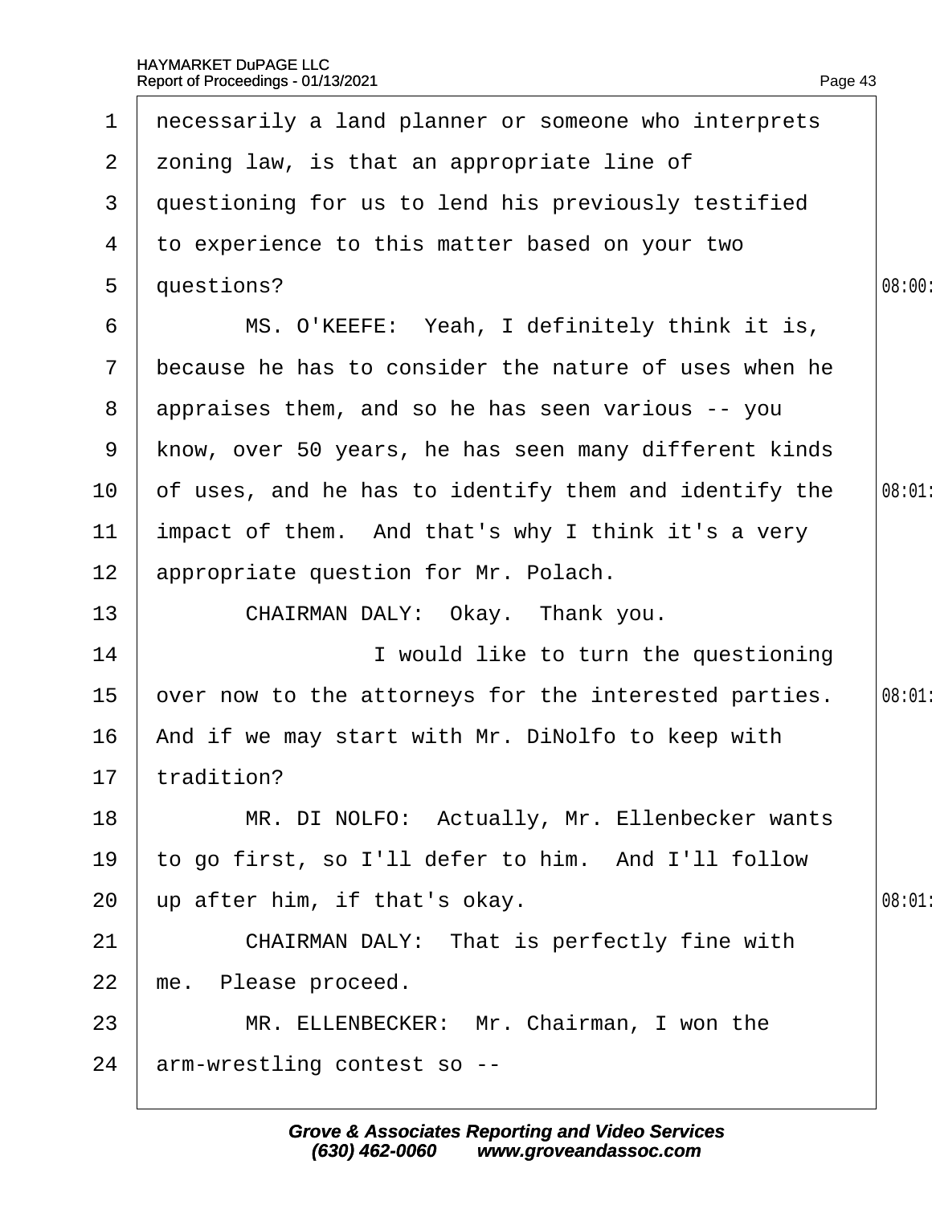necessarily a land planner or someone who interprets zoning law, is that an appropriate line of questioning for us to lend his previously testified to experience to this matter based on your two questions?

MS. O'KEEFE: Yeah, I definitely think it is, because he has to consider the nature of uses when he appraises them, and so he has seen various -- you know, over 50 years, he has seen many different kinds of uses, and he has to identify them and identify the impact of them. And that's why I think it's a very appropriate question for Mr. Polach.

CHAIRMAN DALY: Okay. Thank you.

I would like to turn the questioning over now to the attorneys for the interested parties. And if we may start with Mr. DiNolfo to keep with tradition?

MR. DI NOLFO: Actually, Mr. Ellenbecker wants to go first, so I'll defer to him. And I'll follow up after him, if that's okay.

CHAIRMAN DALY: That is perfectly fine with me. Please proceed.

MR. ELLENBECKER: Mr. Chairman, I won the arm-wrestling contest so --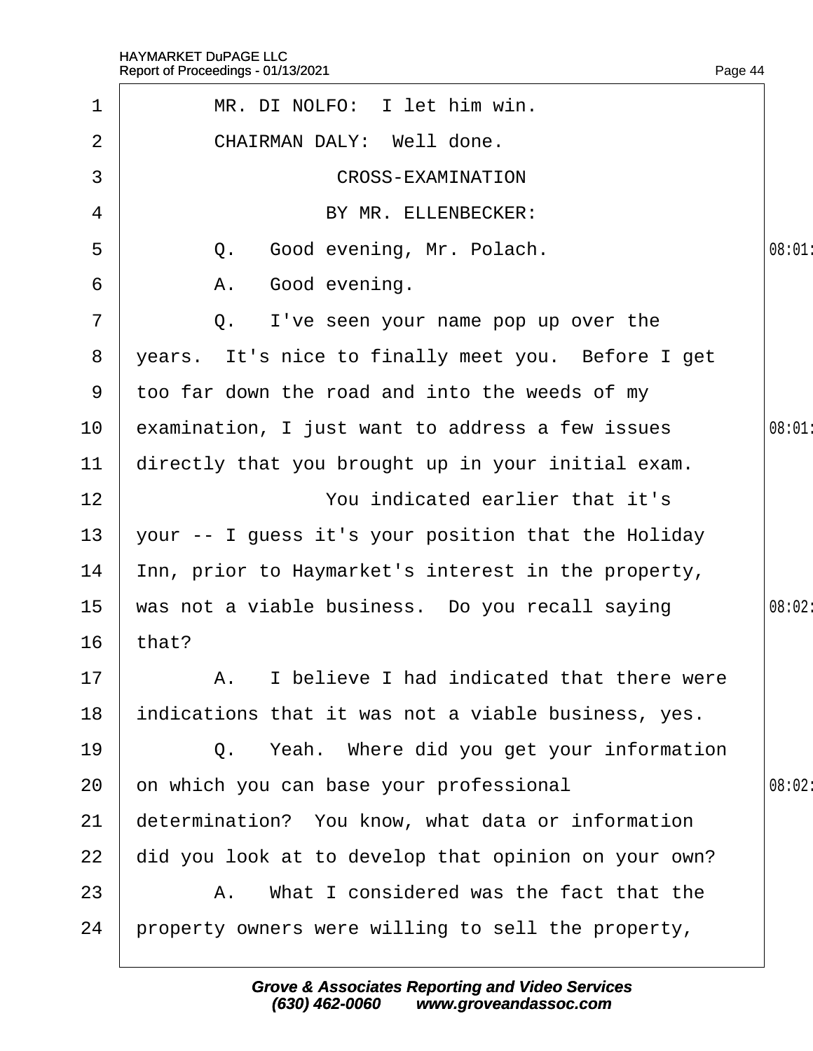MR. DI NOLFO: I let him win.

CHAIRMAN DALY: Well done.

CROSS-EXAMINATION

BY MR. ELLENBECKER:

Q. Good evening, Mr. Polach.

A. Good evening.

Q. I've seen your name pop up over the years. It's nice to finally meet you. Before I get too far down the road and into the weeds of my examination, I just want to address a few issues directly that you brought up in your initial exam.

You indicated earlier that it's your -- I guess it's your position that the Holiday Inn, prior to Haymarket's interest in the property, was not a viable business. Do you recall saying that?

A. I believe I had indicated that there were indications that it was not a viable business, yes.

Q. Yeah. Where did you get your information on which you can base your professional determination? You know, what data or information did you look at to develop that opinion on your own?

A. What I considered was the fact that the property owners were willing to sell the property,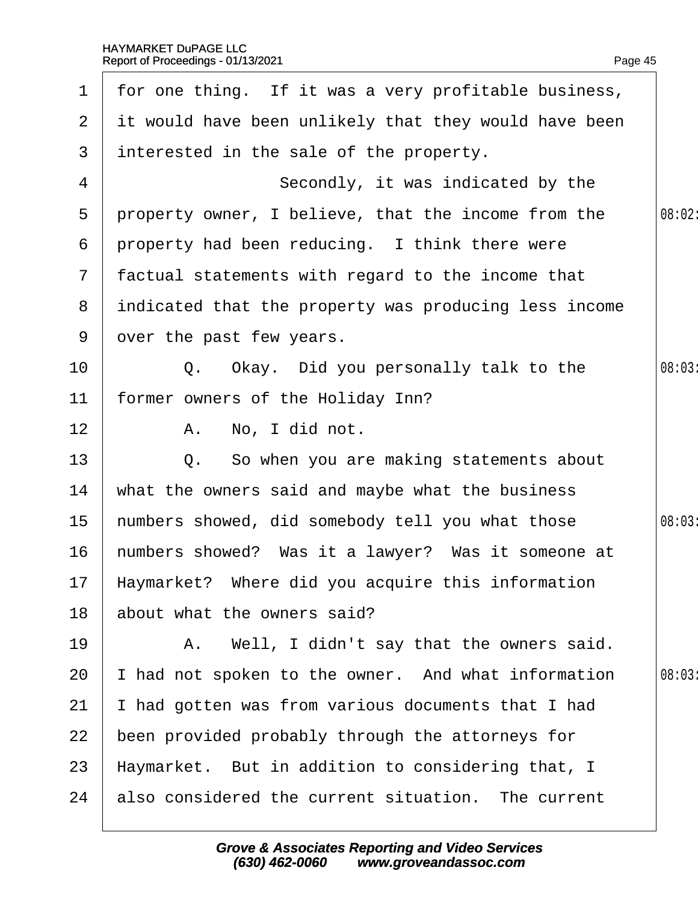for one thing. If it was a very profitable business, it would have been unlikely that they would have been interested in the sale of the property.

Secondly, it was indicated by the property owner, I believe, that the income from the property had been reducing. I think there were factual statements with regard to the income that indicated that the property was producing less income over the past few years.

Q. Okay. Did you personally talk to the former owners of the Holiday Inn?

A. No, I did not.

Q. So when you are making statements about what the owners said and maybe what the business numbers showed, did somebody tell you what those numbers showed? Was it a lawyer? Was it someone at Haymarket? Where did you acquire this information about what the owners said?

A. Well, I didn't say that the owners said. I had not spoken to the owner. And what information I had gotten was from various documents that I had been provided probably through the attorneys for Haymarket. But in addition to considering that, I also considered the current situation. The current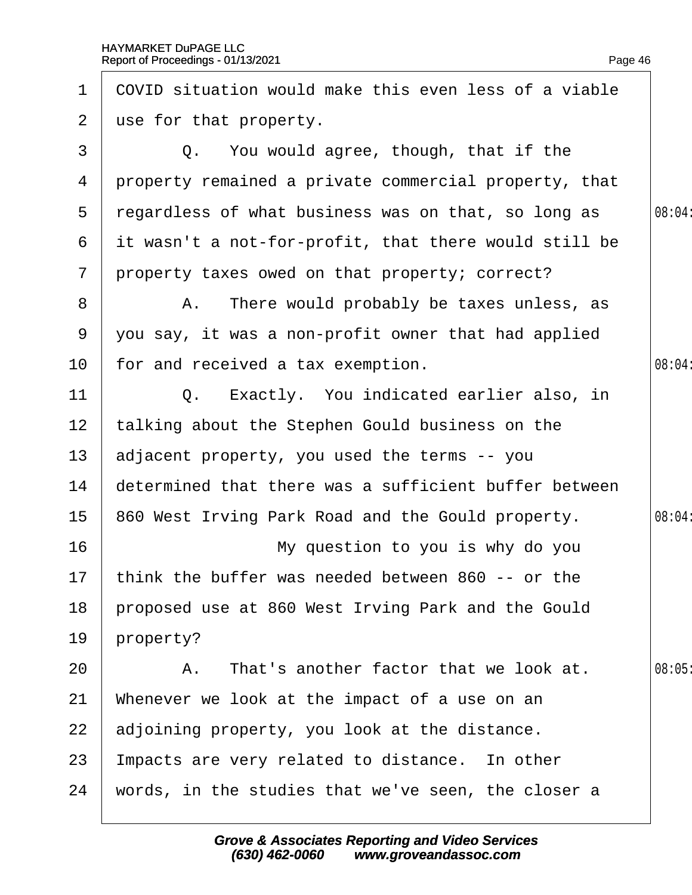1 COVID situation would make this even less of a viable
2 use for that property.
3 Q. You would agree, though, that if the
4 property remained a private commercial property, that
5 regardless of what business was on that, so long as
6 it wasn't a not-for-profit, that there would still be
7 property taxes owed on that property; correct?
8 A. There would probably be taxes unless, as
9 you say, it was a non-profit owner that had applied
10 for and received a tax exemption.
11 Q. Exactly. You indicated earlier also, in
12 talking about the Stephen Gould business on the
13 adjacent property, you used the terms -- you
14 determined that there was a sufficient buffer between
15 860 West Irving Park Road and the Gould property.
16 My question to you is why do you
17 think the buffer was needed between 860 -- or the
18 proposed use at 860 West Irving Park and the Gould
19 property?
20 A. That's another factor that we look at.
21 Whenever we look at the impact of a use on an
22 adjoining property, you look at the distance.
23 Impacts are very related to distance. In other
24 words, in the studies that we've seen, the closer a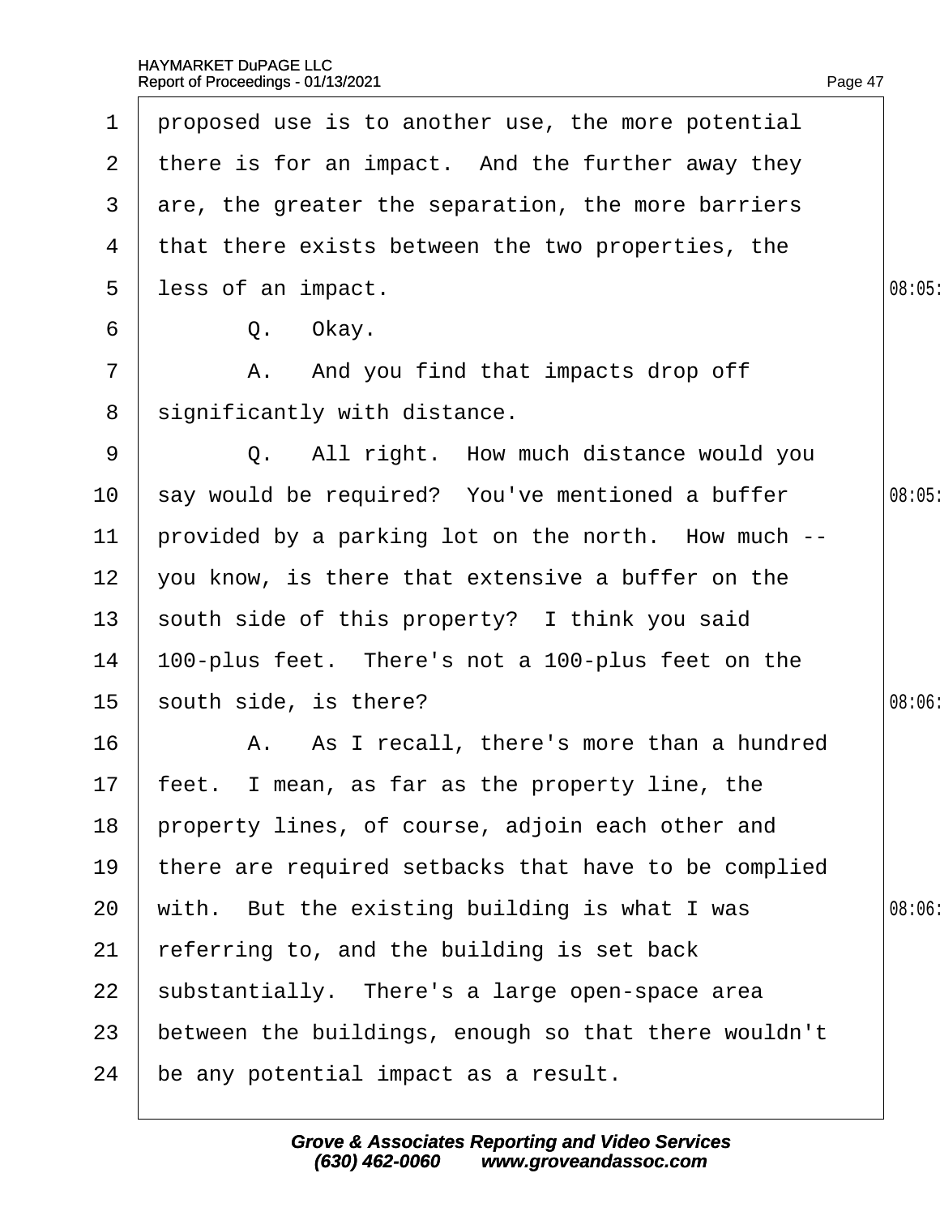1 proposed use is to another use, the more potential
2 there is for an impact. And the further away they
3 are, the greater the separation, the more barriers
4 that there exists between the two properties, the
5 less of an impact.
6 Q. Okay.
7 A. And you find that impacts drop off
8 significantly with distance.
9 Q. All right. How much distance would you
10 say would be required? You've mentioned a buffer
11 provided by a parking lot on the north. How much --
12 you know, is there that extensive a buffer on the
13 south side of this property? I think you said
14 100-plus feet. There's not a 100-plus feet on the
15 south side, is there?
16 A. As I recall, there's more than a hundred
17 feet. I mean, as far as the property line, the
18 property lines, of course, adjoin each other and
19 there are required setbacks that have to be complied
20 with. But the existing building is what I was
21 referring to, and the building is set back
22 substantially. There's a large open-space area
23 between the buildings, enough so that there wouldn't
24 be any potential impact as a result.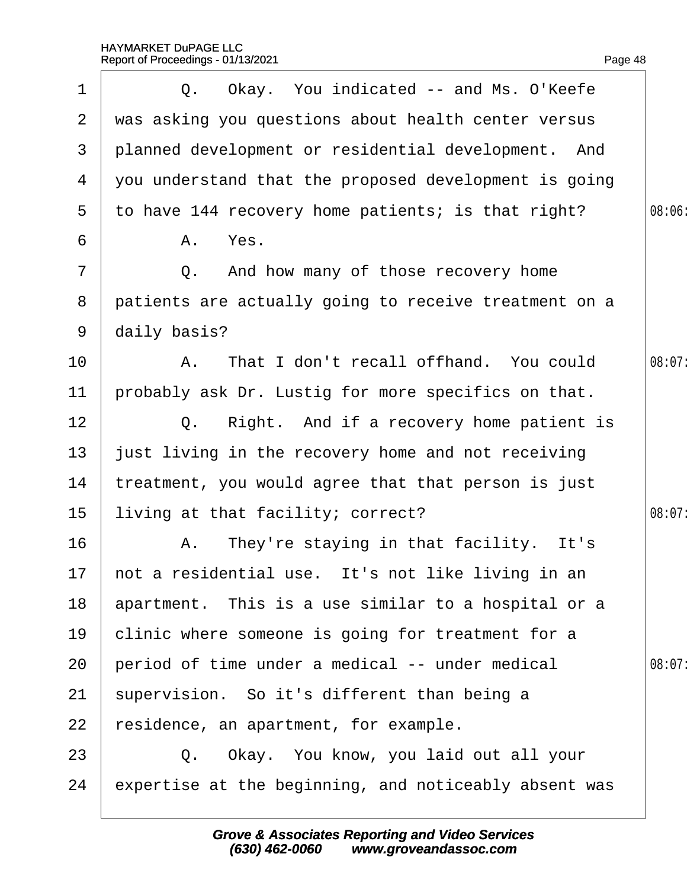1 Q. Okay. You indicated -- and Ms. O'Keefe
2 was asking you questions about health center versus
3 planned development or residential development. And
4 you understand that the proposed development is going
5 to have 144 recovery home patients; is that right?
6 A. Yes.
7 Q. And how many of those recovery home
8 patients are actually going to receive treatment on a
9 daily basis?
10 A. That I don't recall offhand. You could
11 probably ask Dr. Lustig for more specifics on that.
12 Q. Right. And if a recovery home patient is
13 just living in the recovery home and not receiving
14 treatment, you would agree that that person is just
15 living at that facility; correct?
16 A. They're staying in that facility. It's
17 not a residential use. It's not like living in an
18 apartment. This is a use similar to a hospital or a
19 clinic where someone is going for treatment for a
20 period of time under a medical -- under medical
21 supervision. So it's different than being a
22 residence, an apartment, for example.
23 Q. Okay. You know, you laid out all your
24 expertise at the beginning, and noticeably absent was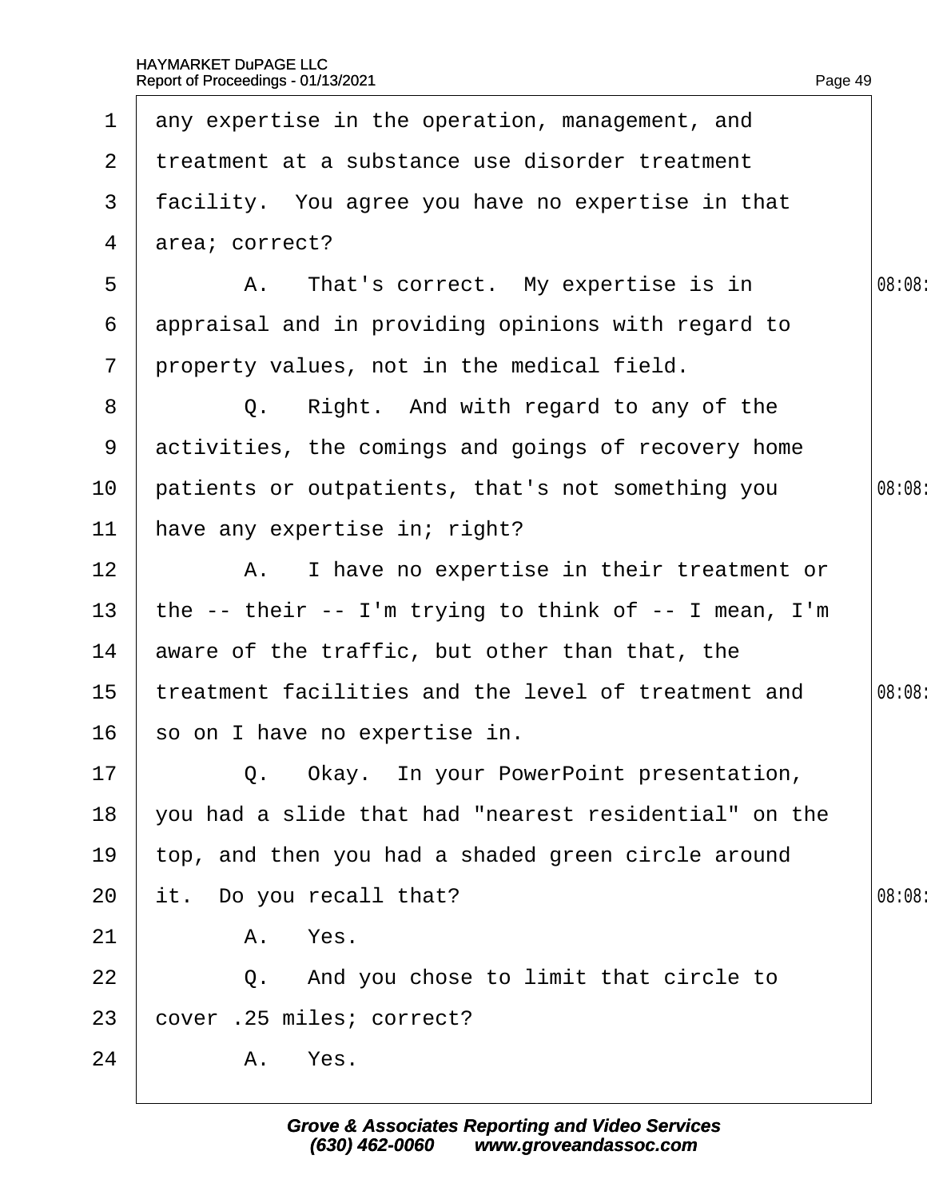any expertise in the operation, management, and treatment at a substance use disorder treatment facility. You agree you have no expertise in that area; correct?

A. That's correct. My expertise is in appraisal and in providing opinions with regard to property values, not in the medical field.

Q. Right. And with regard to any of the activities, the comings and goings of recovery home patients or outpatients, that's not something you have any expertise in; right?

A. I have no expertise in their treatment or the -- their -- I'm trying to think of -- I mean, I'm aware of the traffic, but other than that, the treatment facilities and the level of treatment and so on I have no expertise in.

Q. Okay. In your PowerPoint presentation, you had a slide that had "nearest residential" on the top, and then you had a shaded green circle around it. Do you recall that?

A. Yes.

Q. And you chose to limit that circle to cover .25 miles; correct?

A. Yes.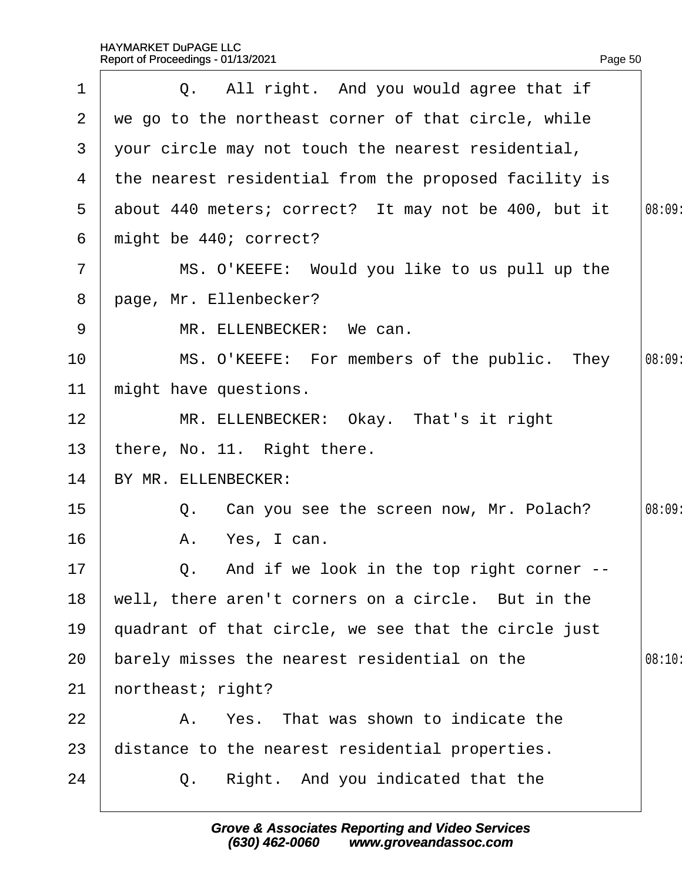1 Q. All right. And you would agree that if
2 we go to the northeast corner of that circle, while
3 your circle may not touch the nearest residential,
4 the nearest residential from the proposed facility is
5 about 440 meters; correct? It may not be 400, but it
6 might be 440; correct?
7 MS. O'KEEFE: Would you like to us pull up the
8 page, Mr. Ellenbecker?
9 MR. ELLENBECKER: We can.
10 MS. O'KEEFE: For members of the public. They
11 might have questions.
12 MR. ELLENBECKER: Okay. That's it right
13 there, No. 11. Right there.
14 BY MR. ELLENBECKER:
15 Q. Can you see the screen now, Mr. Polach?
16 A. Yes, I can.
17 Q. And if we look in the top right corner --
18 well, there aren't corners on a circle. But in the
19 quadrant of that circle, we see that the circle just
20 barely misses the nearest residential on the
21 northeast; right?
22 A. Yes. That was shown to indicate the
23 distance to the nearest residential properties.
24 Q. Right. And you indicated that the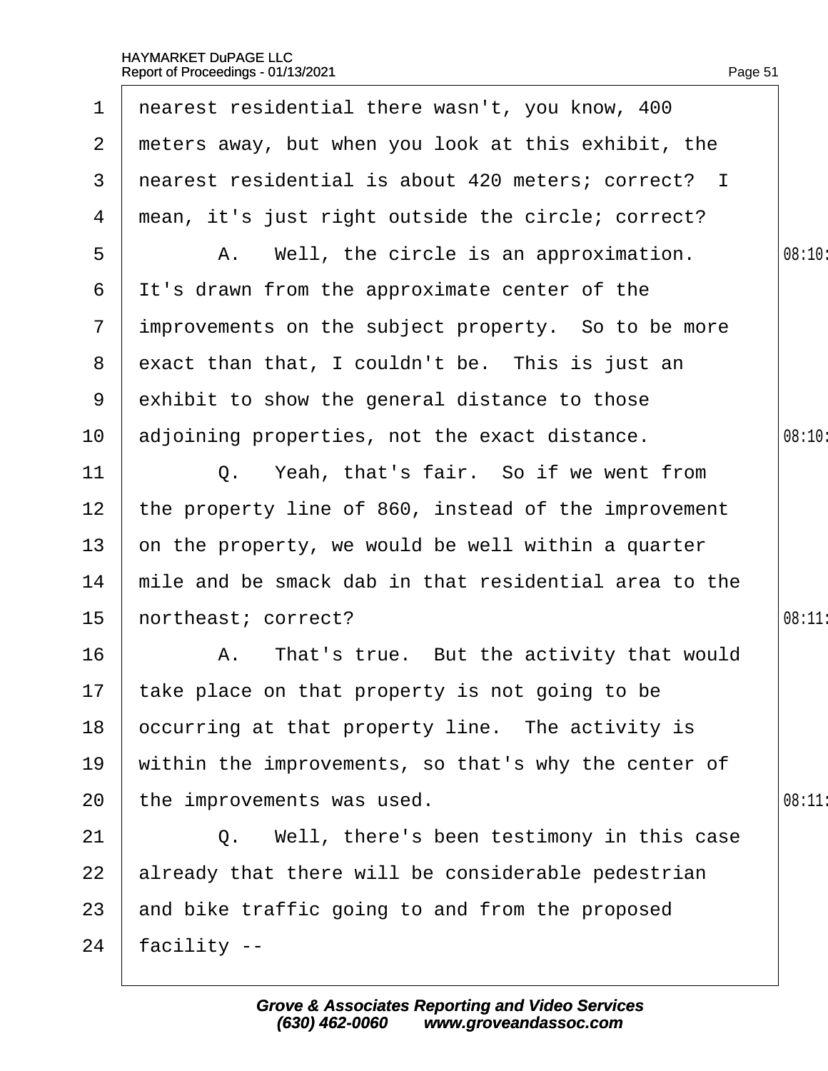nearest residential there wasn't, you know, 400 meters away, but when you look at this exhibit, the nearest residential is about 420 meters; correct? I mean, it's just right outside the circle; correct?

A. Well, the circle is an approximation. It's drawn from the approximate center of the improvements on the subject property. So to be more exact than that, I couldn't be. This is just an exhibit to show the general distance to those adjoining properties, not the exact distance.

Q. Yeah, that's fair. So if we went from the property line of 860, instead of the improvement on the property, we would be well within a quarter mile and be smack dab in that residential area to the northeast; correct?

A. That's true. But the activity that would take place on that property is not going to be occurring at that property line. The activity is within the improvements, so that's why the center of the improvements was used.

Q. Well, there's been testimony in this case already that there will be considerable pedestrian and bike traffic going to and from the proposed facility --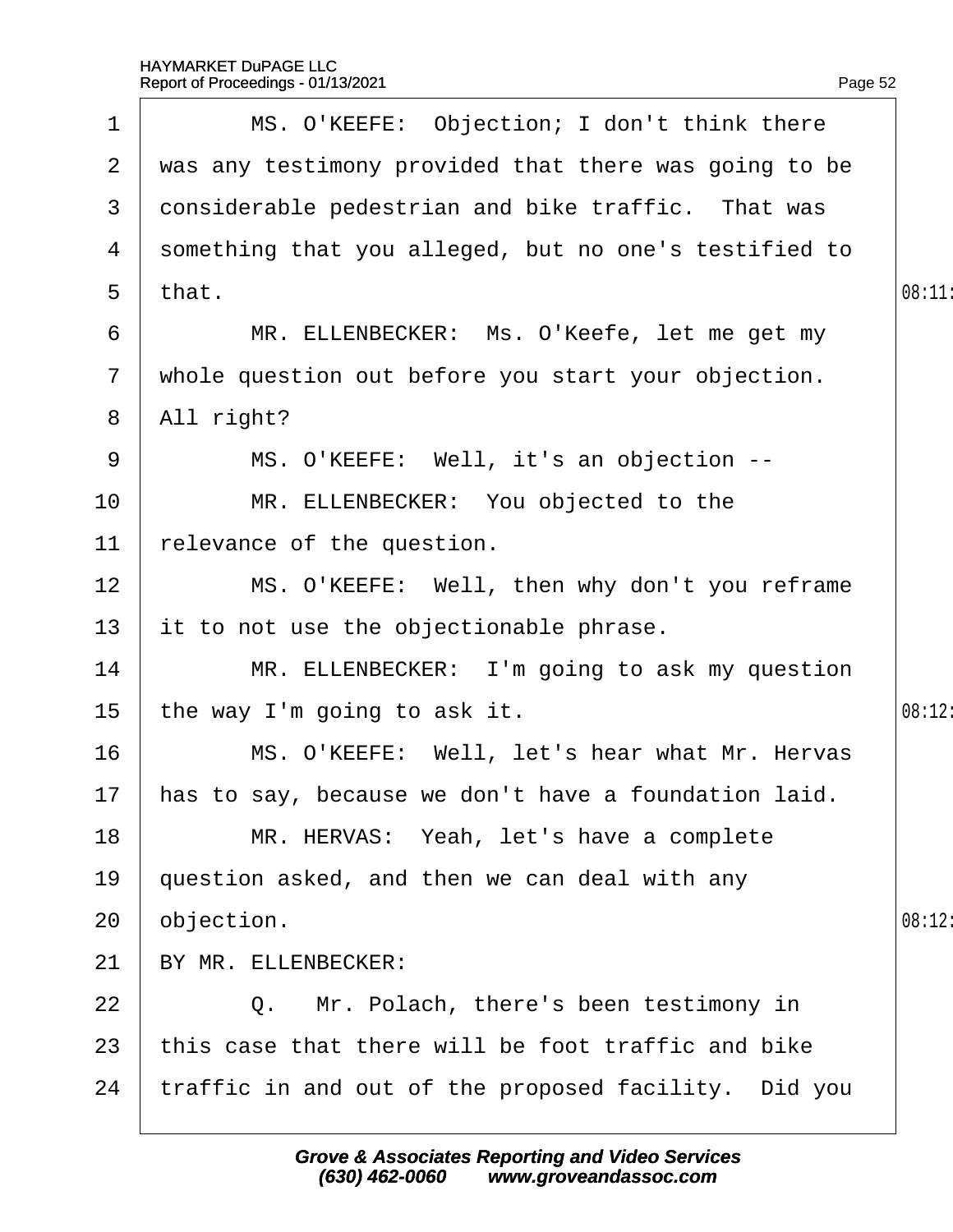MS. O'KEEFE: Objection; I don't think there was any testimony provided that there was going to be considerable pedestrian and bike traffic. That was something that you alleged, but no one's testified to that.

MR. ELLENBECKER: Ms. O'Keefe, let me get my whole question out before you start your objection. All right?

MS. O'KEEFE: Well, it's an objection --

MR. ELLENBECKER: You objected to the relevance of the question.

MS. O'KEEFE: Well, then why don't you reframe it to not use the objectionable phrase.

MR. ELLENBECKER: I'm going to ask my question the way I'm going to ask it.

MS. O'KEEFE: Well, let's hear what Mr. Hervas has to say, because we don't have a foundation laid.

MR. HERVAS: Yeah, let's have a complete question asked, and then we can deal with any objection.

BY MR. ELLENBECKER:

Q. Mr. Polach, there's been testimony in this case that there will be foot traffic and bike traffic in and out of the proposed facility. Did you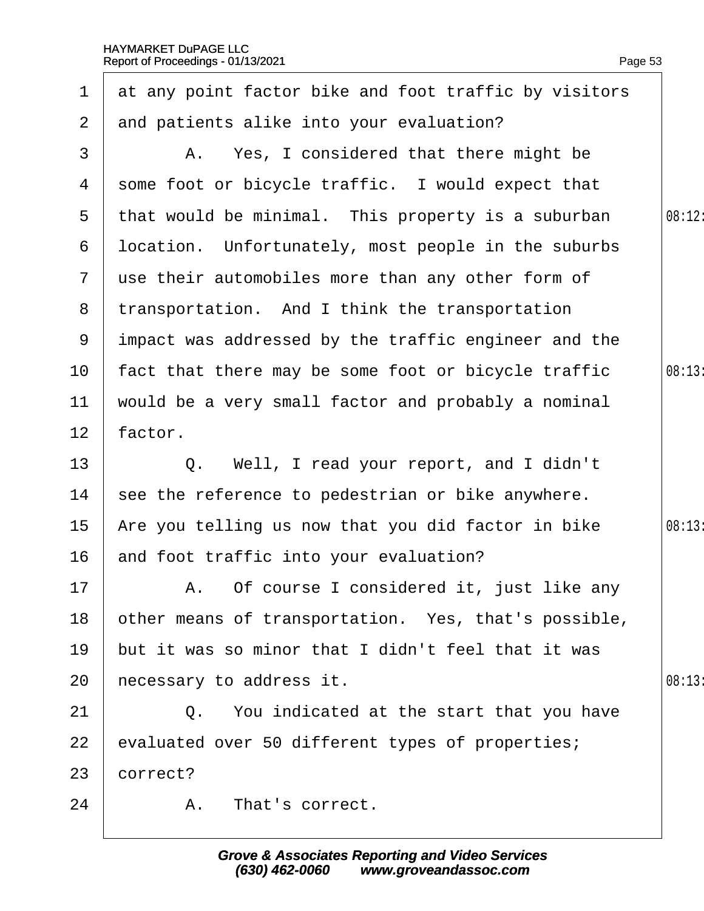1 at any point factor bike and foot traffic by visitors
2 and patients alike into your evaluation?
3 A. Yes, I considered that there might be
4 some foot or bicycle traffic. I would expect that
5 that would be minimal. This property is a suburban
6 location. Unfortunately, most people in the suburbs
7 use their automobiles more than any other form of
8 transportation. And I think the transportation
9 impact was addressed by the traffic engineer and the
10 fact that there may be some foot or bicycle traffic
11 would be a very small factor and probably a nominal
12 factor.
13 Q. Well, I read your report, and I didn't
14 see the reference to pedestrian or bike anywhere.
15 Are you telling us now that you did factor in bike
16 and foot traffic into your evaluation?
17 A. Of course I considered it, just like any
18 other means of transportation. Yes, that's possible,
19 but it was so minor that I didn't feel that it was
20 necessary to address it.
21 Q. You indicated at the start that you have
22 evaluated over 50 different types of properties;
23 correct?
24 A. That's correct.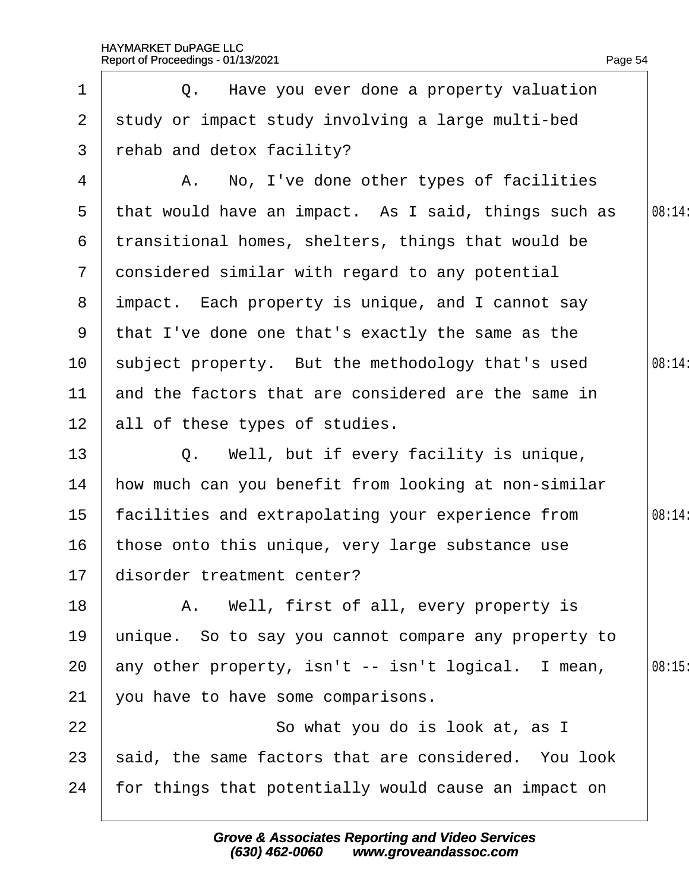Q. Have you ever done a property valuation study or impact study involving a large multi-bed rehab and detox facility?

A. No, I've done other types of facilities that would have an impact. As I said, things such as transitional homes, shelters, things that would be considered similar with regard to any potential impact. Each property is unique, and I cannot say that I've done one that's exactly the same as the subject property. But the methodology that's used and the factors that are considered are the same in all of these types of studies.

Q. Well, but if every facility is unique, how much can you benefit from looking at non-similar facilities and extrapolating your experience from those onto this unique, very large substance use disorder treatment center?

A. Well, first of all, every property is unique. So to say you cannot compare any property to any other property, isn't -- isn't logical. I mean, you have to have some comparisons.

So what you do is look at, as I said, the same factors that are considered. You look for things that potentially would cause an impact on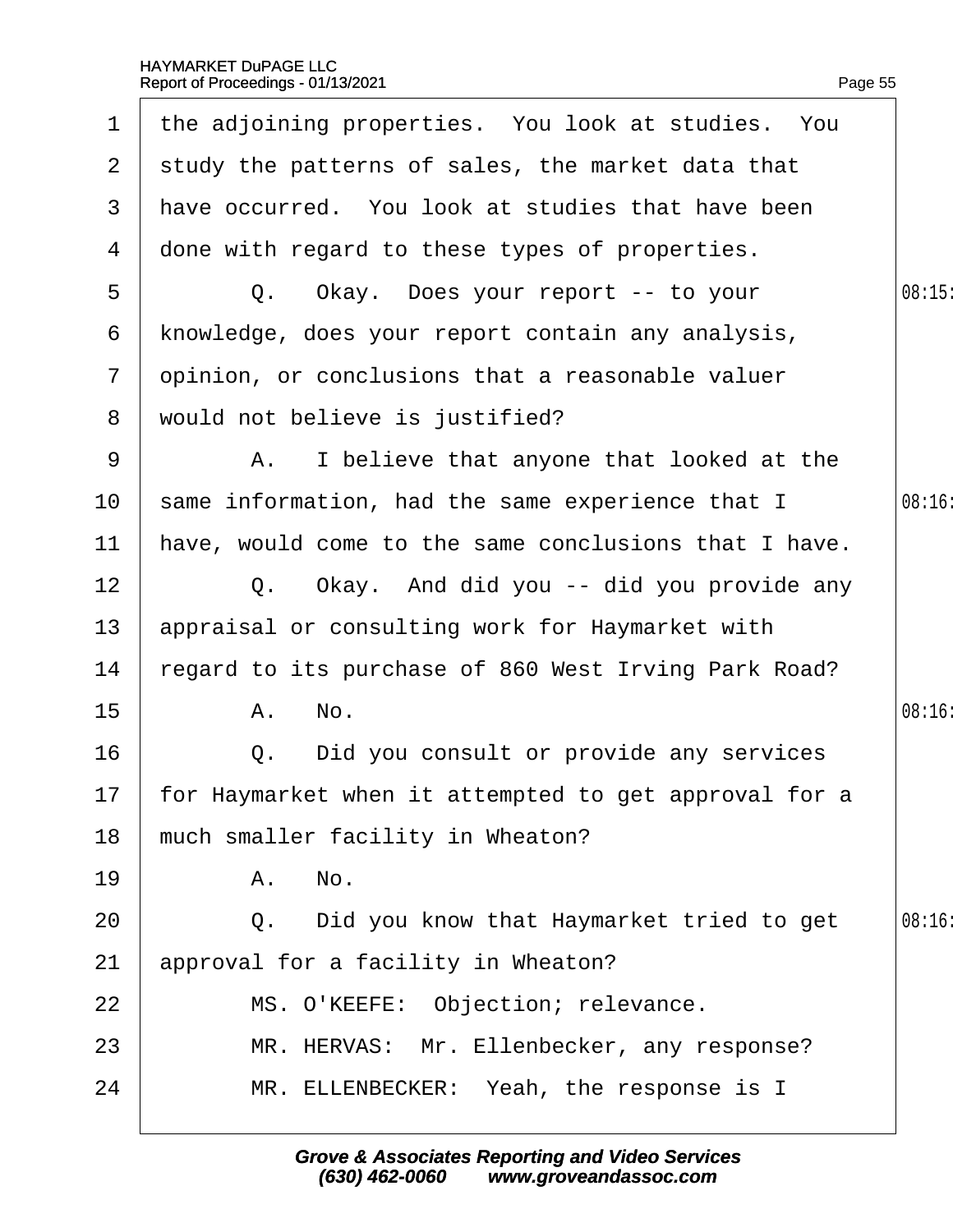1 the adjoining properties. You look at studies. You
2 study the patterns of sales, the market data that
3 have occurred. You look at studies that have been
4 done with regard to these types of properties.
5 Q. Okay. Does your report -- to your
6 knowledge, does your report contain any analysis,
7 opinion, or conclusions that a reasonable valuer
8 would not believe is justified?
9 A. I believe that anyone that looked at the
10 same information, had the same experience that I
11 have, would come to the same conclusions that I have.
12 Q. Okay. And did you -- did you provide any
13 appraisal or consulting work for Haymarket with
14 regard to its purchase of 860 West Irving Park Road?
15 A. No.
16 Q. Did you consult or provide any services
17 for Haymarket when it attempted to get approval for a
18 much smaller facility in Wheaton?
19 A. No.
20 Q. Did you know that Haymarket tried to get
21 approval for a facility in Wheaton?
22 MS. O'KEEFE: Objection; relevance.
23 MR. HERVAS: Mr. Ellenbecker, any response?
24 MR. ELLENBECKER: Yeah, the response is I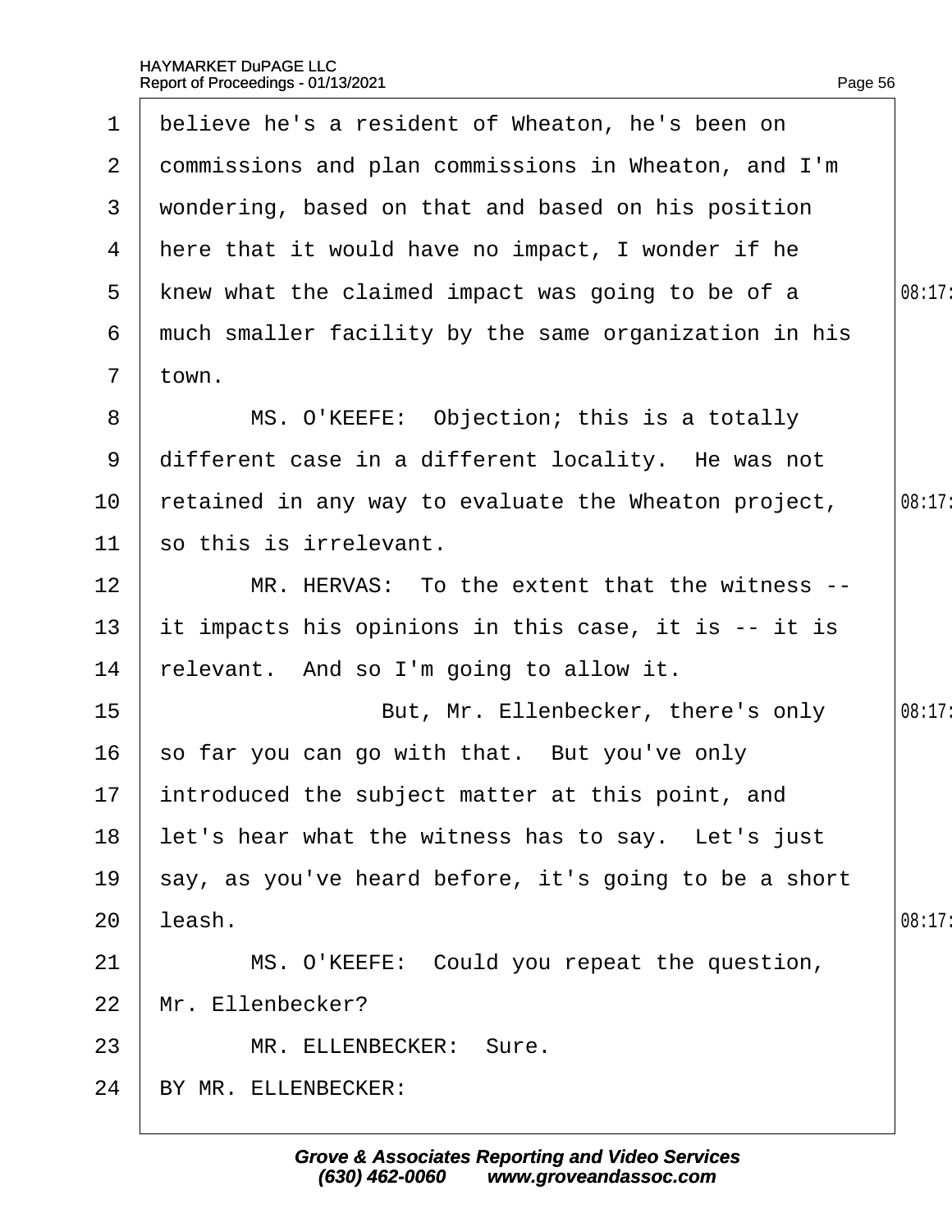believe he's a resident of Wheaton, he's been on commissions and plan commissions in Wheaton, and I'm wondering, based on that and based on his position here that it would have no impact, I wonder if he knew what the claimed impact was going to be of a much smaller facility by the same organization in his town.

MS. O'KEEFE: Objection; this is a totally different case in a different locality. He was not retained in any way to evaluate the Wheaton project, so this is irrelevant.

MR. HERVAS: To the extent that the witness -- it impacts his opinions in this case, it is -- it is relevant. And so I'm going to allow it.

But, Mr. Ellenbecker, there's only so far you can go with that. But you've only introduced the subject matter at this point, and let's hear what the witness has to say. Let's just say, as you've heard before, it's going to be a short leash.

MS. O'KEEFE: Could you repeat the question, Mr. Ellenbecker?

MR. ELLENBECKER: Sure.

BY MR. ELLENBECKER: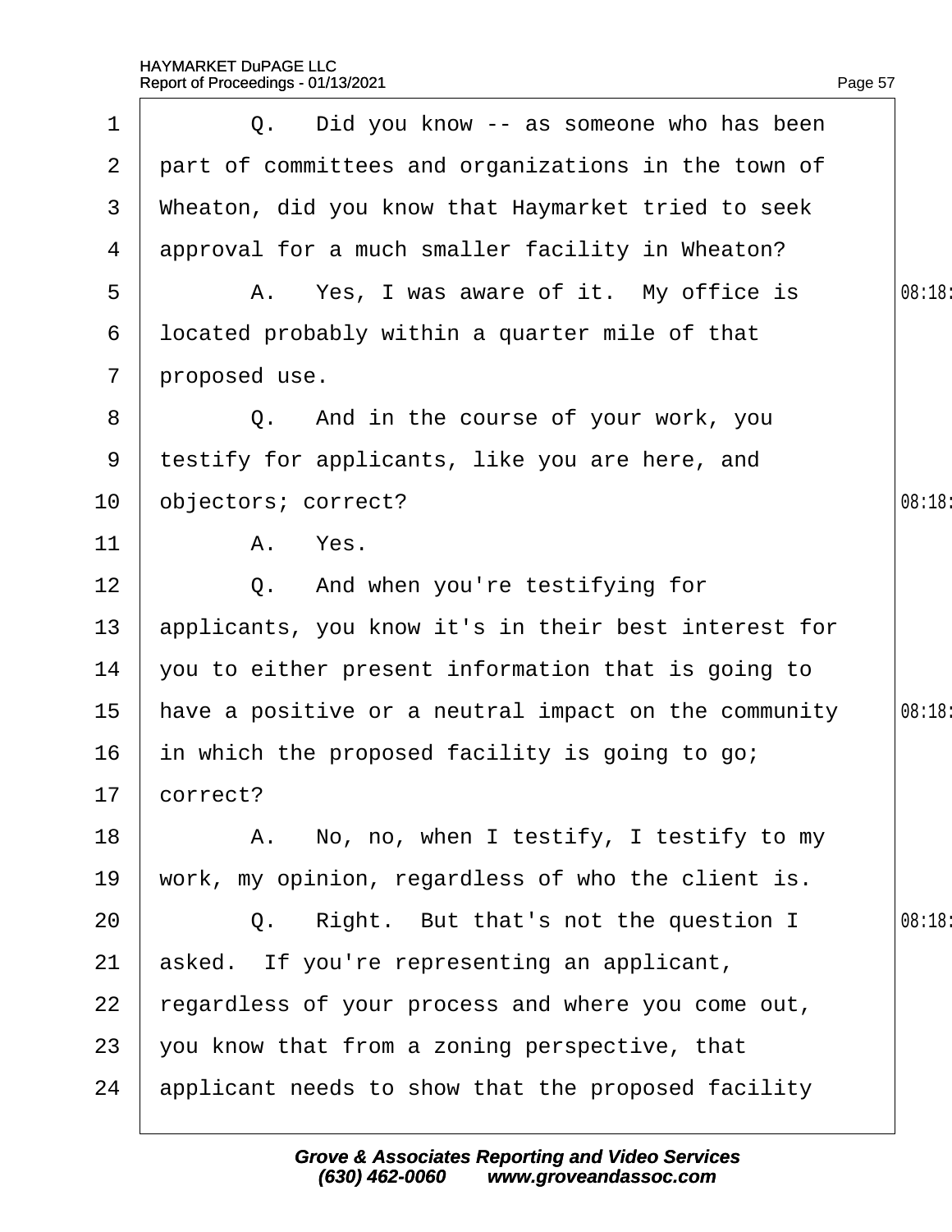1 Q. Did you know -- as someone who has been
2 part of committees and organizations in the town of
3 Wheaton, did you know that Haymarket tried to seek
4 approval for a much smaller facility in Wheaton?
5 A. Yes, I was aware of it. My office is
6 located probably within a quarter mile of that
7 proposed use.
8 Q. And in the course of your work, you
9 testify for applicants, like you are here, and
10 objectors; correct?
11 A. Yes.
12 Q. And when you're testifying for
13 applicants, you know it's in their best interest for
14 you to either present information that is going to
15 have a positive or a neutral impact on the community
16 in which the proposed facility is going to go;
17 correct?
18 A. No, no, when I testify, I testify to my
19 work, my opinion, regardless of who the client is.
20 Q. Right. But that's not the question I
21 asked. If you're representing an applicant,
22 regardless of your process and where you come out,
23 you know that from a zoning perspective, that
24 applicant needs to show that the proposed facility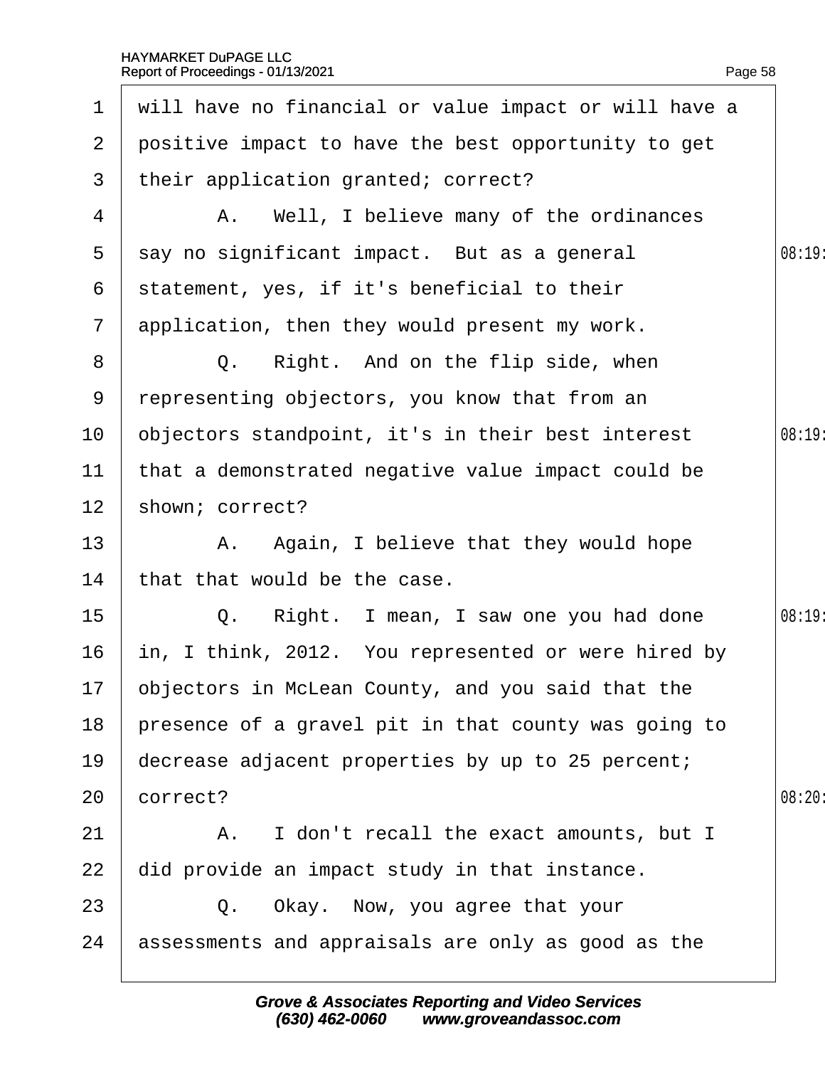1 will have no financial or value impact or will have a
2 positive impact to have the best opportunity to get
3 their application granted; correct?
4 A. Well, I believe many of the ordinances
5 say no significant impact. But as a general
6 statement, yes, if it's beneficial to their
7 application, then they would present my work.
8 Q. Right. And on the flip side, when
9 representing objectors, you know that from an
10 objectors standpoint, it's in their best interest
11 that a demonstrated negative value impact could be
12 shown; correct?
13 A. Again, I believe that they would hope
14 that that would be the case.
15 Q. Right. I mean, I saw one you had done
16 in, I think, 2012. You represented or were hired by
17 objectors in McLean County, and you said that the
18 presence of a gravel pit in that county was going to
19 decrease adjacent properties by up to 25 percent;
20 correct?
21 A. I don't recall the exact amounts, but I
22 did provide an impact study in that instance.
23 Q. Okay. Now, you agree that your
24 assessments and appraisals are only as good as the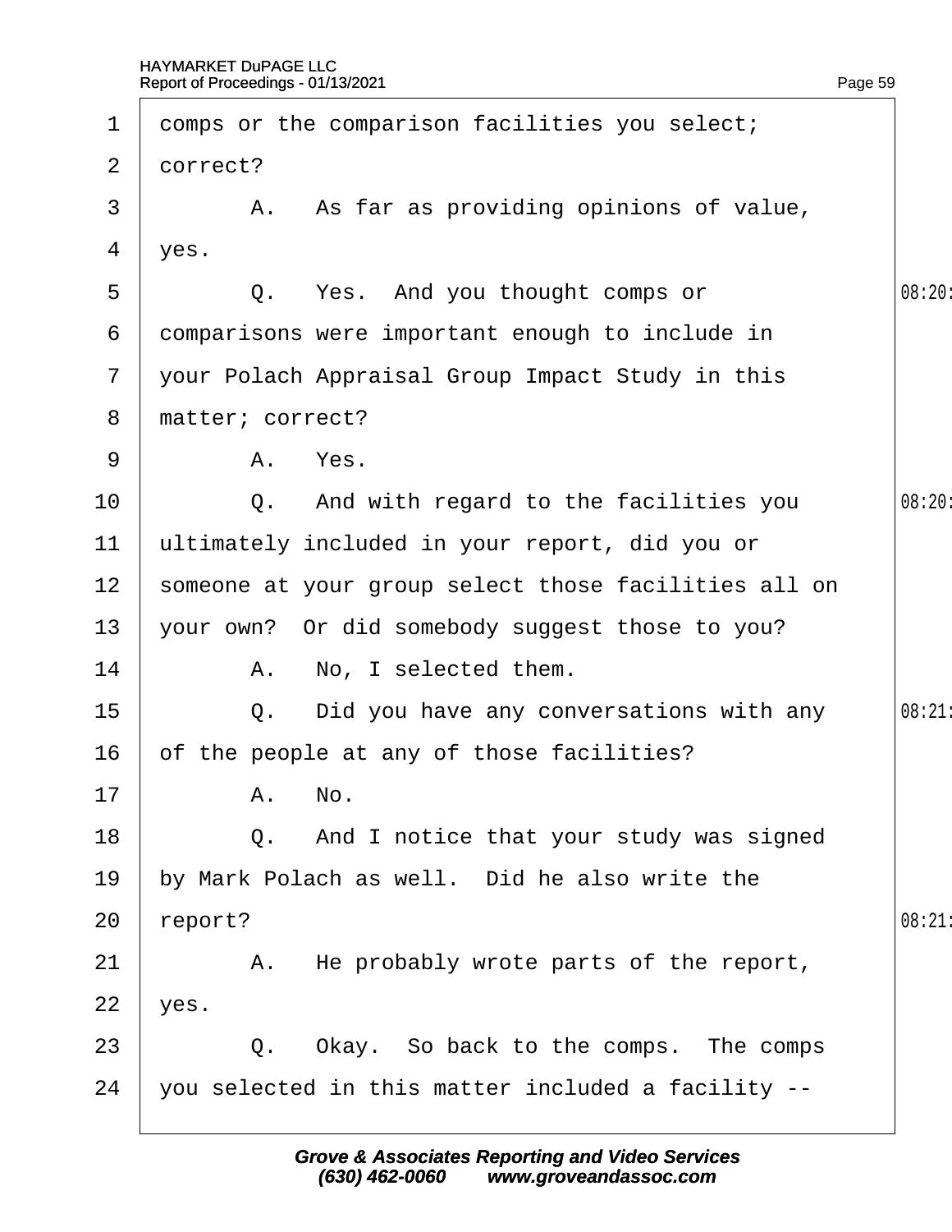comps or the comparison facilities you select; correct?

A. As far as providing opinions of value, yes.

Q. Yes. And you thought comps or comparisons were important enough to include in your Polach Appraisal Group Impact Study in this matter; correct?

A. Yes.

Q. And with regard to the facilities you ultimately included in your report, did you or someone at your group select those facilities all on your own? Or did somebody suggest those to you?

A. No, I selected them.

Q. Did you have any conversations with any of the people at any of those facilities?

A. No.

Q. And I notice that your study was signed by Mark Polach as well. Did he also write the report?

A. He probably wrote parts of the report, yes.

Q. Okay. So back to the comps. The comps you selected in this matter included a facility --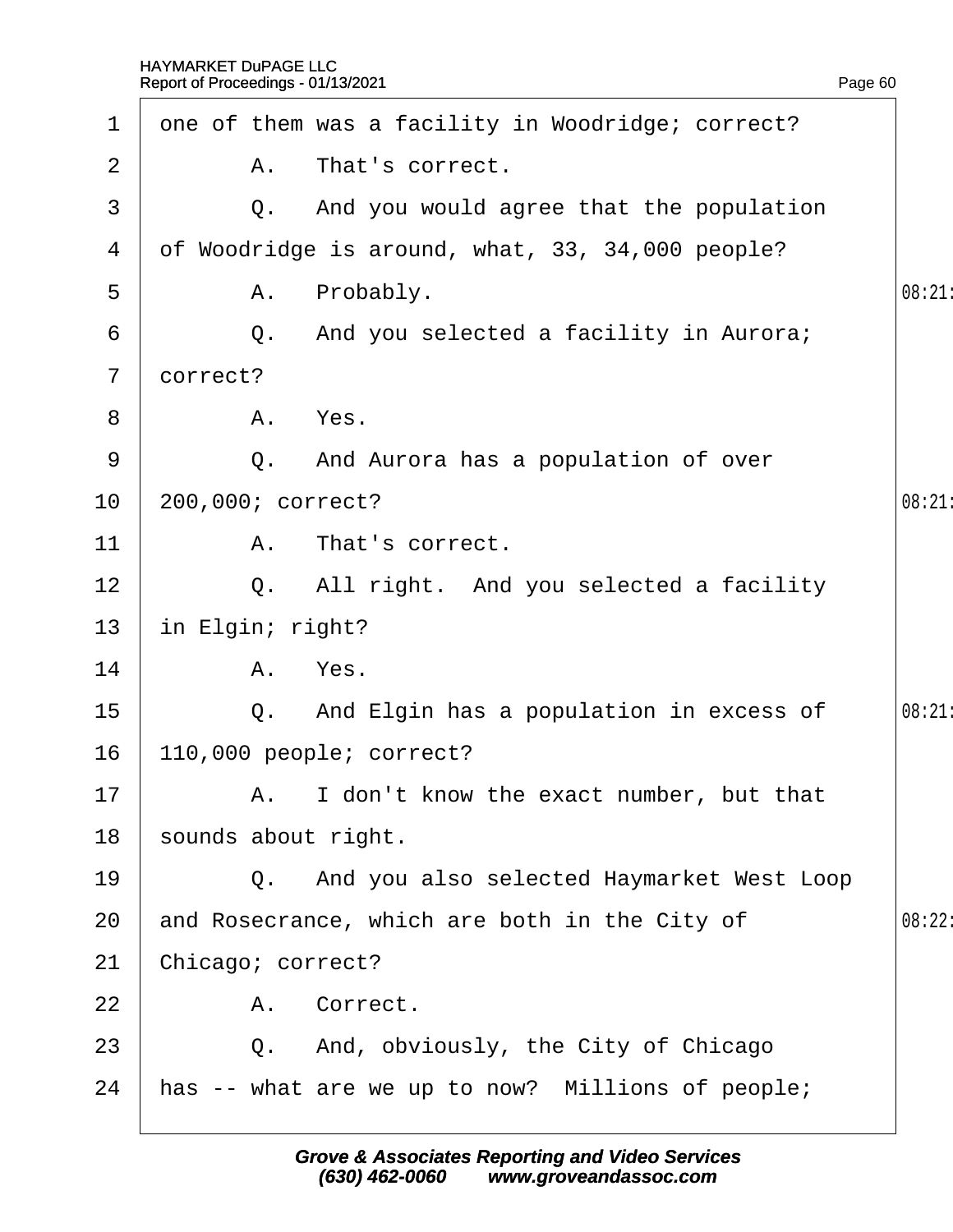1 one of them was a facility in Woodridge; correct?

2 A. That's correct.

3 Q. And you would agree that the population

4 of Woodridge is around, what, 33, 34,000 people?

5 A. Probably. 08:21

6 Q. And you selected a facility in Aurora;

7 correct?

8 A. Yes.

9 Q. And Aurora has a population of over

10 200,000; correct? 08:21

11 A. That's correct.

12 Q. All right. And you selected a facility

13 in Elgin; right?

14 A. Yes.

15 Q. And Elgin has a population in excess of 08:21

16 110,000 people; correct?

17 A. I don't know the exact number, but that

18 sounds about right.

19 Q. And you also selected Haymarket West Loop

20 and Rosecrance, which are both in the City of 08:22

21 Chicago; correct?

22 A. Correct.

23 Q. And, obviously, the City of Chicago

24 has -- what are we up to now? Millions of people;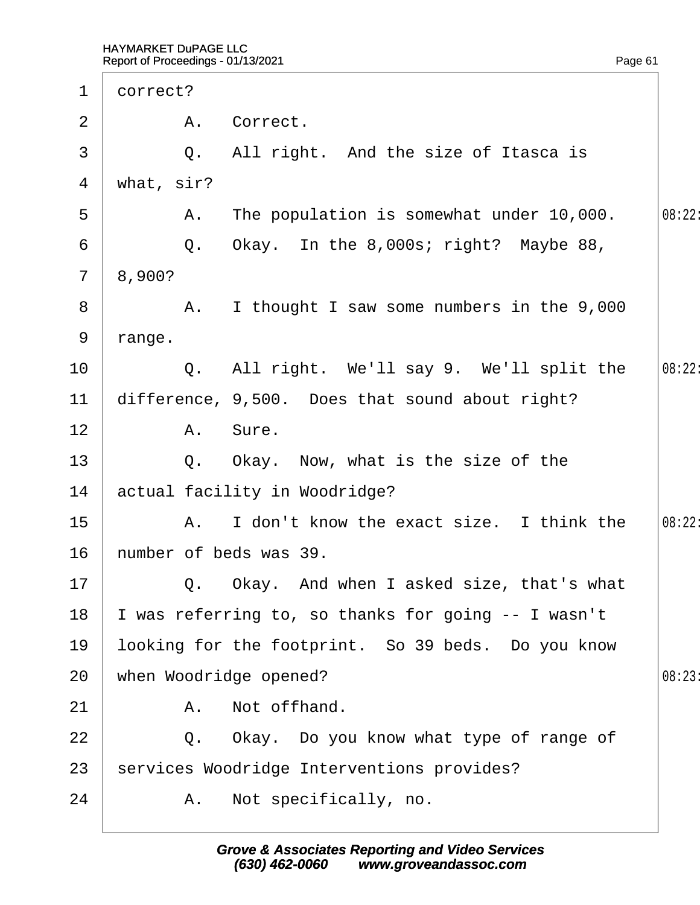1 correct?

2 A. Correct.

3 Q. All right. And the size of Itasca is

4 what, sir?

5 A. The population is somewhat under 10,000. 08:22

6 Q. Okay. In the 8,000s; right? Maybe 88,

7 8,900?

8 A. I thought I saw some numbers in the 9,000

9 range.

10 Q. All right. We'll say 9. We'll split the 08:22

11 difference, 9,500. Does that sound about right?

12 A. Sure.

13 Q. Okay. Now, what is the size of the

14 actual facility in Woodridge?

15 A. I don't know the exact size. I think the 08:22

16 number of beds was 39.

17 Q. Okay. And when I asked size, that's what

18 I was referring to, so thanks for going -- I wasn't

19 looking for the footprint. So 39 beds. Do you know

20 when Woodridge opened? 08:23

21 A. Not offhand.

22 Q. Okay. Do you know what type of range of

23 services Woodridge Interventions provides?

24 A. Not specifically, no.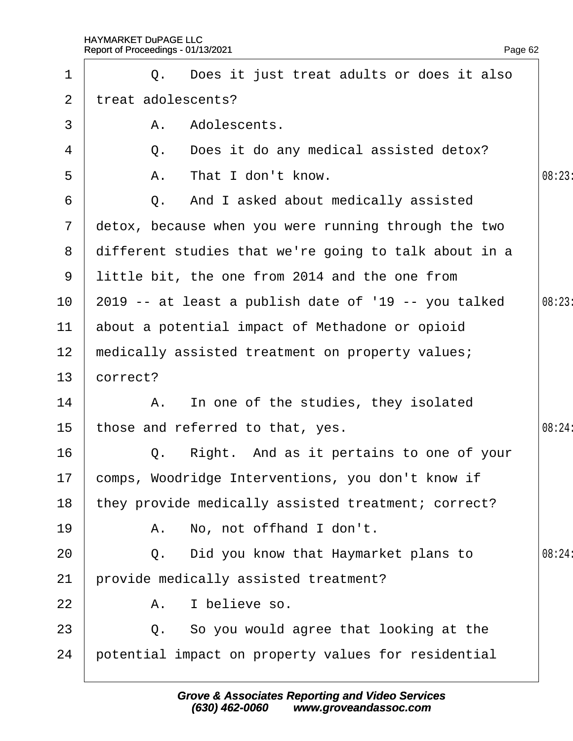Q. Does it just treat adults or does it also treat adolescents?

A. Adolescents.

Q. Does it do any medical assisted detox?

A. That I don't know.

Q. And I asked about medically assisted detox, because when you were running through the two different studies that we're going to talk about in a little bit, the one from 2014 and the one from 2019 -- at least a publish date of '19 -- you talked about a potential impact of Methadone or opioid medically assisted treatment on property values; correct?

A. In one of the studies, they isolated those and referred to that, yes.

Q. Right. And as it pertains to one of your comps, Woodridge Interventions, you don't know if they provide medically assisted treatment; correct?

A. No, not offhand I don't.

Q. Did you know that Haymarket plans to provide medically assisted treatment?

A. I believe so.

Q. So you would agree that looking at the potential impact on property values for residential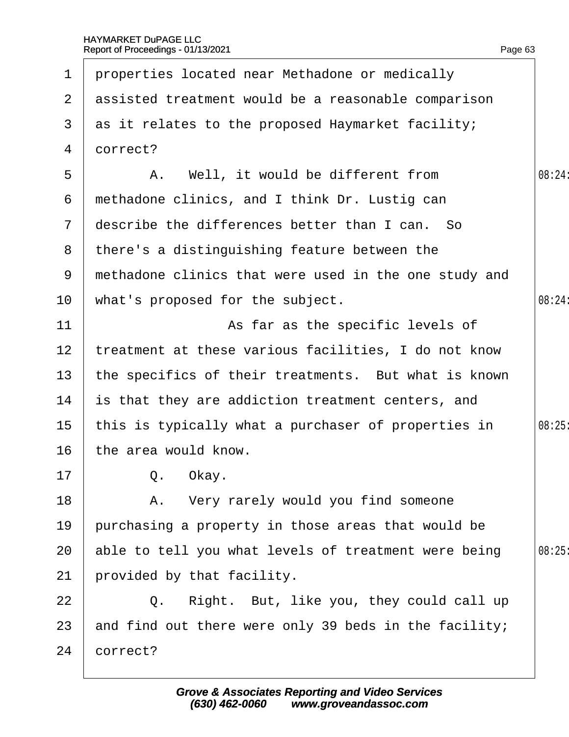properties located near Methadone or medically assisted treatment would be a reasonable comparison as it relates to the proposed Haymarket facility; correct?

A. Well, it would be different from methadone clinics, and I think Dr. Lustig can describe the differences better than I can. So there's a distinguishing feature between the methadone clinics that were used in the one study and what's proposed for the subject.

As far as the specific levels of treatment at these various facilities, I do not know the specifics of their treatments. But what is known is that they are addiction treatment centers, and this is typically what a purchaser of properties in the area would know.

Q. Okay.

A. Very rarely would you find someone purchasing a property in those areas that would be able to tell you what levels of treatment were being provided by that facility.

Q. Right. But, like you, they could call up and find out there were only 39 beds in the facility; correct?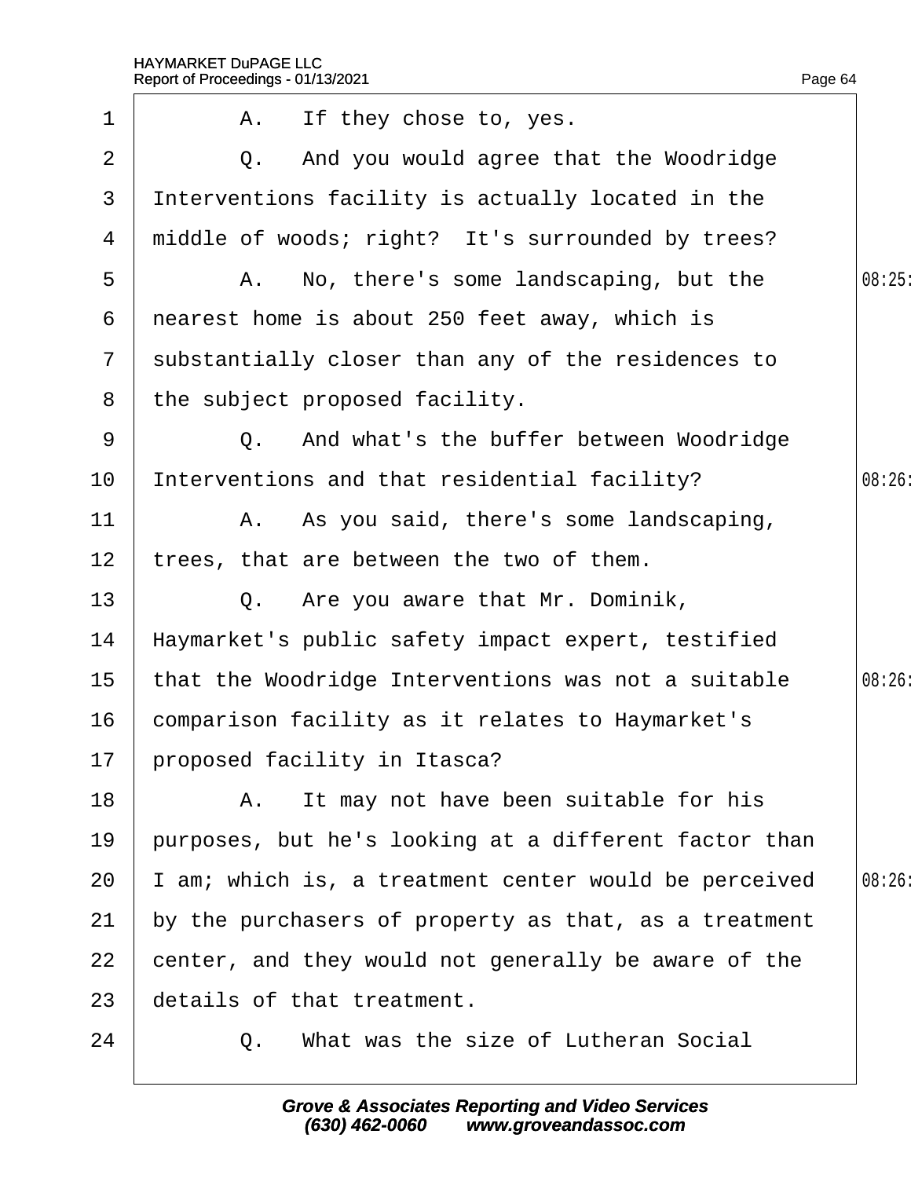1 A. If they chose to, yes.

2 Q. And you would agree that the Woodridge

3 Interventions facility is actually located in the

4 middle of woods; right? It's surrounded by trees?

5 A. No, there's some landscaping, but the

6 nearest home is about 250 feet away, which is

7 substantially closer than any of the residences to

8 the subject proposed facility.

9 Q. And what's the buffer between Woodridge

10 Interventions and that residential facility?

11 A. As you said, there's some landscaping,

12 trees, that are between the two of them.

13 Q. Are you aware that Mr. Dominik,

14 Haymarket's public safety impact expert, testified

15 that the Woodridge Interventions was not a suitable

16 comparison facility as it relates to Haymarket's

17 proposed facility in Itasca?

18 A. It may not have been suitable for his

19 purposes, but he's looking at a different factor than

20 I am; which is, a treatment center would be perceived

21 by the purchasers of property as that, as a treatment

22 center, and they would not generally be aware of the

23 details of that treatment.

24 Q. What was the size of Lutheran Social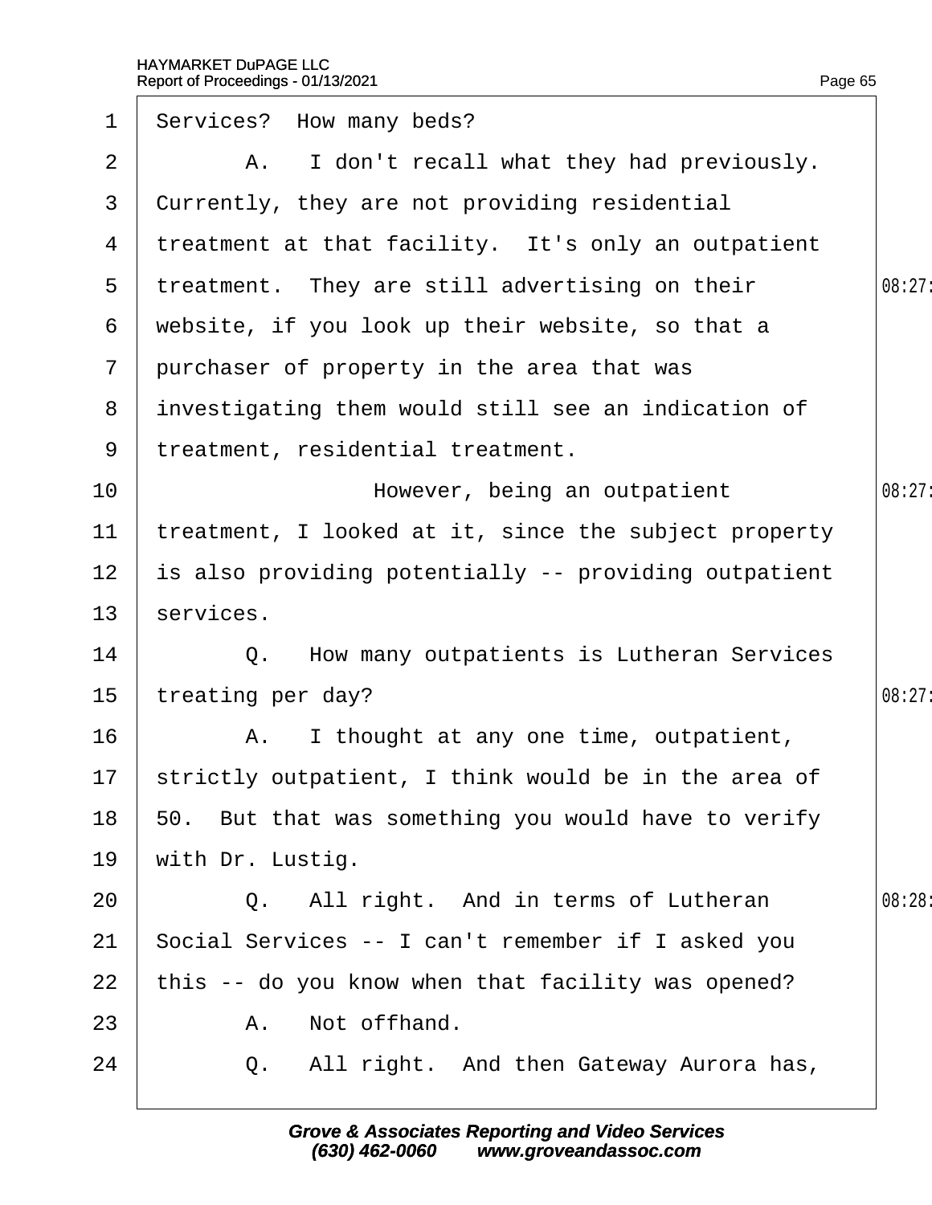1 Services? How many beds?

2 A. I don't recall what they had previously.

3 Currently, they are not providing residential

4 treatment at that facility. It's only an outpatient

5 treatment. They are still advertising on their

6 website, if you look up their website, so that a

7 purchaser of property in the area that was

8 investigating them would still see an indication of

9 treatment, residential treatment.

10 However, being an outpatient

11 treatment, I looked at it, since the subject property

12 is also providing potentially -- providing outpatient

13 services.

14 Q. How many outpatients is Lutheran Services

15 treating per day?

16 A. I thought at any one time, outpatient,

17 strictly outpatient, I think would be in the area of

18 50. But that was something you would have to verify

19 with Dr. Lustig.

20 Q. All right. And in terms of Lutheran

21 Social Services -- I can't remember if I asked you

22 this -- do you know when that facility was opened?

23 A. Not offhand.

24 Q. All right. And then Gateway Aurora has,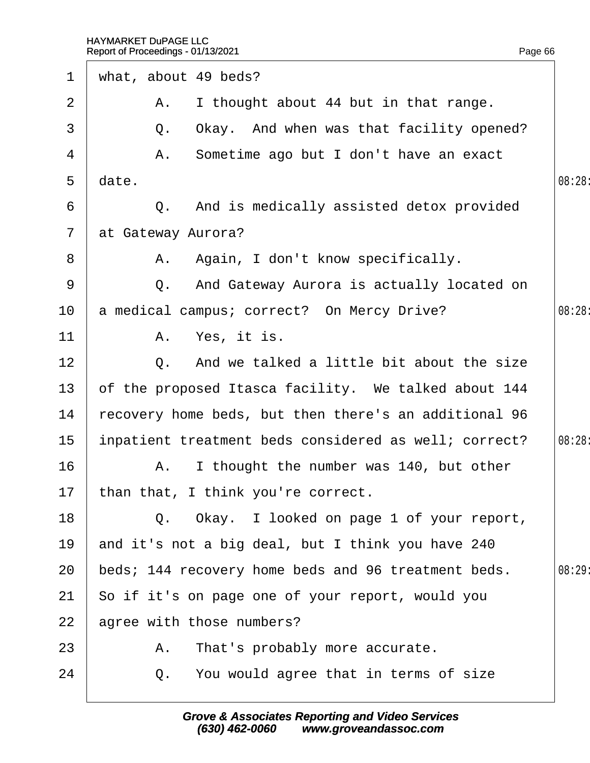1 what, about 49 beds?

2 A. I thought about 44 but in that range.

3 Q. Okay. And when was that facility opened?

4 A. Sometime ago but I don't have an exact

5 date. 08:28

6 Q. And is medically assisted detox provided

7 at Gateway Aurora?

8 A. Again, I don't know specifically.

9 Q. And Gateway Aurora is actually located on

10 a medical campus; correct? On Mercy Drive? 08:28

11 A. Yes, it is.

12 Q. And we talked a little bit about the size

13 of the proposed Itasca facility. We talked about 144

14 recovery home beds, but then there's an additional 96

15 inpatient treatment beds considered as well; correct? 08:28

16 A. I thought the number was 140, but other

17 than that, I think you're correct.

18 Q. Okay. I looked on page 1 of your report,

19 and it's not a big deal, but I think you have 240

20 beds; 144 recovery home beds and 96 treatment beds. 08:29

21 So if it's on page one of your report, would you

22 agree with those numbers?

23 A. That's probably more accurate.

24 Q. You would agree that in terms of size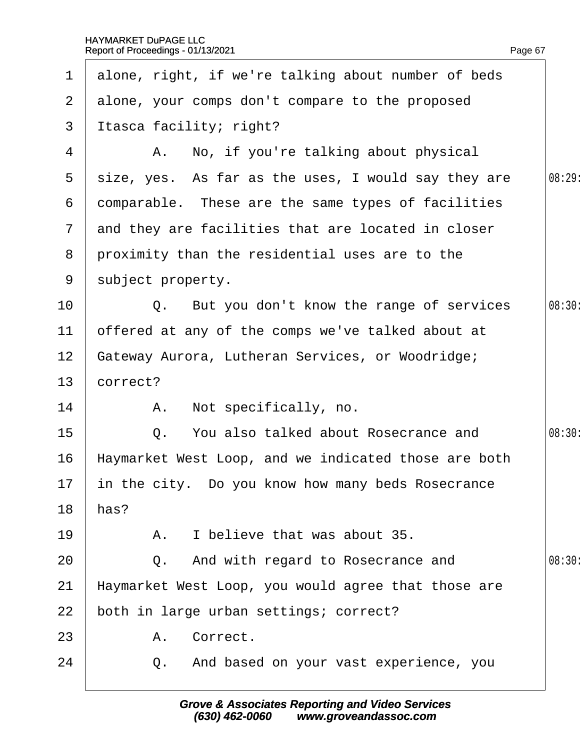1 alone, right, if we're talking about number of beds
2 alone, your comps don't compare to the proposed
3 Itasca facility; right?
4 A. No, if you're talking about physical
5 size, yes. As far as the uses, I would say they are
6 comparable. These are the same types of facilities
7 and they are facilities that are located in closer
8 proximity than the residential uses are to the
9 subject property.
10 Q. But you don't know the range of services
11 offered at any of the comps we've talked about at
12 Gateway Aurora, Lutheran Services, or Woodridge;
13 correct?
14 A. Not specifically, no.
15 Q. You also talked about Rosecrance and
16 Haymarket West Loop, and we indicated those are both
17 in the city. Do you know how many beds Rosecrance
18 has?
19 A. I believe that was about 35.
20 Q. And with regard to Rosecrance and
21 Haymarket West Loop, you would agree that those are
22 both in large urban settings; correct?
23 A. Correct.
24 Q. And based on your vast experience, you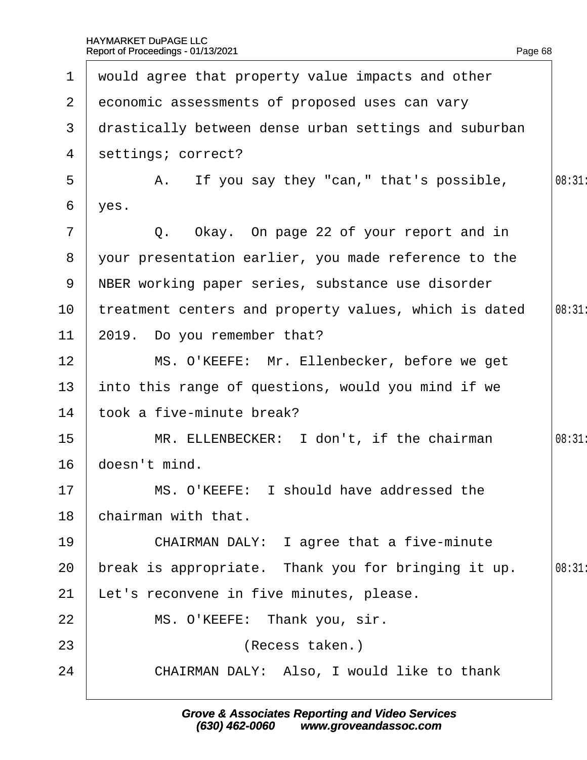would agree that property value impacts and other economic assessments of proposed uses can vary drastically between dense urban settings and suburban settings; correct?

A. If you say they "can," that's possible, yes.

Q. Okay. On page 22 of your report and in your presentation earlier, you made reference to the NBER working paper series, substance use disorder treatment centers and property values, which is dated 2019. Do you remember that?

MS. O'KEEFE: Mr. Ellenbecker, before we get into this range of questions, would you mind if we took a five-minute break?

MR. ELLENBECKER: I don't, if the chairman doesn't mind.

MS. O'KEEFE: I should have addressed the chairman with that.

CHAIRMAN DALY: I agree that a five-minute break is appropriate. Thank you for bringing it up. Let's reconvene in five minutes, please.

MS. O'KEEFE: Thank you, sir.

(Recess taken.)

CHAIRMAN DALY: Also, I would like to thank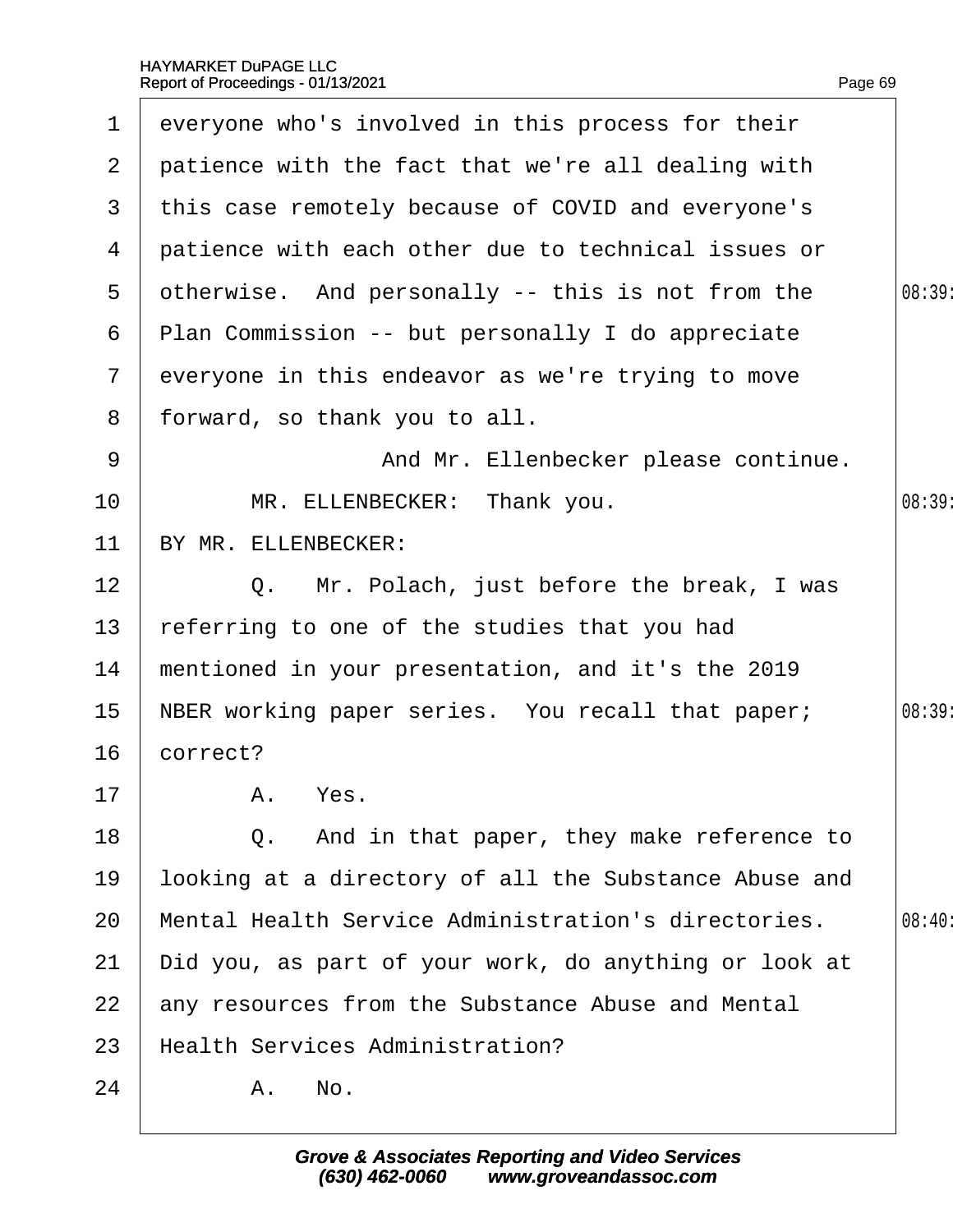1 everyone who's involved in this process for their
2 patience with the fact that we're all dealing with
3 this case remotely because of COVID and everyone's
4 patience with each other due to technical issues or
5 otherwise. And personally -- this is not from the
6 Plan Commission -- but personally I do appreciate
7 everyone in this endeavor as we're trying to move
8 forward, so thank you to all.
9 And Mr. Ellenbecker please continue.
10 MR. ELLENBECKER: Thank you.
11 BY MR. ELLENBECKER:
12 Q. Mr. Polach, just before the break, I was
13 referring to one of the studies that you had
14 mentioned in your presentation, and it's the 2019
15 NBER working paper series. You recall that paper;
16 correct?
17 A. Yes.
18 Q. And in that paper, they make reference to
19 looking at a directory of all the Substance Abuse and
20 Mental Health Service Administration's directories.
21 Did you, as part of your work, do anything or look at
22 any resources from the Substance Abuse and Mental
23 Health Services Administration?
24 A. No.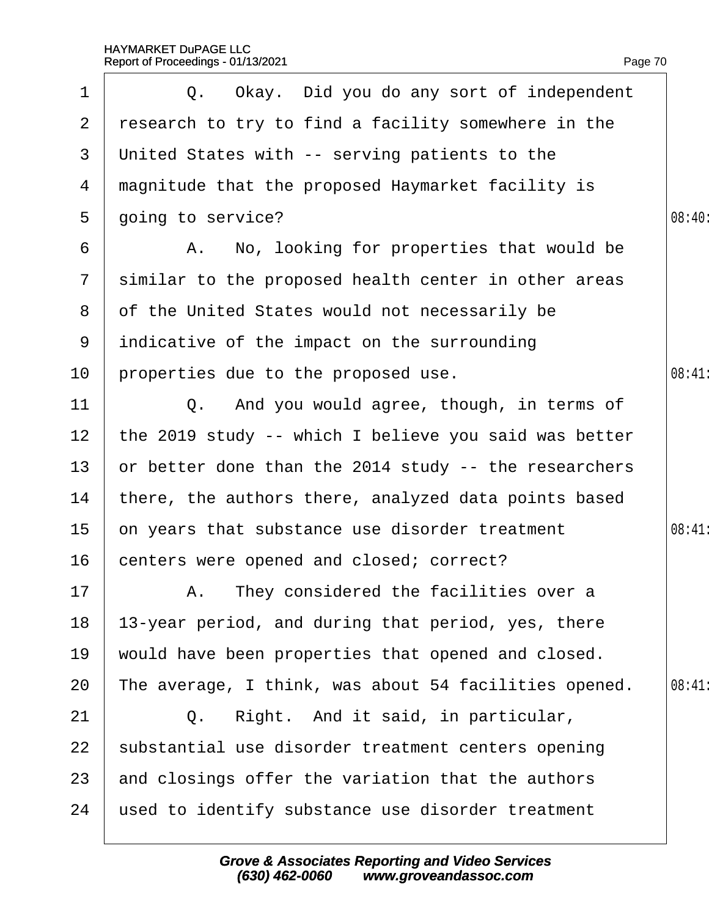1 Q. Okay. Did you do any sort of independent
2 research to try to find a facility somewhere in the
3 United States with -- serving patients to the
4 magnitude that the proposed Haymarket facility is
5 going to service?
6 A. No, looking for properties that would be
7 similar to the proposed health center in other areas
8 of the United States would not necessarily be
9 indicative of the impact on the surrounding
10 properties due to the proposed use.
11 Q. And you would agree, though, in terms of
12 the 2019 study -- which I believe you said was better
13 or better done than the 2014 study -- the researchers
14 there, the authors there, analyzed data points based
15 on years that substance use disorder treatment
16 centers were opened and closed; correct?
17 A. They considered the facilities over a
18 13-year period, and during that period, yes, there
19 would have been properties that opened and closed.
20 The average, I think, was about 54 facilities opened.
21 Q. Right. And it said, in particular,
22 substantial use disorder treatment centers opening
23 and closings offer the variation that the authors
24 used to identify substance use disorder treatment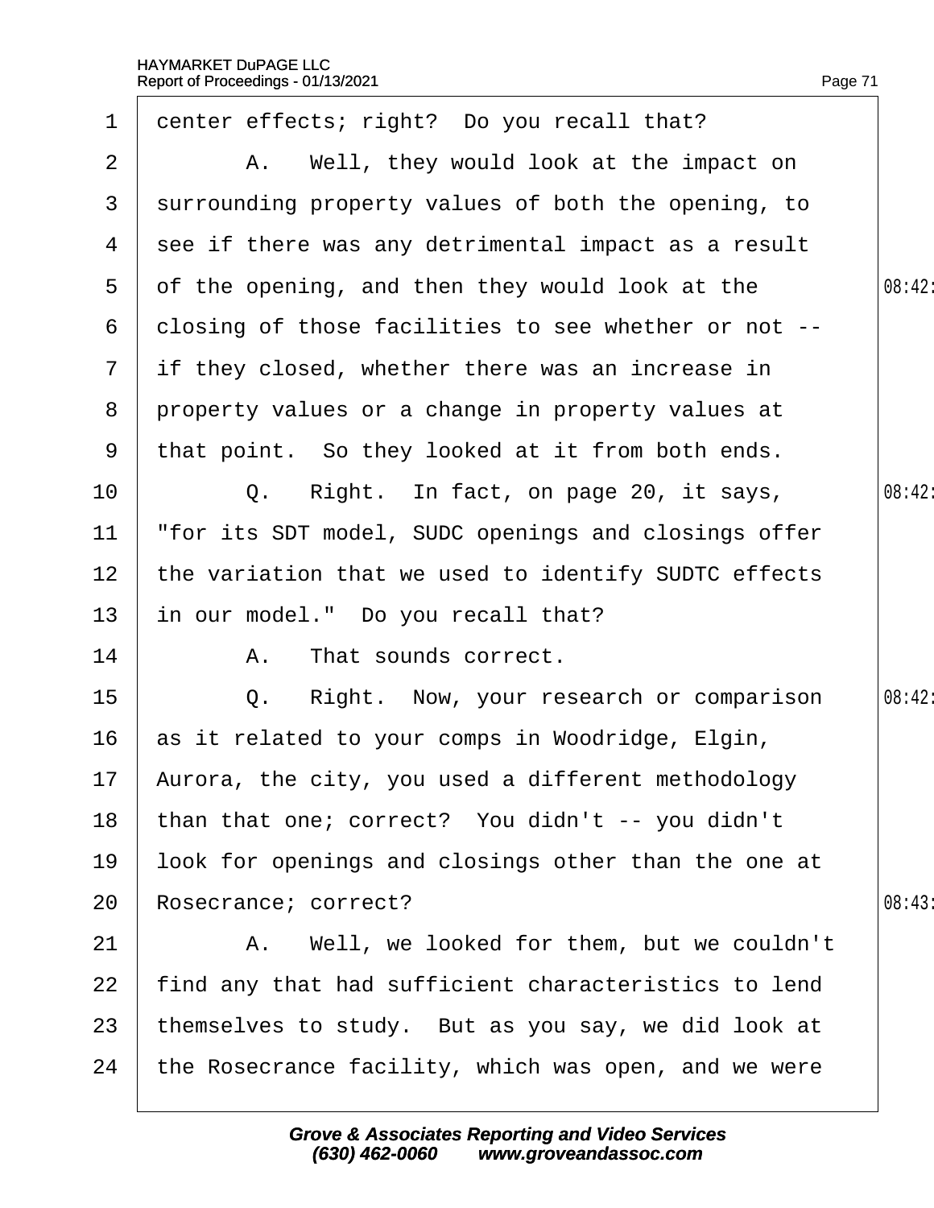1 center effects; right? Do you recall that?

2 A. Well, they would look at the impact on

3 surrounding property values of both the opening, to

4 see if there was any detrimental impact as a result

5 of the opening, and then they would look at the

6 closing of those facilities to see whether or not --

7 if they closed, whether there was an increase in

8 property values or a change in property values at

9 that point. So they looked at it from both ends.

10 Q. Right. In fact, on page 20, it says,

11 "for its SDT model, SUDC openings and closings offer

12 the variation that we used to identify SUDTC effects

13 in our model." Do you recall that?

14 A. That sounds correct.

15 Q. Right. Now, your research or comparison

16 as it related to your comps in Woodridge, Elgin,

17 Aurora, the city, you used a different methodology

18 than that one; correct? You didn't -- you didn't

19 look for openings and closings other than the one at

20 Rosecrance; correct?

21 A. Well, we looked for them, but we couldn't

22 find any that had sufficient characteristics to lend

23 themselves to study. But as you say, we did look at

24 the Rosecrance facility, which was open, and we were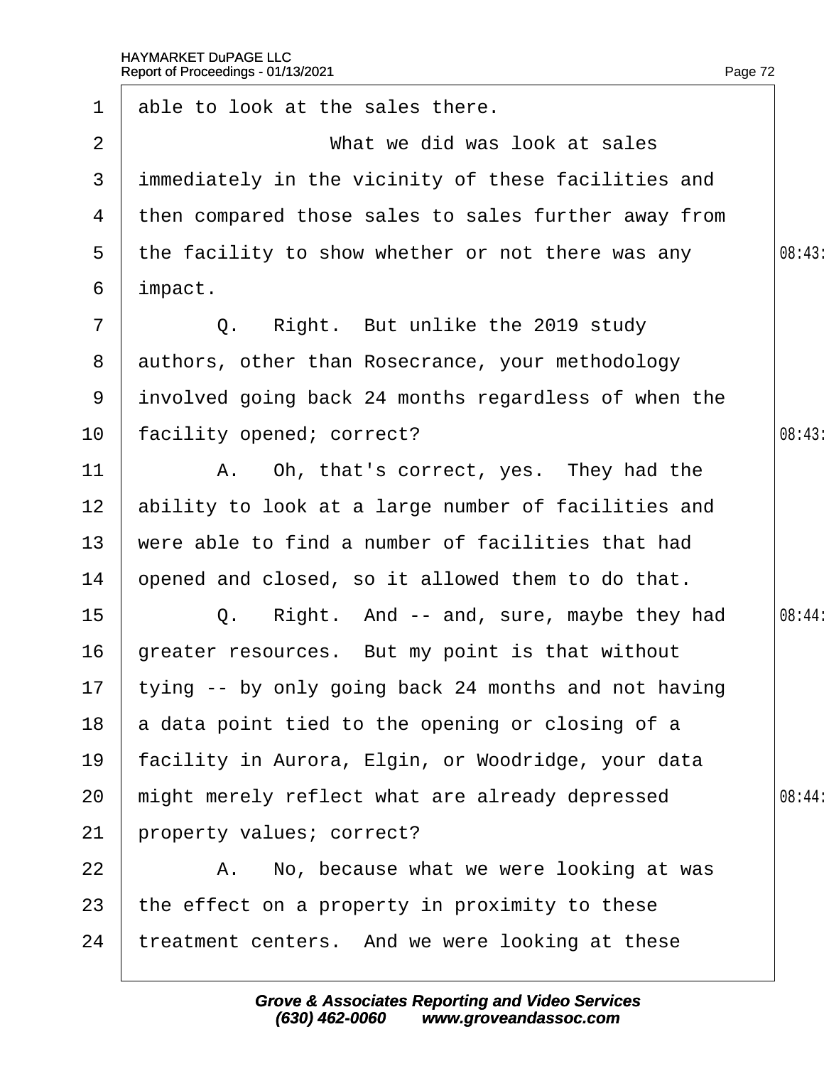able to look at the sales there.

What we did was look at sales immediately in the vicinity of these facilities and then compared those sales to sales further away from the facility to show whether or not there was any impact.

Q. Right. But unlike the 2019 study authors, other than Rosecrance, your methodology involved going back 24 months regardless of when the facility opened; correct?

A. Oh, that's correct, yes. They had the ability to look at a large number of facilities and were able to find a number of facilities that had opened and closed, so it allowed them to do that.

Q. Right. And -- and, sure, maybe they had greater resources. But my point is that without tying -- by only going back 24 months and not having a data point tied to the opening or closing of a facility in Aurora, Elgin, or Woodridge, your data might merely reflect what are already depressed property values; correct?

A. No, because what we were looking at was the effect on a property in proximity to these treatment centers. And we were looking at these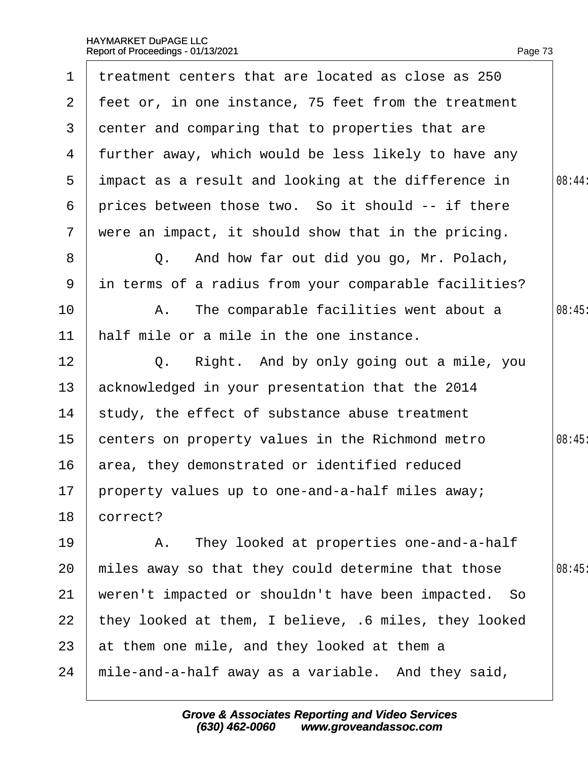treatment centers that are located as close as 250 feet or, in one instance, 75 feet from the treatment center and comparing that to properties that are further away, which would be less likely to have any impact as a result and looking at the difference in prices between those two. So it should -- if there were an impact, it should show that in the pricing.

Q. And how far out did you go, Mr. Polach, in terms of a radius from your comparable facilities?

A. The comparable facilities went about a half mile or a mile in the one instance.

Q. Right. And by only going out a mile, you acknowledged in your presentation that the 2014 study, the effect of substance abuse treatment centers on property values in the Richmond metro area, they demonstrated or identified reduced property values up to one-and-a-half miles away; correct?

A. They looked at properties one-and-a-half miles away so that they could determine that those weren't impacted or shouldn't have been impacted. So they looked at them, I believe, .6 miles, they looked at them one mile, and they looked at them a mile-and-a-half away as a variable. And they said,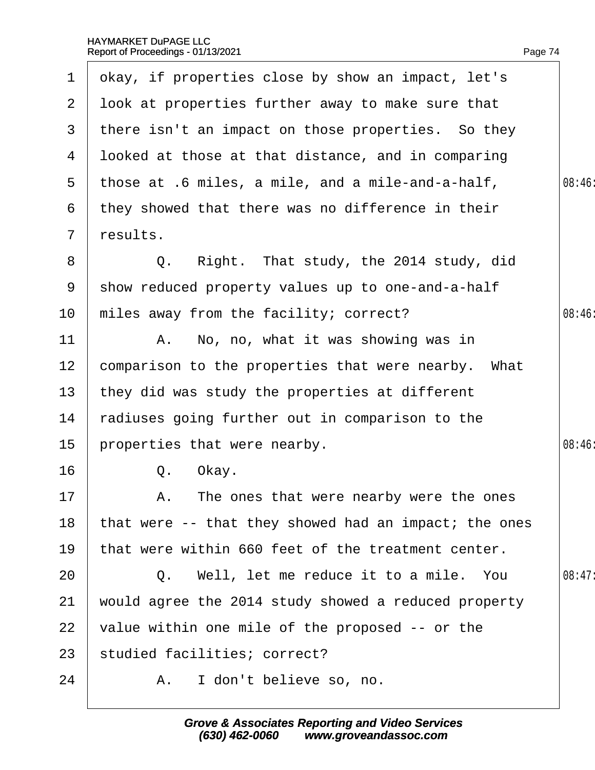okay, if properties close by show an impact, let's look at properties further away to make sure that there isn't an impact on those properties. So they looked at those at that distance, and in comparing those at .6 miles, a mile, and a mile-and-a-half, they showed that there was no difference in their results.

Q. Right. That study, the 2014 study, did show reduced property values up to one-and-a-half miles away from the facility; correct?

A. No, no, what it was showing was in comparison to the properties that were nearby. What they did was study the properties at different radiuses going further out in comparison to the properties that were nearby.

Q. Okay.

A. The ones that were nearby were the ones that were -- that they showed had an impact; the ones that were within 660 feet of the treatment center.

Q. Well, let me reduce it to a mile. You would agree the 2014 study showed a reduced property value within one mile of the proposed -- or the studied facilities; correct?

A. I don't believe so, no.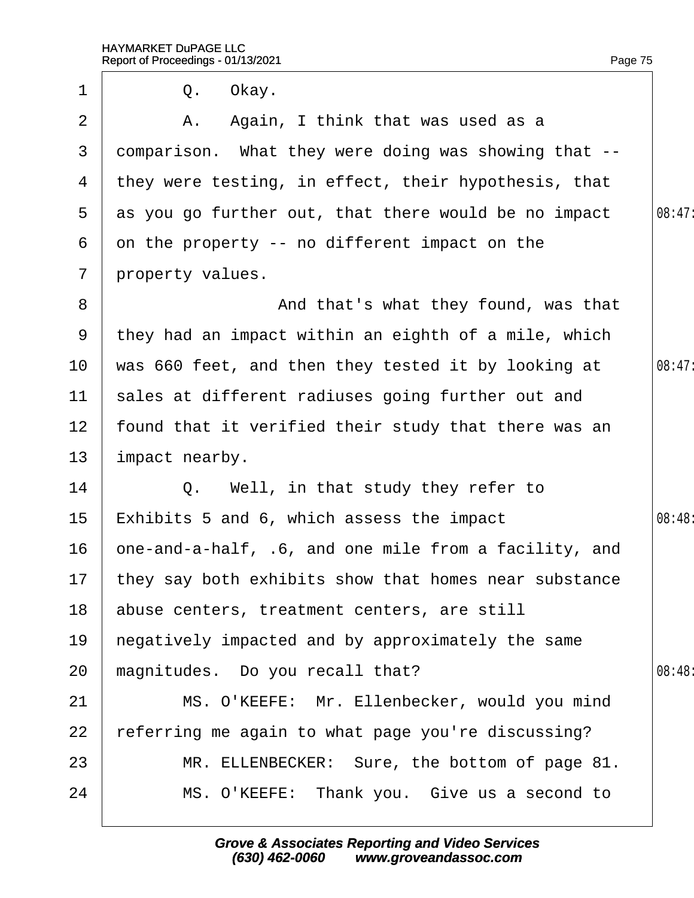Q. Okay.

A. Again, I think that was used as a comparison. What they were doing was showing that -- they were testing, in effect, their hypothesis, that as you go further out, that there would be no impact on the property -- no different impact on the property values.

And that's what they found, was that they had an impact within an eighth of a mile, which was 660 feet, and then they tested it by looking at sales at different radiuses going further out and found that it verified their study that there was an impact nearby.

Q. Well, in that study they refer to Exhibits 5 and 6, which assess the impact one-and-a-half, .6, and one mile from a facility, and they say both exhibits show that homes near substance abuse centers, treatment centers, are still negatively impacted and by approximately the same magnitudes. Do you recall that?

MS. O'KEEFE: Mr. Ellenbecker, would you mind referring me again to what page you're discussing?

MR. ELLENBECKER: Sure, the bottom of page 81.

MS. O'KEEFE: Thank you. Give us a second to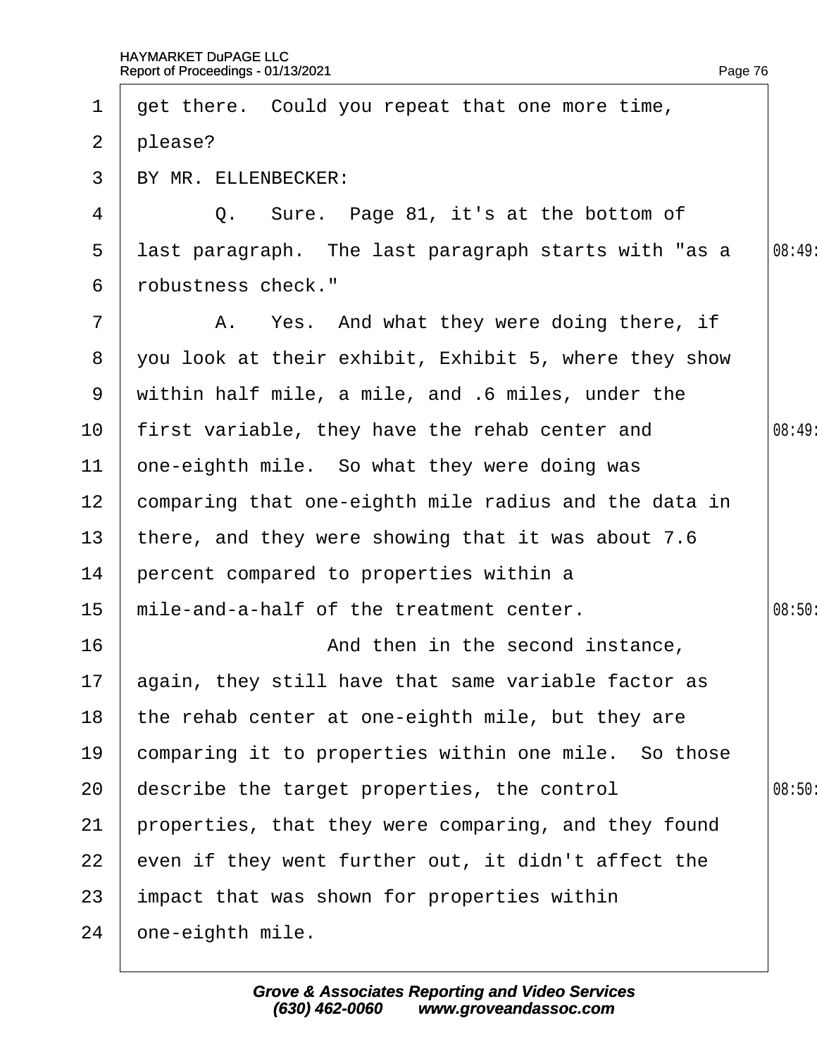get there. Could you repeat that one more time, please?

BY MR. ELLENBECKER:

Q. Sure. Page 81, it's at the bottom of last paragraph. The last paragraph starts with "as a robustness check."

A. Yes. And what they were doing there, if you look at their exhibit, Exhibit 5, where they show within half mile, a mile, and .6 miles, under the first variable, they have the rehab center and one-eighth mile. So what they were doing was comparing that one-eighth mile radius and the data in there, and they were showing that it was about 7.6 percent compared to properties within a mile-and-a-half of the treatment center.

And then in the second instance, again, they still have that same variable factor as the rehab center at one-eighth mile, but they are comparing it to properties within one mile. So those describe the target properties, the control properties, that they were comparing, and they found even if they went further out, it didn't affect the impact that was shown for properties within one-eighth mile.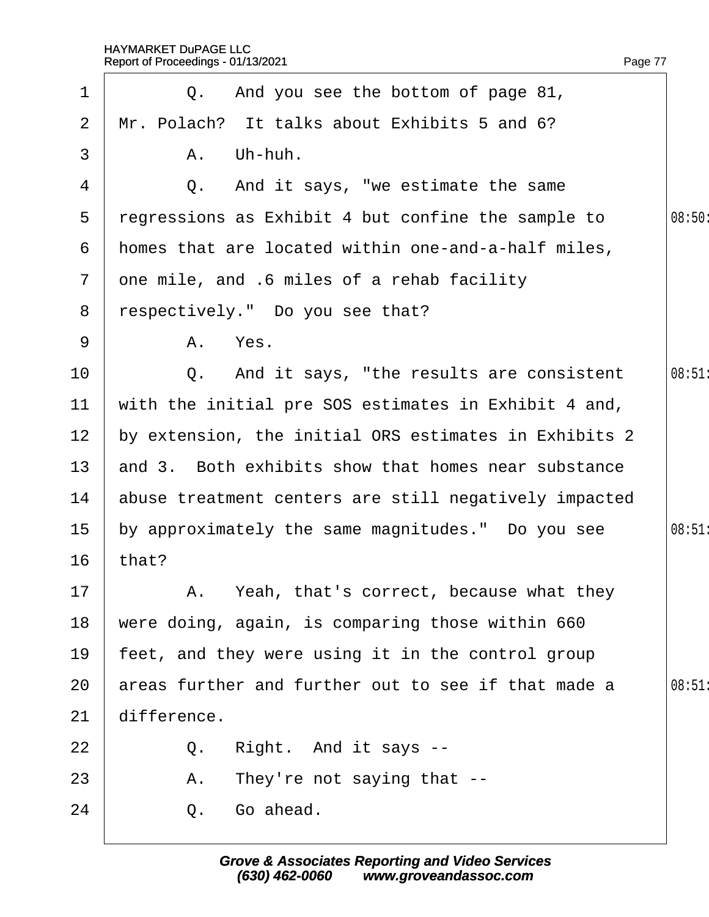1 Q. And you see the bottom of page 81,

2 Mr. Polach? It talks about Exhibits 5 and 6?

3 A. Uh-huh.

4 Q. And it says, "we estimate the same

5 regressions as Exhibit 4 but confine the sample to 08:50

6 homes that are located within one-and-a-half miles,

7 one mile, and .6 miles of a rehab facility

8 respectively." Do you see that?

9 A. Yes.

10 Q. And it says, "the results are consistent 08:51

11 with the initial pre SOS estimates in Exhibit 4 and,

12 by extension, the initial ORS estimates in Exhibits 2

13 and 3. Both exhibits show that homes near substance

14 abuse treatment centers are still negatively impacted

15 by approximately the same magnitudes." Do you see 08:51

16 that?

17 A. Yeah, that's correct, because what they

18 were doing, again, is comparing those within 660

19 feet, and they were using it in the control group

20 areas further and further out to see if that made a 08:51

21 difference.

22 Q. Right. And it says --

23 A. They're not saying that --

24 Q. Go ahead.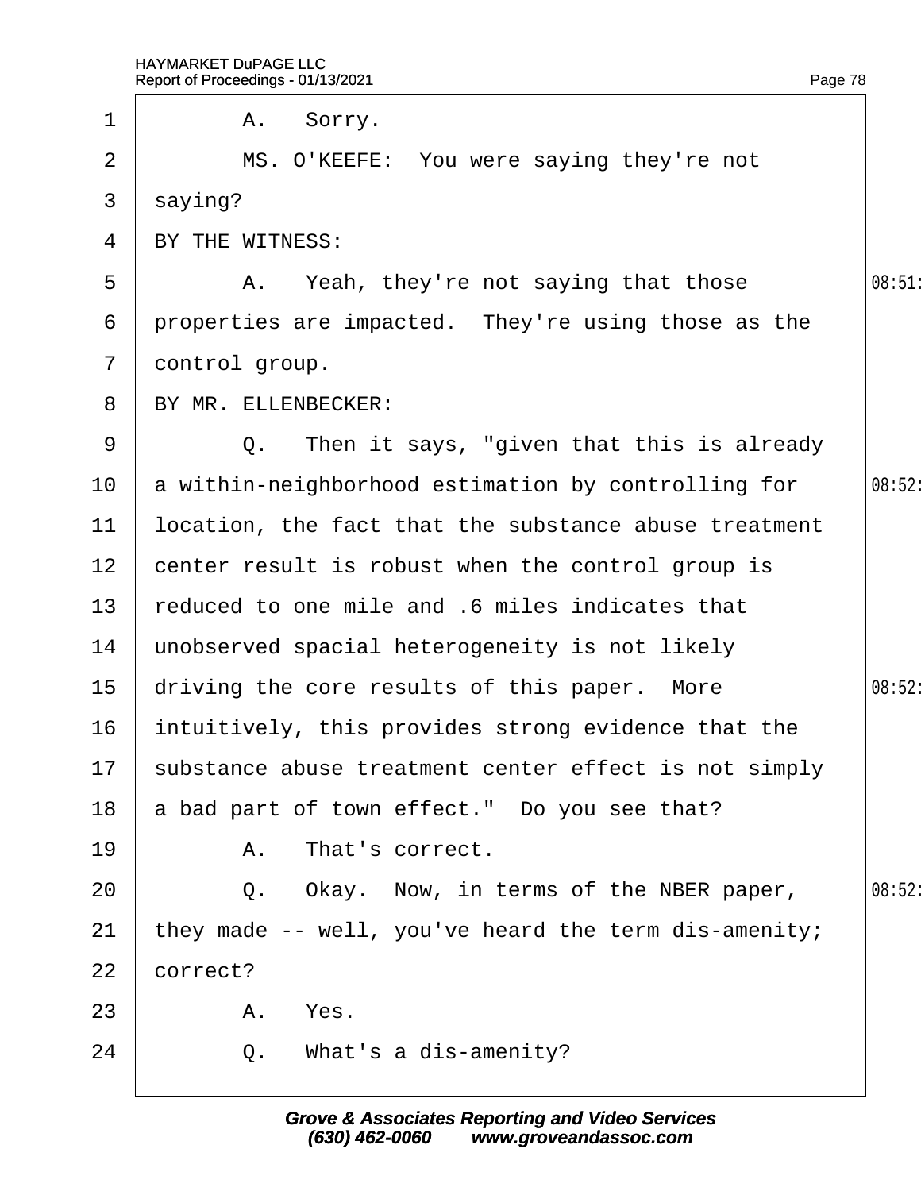1 A. Sorry.

2 MS. O'KEEFE: You were saying they're not

3 saying?

4 BY THE WITNESS:

5 A. Yeah, they're not saying that those

6 properties are impacted. They're using those as the

7 control group.

8 BY MR. ELLENBECKER:

9 Q. Then it says, "given that this is already

10 a within-neighborhood estimation by controlling for

11 location, the fact that the substance abuse treatment

12 center result is robust when the control group is

13 reduced to one mile and .6 miles indicates that

14 unobserved spacial heterogeneity is not likely

15 driving the core results of this paper. More

16 intuitively, this provides strong evidence that the

17 substance abuse treatment center effect is not simply

18 a bad part of town effect." Do you see that?

19 A. That's correct.

20 Q. Okay. Now, in terms of the NBER paper,

21 they made -- well, you've heard the term dis-amenity;

22 correct?

23 A. Yes.

24 Q. What's a dis-amenity?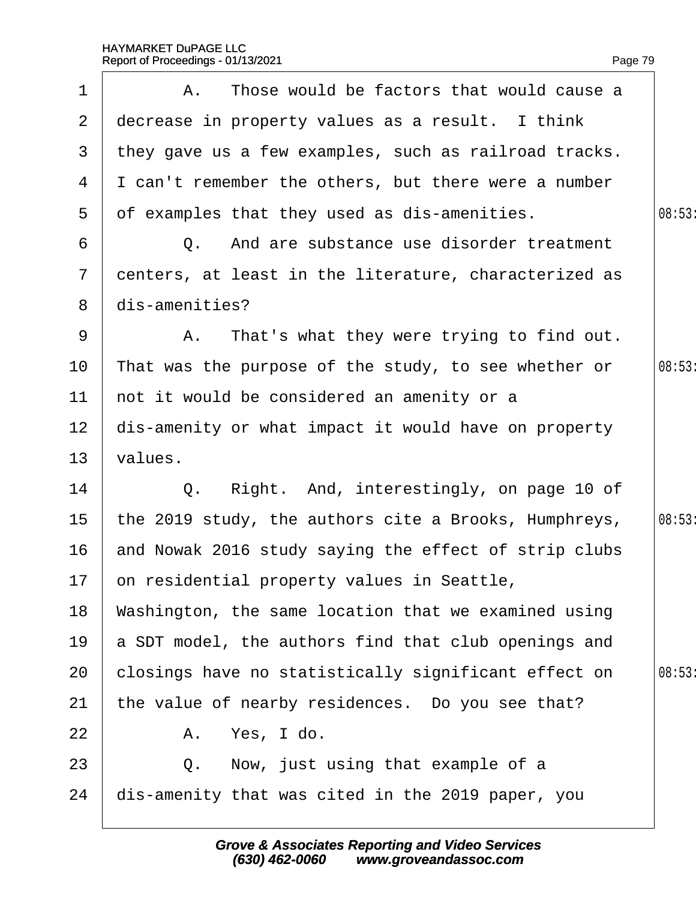A. Those would be factors that would cause a decrease in property values as a result. I think they gave us a few examples, such as railroad tracks. I can't remember the others, but there were a number of examples that they used as dis-amenities.

Q. And are substance use disorder treatment centers, at least in the literature, characterized as dis-amenities?

A. That's what they were trying to find out. That was the purpose of the study, to see whether or not it would be considered an amenity or a dis-amenity or what impact it would have on property values.

Q. Right. And, interestingly, on page 10 of the 2019 study, the authors cite a Brooks, Humphreys, and Nowak 2016 study saying the effect of strip clubs on residential property values in Seattle, Washington, the same location that we examined using a SDT model, the authors find that club openings and closings have no statistically significant effect on the value of nearby residences. Do you see that?

A. Yes, I do.

Q. Now, just using that example of a dis-amenity that was cited in the 2019 paper, you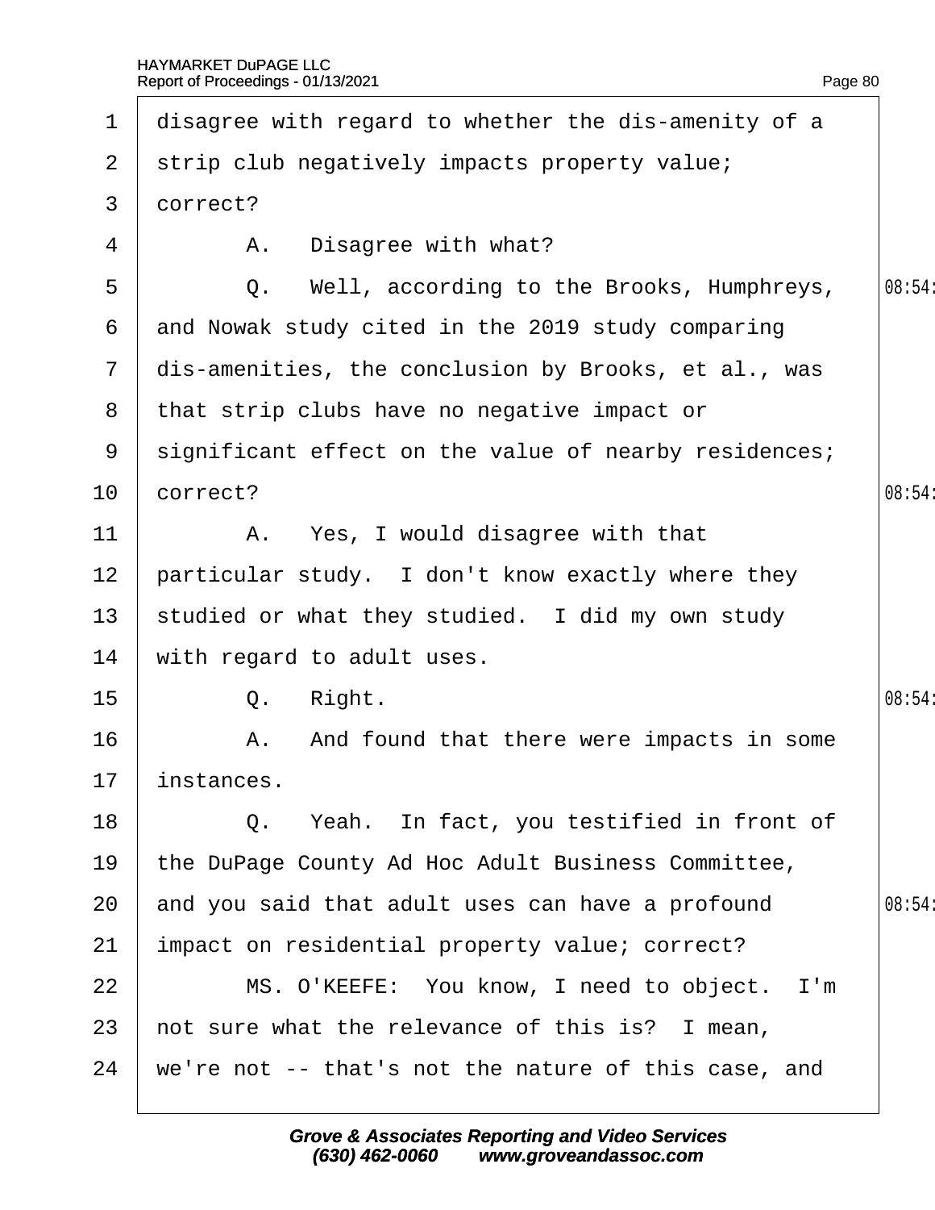1 disagree with regard to whether the dis-amenity of a
2 strip club negatively impacts property value;
3 correct?
4 A. Disagree with what?
5 Q. Well, according to the Brooks, Humphreys,
6 and Nowak study cited in the 2019 study comparing
7 dis-amenities, the conclusion by Brooks, et al., was
8 that strip clubs have no negative impact or
9 significant effect on the value of nearby residences;
10 correct?
11 A. Yes, I would disagree with that
12 particular study. I don't know exactly where they
13 studied or what they studied. I did my own study
14 with regard to adult uses.
15 Q. Right.
16 A. And found that there were impacts in some
17 instances.
18 Q. Yeah. In fact, you testified in front of
19 the DuPage County Ad Hoc Adult Business Committee,
20 and you said that adult uses can have a profound
21 impact on residential property value; correct?
22 MS. O'KEEFE: You know, I need to object. I'm
23 not sure what the relevance of this is? I mean,
24 we're not -- that's not the nature of this case, and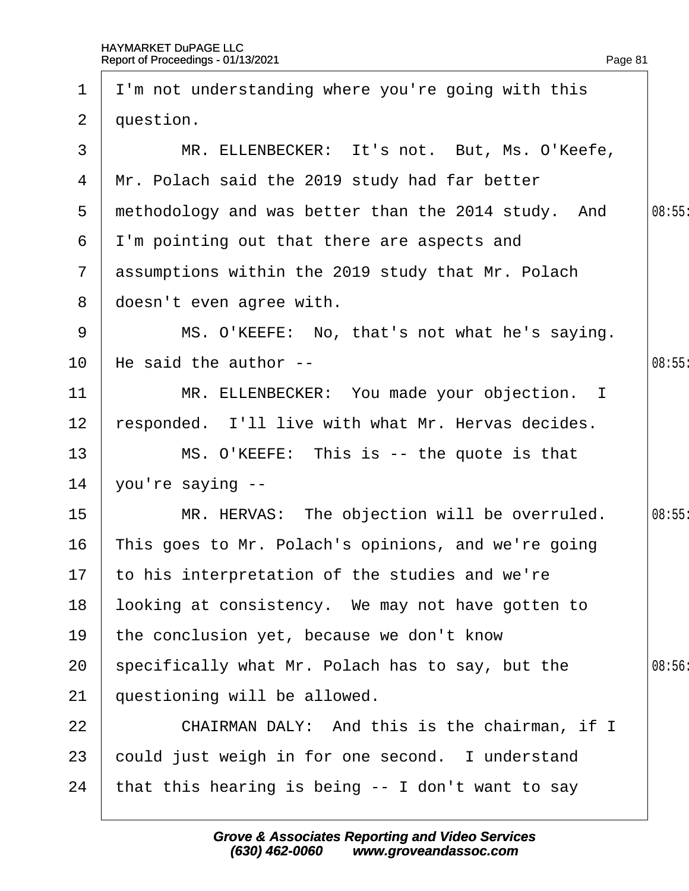I'm not understanding where you're going with this question.

MR. ELLENBECKER: It's not. But, Ms. O'Keefe, Mr. Polach said the 2019 study had far better methodology and was better than the 2014 study. And I'm pointing out that there are aspects and assumptions within the 2019 study that Mr. Polach doesn't even agree with.

MS. O'KEEFE: No, that's not what he's saying. He said the author --

MR. ELLENBECKER: You made your objection. I responded. I'll live with what Mr. Hervas decides.

MS. O'KEEFE: This is -- the quote is that you're saying --

MR. HERVAS: The objection will be overruled. This goes to Mr. Polach's opinions, and we're going to his interpretation of the studies and we're looking at consistency. We may not have gotten to the conclusion yet, because we don't know specifically what Mr. Polach has to say, but the questioning will be allowed.

CHAIRMAN DALY: And this is the chairman, if I could just weigh in for one second. I understand that this hearing is being -- I don't want to say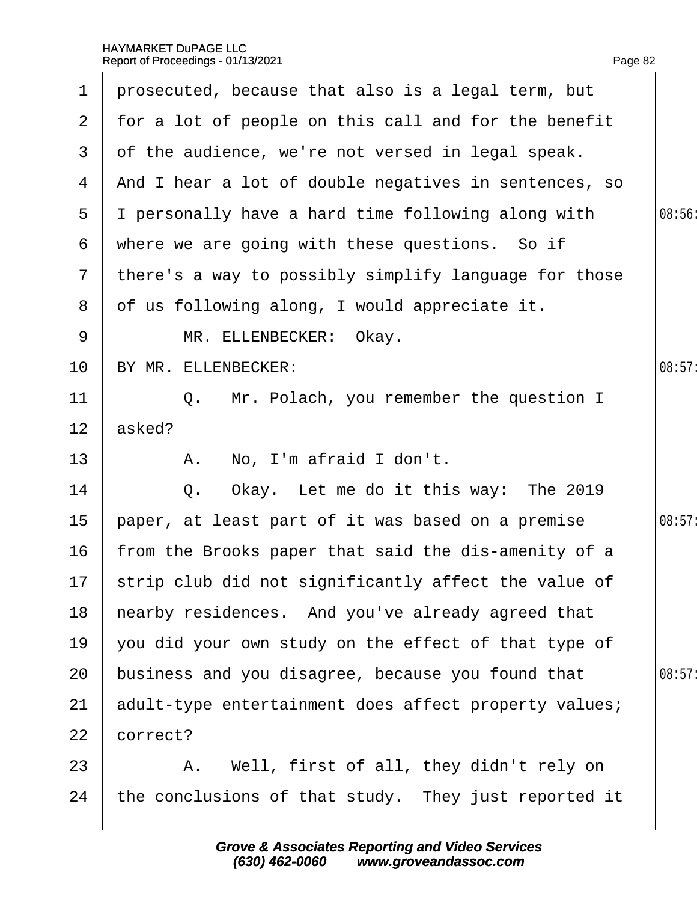prosecuted, because that also is a legal term, but for a lot of people on this call and for the benefit of the audience, we're not versed in legal speak. And I hear a lot of double negatives in sentences, so I personally have a hard time following along with where we are going with these questions. So if there's a way to possibly simplify language for those of us following along, I would appreciate it.

MR. ELLENBECKER: Okay.

BY MR. ELLENBECKER:

Q. Mr. Polach, you remember the question I asked?

A. No, I'm afraid I don't.

Q. Okay. Let me do it this way: The 2019 paper, at least part of it was based on a premise from the Brooks paper that said the dis-amenity of a strip club did not significantly affect the value of nearby residences. And you've already agreed that you did your own study on the effect of that type of business and you disagree, because you found that adult-type entertainment does affect property values; correct?

A. Well, first of all, they didn't rely on the conclusions of that study. They just reported it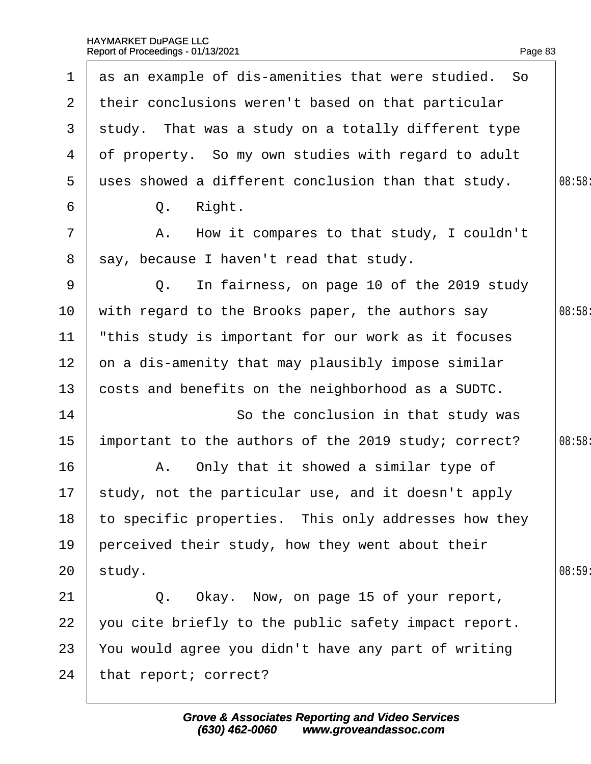as an example of dis-amenities that were studied. So their conclusions weren't based on that particular study. That was a study on a totally different type of property. So my own studies with regard to adult uses showed a different conclusion than that study.

Q. Right.

A. How it compares to that study, I couldn't say, because I haven't read that study.

Q. In fairness, on page 10 of the 2019 study with regard to the Brooks paper, the authors say "this study is important for our work as it focuses on a dis-amenity that may plausibly impose similar costs and benefits on the neighborhood as a SUDTC.

So the conclusion in that study was important to the authors of the 2019 study; correct?

A. Only that it showed a similar type of study, not the particular use, and it doesn't apply to specific properties. This only addresses how they perceived their study, how they went about their study.

Q. Okay. Now, on page 15 of your report, you cite briefly to the public safety impact report. You would agree you didn't have any part of writing that report; correct?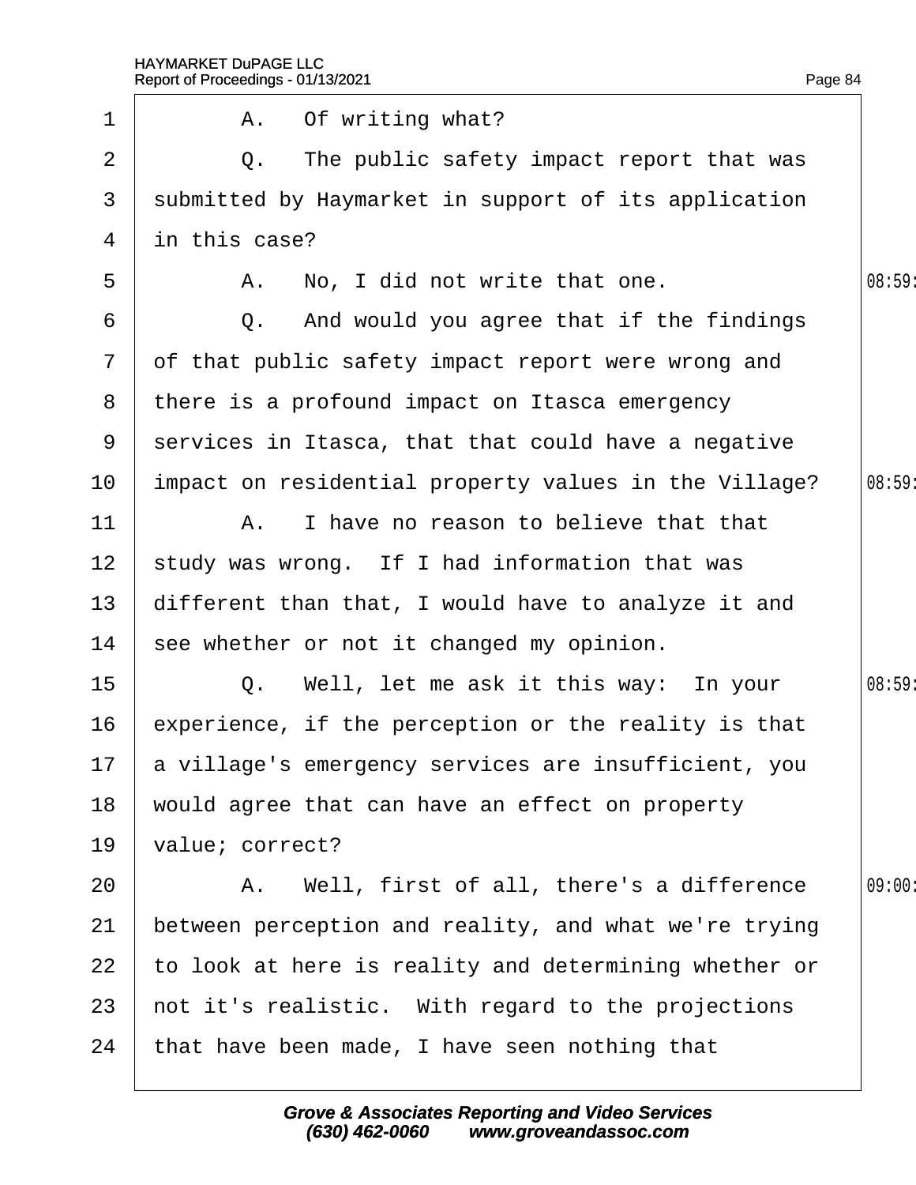A. Of writing what?

Q. The public safety impact report that was submitted by Haymarket in support of its application in this case?

A. No, I did not write that one.

Q. And would you agree that if the findings of that public safety impact report were wrong and there is a profound impact on Itasca emergency services in Itasca, that that could have a negative impact on residential property values in the Village?

A. I have no reason to believe that that study was wrong. If I had information that was different than that, I would have to analyze it and see whether or not it changed my opinion.

Q. Well, let me ask it this way: In your experience, if the perception or the reality is that a village's emergency services are insufficient, you would agree that can have an effect on property value; correct?

A. Well, first of all, there's a difference between perception and reality, and what we're trying to look at here is reality and determining whether or not it's realistic. With regard to the projections that have been made, I have seen nothing that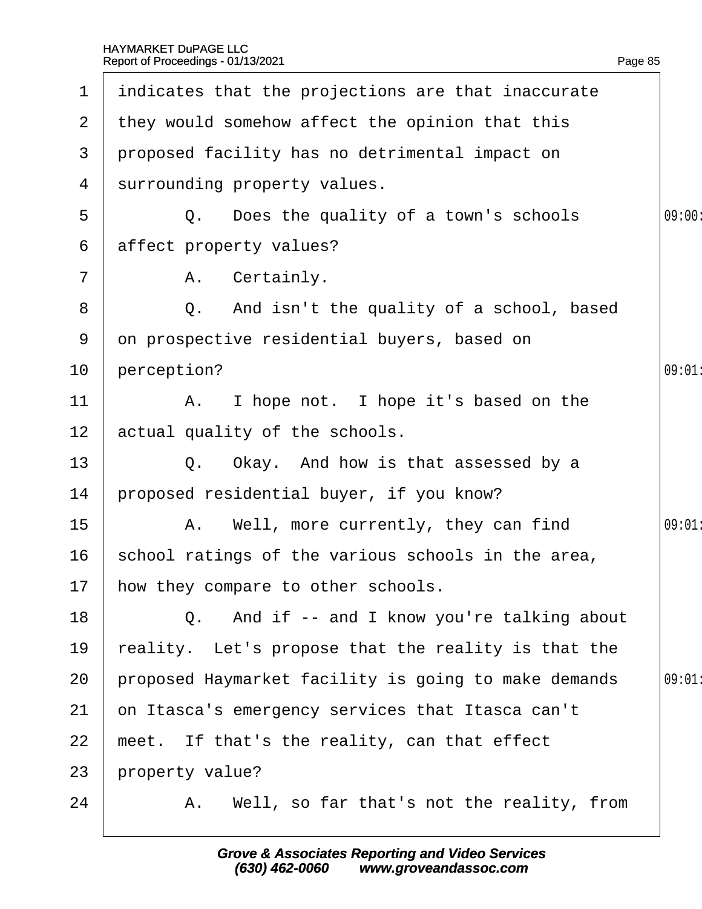1 indicates that the projections are that inaccurate
2 they would somehow affect the opinion that this
3 proposed facility has no detrimental impact on
4 surrounding property values.
5 Q. Does the quality of a town's schools
6 affect property values?
7 A. Certainly.
8 Q. And isn't the quality of a school, based
9 on prospective residential buyers, based on
10 perception?
11 A. I hope not. I hope it's based on the
12 actual quality of the schools.
13 Q. Okay. And how is that assessed by a
14 proposed residential buyer, if you know?
15 A. Well, more currently, they can find
16 school ratings of the various schools in the area,
17 how they compare to other schools.
18 Q. And if -- and I know you're talking about
19 reality. Let's propose that the reality is that the
20 proposed Haymarket facility is going to make demands
21 on Itasca's emergency services that Itasca can't
22 meet. If that's the reality, can that effect
23 property value?
24 A. Well, so far that's not the reality, from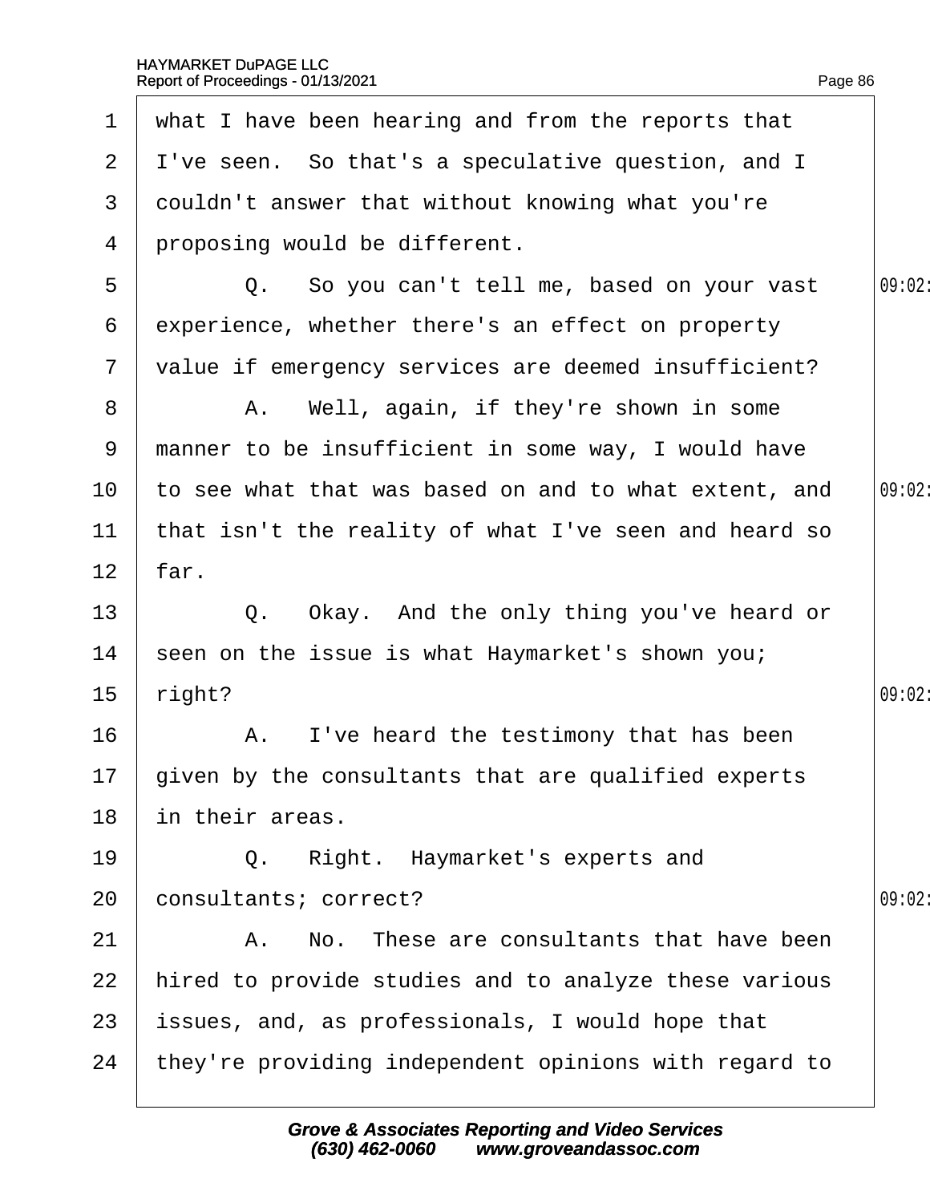1 what I have been hearing and from the reports that
2 I've seen. So that's a speculative question, and I
3 couldn't answer that without knowing what you're
4 proposing would be different.
5 Q. So you can't tell me, based on your vast
6 experience, whether there's an effect on property
7 value if emergency services are deemed insufficient?
8 A. Well, again, if they're shown in some
9 manner to be insufficient in some way, I would have
10 to see what that was based on and to what extent, and
11 that isn't the reality of what I've seen and heard so
12 far.
13 Q. Okay. And the only thing you've heard or
14 seen on the issue is what Haymarket's shown you;
15 right?
16 A. I've heard the testimony that has been
17 given by the consultants that are qualified experts
18 in their areas.
19 Q. Right. Haymarket's experts and
20 consultants; correct?
21 A. No. These are consultants that have been
22 hired to provide studies and to analyze these various
23 issues, and, as professionals, I would hope that
24 they're providing independent opinions with regard to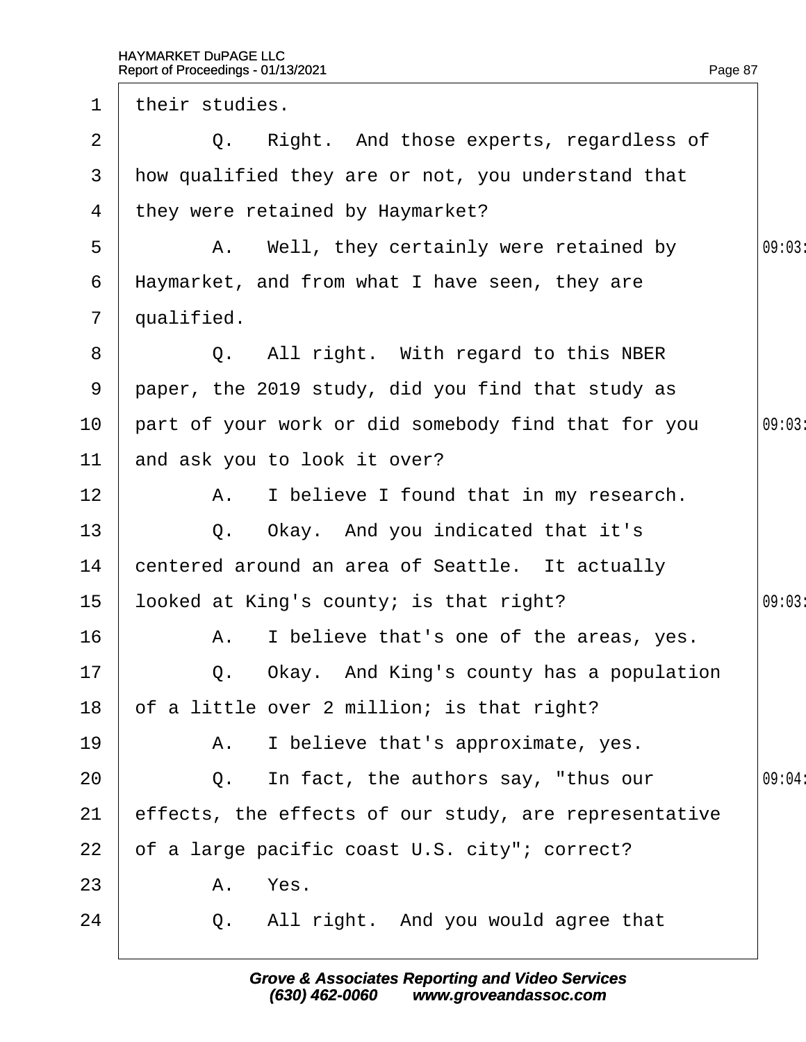1 their studies.

2 Q. Right. And those experts, regardless of

3 how qualified they are or not, you understand that

4 they were retained by Haymarket?

5 A. Well, they certainly were retained by

6 Haymarket, and from what I have seen, they are

7 qualified.

8 Q. All right. With regard to this NBER

9 paper, the 2019 study, did you find that study as

10 part of your work or did somebody find that for you

11 and ask you to look it over?

12 A. I believe I found that in my research.

13 Q. Okay. And you indicated that it's

14 centered around an area of Seattle. It actually

15 looked at King's county; is that right?

16 A. I believe that's one of the areas, yes.

17 Q. Okay. And King's county has a population

18 of a little over 2 million; is that right?

19 A. I believe that's approximate, yes.

20 Q. In fact, the authors say, "thus our

21 effects, the effects of our study, are representative

22 of a large pacific coast U.S. city"; correct?

23 A. Yes.

24 Q. All right. And you would agree that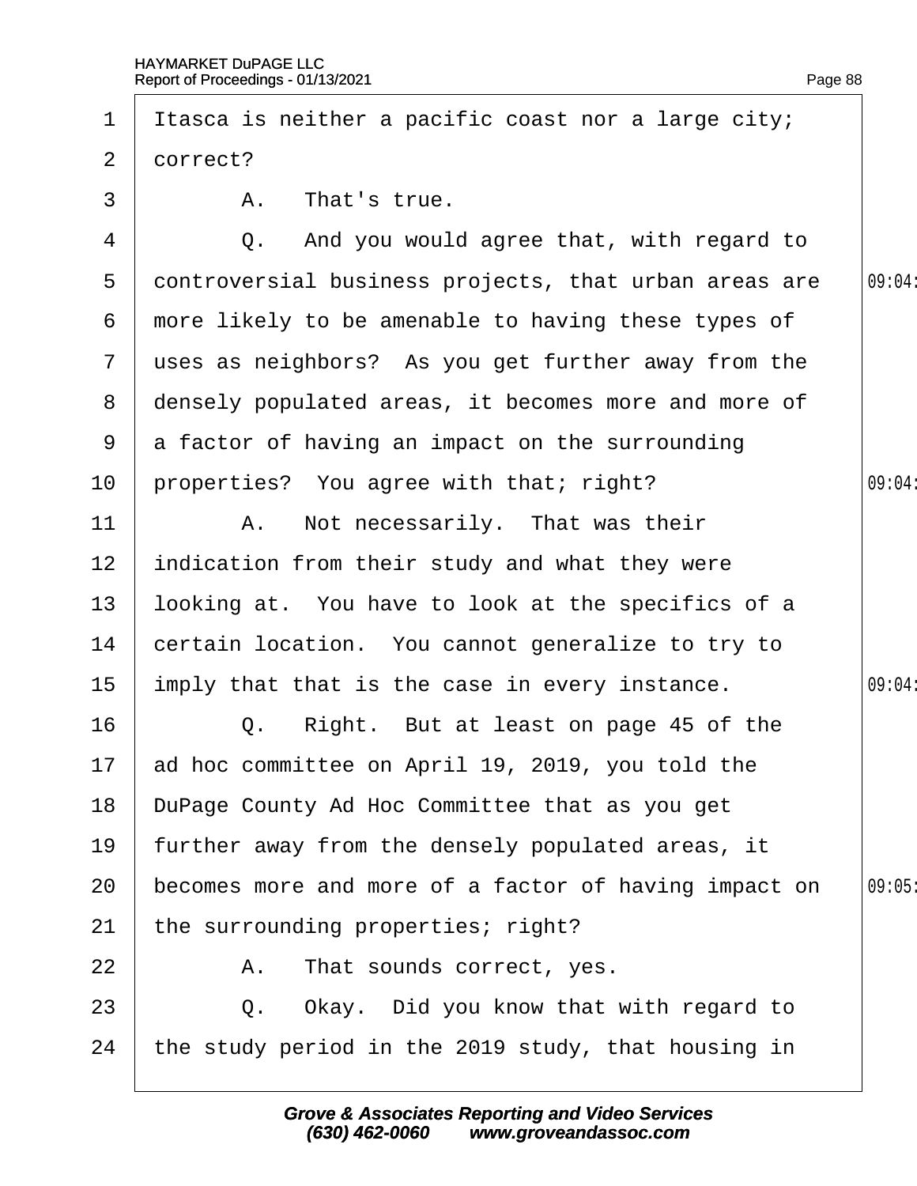1 Itasca is neither a pacific coast nor a large city;
2 correct?
3 A. That's true.
4 Q. And you would agree that, with regard to
5 controversial business projects, that urban areas are
6 more likely to be amenable to having these types of
7 uses as neighbors? As you get further away from the
8 densely populated areas, it becomes more and more of
9 a factor of having an impact on the surrounding
10 properties? You agree with that; right?
11 A. Not necessarily. That was their
12 indication from their study and what they were
13 looking at. You have to look at the specifics of a
14 certain location. You cannot generalize to try to
15 imply that that is the case in every instance.
16 Q. Right. But at least on page 45 of the
17 ad hoc committee on April 19, 2019, you told the
18 DuPage County Ad Hoc Committee that as you get
19 further away from the densely populated areas, it
20 becomes more and more of a factor of having impact on
21 the surrounding properties; right?
22 A. That sounds correct, yes.
23 Q. Okay. Did you know that with regard to
24 the study period in the 2019 study, that housing in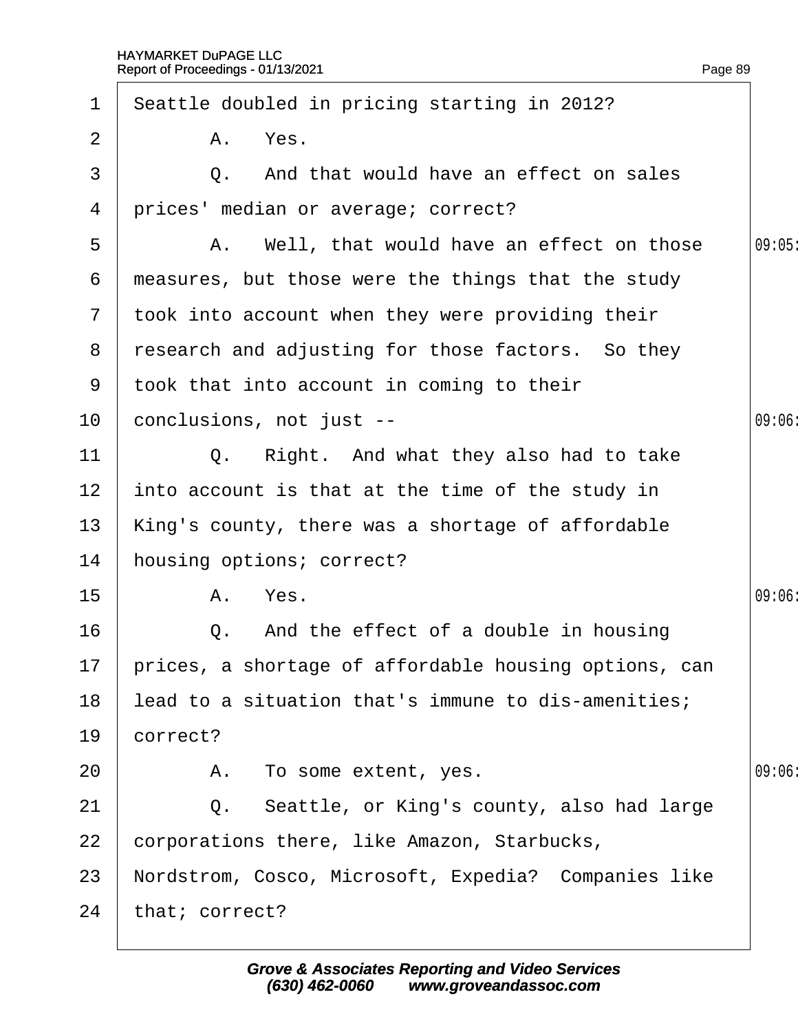1 Seattle doubled in pricing starting in 2012?

2 A. Yes.

3 Q. And that would have an effect on sales

4 prices' median or average; correct?

5 A. Well, that would have an effect on those

6 measures, but those were the things that the study

7 took into account when they were providing their

8 research and adjusting for those factors. So they

9 took that into account in coming to their

10 conclusions, not just --

11 Q. Right. And what they also had to take

12 into account is that at the time of the study in

13 King's county, there was a shortage of affordable

14 housing options; correct?

15 A. Yes.

16 Q. And the effect of a double in housing

17 prices, a shortage of affordable housing options, can

18 lead to a situation that's immune to dis-amenities;

19 correct?

20 A. To some extent, yes.

21 Q. Seattle, or King's county, also had large

22 corporations there, like Amazon, Starbucks,

23 Nordstrom, Cosco, Microsoft, Expedia? Companies like

24 that; correct?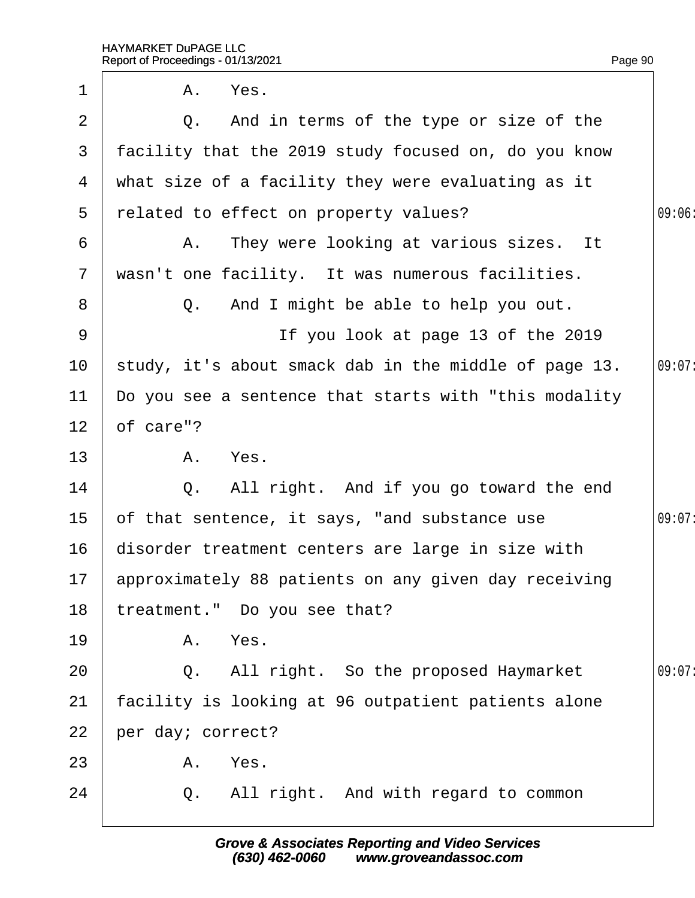1 A. Yes.

2 Q. And in terms of the type or size of the

3 facility that the 2019 study focused on, do you know

4 what size of a facility they were evaluating as it

5 related to effect on property values?

6 A. They were looking at various sizes. It

7 wasn't one facility. It was numerous facilities.

8 Q. And I might be able to help you out.

9 If you look at page 13 of the 2019

10 study, it's about smack dab in the middle of page 13.

11 Do you see a sentence that starts with "this modality

12 of care"?

13 A. Yes.

14 Q. All right. And if you go toward the end

15 of that sentence, it says, "and substance use

16 disorder treatment centers are large in size with

17 approximately 88 patients on any given day receiving

18 treatment." Do you see that?

19 A. Yes.

20 Q. All right. So the proposed Haymarket

21 facility is looking at 96 outpatient patients alone

22 per day; correct?

23 A. Yes.

24 Q. All right. And with regard to common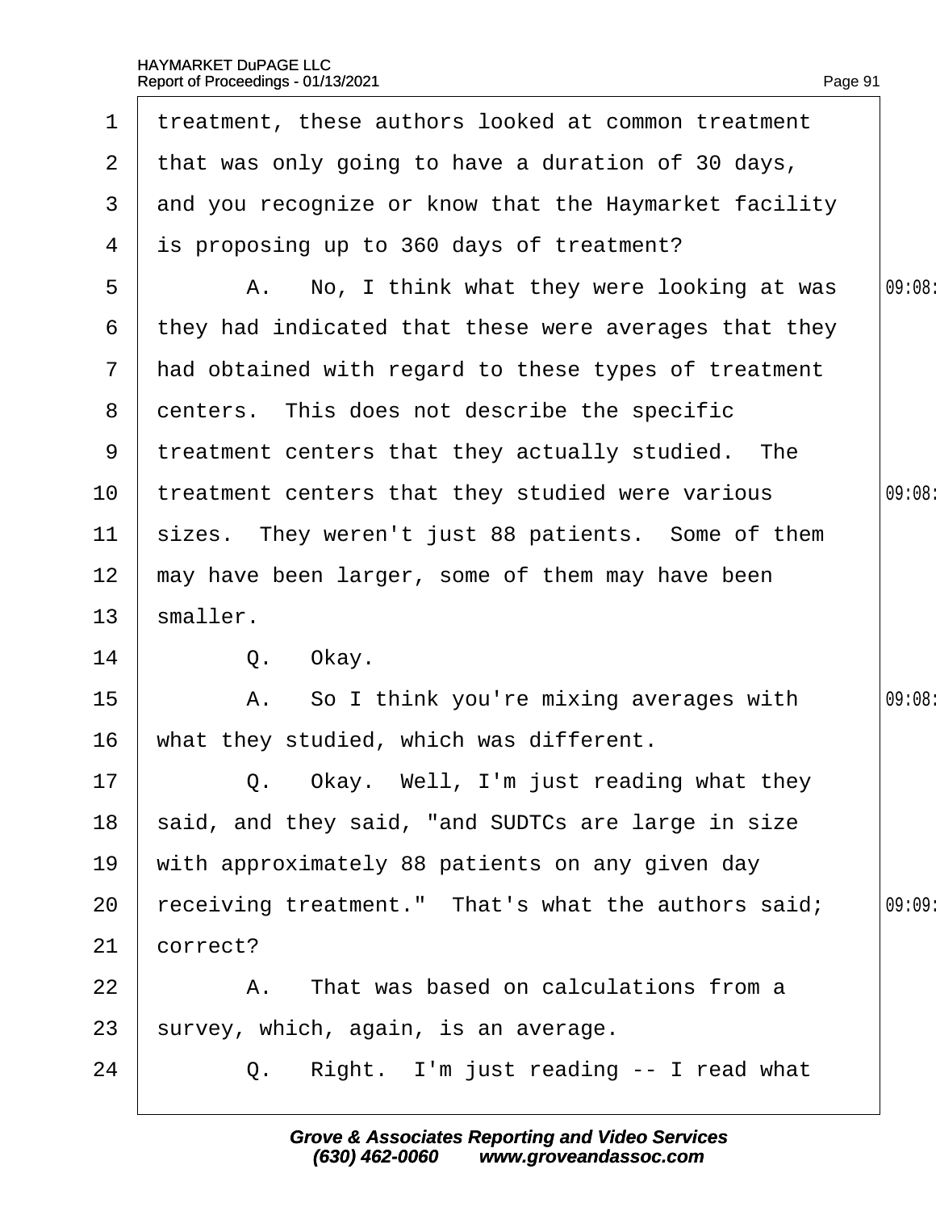1 treatment, these authors looked at common treatment
2 that was only going to have a duration of 30 days,
3 and you recognize or know that the Haymarket facility
4 is proposing up to 360 days of treatment?
5 A. No, I think what they were looking at was 09:08:
6 they had indicated that these were averages that they
7 had obtained with regard to these types of treatment
8 centers. This does not describe the specific
9 treatment centers that they actually studied. The
10 treatment centers that they studied were various 09:08:
11 sizes. They weren't just 88 patients. Some of them
12 may have been larger, some of them may have been
13 smaller.
14 Q. Okay.
15 A. So I think you're mixing averages with 09:08:
16 what they studied, which was different.
17 Q. Okay. Well, I'm just reading what they
18 said, and they said, "and SUDTCs are large in size
19 with approximately 88 patients on any given day
20 receiving treatment." That's what the authors said; 09:09:
21 correct?
22 A. That was based on calculations from a
23 survey, which, again, is an average.
24 Q. Right. I'm just reading -- I read what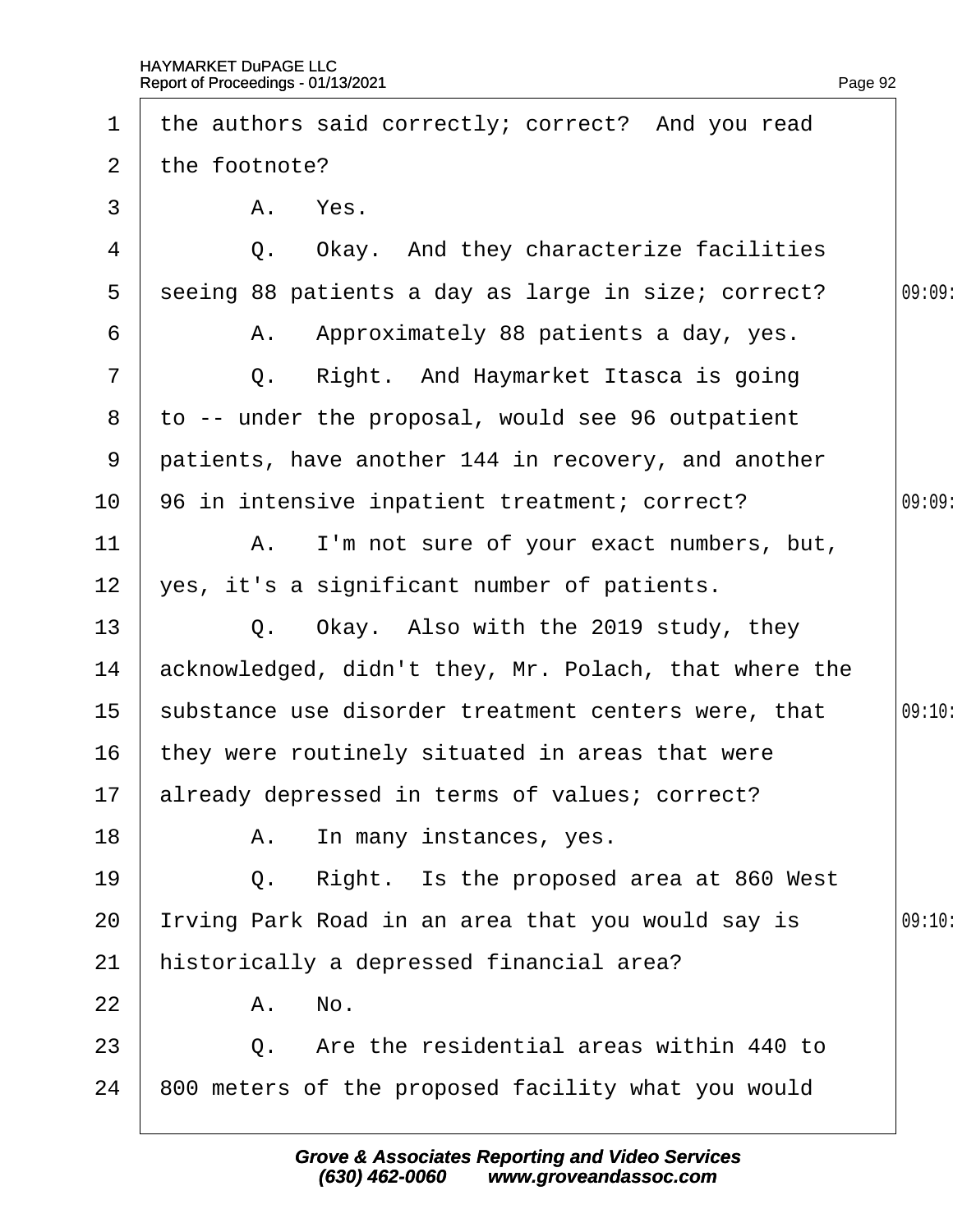1 the authors said correctly; correct? And you read
2 the footnote?
3 A. Yes.
4 Q. Okay. And they characterize facilities
5 seeing 88 patients a day as large in size; correct? 09:09
6 A. Approximately 88 patients a day, yes.
7 Q. Right. And Haymarket Itasca is going
8 to -- under the proposal, would see 96 outpatient
9 patients, have another 144 in recovery, and another
10 96 in intensive inpatient treatment; correct? 09:09
11 A. I'm not sure of your exact numbers, but,
12 yes, it's a significant number of patients.
13 Q. Okay. Also with the 2019 study, they
14 acknowledged, didn't they, Mr. Polach, that where the
15 substance use disorder treatment centers were, that 09:10
16 they were routinely situated in areas that were
17 already depressed in terms of values; correct?
18 A. In many instances, yes.
19 Q. Right. Is the proposed area at 860 West
20 Irving Park Road in an area that you would say is 09:10
21 historically a depressed financial area?
22 A. No.
23 Q. Are the residential areas within 440 to
24 800 meters of the proposed facility what you would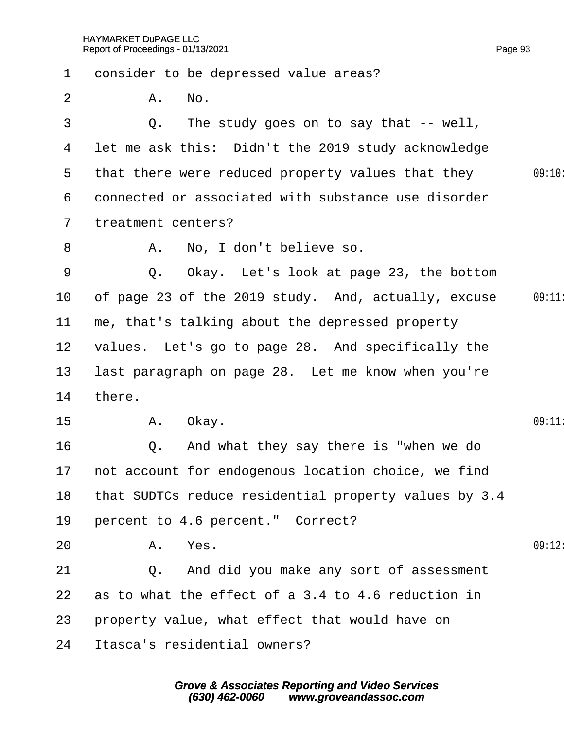consider to be depressed value areas?

A. No.

Q. The study goes on to say that -- well, let me ask this: Didn't the 2019 study acknowledge that there were reduced property values that they connected or associated with substance use disorder treatment centers?

A. No, I don't believe so.

Q. Okay. Let's look at page 23, the bottom of page 23 of the 2019 study. And, actually, excuse me, that's talking about the depressed property values. Let's go to page 28. And specifically the last paragraph on page 28. Let me know when you're there.

A. Okay.

Q. And what they say there is "when we do not account for endogenous location choice, we find that SUDTCs reduce residential property values by 3.4 percent to 4.6 percent." Correct?

A. Yes.

Q. And did you make any sort of assessment as to what the effect of a 3.4 to 4.6 reduction in property value, what effect that would have on Itasca's residential owners?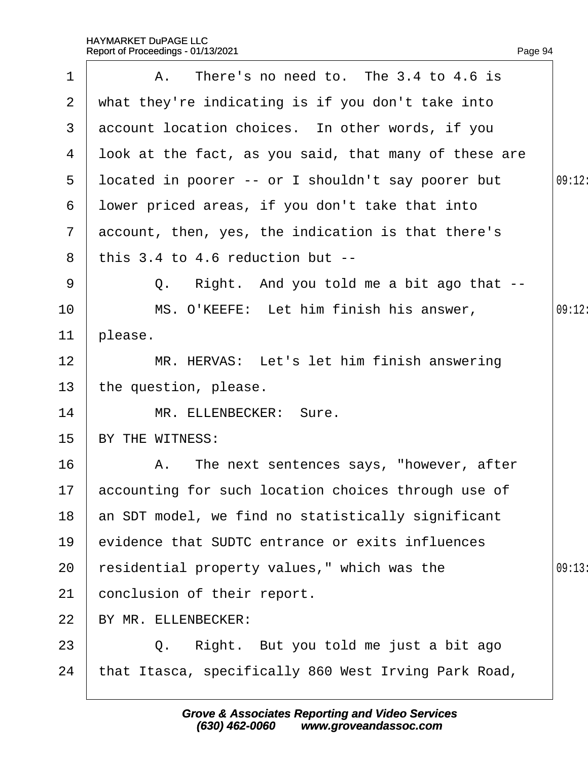1 A. There's no need to. The 3.4 to 4.6 is
2 what they're indicating is if you don't take into
3 account location choices. In other words, if you
4 look at the fact, as you said, that many of these are
5 located in poorer -- or I shouldn't say poorer but 09:12
6 lower priced areas, if you don't take that into
7 account, then, yes, the indication is that there's
8 this 3.4 to 4.6 reduction but --
9 Q. Right. And you told me a bit ago that --
10 MS. O'KEEFE: Let him finish his answer, 09:12
11 please.
12 MR. HERVAS: Let's let him finish answering
13 the question, please.
14 MR. ELLENBECKER: Sure.
15 BY THE WITNESS:
16 A. The next sentences says, "however, after
17 accounting for such location choices through use of
18 an SDT model, we find no statistically significant
19 evidence that SUDTC entrance or exits influences
20 residential property values," which was the 09:13
21 conclusion of their report.
22 BY MR. ELLENBECKER:
23 Q. Right. But you told me just a bit ago
24 that Itasca, specifically 860 West Irving Park Road,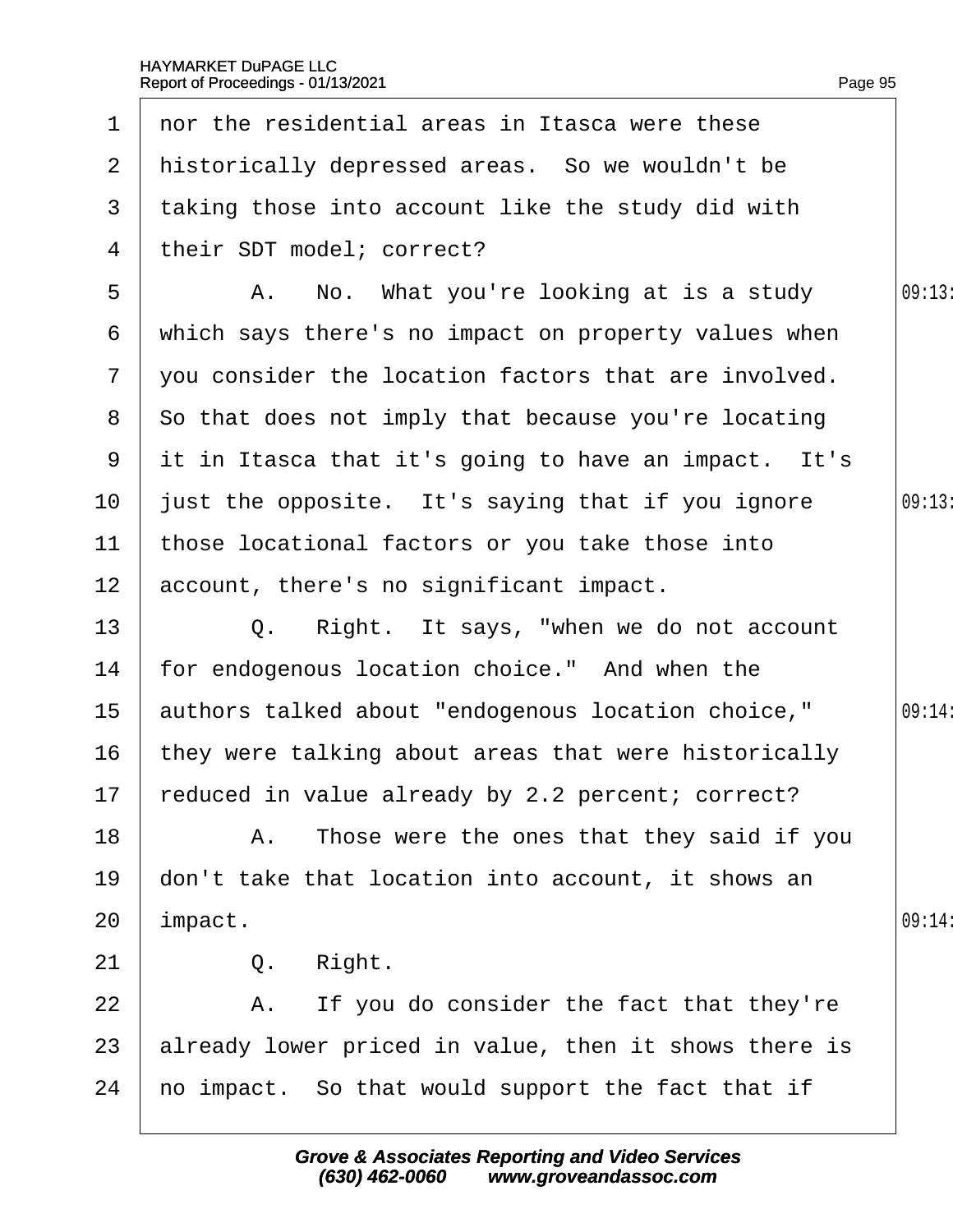1 nor the residential areas in Itasca were these
2 historically depressed areas. So we wouldn't be
3 taking those into account like the study did with
4 their SDT model; correct?
5 A. No. What you're looking at is a study
6 which says there's no impact on property values when
7 you consider the location factors that are involved.
8 So that does not imply that because you're locating
9 it in Itasca that it's going to have an impact. It's
10 just the opposite. It's saying that if you ignore
11 those locational factors or you take those into
12 account, there's no significant impact.
13 Q. Right. It says, "when we do not account
14 for endogenous location choice." And when the
15 authors talked about "endogenous location choice,"
16 they were talking about areas that were historically
17 reduced in value already by 2.2 percent; correct?
18 A. Those were the ones that they said if you
19 don't take that location into account, it shows an
20 impact.
21 Q. Right.
22 A. If you do consider the fact that they're
23 already lower priced in value, then it shows there is
24 no impact. So that would support the fact that if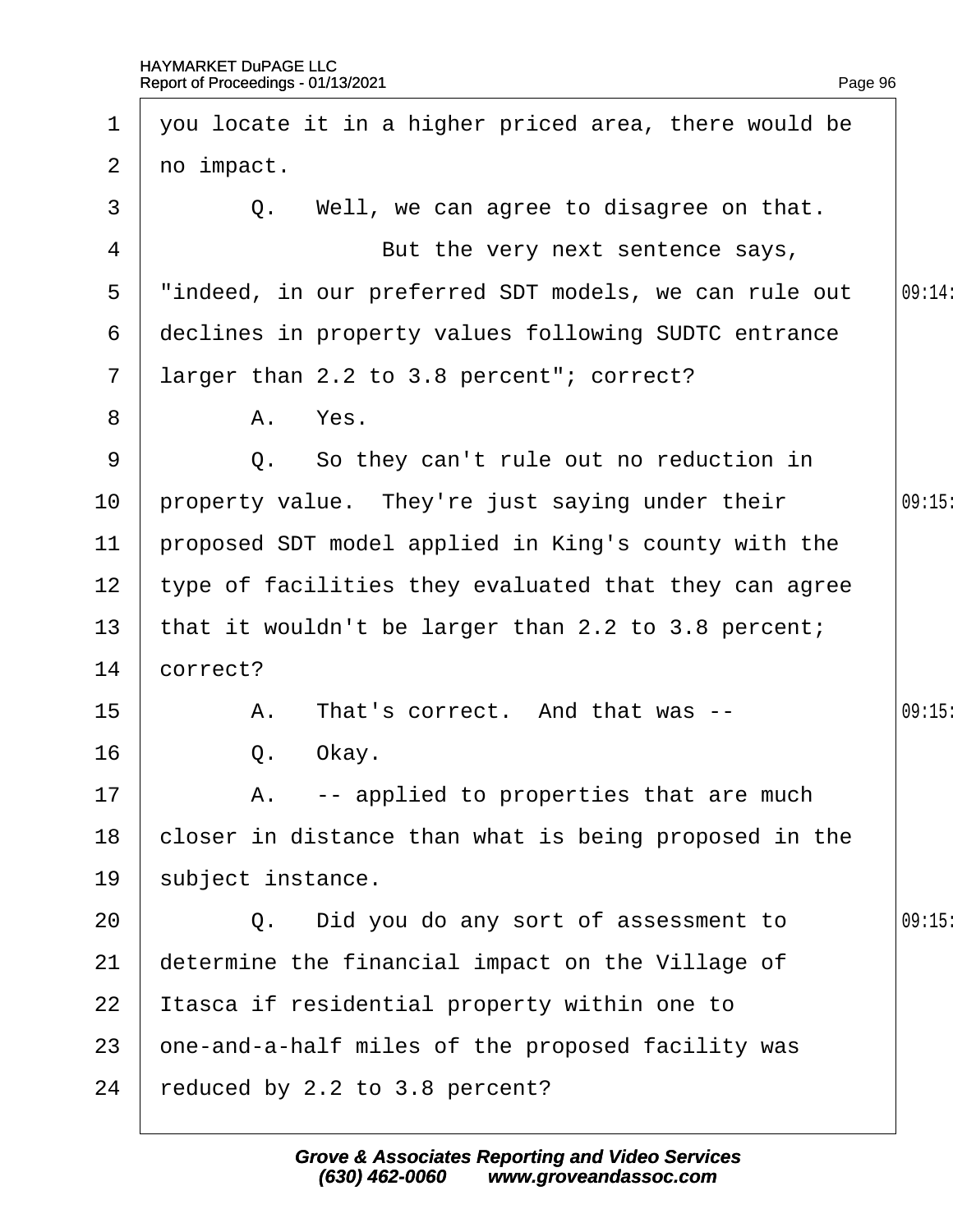1 you locate it in a higher priced area, there would be
2 no impact.
3 Q. Well, we can agree to disagree on that.
4 But the very next sentence says,
5 "indeed, in our preferred SDT models, we can rule out
6 declines in property values following SUDTC entrance
7 larger than 2.2 to 3.8 percent"; correct?
8 A. Yes.
9 Q. So they can't rule out no reduction in
10 property value. They're just saying under their
11 proposed SDT model applied in King's county with the
12 type of facilities they evaluated that they can agree
13 that it wouldn't be larger than 2.2 to 3.8 percent;
14 correct?
15 A. That's correct. And that was --
16 Q. Okay.
17 A. -- applied to properties that are much
18 closer in distance than what is being proposed in the
19 subject instance.
20 Q. Did you do any sort of assessment to
21 determine the financial impact on the Village of
22 Itasca if residential property within one to
23 one-and-a-half miles of the proposed facility was
24 reduced by 2.2 to 3.8 percent?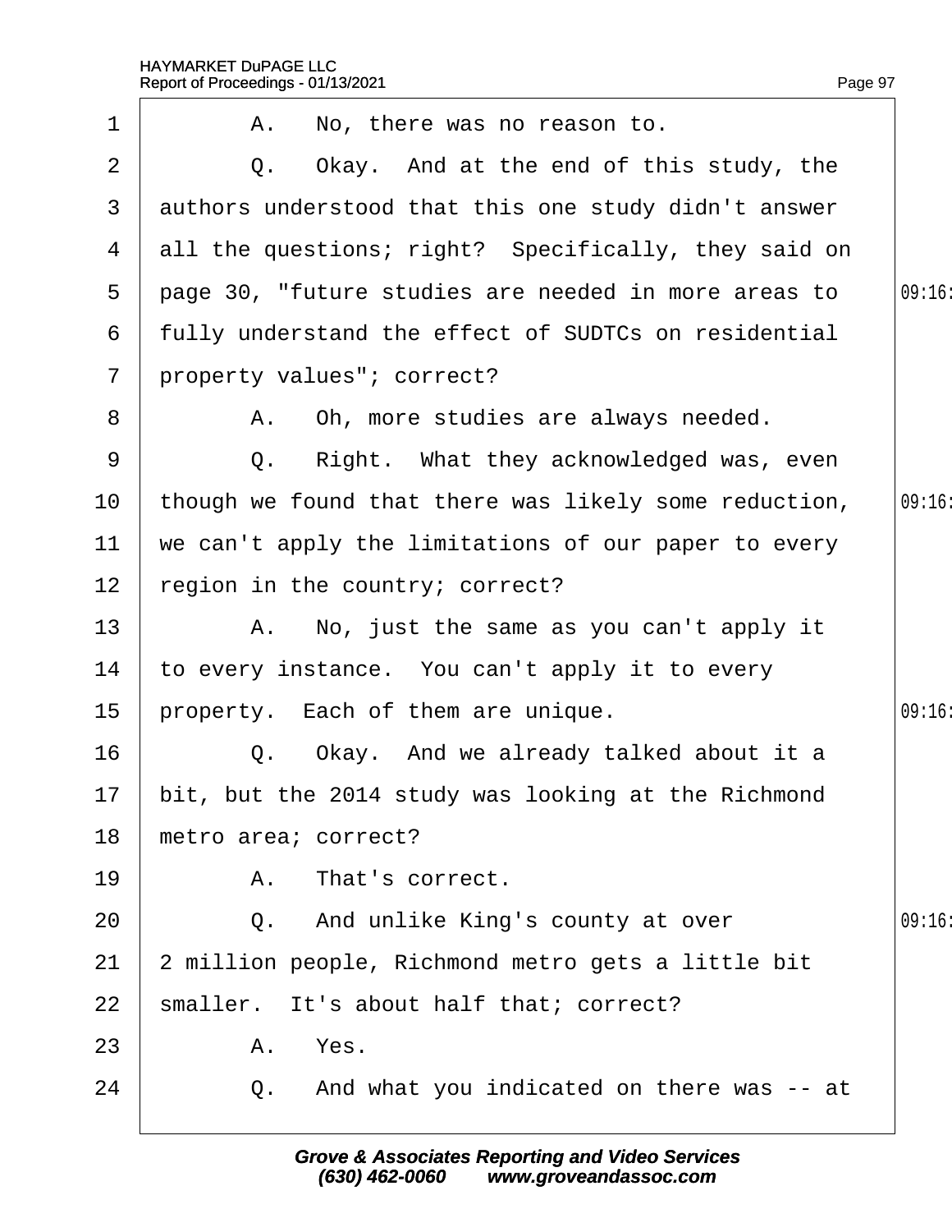A. No, there was no reason to.

Q. Okay. And at the end of this study, the authors understood that this one study didn't answer all the questions; right? Specifically, they said on page 30, "future studies are needed in more areas to fully understand the effect of SUDTCs on residential property values"; correct?

A. Oh, more studies are always needed.

Q. Right. What they acknowledged was, even though we found that there was likely some reduction, we can't apply the limitations of our paper to every region in the country; correct?

A. No, just the same as you can't apply it to every instance. You can't apply it to every property. Each of them are unique.

Q. Okay. And we already talked about it a bit, but the 2014 study was looking at the Richmond metro area; correct?

A. That's correct.

Q. And unlike King's county at over 2 million people, Richmond metro gets a little bit smaller. It's about half that; correct?

A. Yes.

Q. And what you indicated on there was -- at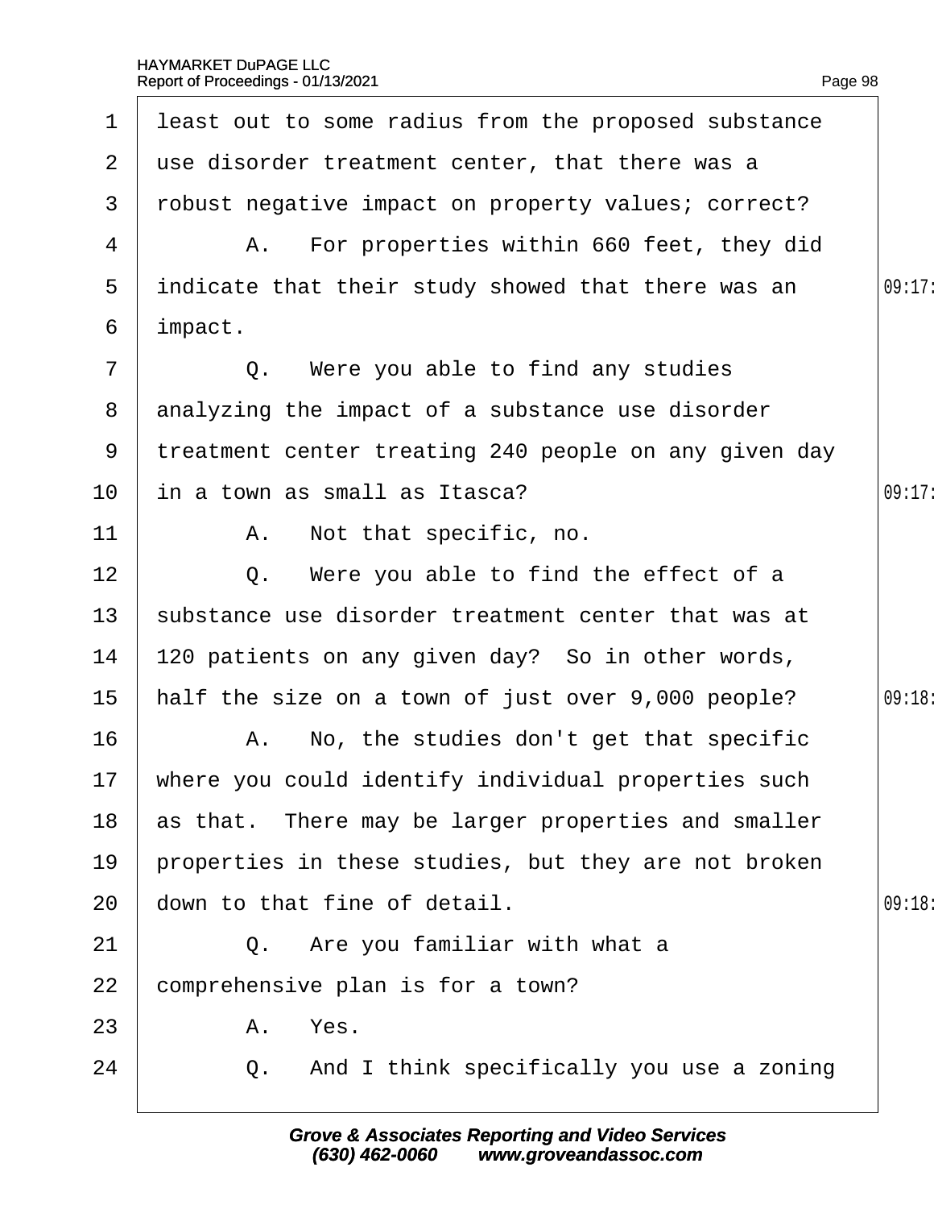1 least out to some radius from the proposed substance
2 use disorder treatment center, that there was a
3 robust negative impact on property values; correct?
4 A. For properties within 660 feet, they did
5 indicate that their study showed that there was an
6 impact.
7 Q. Were you able to find any studies
8 analyzing the impact of a substance use disorder
9 treatment center treating 240 people on any given day
10 in a town as small as Itasca?
11 A. Not that specific, no.
12 Q. Were you able to find the effect of a
13 substance use disorder treatment center that was at
14 120 patients on any given day? So in other words,
15 half the size on a town of just over 9,000 people?
16 A. No, the studies don't get that specific
17 where you could identify individual properties such
18 as that. There may be larger properties and smaller
19 properties in these studies, but they are not broken
20 down to that fine of detail.
21 Q. Are you familiar with what a
22 comprehensive plan is for a town?
23 A. Yes.
24 Q. And I think specifically you use a zoning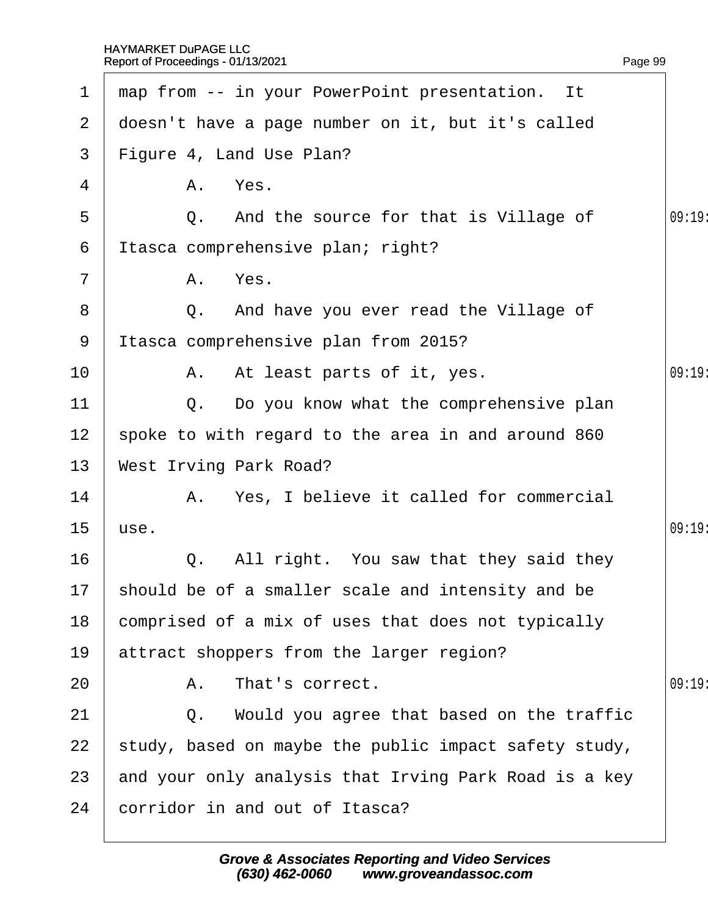map from -- in your PowerPoint presentation. It doesn't have a page number on it, but it's called Figure 4, Land Use Plan?

A. Yes.

Q. And the source for that is Village of Itasca comprehensive plan; right?

A. Yes.

Q. And have you ever read the Village of Itasca comprehensive plan from 2015?

A. At least parts of it, yes.

Q. Do you know what the comprehensive plan spoke to with regard to the area in and around 860 West Irving Park Road?

A. Yes, I believe it called for commercial use.

Q. All right. You saw that they said they should be of a smaller scale and intensity and be comprised of a mix of uses that does not typically attract shoppers from the larger region?

A. That's correct.

Q. Would you agree that based on the traffic study, based on maybe the public impact safety study, and your only analysis that Irving Park Road is a key corridor in and out of Itasca?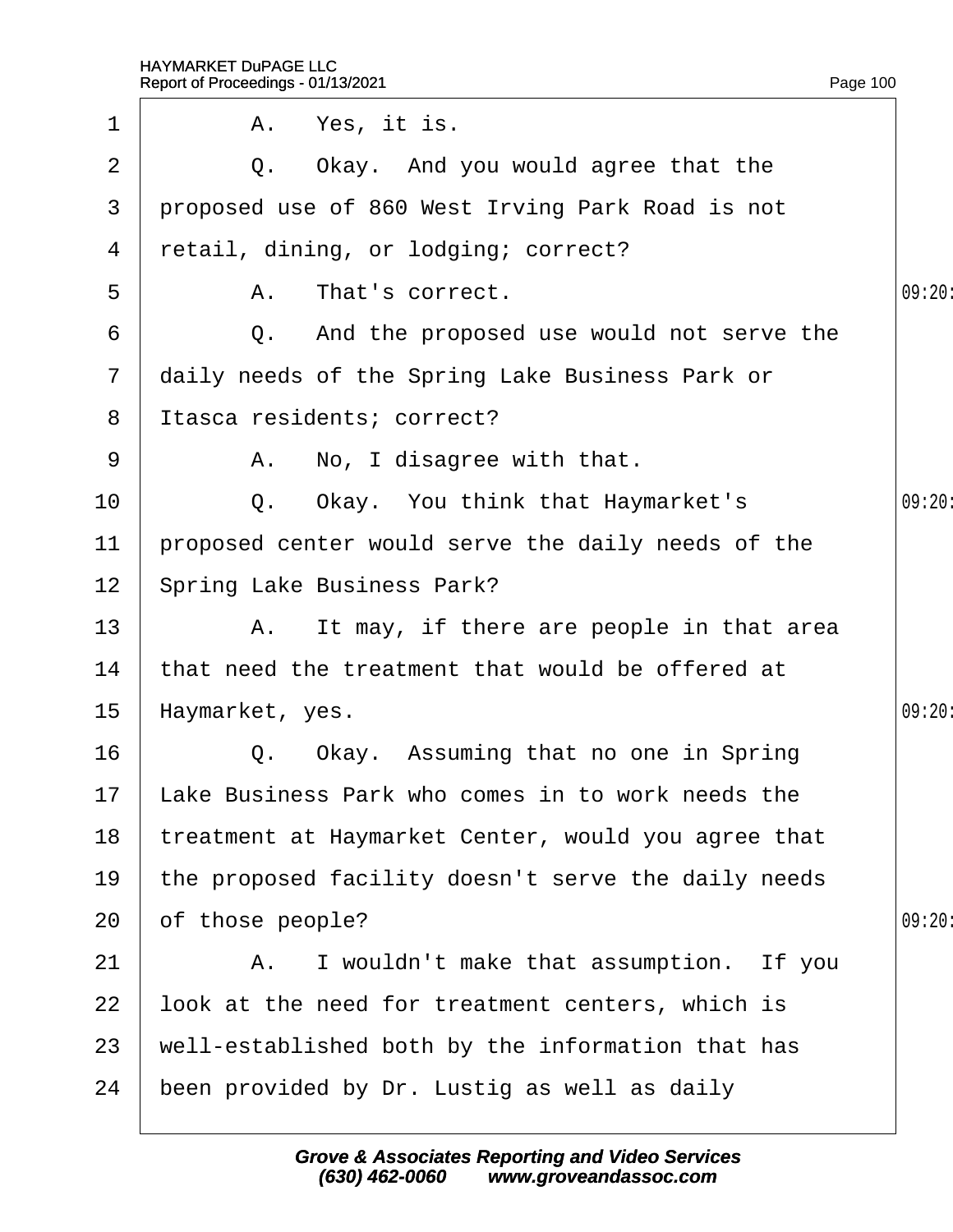1 A. Yes, it is.

2 Q. Okay. And you would agree that the

3 proposed use of 860 West Irving Park Road is not

4 retail, dining, or lodging; correct?

5 A. That's correct.

6 Q. And the proposed use would not serve the

7 daily needs of the Spring Lake Business Park or

8 Itasca residents; correct?

9 A. No, I disagree with that.

10 Q. Okay. You think that Haymarket's

11 proposed center would serve the daily needs of the

12 Spring Lake Business Park?

13 A. It may, if there are people in that area

14 that need the treatment that would be offered at

15 Haymarket, yes.

16 Q. Okay. Assuming that no one in Spring

17 Lake Business Park who comes in to work needs the

18 treatment at Haymarket Center, would you agree that

19 the proposed facility doesn't serve the daily needs

20 of those people?

21 A. I wouldn't make that assumption. If you

22 look at the need for treatment centers, which is

23 well-established both by the information that has

24 been provided by Dr. Lustig as well as daily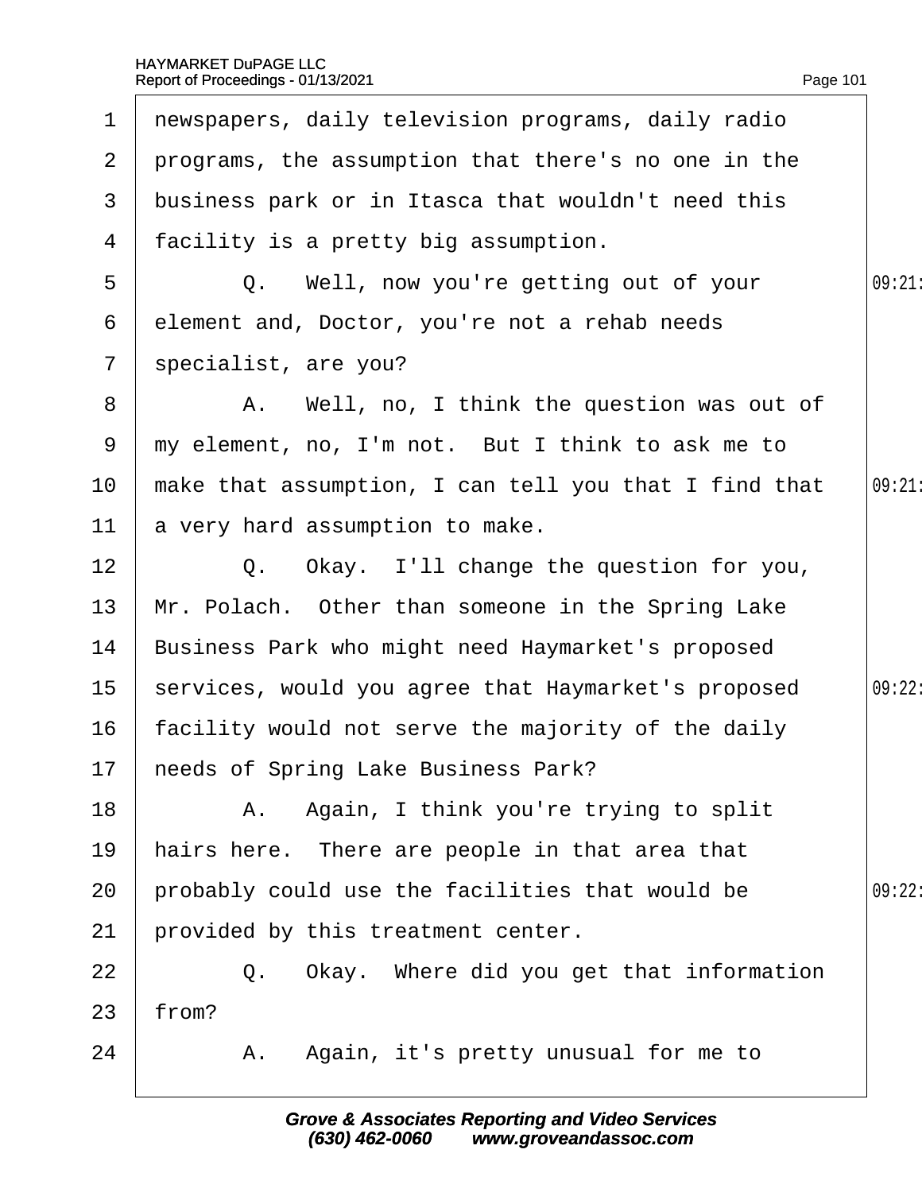1 newspapers, daily television programs, daily radio
2 programs, the assumption that there's no one in the
3 business park or in Itasca that wouldn't need this
4 facility is a pretty big assumption.
5 Q. Well, now you're getting out of your
6 element and, Doctor, you're not a rehab needs
7 specialist, are you?
8 A. Well, no, I think the question was out of
9 my element, no, I'm not. But I think to ask me to
10 make that assumption, I can tell you that I find that
11 a very hard assumption to make.
12 Q. Okay. I'll change the question for you,
13 Mr. Polach. Other than someone in the Spring Lake
14 Business Park who might need Haymarket's proposed
15 services, would you agree that Haymarket's proposed
16 facility would not serve the majority of the daily
17 needs of Spring Lake Business Park?
18 A. Again, I think you're trying to split
19 hairs here. There are people in that area that
20 probably could use the facilities that would be
21 provided by this treatment center.
22 Q. Okay. Where did you get that information
23 from?
24 A. Again, it's pretty unusual for me to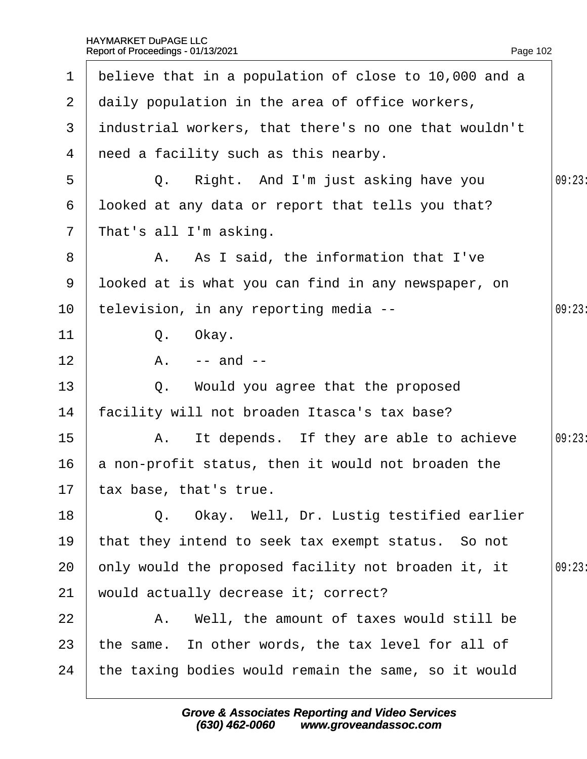1 believe that in a population of close to 10,000 and a
2 daily population in the area of office workers,
3 industrial workers, that there's no one that wouldn't
4 need a facility such as this nearby.
5 Q. Right. And I'm just asking have you
6 looked at any data or report that tells you that?
7 That's all I'm asking.
8 A. As I said, the information that I've
9 looked at is what you can find in any newspaper, on
10 television, in any reporting media --
11 Q. Okay.
12 A. -- and --
13 Q. Would you agree that the proposed
14 facility will not broaden Itasca's tax base?
15 A. It depends. If they are able to achieve
16 a non-profit status, then it would not broaden the
17 tax base, that's true.
18 Q. Okay. Well, Dr. Lustig testified earlier
19 that they intend to seek tax exempt status. So not
20 only would the proposed facility not broaden it, it
21 would actually decrease it; correct?
22 A. Well, the amount of taxes would still be
23 the same. In other words, the tax level for all of
24 the taxing bodies would remain the same, so it would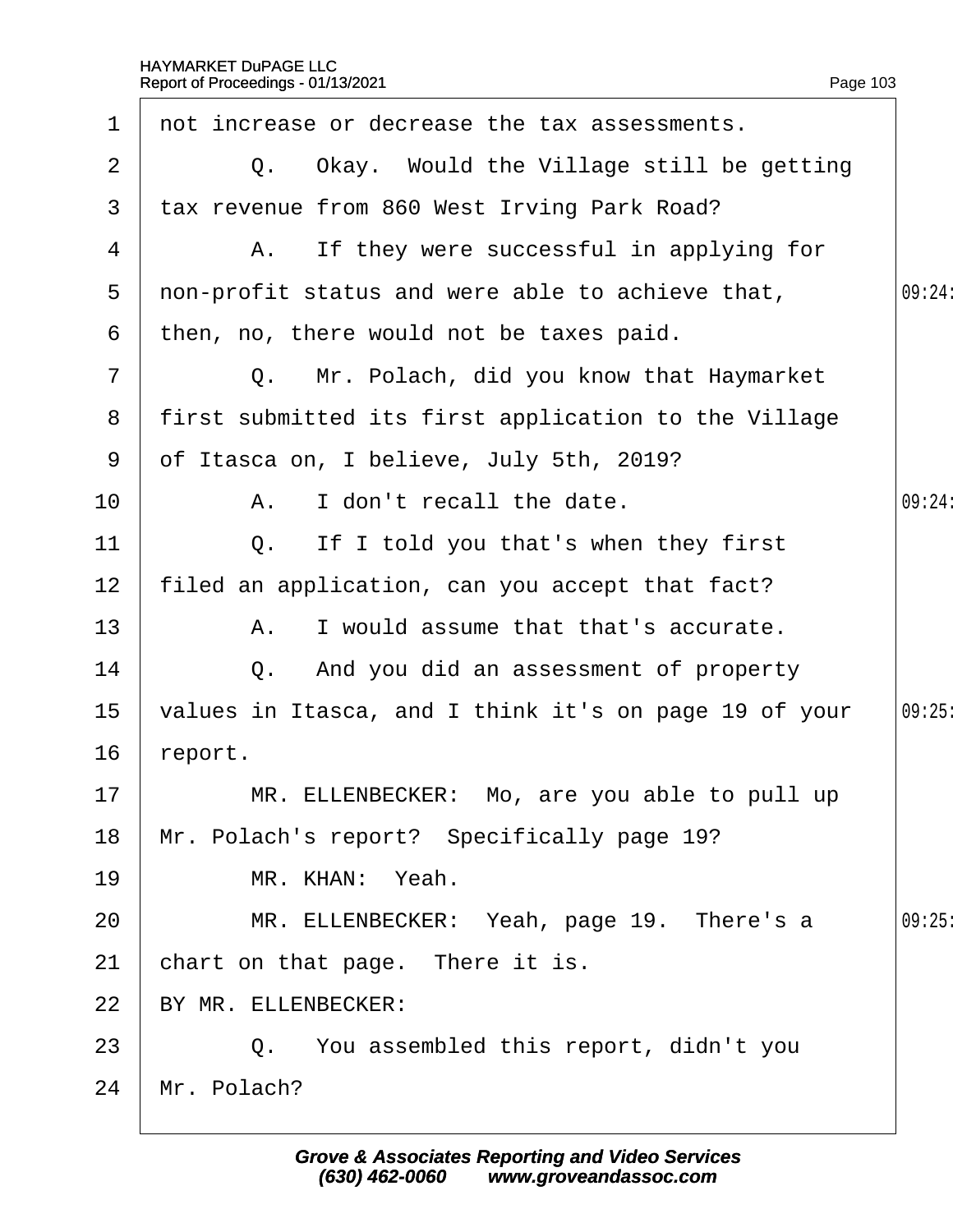1 not increase or decrease the tax assessments.

2 Q. Okay. Would the Village still be getting

3 tax revenue from 860 West Irving Park Road?

4 A. If they were successful in applying for

5 non-profit status and were able to achieve that, 09:24

6 then, no, there would not be taxes paid.

7 Q. Mr. Polach, did you know that Haymarket

8 first submitted its first application to the Village

9 of Itasca on, I believe, July 5th, 2019?

10 A. I don't recall the date. 09:24

11 Q. If I told you that's when they first

12 filed an application, can you accept that fact?

13 A. I would assume that that's accurate.

14 Q. And you did an assessment of property

15 values in Itasca, and I think it's on page 19 of your 09:25

16 report.

17 MR. ELLENBECKER: Mo, are you able to pull up

18 Mr. Polach's report? Specifically page 19?

19 MR. KHAN: Yeah.

20 MR. ELLENBECKER: Yeah, page 19. There's a 09:25

21 chart on that page. There it is.

22 BY MR. ELLENBECKER:

23 Q. You assembled this report, didn't you

24 Mr. Polach?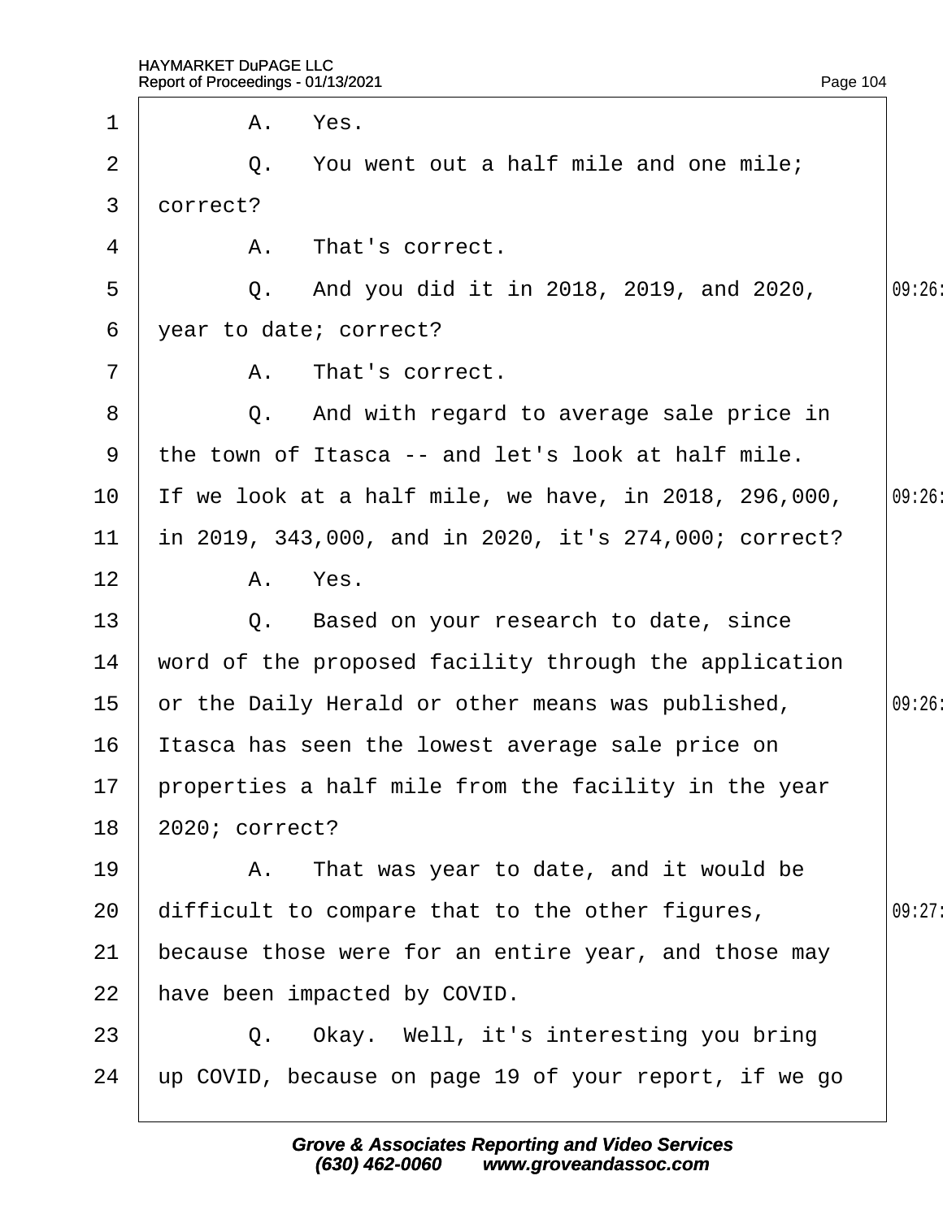1 A. Yes.

2 Q. You went out a half mile and one mile;

3 correct?

4 A. That's correct.

5 Q. And you did it in 2018, 2019, and 2020, 09:26

6 year to date; correct?

7 A. That's correct.

8 Q. And with regard to average sale price in

9 the town of Itasca -- and let's look at half mile.

10 If we look at a half mile, we have, in 2018, 296,000, 09:26

11 in 2019, 343,000, and in 2020, it's 274,000; correct?

12 A. Yes.

13 Q. Based on your research to date, since

14 word of the proposed facility through the application

15 or the Daily Herald or other means was published, 09:26

16 Itasca has seen the lowest average sale price on

17 properties a half mile from the facility in the year

18 2020; correct?

19 A. That was year to date, and it would be

20 difficult to compare that to the other figures, 09:27

21 because those were for an entire year, and those may

22 have been impacted by COVID.

23 Q. Okay. Well, it's interesting you bring

24 up COVID, because on page 19 of your report, if we go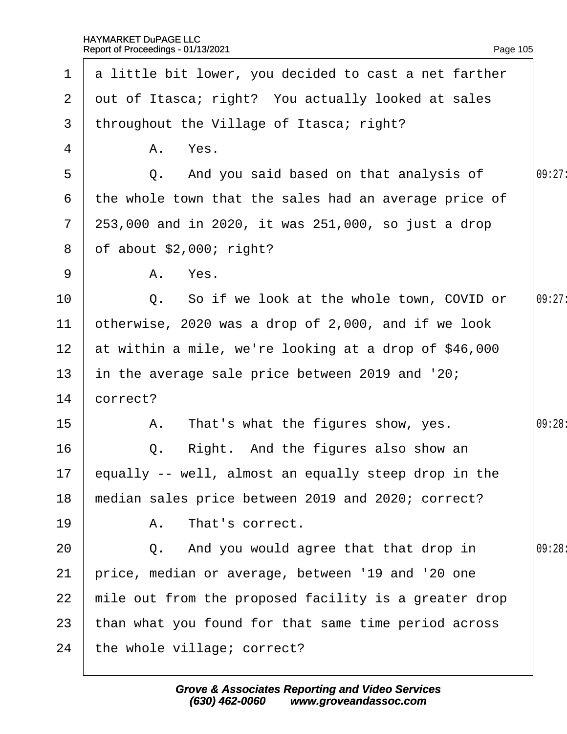1 a little bit lower, you decided to cast a net farther
2 out of Itasca; right? You actually looked at sales
3 throughout the Village of Itasca; right?
4 A. Yes.
5 Q. And you said based on that analysis of 09:27
6 the whole town that the sales had an average price of
7 253,000 and in 2020, it was 251,000, so just a drop
8 of about $2,000; right?
9 A. Yes.
10 Q. So if we look at the whole town, COVID or 09:27
11 otherwise, 2020 was a drop of 2,000, and if we look
12 at within a mile, we're looking at a drop of $46,000
13 in the average sale price between 2019 and '20;
14 correct?
15 A. That's what the figures show, yes. 09:28
16 Q. Right. And the figures also show an
17 equally -- well, almost an equally steep drop in the
18 median sales price between 2019 and 2020; correct?
19 A. That's correct.
20 Q. And you would agree that that drop in 09:28
21 price, median or average, between '19 and '20 one
22 mile out from the proposed facility is a greater drop
23 than what you found for that same time period across
24 the whole village; correct?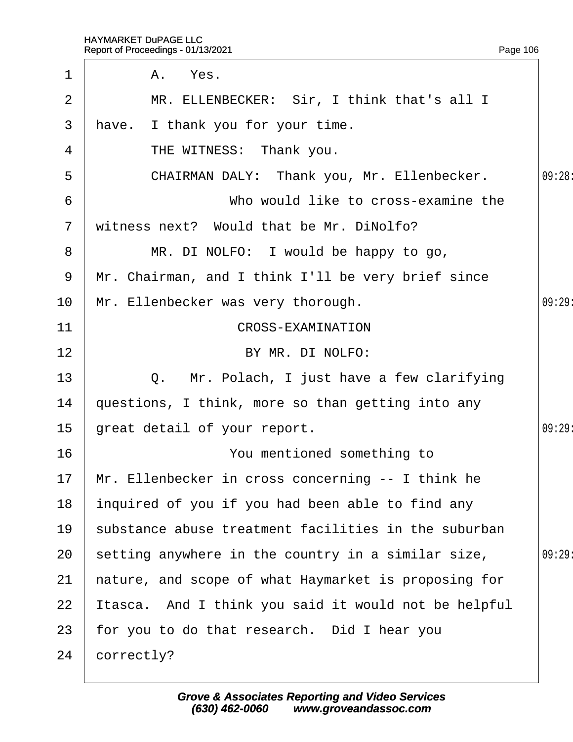A. Yes.

MR. ELLENBECKER: Sir, I think that's all I have. I thank you for your time.

THE WITNESS: Thank you.

CHAIRMAN DALY: Thank you, Mr. Ellenbecker.

Who would like to cross-examine the witness next? Would that be Mr. DiNolfo?

MR. DI NOLFO: I would be happy to go, Mr. Chairman, and I think I'll be very brief since Mr. Ellenbecker was very thorough.

CROSS-EXAMINATION

BY MR. DI NOLFO:

Q. Mr. Polach, I just have a few clarifying questions, I think, more so than getting into any great detail of your report.

You mentioned something to Mr. Ellenbecker in cross concerning -- I think he inquired of you if you had been able to find any substance abuse treatment facilities in the suburban setting anywhere in the country in a similar size, nature, and scope of what Haymarket is proposing for Itasca. And I think you said it would not be helpful for you to do that research. Did I hear you correctly?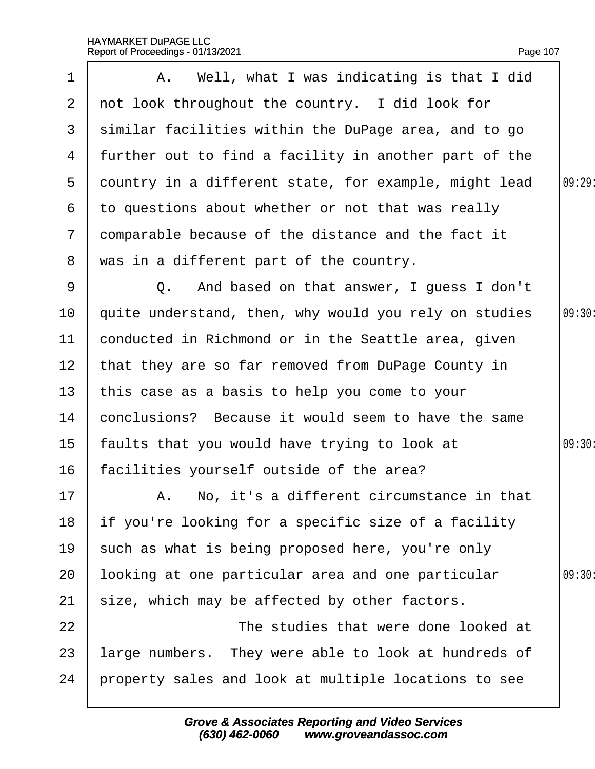A. Well, what I was indicating is that I did not look throughout the country. I did look for similar facilities within the DuPage area, and to go further out to find a facility in another part of the country in a different state, for example, might lead to questions about whether or not that was really comparable because of the distance and the fact it was in a different part of the country.

Q. And based on that answer, I guess I don't quite understand, then, why would you rely on studies conducted in Richmond or in the Seattle area, given that they are so far removed from DuPage County in this case as a basis to help you come to your conclusions? Because it would seem to have the same faults that you would have trying to look at facilities yourself outside of the area?

A. No, it's a different circumstance in that if you're looking for a specific size of a facility such as what is being proposed here, you're only looking at one particular area and one particular size, which may be affected by other factors.

The studies that were done looked at large numbers. They were able to look at hundreds of property sales and look at multiple locations to see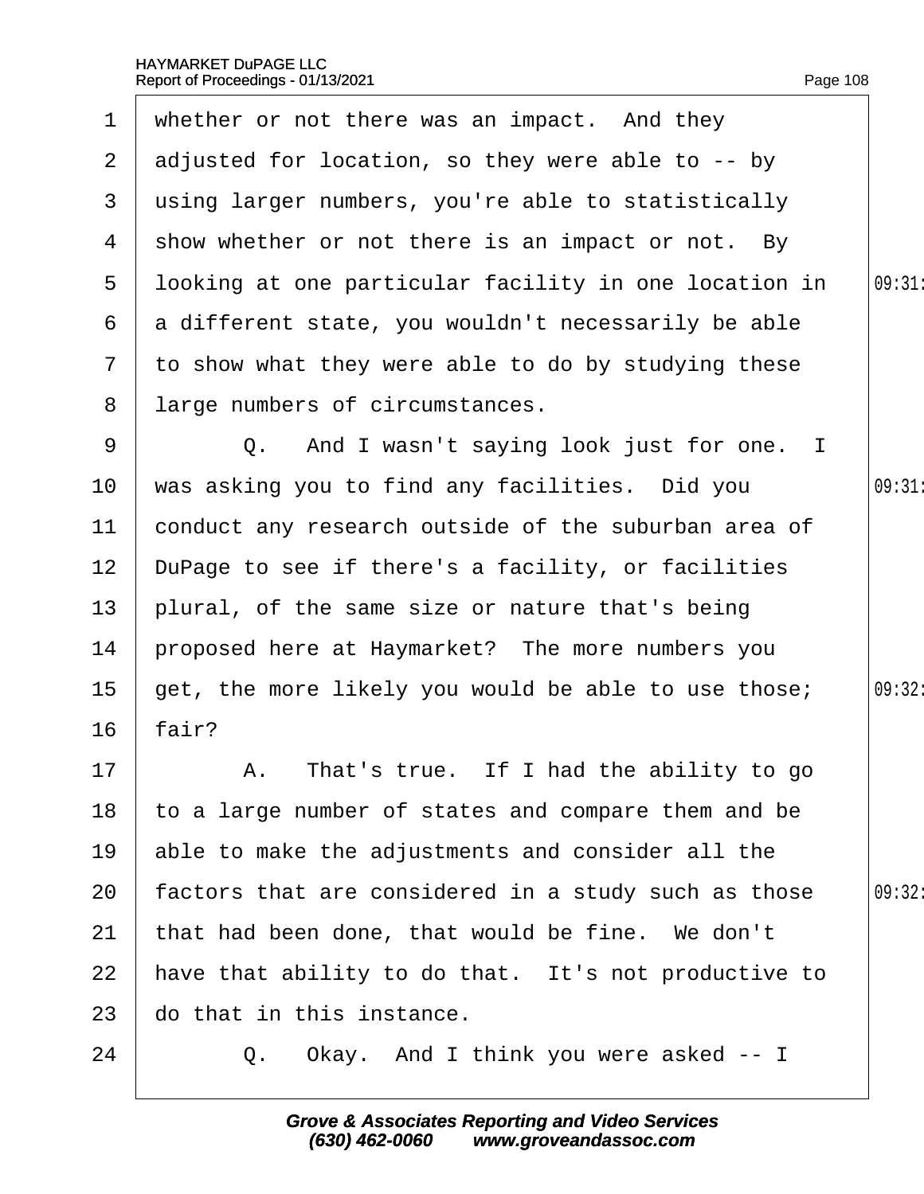1 whether or not there was an impact. And they
2 adjusted for location, so they were able to -- by
3 using larger numbers, you're able to statistically
4 show whether or not there is an impact or not. By
5 looking at one particular facility in one location in
6 a different state, you wouldn't necessarily be able
7 to show what they were able to do by studying these
8 large numbers of circumstances.

9 Q. And I wasn't saying look just for one. I
10 was asking you to find any facilities. Did you
11 conduct any research outside of the suburban area of
12 DuPage to see if there's a facility, or facilities
13 plural, of the same size or nature that's being
14 proposed here at Haymarket? The more numbers you
15 get, the more likely you would be able to use those;
16 fair?

17 A. That's true. If I had the ability to go
18 to a large number of states and compare them and be
19 able to make the adjustments and consider all the
20 factors that are considered in a study such as those
21 that had been done, that would be fine. We don't
22 have that ability to do that. It's not productive to
23 do that in this instance.

24 Q. Okay. And I think you were asked -- I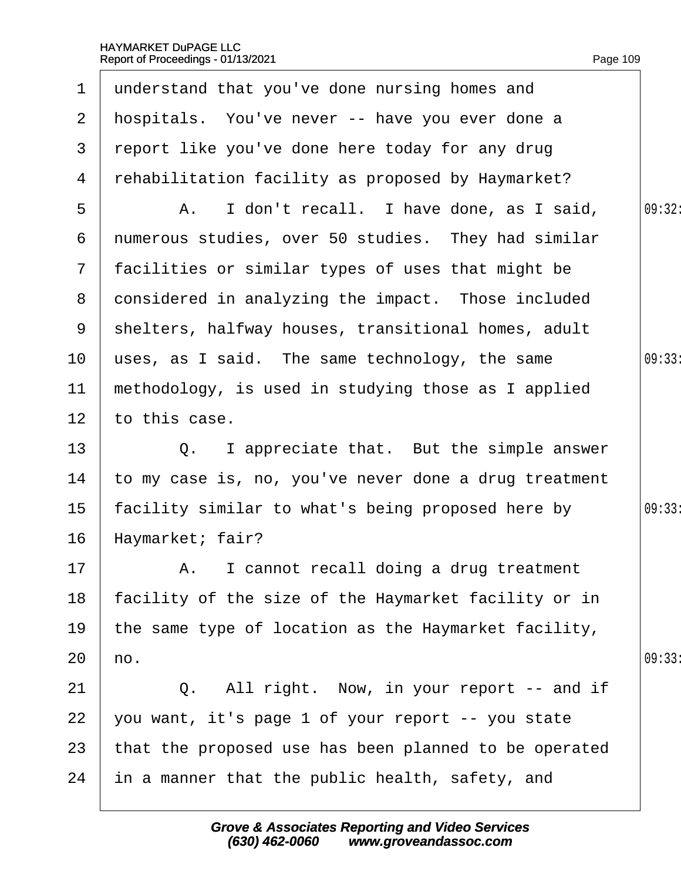1 understand that you've done nursing homes and
2 hospitals. You've never -- have you ever done a
3 report like you've done here today for any drug
4 rehabilitation facility as proposed by Haymarket?
5 A. I don't recall. I have done, as I said,
6 numerous studies, over 50 studies. They had similar
7 facilities or similar types of uses that might be
8 considered in analyzing the impact. Those included
9 shelters, halfway houses, transitional homes, adult
10 uses, as I said. The same technology, the same
11 methodology, is used in studying those as I applied
12 to this case.
13 Q. I appreciate that. But the simple answer
14 to my case is, no, you've never done a drug treatment
15 facility similar to what's being proposed here by
16 Haymarket; fair?
17 A. I cannot recall doing a drug treatment
18 facility of the size of the Haymarket facility or in
19 the same type of location as the Haymarket facility,
20 no.
21 Q. All right. Now, in your report -- and if
22 you want, it's page 1 of your report -- you state
23 that the proposed use has been planned to be operated
24 in a manner that the public health, safety, and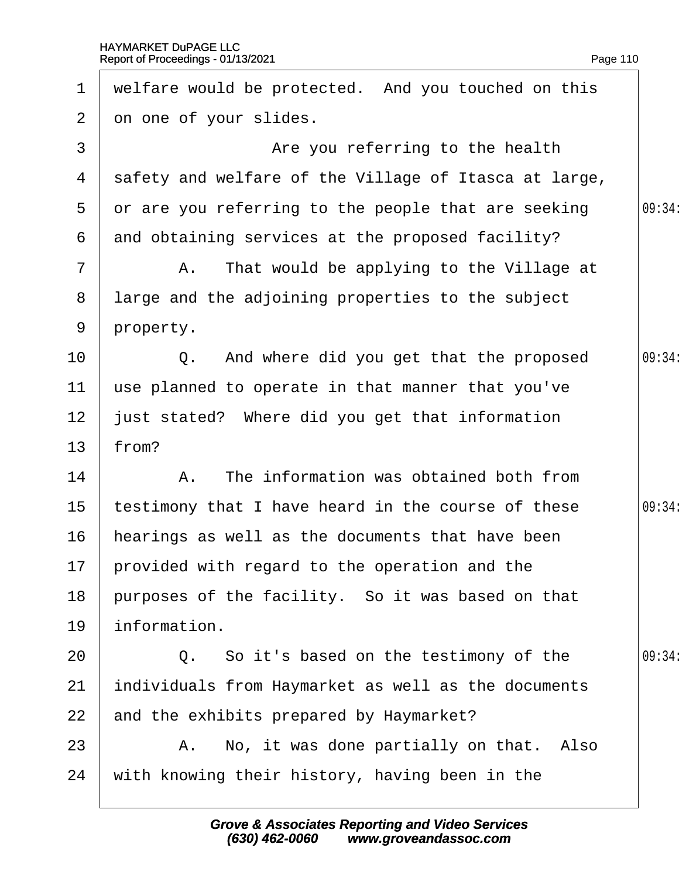1 welfare would be protected. And you touched on this
2 on one of your slides.
3 Are you referring to the health
4 safety and welfare of the Village of Itasca at large,
5 or are you referring to the people that are seeking 09:34
6 and obtaining services at the proposed facility?
7 A. That would be applying to the Village at
8 large and the adjoining properties to the subject
9 property.
10 Q. And where did you get that the proposed 09:34
11 use planned to operate in that manner that you've
12 just stated? Where did you get that information
13 from?
14 A. The information was obtained both from
15 testimony that I have heard in the course of these 09:34
16 hearings as well as the documents that have been
17 provided with regard to the operation and the
18 purposes of the facility. So it was based on that
19 information.
20 Q. So it's based on the testimony of the 09:34
21 individuals from Haymarket as well as the documents
22 and the exhibits prepared by Haymarket?
23 A. No, it was done partially on that. Also
24 with knowing their history, having been in the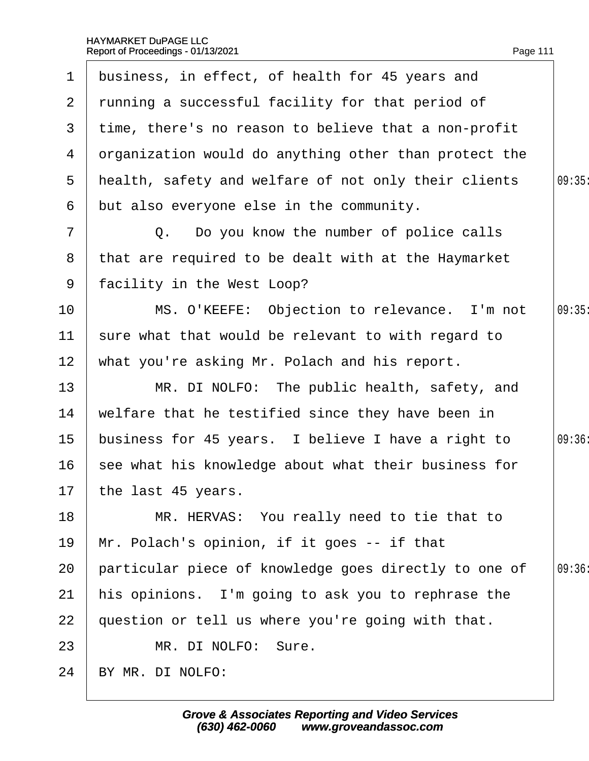1 business, in effect, of health for 45 years and
2 running a successful facility for that period of
3 time, there's no reason to believe that a non-profit
4 organization would do anything other than protect the
5 health, safety and welfare of not only their clients
6 but also everyone else in the community.
7 Q. Do you know the number of police calls
8 that are required to be dealt with at the Haymarket
9 facility in the West Loop?
10 MS. O'KEEFE: Objection to relevance. I'm not
11 sure what that would be relevant to with regard to
12 what you're asking Mr. Polach and his report.
13 MR. DI NOLFO: The public health, safety, and
14 welfare that he testified since they have been in
15 business for 45 years. I believe I have a right to
16 see what his knowledge about what their business for
17 the last 45 years.
18 MR. HERVAS: You really need to tie that to
19 Mr. Polach's opinion, if it goes -- if that
20 particular piece of knowledge goes directly to one of
21 his opinions. I'm going to ask you to rephrase the
22 question or tell us where you're going with that.
23 MR. DI NOLFO: Sure.
24 BY MR. DI NOLFO: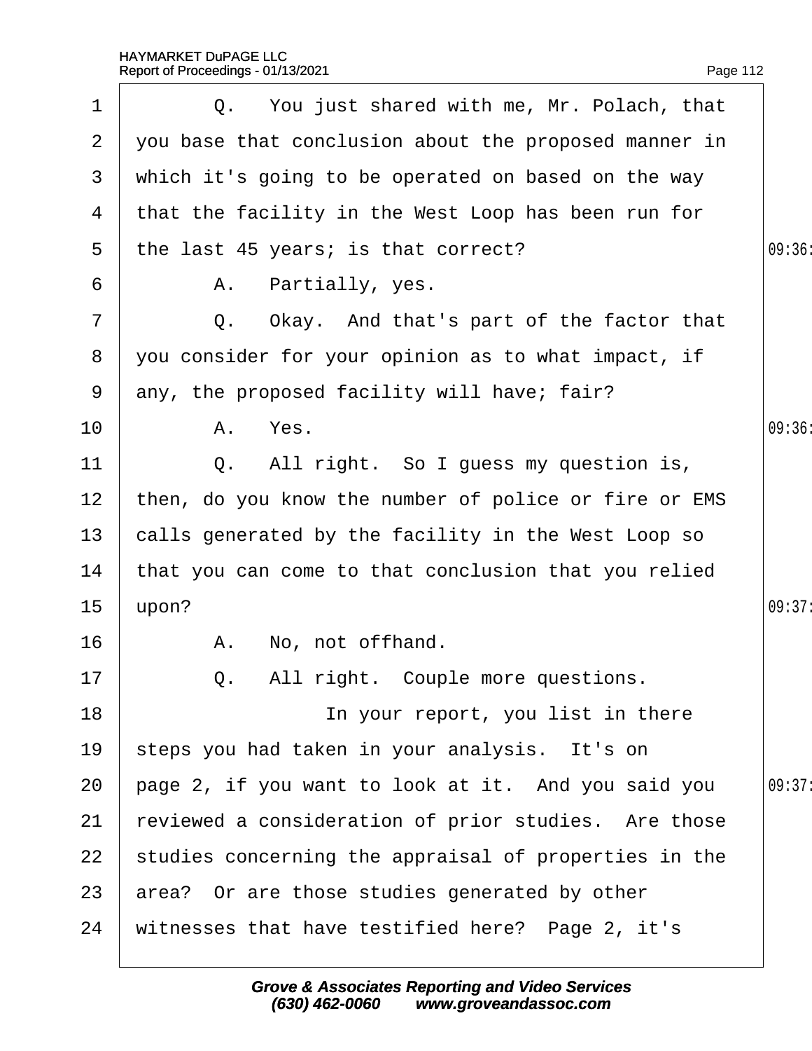Q. You just shared with me, Mr. Polach, that you base that conclusion about the proposed manner in which it's going to be operated on based on the way that the facility in the West Loop has been run for the last 45 years; is that correct?

A. Partially, yes.

Q. Okay. And that's part of the factor that you consider for your opinion as to what impact, if any, the proposed facility will have; fair?

A. Yes.

Q. All right. So I guess my question is, then, do you know the number of police or fire or EMS calls generated by the facility in the West Loop so that you can come to that conclusion that you relied upon?

A. No, not offhand.

Q. All right. Couple more questions.

In your report, you list in there steps you had taken in your analysis. It's on page 2, if you want to look at it. And you said you reviewed a consideration of prior studies. Are those studies concerning the appraisal of properties in the area? Or are those studies generated by other witnesses that have testified here? Page 2, it's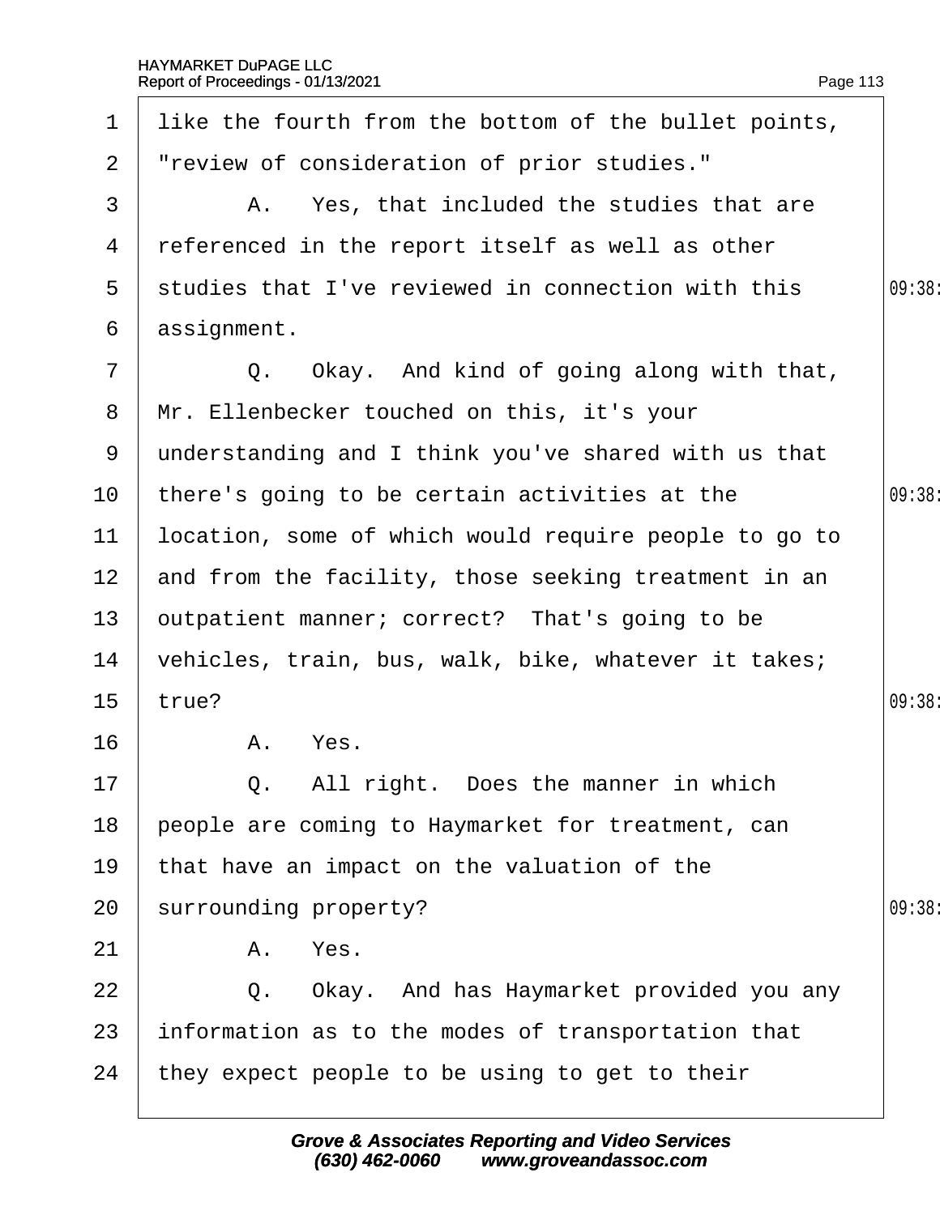1 like the fourth from the bottom of the bullet points,
2 "review of consideration of prior studies."
3 A. Yes, that included the studies that are
4 referenced in the report itself as well as other
5 studies that I've reviewed in connection with this
6 assignment.
7 Q. Okay. And kind of going along with that,
8 Mr. Ellenbecker touched on this, it's your
9 understanding and I think you've shared with us that
10 there's going to be certain activities at the
11 location, some of which would require people to go to
12 and from the facility, those seeking treatment in an
13 outpatient manner; correct? That's going to be
14 vehicles, train, bus, walk, bike, whatever it takes;
15 true?
16 A. Yes.
17 Q. All right. Does the manner in which
18 people are coming to Haymarket for treatment, can
19 that have an impact on the valuation of the
20 surrounding property?
21 A. Yes.
22 Q. Okay. And has Haymarket provided you any
23 information as to the modes of transportation that
24 they expect people to be using to get to their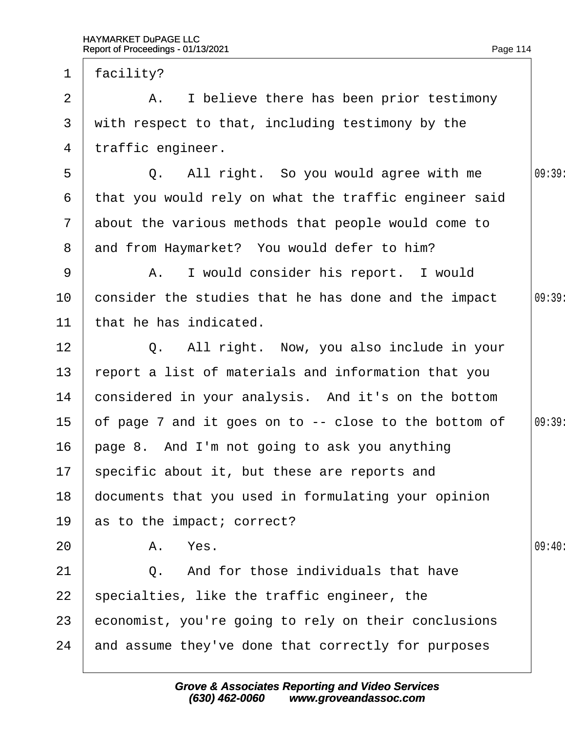1 facility?

2 A. I believe there has been prior testimony

3 with respect to that, including testimony by the

4 traffic engineer.

5 Q. All right. So you would agree with me 09:39

6 that you would rely on what the traffic engineer said

7 about the various methods that people would come to

8 and from Haymarket? You would defer to him?

9 A. I would consider his report. I would

10 consider the studies that he has done and the impact 09:39

11 that he has indicated.

12 Q. All right. Now, you also include in your

13 report a list of materials and information that you

14 considered in your analysis. And it's on the bottom

15 of page 7 and it goes on to -- close to the bottom of 09:39

16 page 8. And I'm not going to ask you anything

17 specific about it, but these are reports and

18 documents that you used in formulating your opinion

19 as to the impact; correct?

20 A. Yes. 09:40

21 Q. And for those individuals that have

22 specialties, like the traffic engineer, the

23 economist, you're going to rely on their conclusions

24 and assume they've done that correctly for purposes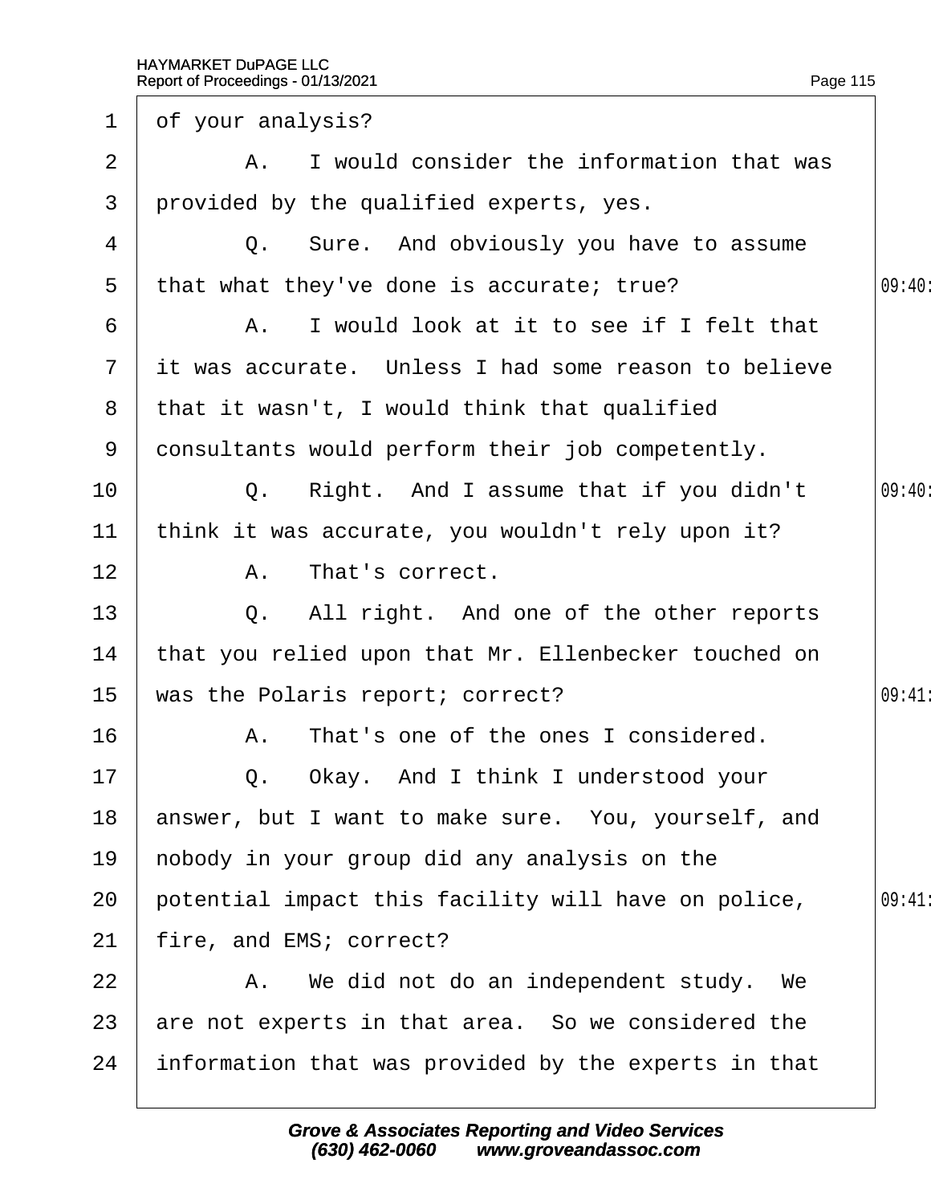1 of your analysis?

2 A. I would consider the information that was

3 provided by the qualified experts, yes.

4 Q. Sure. And obviously you have to assume

5 that what they've done is accurate; true?

6 A. I would look at it to see if I felt that

7 it was accurate. Unless I had some reason to believe

8 that it wasn't, I would think that qualified

9 consultants would perform their job competently.

10 Q. Right. And I assume that if you didn't

11 think it was accurate, you wouldn't rely upon it?

12 A. That's correct.

13 Q. All right. And one of the other reports

14 that you relied upon that Mr. Ellenbecker touched on

15 was the Polaris report; correct?

16 A. That's one of the ones I considered.

17 Q. Okay. And I think I understood your

18 answer, but I want to make sure. You, yourself, and

19 nobody in your group did any analysis on the

20 potential impact this facility will have on police,

21 fire, and EMS; correct?

22 A. We did not do an independent study. We

23 are not experts in that area. So we considered the

24 information that was provided by the experts in that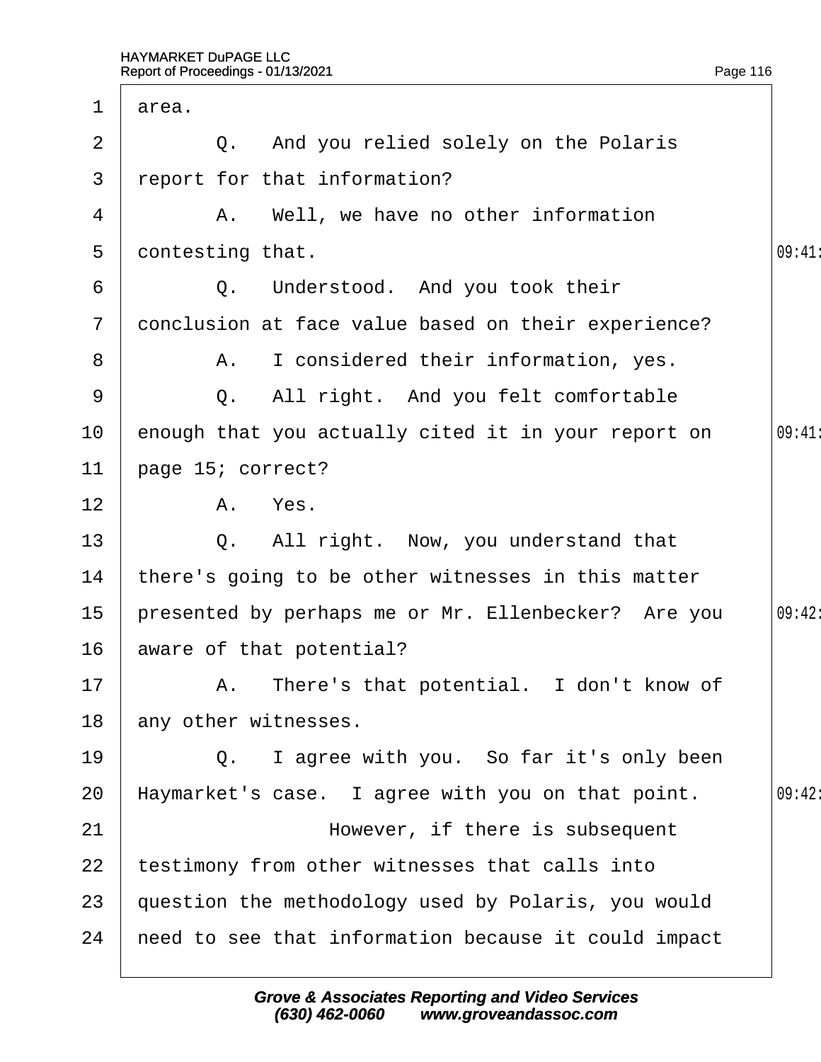1 area.

2 Q. And you relied solely on the Polaris

3 report for that information?

4 A. Well, we have no other information

5 contesting that.

6 Q. Understood. And you took their

7 conclusion at face value based on their experience?

8 A. I considered their information, yes.

9 Q. All right. And you felt comfortable

10 enough that you actually cited it in your report on

11 page 15; correct?

12 A. Yes.

13 Q. All right. Now, you understand that

14 there's going to be other witnesses in this matter

15 presented by perhaps me or Mr. Ellenbecker? Are you

16 aware of that potential?

17 A. There's that potential. I don't know of

18 any other witnesses.

19 Q. I agree with you. So far it's only been

20 Haymarket's case. I agree with you on that point.

21 However, if there is subsequent

22 testimony from other witnesses that calls into

23 question the methodology used by Polaris, you would

24 need to see that information because it could impact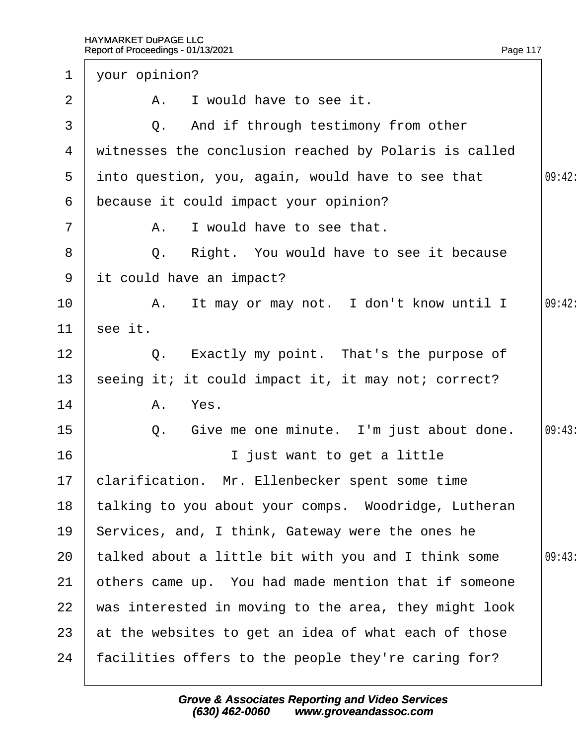1 your opinion?

2 A. I would have to see it.

3 Q. And if through testimony from other

4 witnesses the conclusion reached by Polaris is called

5 into question, you, again, would have to see that 09:42

6 because it could impact your opinion?

7 A. I would have to see that.

8 Q. Right. You would have to see it because

9 it could have an impact?

10 A. It may or may not. I don't know until I 09:42

11 see it.

12 Q. Exactly my point. That's the purpose of

13 seeing it; it could impact it, it may not; correct?

14 A. Yes.

15 Q. Give me one minute. I'm just about done. 09:43

16 I just want to get a little

17 clarification. Mr. Ellenbecker spent some time

18 talking to you about your comps. Woodridge, Lutheran

19 Services, and, I think, Gateway were the ones he

20 talked about a little bit with you and I think some 09:43

21 others came up. You had made mention that if someone

22 was interested in moving to the area, they might look

23 at the websites to get an idea of what each of those

24 facilities offers to the people they're caring for?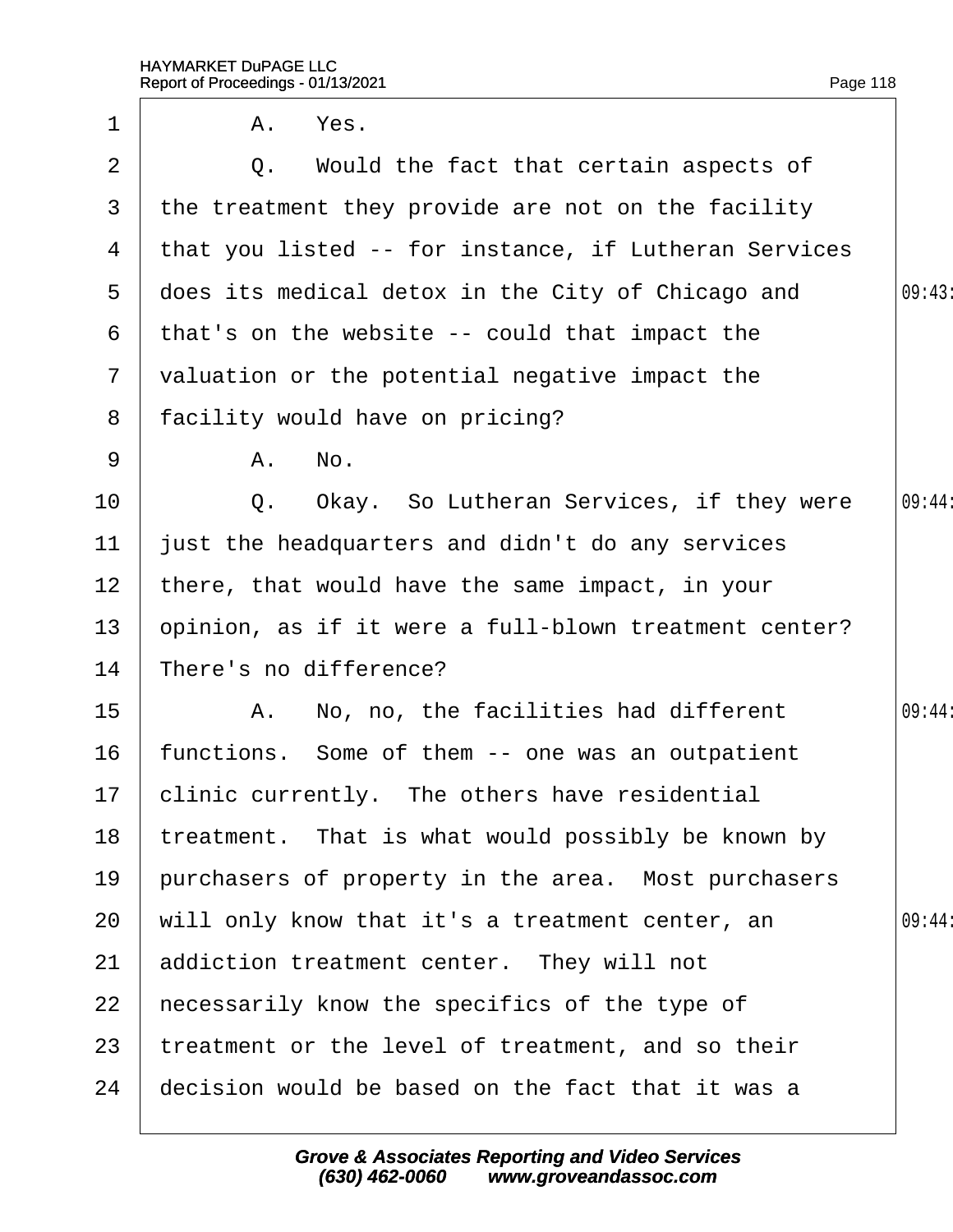A. Yes.

Q. Would the fact that certain aspects of the treatment they provide are not on the facility that you listed -- for instance, if Lutheran Services does its medical detox in the City of Chicago and that's on the website -- could that impact the valuation or the potential negative impact the facility would have on pricing?

A. No.

Q. Okay. So Lutheran Services, if they were just the headquarters and didn't do any services there, that would have the same impact, in your opinion, as if it were a full-blown treatment center? There's no difference?

A. No, no, the facilities had different functions. Some of them -- one was an outpatient clinic currently. The others have residential treatment. That is what would possibly be known by purchasers of property in the area. Most purchasers will only know that it's a treatment center, an addiction treatment center. They will not necessarily know the specifics of the type of treatment or the level of treatment, and so their decision would be based on the fact that it was a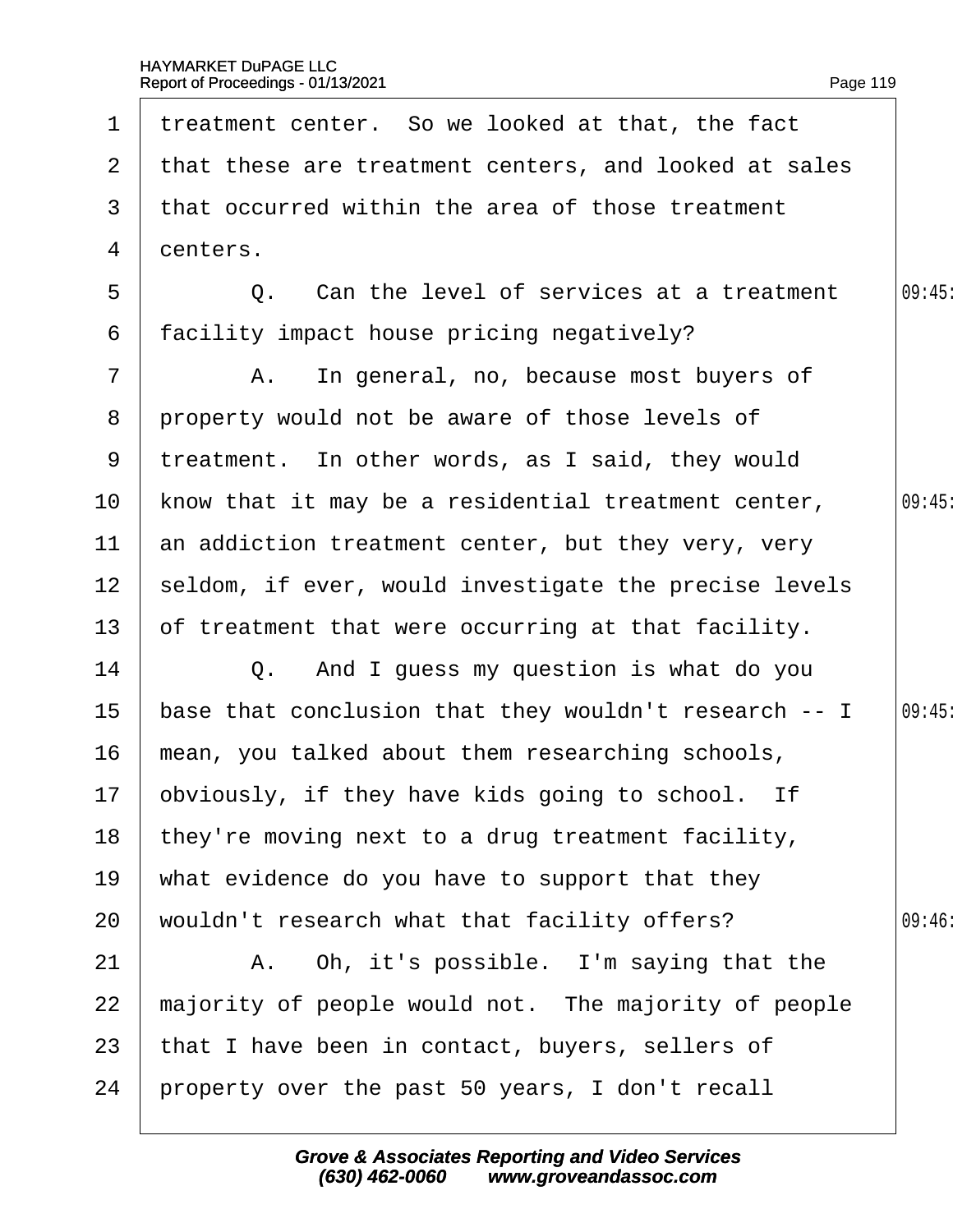1 treatment center. So we looked at that, the fact
2 that these are treatment centers, and looked at sales
3 that occurred within the area of those treatment
4 centers.
5 Q. Can the level of services at a treatment
6 facility impact house pricing negatively?
7 A. In general, no, because most buyers of
8 property would not be aware of those levels of
9 treatment. In other words, as I said, they would
10 know that it may be a residential treatment center,
11 an addiction treatment center, but they very, very
12 seldom, if ever, would investigate the precise levels
13 of treatment that were occurring at that facility.
14 Q. And I guess my question is what do you
15 base that conclusion that they wouldn't research -- I
16 mean, you talked about them researching schools,
17 obviously, if they have kids going to school. If
18 they're moving next to a drug treatment facility,
19 what evidence do you have to support that they
20 wouldn't research what that facility offers?
21 A. Oh, it's possible. I'm saying that the
22 majority of people would not. The majority of people
23 that I have been in contact, buyers, sellers of
24 property over the past 50 years, I don't recall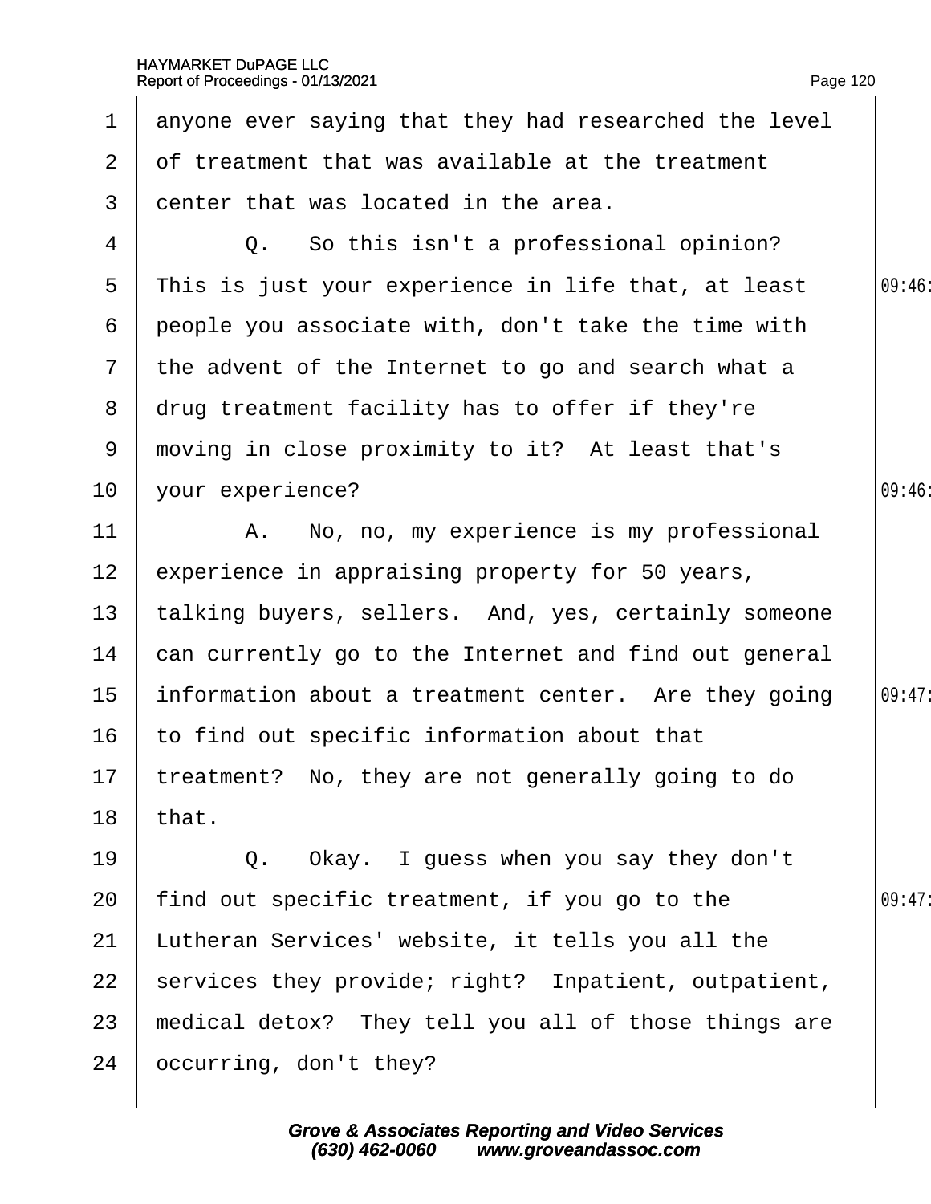1 anyone ever saying that they had researched the level
2 of treatment that was available at the treatment
3 center that was located in the area.
4 Q. So this isn't a professional opinion?
5 This is just your experience in life that, at least
6 people you associate with, don't take the time with
7 the advent of the Internet to go and search what a
8 drug treatment facility has to offer if they're
9 moving in close proximity to it? At least that's
10 your experience?
11 A. No, no, my experience is my professional
12 experience in appraising property for 50 years,
13 talking buyers, sellers. And, yes, certainly someone
14 can currently go to the Internet and find out general
15 information about a treatment center. Are they going
16 to find out specific information about that
17 treatment? No, they are not generally going to do
18 that.
19 Q. Okay. I guess when you say they don't
20 find out specific treatment, if you go to the
21 Lutheran Services' website, it tells you all the
22 services they provide; right? Inpatient, outpatient,
23 medical detox? They tell you all of those things are
24 occurring, don't they?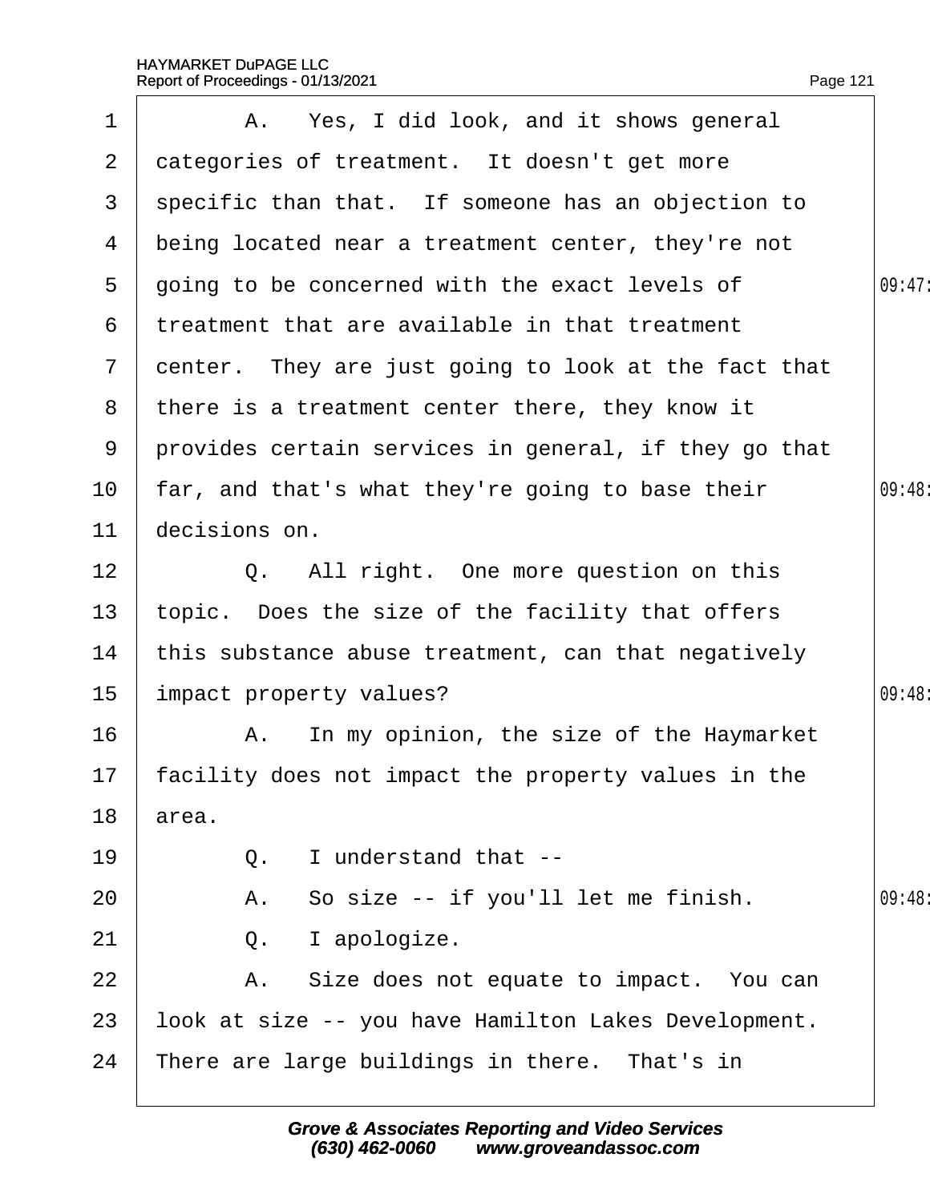A. Yes, I did look, and it shows general categories of treatment. It doesn't get more specific than that. If someone has an objection to being located near a treatment center, they're not going to be concerned with the exact levels of treatment that are available in that treatment center. They are just going to look at the fact that there is a treatment center there, they know it provides certain services in general, if they go that far, and that's what they're going to base their decisions on.

Q. All right. One more question on this topic. Does the size of the facility that offers this substance abuse treatment, can that negatively impact property values?

A. In my opinion, the size of the Haymarket facility does not impact the property values in the area.

Q. I understand that --

A. So size -- if you'll let me finish.

Q. I apologize.

A. Size does not equate to impact. You can look at size -- you have Hamilton Lakes Development. There are large buildings in there. That's in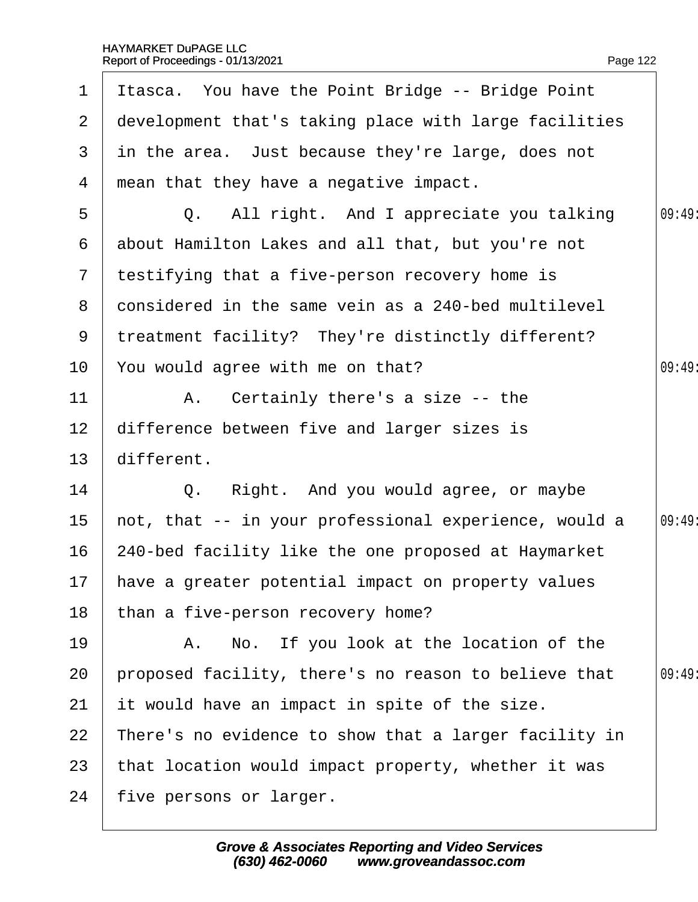1 Itasca. You have the Point Bridge -- Bridge Point
2 development that's taking place with large facilities
3 in the area. Just because they're large, does not
4 mean that they have a negative impact.
5 Q. All right. And I appreciate you talking 09:49:
6 about Hamilton Lakes and all that, but you're not
7 testifying that a five-person recovery home is
8 considered in the same vein as a 240-bed multilevel
9 treatment facility? They're distinctly different?
10 You would agree with me on that? 09:49:
11 A. Certainly there's a size -- the
12 difference between five and larger sizes is
13 different.
14 Q. Right. And you would agree, or maybe
15 not, that -- in your professional experience, would a 09:49:
16 240-bed facility like the one proposed at Haymarket
17 have a greater potential impact on property values
18 than a five-person recovery home?
19 A. No. If you look at the location of the
20 proposed facility, there's no reason to believe that 09:49:
21 it would have an impact in spite of the size.
22 There's no evidence to show that a larger facility in
23 that location would impact property, whether it was
24 five persons or larger.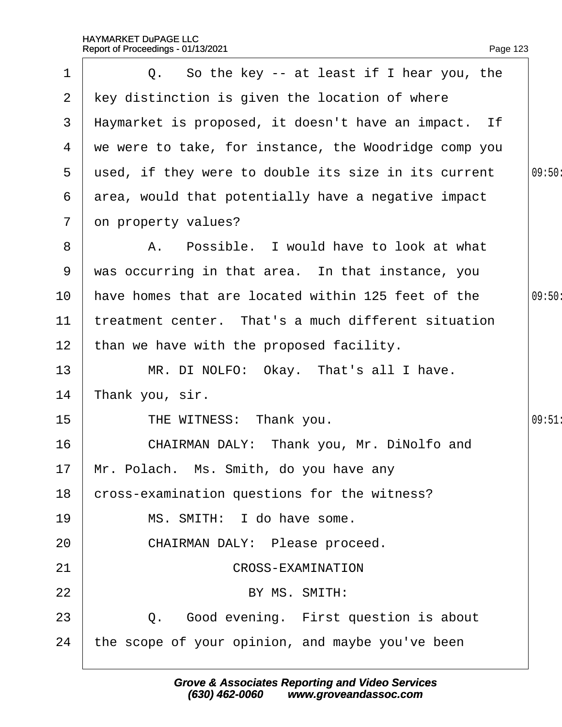Q. So the key -- at least if I hear you, the key distinction is given the location of where Haymarket is proposed, it doesn't have an impact. If we were to take, for instance, the Woodridge comp you used, if they were to double its size in its current area, would that potentially have a negative impact on property values?

A. Possible. I would have to look at what was occurring in that area. In that instance, you have homes that are located within 125 feet of the treatment center. That's a much different situation than we have with the proposed facility.

MR. DI NOLFO: Okay. That's all I have. Thank you, sir.

THE WITNESS: Thank you.

CHAIRMAN DALY: Thank you, Mr. DiNolfo and Mr. Polach. Ms. Smith, do you have any cross-examination questions for the witness?

MS. SMITH: I do have some.

CHAIRMAN DALY: Please proceed.

CROSS-EXAMINATION

BY MS. SMITH:

Q. Good evening. First question is about the scope of your opinion, and maybe you've been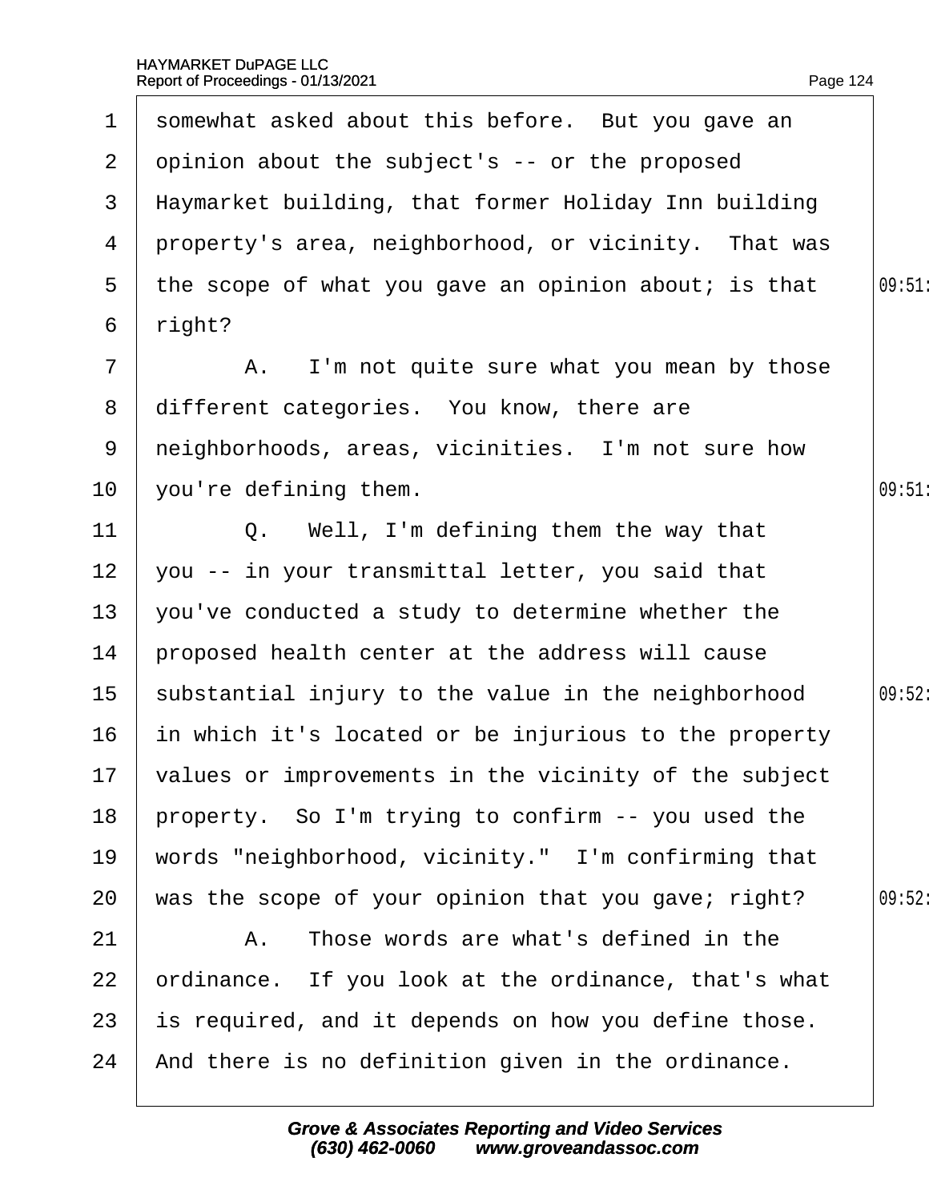1 somewhat asked about this before. But you gave an
2 opinion about the subject's -- or the proposed
3 Haymarket building, that former Holiday Inn building
4 property's area, neighborhood, or vicinity. That was
5 the scope of what you gave an opinion about; is that
6 right?
7 A. I'm not quite sure what you mean by those
8 different categories. You know, there are
9 neighborhoods, areas, vicinities. I'm not sure how
10 you're defining them.
11 Q. Well, I'm defining them the way that
12 you -- in your transmittal letter, you said that
13 you've conducted a study to determine whether the
14 proposed health center at the address will cause
15 substantial injury to the value in the neighborhood
16 in which it's located or be injurious to the property
17 values or improvements in the vicinity of the subject
18 property. So I'm trying to confirm -- you used the
19 words "neighborhood, vicinity." I'm confirming that
20 was the scope of your opinion that you gave; right?
21 A. Those words are what's defined in the
22 ordinance. If you look at the ordinance, that's what
23 is required, and it depends on how you define those.
24 And there is no definition given in the ordinance.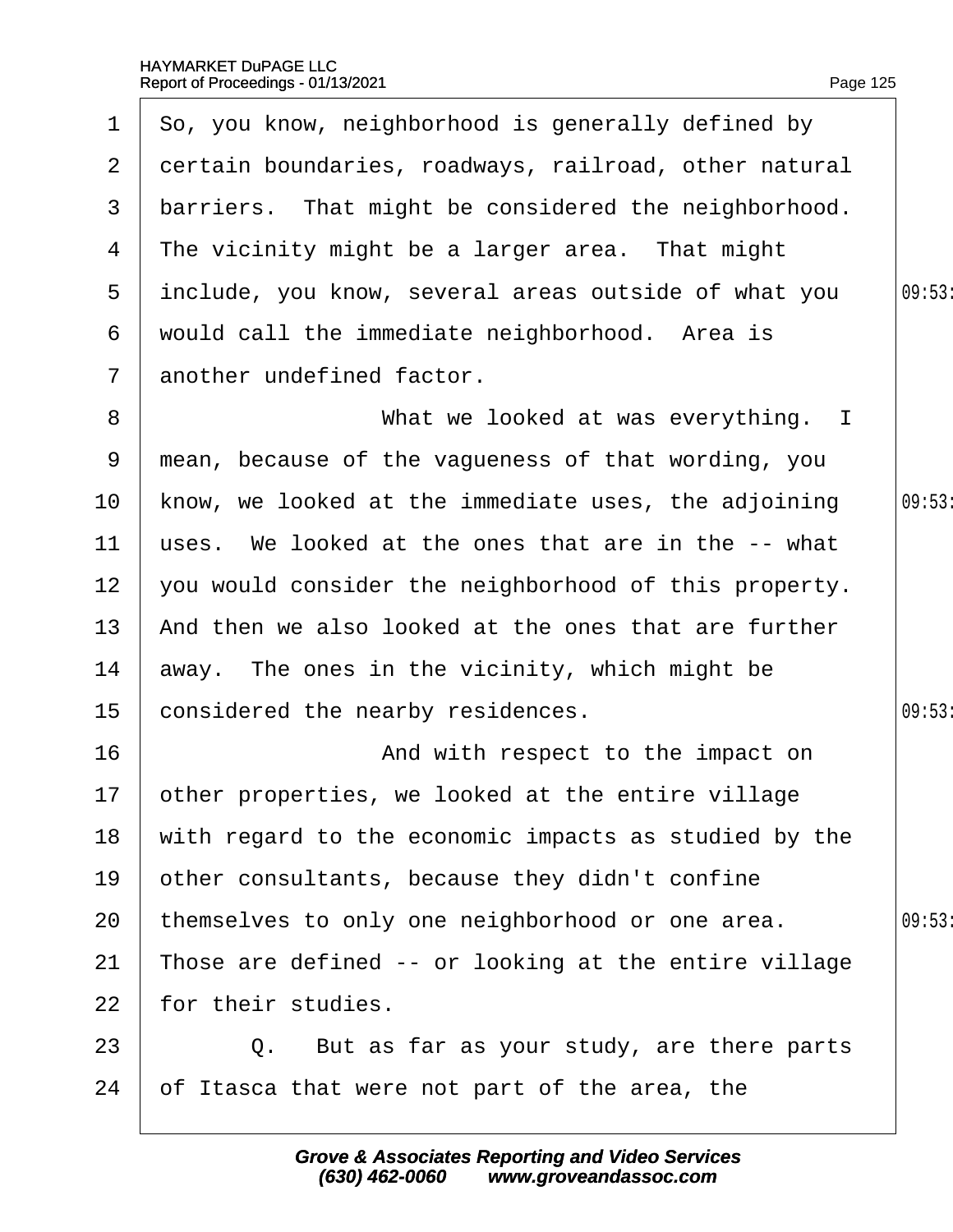So, you know, neighborhood is generally defined by certain boundaries, roadways, railroad, other natural barriers. That might be considered the neighborhood. The vicinity might be a larger area. That might include, you know, several areas outside of what you would call the immediate neighborhood. Area is another undefined factor.

What we looked at was everything. I mean, because of the vagueness of that wording, you know, we looked at the immediate uses, the adjoining uses. We looked at the ones that are in the -- what you would consider the neighborhood of this property. And then we also looked at the ones that are further away. The ones in the vicinity, which might be considered the nearby residences.

And with respect to the impact on other properties, we looked at the entire village with regard to the economic impacts as studied by the other consultants, because they didn't confine themselves to only one neighborhood or one area. Those are defined -- or looking at the entire village for their studies.

Q. But as far as your study, are there parts of Itasca that were not part of the area, the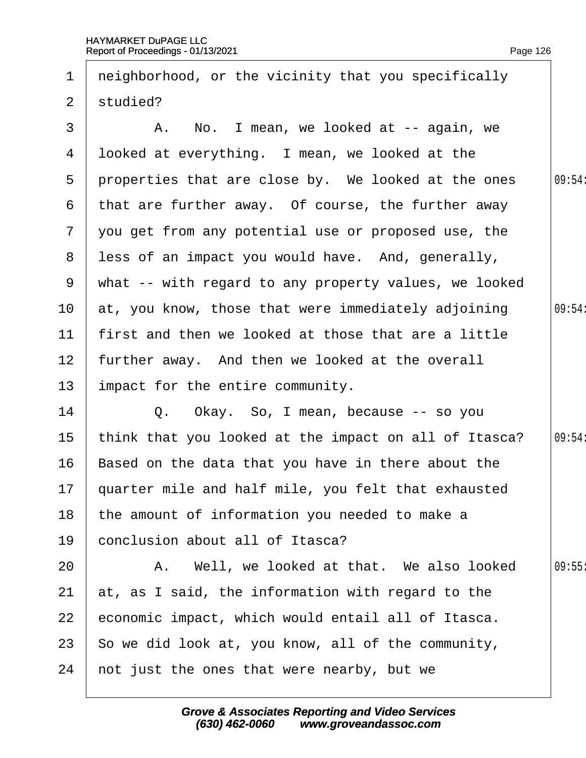1 neighborhood, or the vicinity that you specifically
2 studied?
3 A. No. I mean, we looked at -- again, we
4 looked at everything. I mean, we looked at the
5 properties that are close by. We looked at the ones
6 that are further away. Of course, the further away
7 you get from any potential use or proposed use, the
8 less of an impact you would have. And, generally,
9 what -- with regard to any property values, we looked
10 at, you know, those that were immediately adjoining
11 first and then we looked at those that are a little
12 further away. And then we looked at the overall
13 impact for the entire community.
14 Q. Okay. So, I mean, because -- so you
15 think that you looked at the impact on all of Itasca?
16 Based on the data that you have in there about the
17 quarter mile and half mile, you felt that exhausted
18 the amount of information you needed to make a
19 conclusion about all of Itasca?
20 A. Well, we looked at that. We also looked
21 at, as I said, the information with regard to the
22 economic impact, which would entail all of Itasca.
23 So we did look at, you know, all of the community,
24 not just the ones that were nearby, but we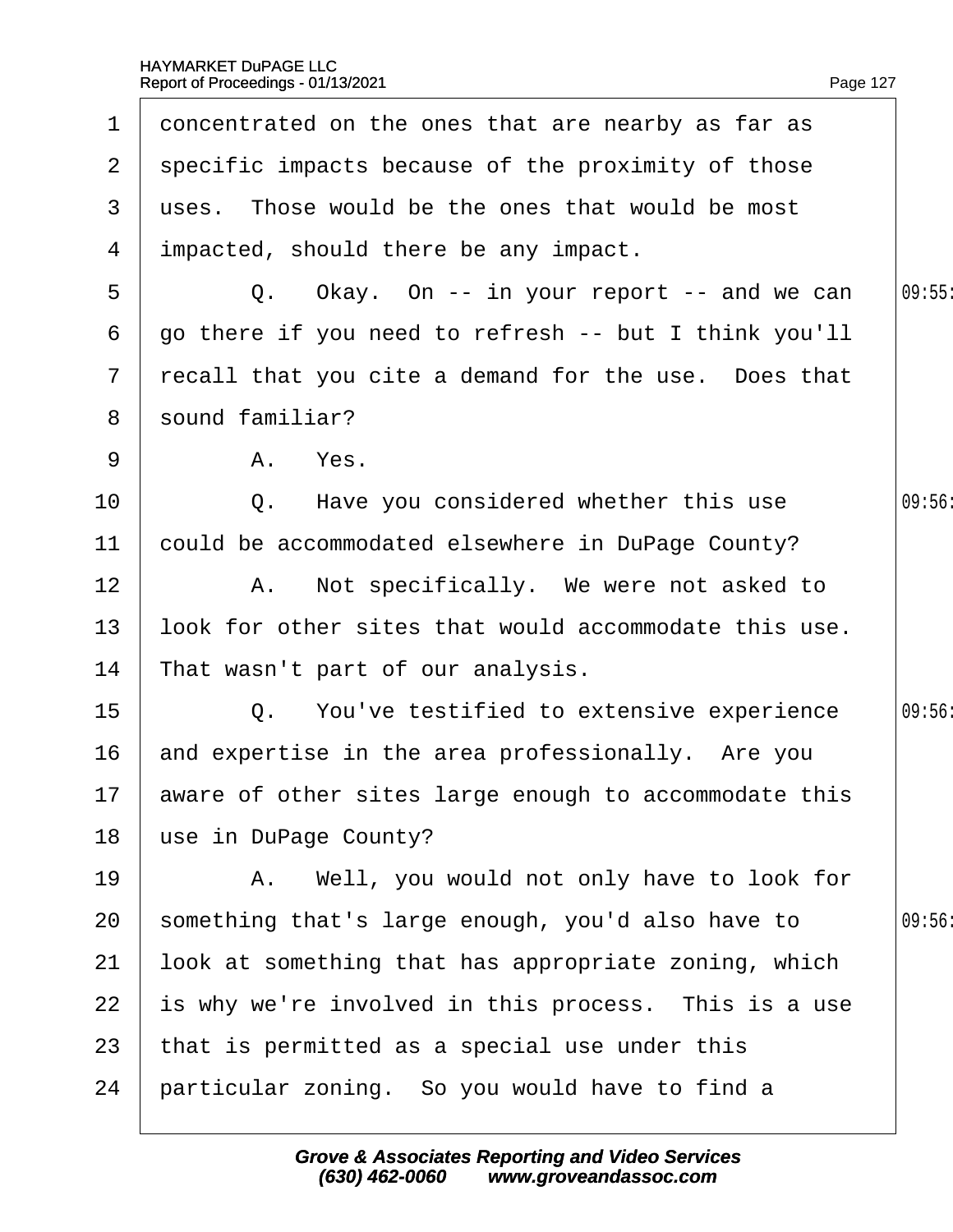concentrated on the ones that are nearby as far as specific impacts because of the proximity of those uses. Those would be the ones that would be most impacted, should there be any impact.

Q. Okay. On -- in your report -- and we can go there if you need to refresh -- but I think you'll recall that you cite a demand for the use. Does that sound familiar?

A. Yes.

Q. Have you considered whether this use could be accommodated elsewhere in DuPage County?

A. Not specifically. We were not asked to look for other sites that would accommodate this use. That wasn't part of our analysis.

Q. You've testified to extensive experience and expertise in the area professionally. Are you aware of other sites large enough to accommodate this use in DuPage County?

A. Well, you would not only have to look for something that's large enough, you'd also have to look at something that has appropriate zoning, which is why we're involved in this process. This is a use that is permitted as a special use under this particular zoning. So you would have to find a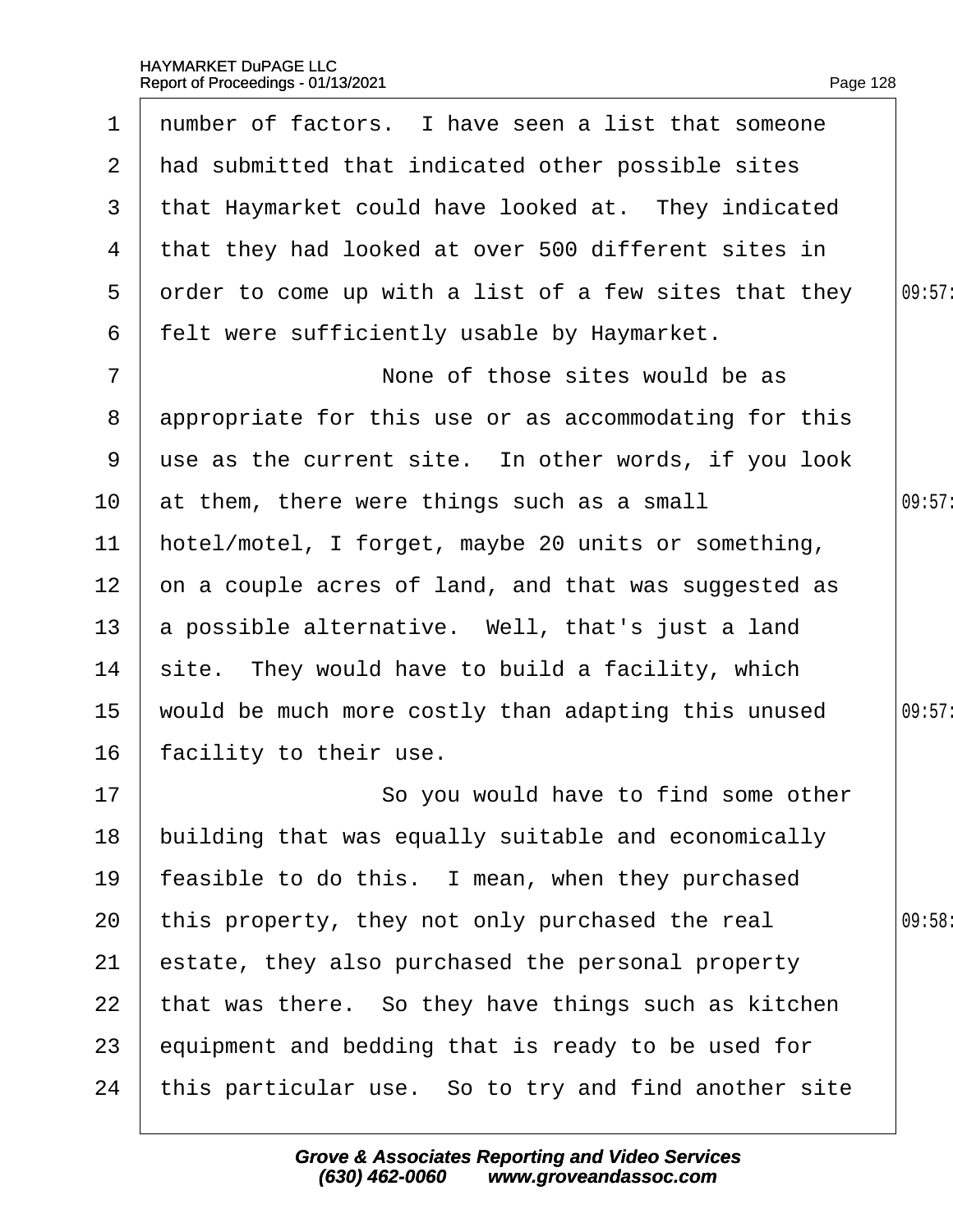1 number of factors. I have seen a list that someone
2 had submitted that indicated other possible sites
3 that Haymarket could have looked at. They indicated
4 that they had looked at over 500 different sites in
5 order to come up with a list of a few sites that they
6 felt were sufficiently usable by Haymarket.
7 None of those sites would be as
8 appropriate for this use or as accommodating for this
9 use as the current site. In other words, if you look
10 at them, there were things such as a small
11 hotel/motel, I forget, maybe 20 units or something,
12 on a couple acres of land, and that was suggested as
13 a possible alternative. Well, that's just a land
14 site. They would have to build a facility, which
15 would be much more costly than adapting this unused
16 facility to their use.
17 So you would have to find some other
18 building that was equally suitable and economically
19 feasible to do this. I mean, when they purchased
20 this property, they not only purchased the real
21 estate, they also purchased the personal property
22 that was there. So they have things such as kitchen
23 equipment and bedding that is ready to be used for
24 this particular use. So to try and find another site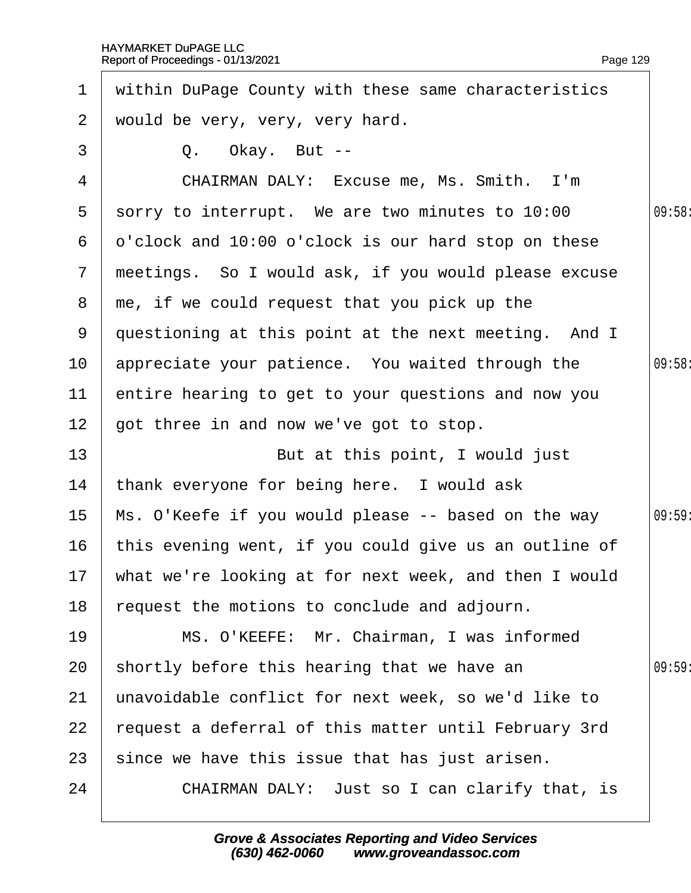1 within DuPage County with these same characteristics
2 would be very, very, very hard.
3 Q. Okay. But --
4 CHAIRMAN DALY: Excuse me, Ms. Smith. I'm
5 sorry to interrupt. We are two minutes to 10:00
6 o'clock and 10:00 o'clock is our hard stop on these
7 meetings. So I would ask, if you would please excuse
8 me, if we could request that you pick up the
9 questioning at this point at the next meeting. And I
10 appreciate your patience. You waited through the
11 entire hearing to get to your questions and now you
12 got three in and now we've got to stop.
13 But at this point, I would just
14 thank everyone for being here. I would ask
15 Ms. O'Keefe if you would please -- based on the way
16 this evening went, if you could give us an outline of
17 what we're looking at for next week, and then I would
18 request the motions to conclude and adjourn.
19 MS. O'KEEFE: Mr. Chairman, I was informed
20 shortly before this hearing that we have an
21 unavoidable conflict for next week, so we'd like to
22 request a deferral of this matter until February 3rd
23 since we have this issue that has just arisen.
24 CHAIRMAN DALY: Just so I can clarify that, is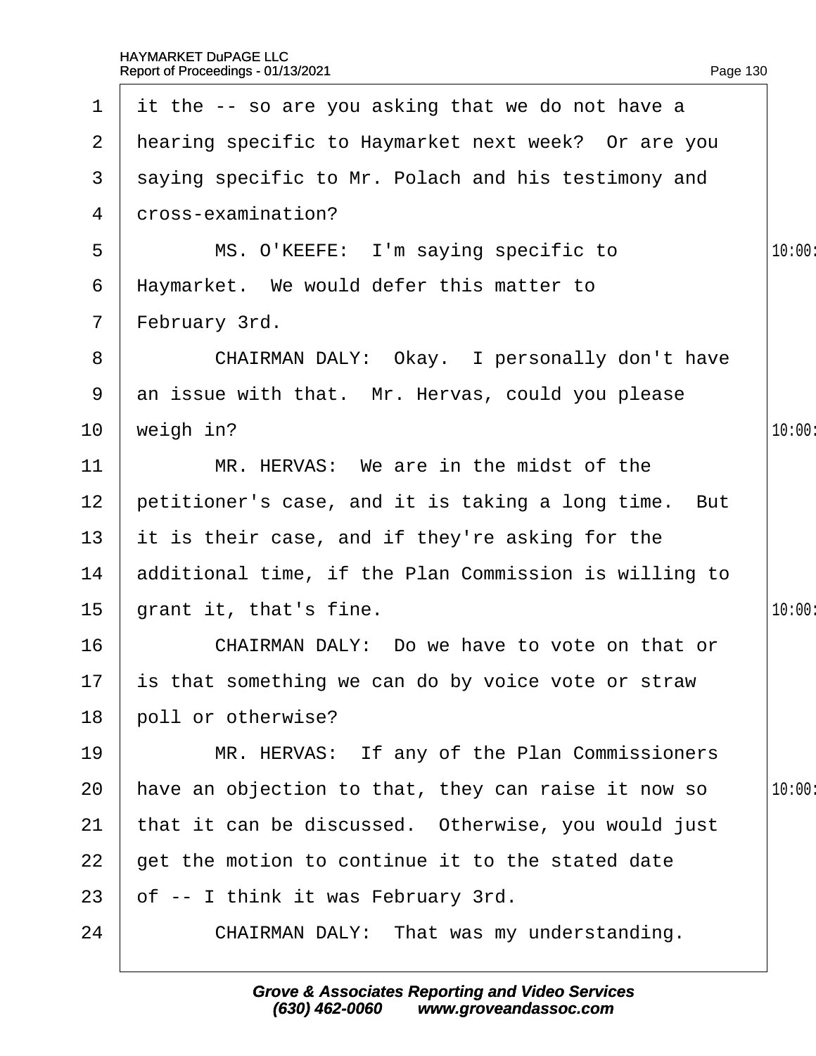1 it the -- so are you asking that we do not have a
2 hearing specific to Haymarket next week? Or are you
3 saying specific to Mr. Polach and his testimony and
4 cross-examination?
5 MS. O'KEEFE: I'm saying specific to
6 Haymarket. We would defer this matter to
7 February 3rd.
8 CHAIRMAN DALY: Okay. I personally don't have
9 an issue with that. Mr. Hervas, could you please
10 weigh in?
11 MR. HERVAS: We are in the midst of the
12 petitioner's case, and it is taking a long time. But
13 it is their case, and if they're asking for the
14 additional time, if the Plan Commission is willing to
15 grant it, that's fine.
16 CHAIRMAN DALY: Do we have to vote on that or
17 is that something we can do by voice vote or straw
18 poll or otherwise?
19 MR. HERVAS: If any of the Plan Commissioners
20 have an objection to that, they can raise it now so
21 that it can be discussed. Otherwise, you would just
22 get the motion to continue it to the stated date
23 of -- I think it was February 3rd.
24 CHAIRMAN DALY: That was my understanding.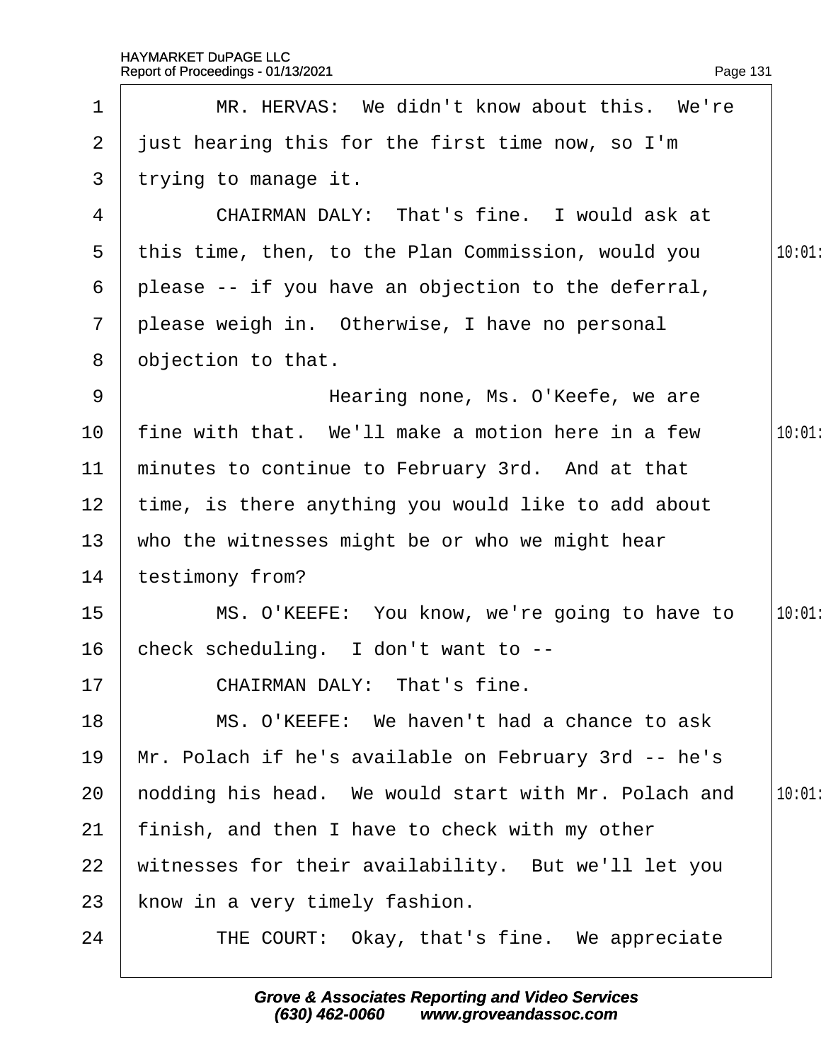MR. HERVAS: We didn't know about this. We're just hearing this for the first time now, so I'm trying to manage it.

CHAIRMAN DALY: That's fine. I would ask at this time, then, to the Plan Commission, would you please -- if you have an objection to the deferral, please weigh in. Otherwise, I have no personal objection to that.

Hearing none, Ms. O'Keefe, we are fine with that. We'll make a motion here in a few minutes to continue to February 3rd. And at that time, is there anything you would like to add about who the witnesses might be or who we might hear testimony from?

MS. O'KEEFE: You know, we're going to have to check scheduling. I don't want to --

CHAIRMAN DALY: That's fine.

MS. O'KEEFE: We haven't had a chance to ask Mr. Polach if he's available on February 3rd -- he's nodding his head. We would start with Mr. Polach and finish, and then I have to check with my other witnesses for their availability. But we'll let you know in a very timely fashion.

THE COURT: Okay, that's fine. We appreciate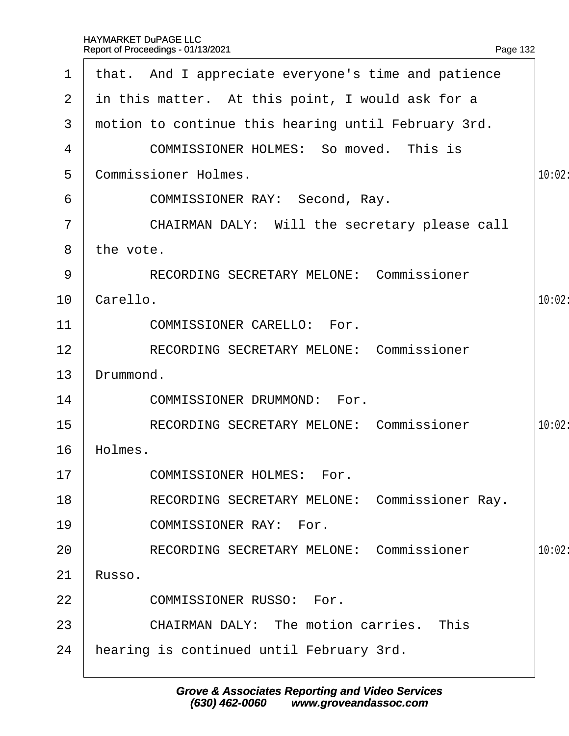that. And I appreciate everyone's time and patience in this matter. At this point, I would ask for a motion to continue this hearing until February 3rd.

COMMISSIONER HOLMES: So moved. This is Commissioner Holmes.

COMMISSIONER RAY: Second, Ray.

CHAIRMAN DALY: Will the secretary please call the vote.

RECORDING SECRETARY MELONE: Commissioner Carello.

COMMISSIONER CARELLO: For.

RECORDING SECRETARY MELONE: Commissioner Drummond.

COMMISSIONER DRUMMOND: For.

RECORDING SECRETARY MELONE: Commissioner Holmes.

COMMISSIONER HOLMES: For.

RECORDING SECRETARY MELONE: Commissioner Ray.

COMMISSIONER RAY: For.

RECORDING SECRETARY MELONE: Commissioner Russo.

COMMISSIONER RUSSO: For.

CHAIRMAN DALY: The motion carries. This hearing is continued until February 3rd.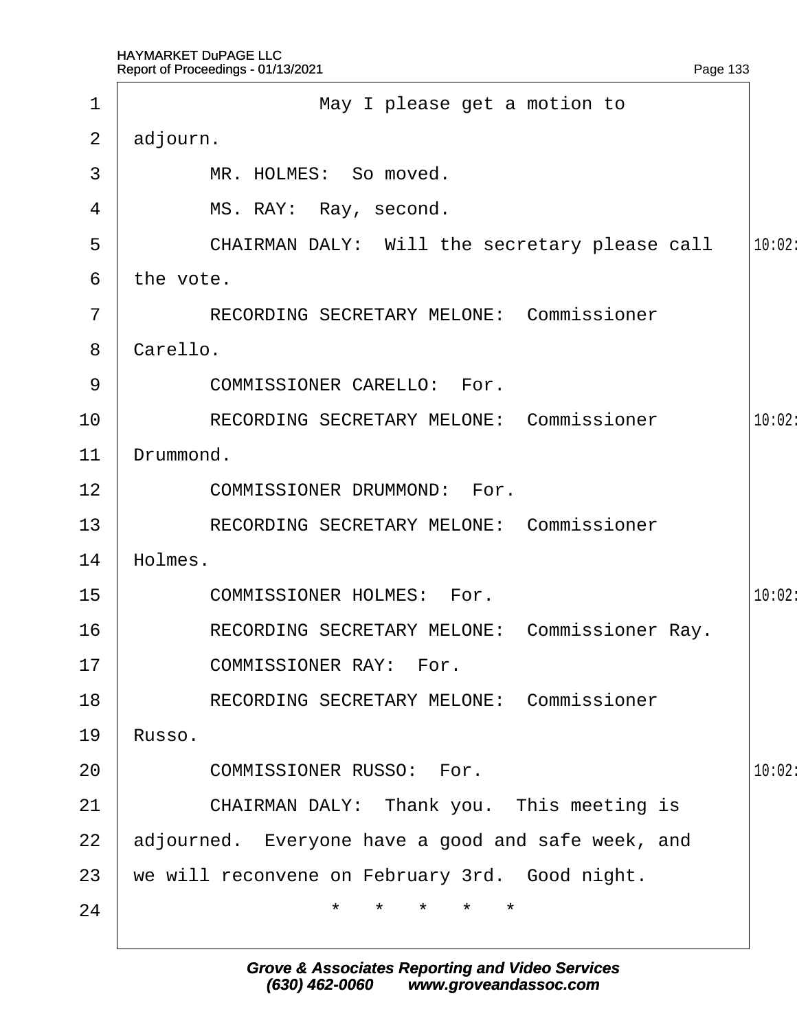1 May I please get a motion to

2 adjourn.

3 MR. HOLMES: So moved.

4 MS. RAY: Ray, second.

5 CHAIRMAN DALY: Will the secretary please call

6 the vote.

7 RECORDING SECRETARY MELONE: Commissioner

8 Carello.

9 COMMISSIONER CARELLO: For.

10 RECORDING SECRETARY MELONE: Commissioner

11 Drummond.

12 COMMISSIONER DRUMMOND: For.

13 RECORDING SECRETARY MELONE: Commissioner

14 Holmes.

15 COMMISSIONER HOLMES: For.

16 RECORDING SECRETARY MELONE: Commissioner Ray.

17 COMMISSIONER RAY: For.

18 RECORDING SECRETARY MELONE: Commissioner

19 Russo.

20 COMMISSIONER RUSSO: For.

21 CHAIRMAN DALY: Thank you. This meeting is

22 adjourned. Everyone have a good and safe week, and

23 we will reconvene on February 3rd. Good night.

24 * * * * *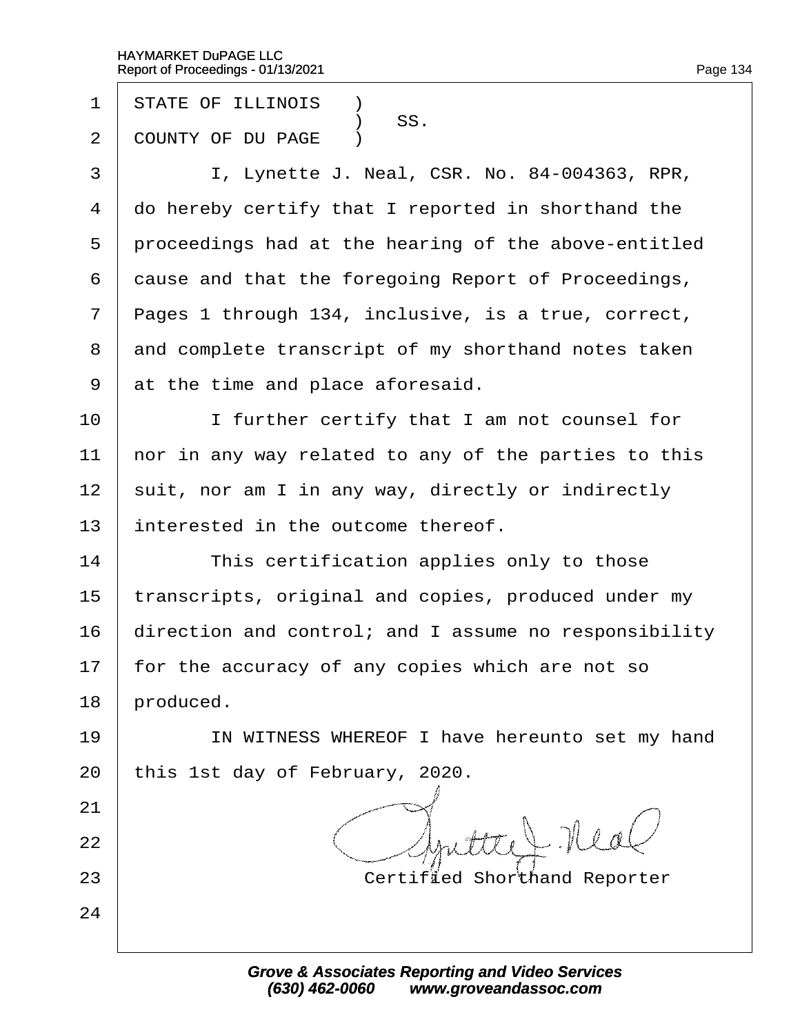STATE OF ILLINOIS )
) SS.
COUNTY OF DU PAGE )

I, Lynette J. Neal, CSR. No. 84-004363, RPR, do hereby certify that I reported in shorthand the proceedings had at the hearing of the above-entitled cause and that the foregoing Report of Proceedings, Pages 1 through 134, inclusive, is a true, correct, and complete transcript of my shorthand notes taken at the time and place aforesaid.

I further certify that I am not counsel for nor in any way related to any of the parties to this suit, nor am I in any way, directly or indirectly interested in the outcome thereof.

This certification applies only to those transcripts, original and copies, produced under my direction and control; and I assume no responsibility for the accuracy of any copies which are not so produced.

IN WITNESS WHEREOF I have hereunto set my hand this 1st day of February, 2020.

Lynette J. Neal

Certified Shorthand Reporter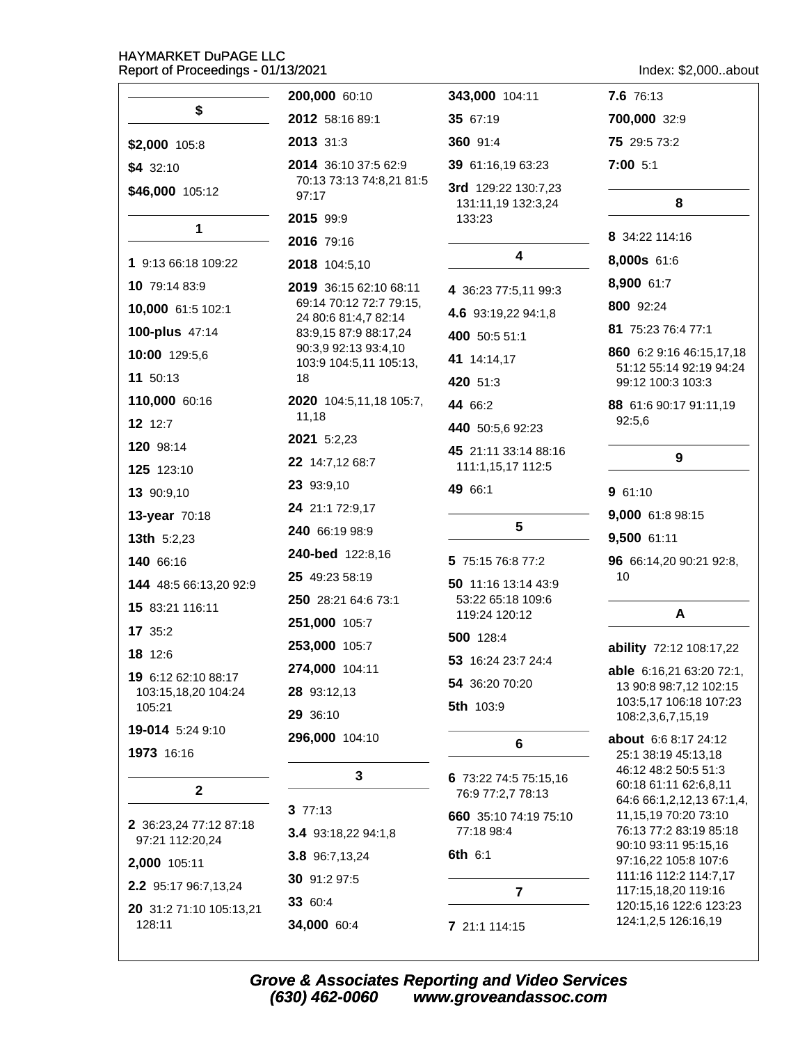## $

**$2,000** 105:8

**$4** 32:10

**$46,000** 105:12

## 1

**1** 9:13 66:18 109:22

**10** 79:14 83:9

**10,000** 61:5 102:1

**100-plus** 47:14

**10:00** 129:5,6

**11** 50:13

**110,000** 60:16

**12** 12:7

**120** 98:14

**125** 123:10

**13** 90:9,10

**13-year** 70:18

**13th** 5:2,23

**140** 66:16

**144** 48:5 66:13,20 92:9

**15** 83:21 116:11

**17** 35:2

**18** 12:6

**19** 6:12 62:10 88:17 103:15,18,20 104:24 105:21

**19-014** 5:24 9:10

**1973** 16:16

## 2

**2** 36:23,24 77:12 87:18 97:21 112:20,24

**2,000** 105:11

**2.2** 95:17 96:7,13,24

**20** 31:2 71:10 105:13,21 128:11

**200,000** 60:10

**2012** 58:16 89:1

**2013** 31:3

**2014** 36:10 37:5 62:9 70:13 73:13 74:8,21 81:5 97:17

**2015** 99:9

**2016** 79:16

**2018** 104:5,10

**2019** 36:15 62:10 68:11 69:14 70:12 72:7 79:15, 24 80:6 81:4,7 82:14 83:9,15 87:9 88:17,24 90:3,9 92:13 93:4,10 103:9 104:5,11 105:13, 18

**2020** 104:5,11,18 105:7, 11,18

**2021** 5:2,23

**22** 14:7,12 68:7

**23** 93:9,10

**24** 21:1 72:9,17

**240** 66:19 98:9

**240-bed** 122:8,16

**25** 49:23 58:19

**250** 28:21 64:6 73:1

**251,000** 105:7

**253,000** 105:7

**274,000** 104:11

**28** 93:12,13

**29** 36:10

**296,000** 104:10

## 3

**3** 77:13

**3.4** 93:18,22 94:1,8

**3.8** 96:7,13,24

**30** 91:2 97:5

**33** 60:4

**34,000** 60:4

**343,000** 104:11

**35** 67:19

**360** 91:4

**39** 61:16,19 63:23

**3rd** 129:22 130:7,23 131:11,19 132:3,24 133:23

## 4

**4** 36:23 77:5,11 99:3

**4.6** 93:19,22 94:1,8

**400** 50:5 51:1

**41** 14:14,17

**420** 51:3

**44** 66:2

**440** 50:5,6 92:23

**45** 21:11 33:14 88:16 111:1,15,17 112:5

**49** 66:1

## 5

**5** 75:15 76:8 77:2

**50** 11:16 13:14 43:9 53:22 65:18 109:6 119:24 120:12

**500** 128:4

**53** 16:24 23:7 24:4

**54** 36:20 70:20

**5th** 103:9

## 6

**6** 73:22 74:5 75:15,16 76:9 77:2,7 78:13

**660** 35:10 74:19 75:10 77:18 98:4

**6th** 6:1

## 7

**7** 21:1 114:15

**7.6** 76:13

**700,000** 32:9

**75** 29:5 73:2

**7:00** 5:1

## 8

**8** 34:22 114:16

**8,000s** 61:6

**8,900** 61:7

**800** 92:24

**81** 75:23 76:4 77:1

**860** 6:2 9:16 46:15,17,18 51:12 55:14 92:19 94:24 99:12 100:3 103:3

**88** 61:6 90:17 91:11,19 92:5,6

## 9

**9** 61:10

**9,000** 61:8 98:15

**9,500** 61:11

**96** 66:14,20 90:21 92:8, 10

## A

**ability** 72:12 108:17,22

**able** 6:16,21 63:20 72:1, 13 90:8 98:7,12 102:15 103:5,17 106:18 107:23 108:2,3,6,7,15,19

**about** 6:6 8:17 24:12 25:1 38:19 45:13,18 46:12 48:2 50:5 51:3 60:18 61:11 62:6,8,11 64:6 66:1,2,12,13 67:1,4, 11,15,19 70:20 73:10 76:13 77:2 83:19 85:18 90:10 93:11 95:15,16 97:16,22 105:8 107:6 111:16 112:2 114:7,17 117:15,18,20 119:16 120:15,16 122:6 123:23 124:1,2,5 126:16,19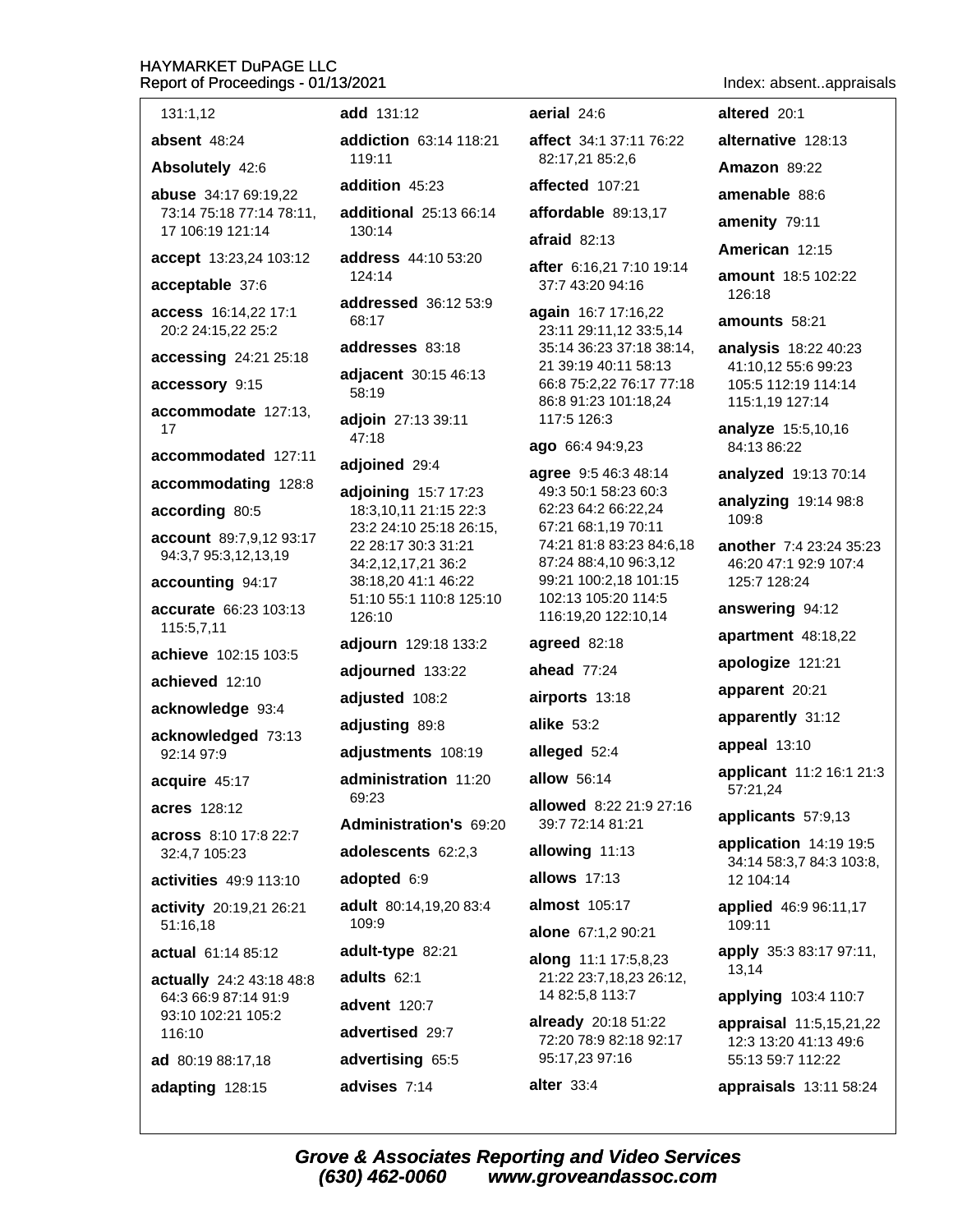131:1,12

**absent** 48:24

**Absolutely** 42:6

**abuse** 34:17 69:19,22 73:14 75:18 77:14 78:11, 17 106:19 121:14

**accept** 13:23,24 103:12

**acceptable** 37:6

**access** 16:14,22 17:1 20:2 24:15,22 25:2

**accessing** 24:21 25:18

**accessory** 9:15

**accommodate** 127:13, 17

**accommodated** 127:11

**accommodating** 128:8

**according** 80:5

**account** 89:7,9,12 93:17 94:3,7 95:3,12,13,19

**accounting** 94:17

**accurate** 66:23 103:13 115:5,7,11

**achieve** 102:15 103:5

**achieved** 12:10

**acknowledge** 93:4

**acknowledged** 73:13 92:14 97:9

**acquire** 45:17

**acres** 128:12

**across** 8:10 17:8 22:7 32:4,7 105:23

**activities** 49:9 113:10

**activity** 20:19,21 26:21 51:16,18

**actual** 61:14 85:12

**actually** 24:2 43:18 48:8 64:3 66:9 87:14 91:9 93:10 102:21 105:2 116:10

**ad** 80:19 88:17,18

**adapting** 128:15

**add** 131:12

**addiction** 63:14 118:21 119:11

**addition** 45:23

**additional** 25:13 66:14 130:14

**address** 44:10 53:20 124:14

**addressed** 36:12 53:9 68:17

**addresses** 83:18

**adjacent** 30:15 46:13 58:19

**adjoin** 27:13 39:11 47:18

**adjoined** 29:4

**adjoining** 15:7 17:23 18:3,10,11 21:15 22:3 23:2 24:10 25:18 26:15, 22 28:17 30:3 31:21 34:2,12,17,21 36:2 38:18,20 41:1 46:22 51:10 55:1 110:8 125:10 126:10

**adjourn** 129:18 133:2

**adjourned** 133:22

**adjusted** 108:2

**adjusting** 89:8

**adjustments** 108:19

**administration** 11:20 69:23

**Administration's** 69:20

**adolescents** 62:2,3

**adopted** 6:9

**adult** 80:14,19,20 83:4 109:9

**adult-type** 82:21

**adults** 62:1

**advent** 120:7

**advertised** 29:7

**advertising** 65:5

**advises** 7:14

**aerial** 24:6

**affect** 34:1 37:11 76:22 82:17,21 85:2,6

**affected** 107:21

**affordable** 89:13,17

**afraid** 82:13

**after** 6:16,21 7:10 19:14 37:7 43:20 94:16

**again** 16:7 17:16,22 23:11 29:11,12 33:5,14 35:14 36:23 37:18 38:14, 21 39:19 40:11 58:13 66:8 75:2,22 76:17 77:18 86:8 91:23 101:18,24 117:5 126:3

**ago** 66:4 94:9,23

**agree** 9:5 46:3 48:14 49:3 50:1 58:23 60:3 62:23 64:2 66:22,24 67:21 68:1,19 70:11 74:21 81:8 83:23 84:6,18 87:24 88:4,10 96:3,12 99:21 100:2,18 101:15 102:13 105:20 114:5 116:19,20 122:10,14

**agreed** 82:18

**ahead** 77:24

**airports** 13:18

**alike** 53:2

**alleged** 52:4

**allow** 56:14

**allowed** 8:22 21:9 27:16 39:7 72:14 81:21

**allowing** 11:13

**allows** 17:13

**almost** 105:17

**alone** 67:1,2 90:21

**along** 11:1 17:5,8,23 21:22 23:7,18,23 26:12, 14 82:5,8 113:7

**already** 20:18 51:22 72:20 78:9 82:18 92:17 95:17,23 97:16

**alter** 33:4

**altered** 20:1

**alternative** 128:13

**Amazon** 89:22

**amenable** 88:6

**amenity** 79:11

**American** 12:15

**amount** 18:5 102:22 126:18

**amounts** 58:21

**analysis** 18:22 40:23 41:10,12 55:6 99:23 105:5 112:19 114:14 115:1,19 127:14

**analyze** 15:5,10,16 84:13 86:22

**analyzed** 19:13 70:14

**analyzing** 19:14 98:8 109:8

**another** 7:4 23:24 35:23 46:20 47:1 92:9 107:4 125:7 128:24

**answering** 94:12

**apartment** 48:18,22

**apologize** 121:21

**apparent** 20:21

**apparently** 31:12

**appeal** 13:10

**applicant** 11:2 16:1 21:3 57:21,24

**applicants** 57:9,13

**application** 14:19 19:5 34:14 58:3,7 84:3 103:8, 12 104:14

**applied** 46:9 96:11,17 109:11

**apply** 35:3 83:17 97:11, 13,14

**applying** 103:4 110:7

**appraisal** 11:5,15,21,22 12:3 13:20 41:13 49:6 55:13 59:7 112:22

**appraisals** 13:11 58:24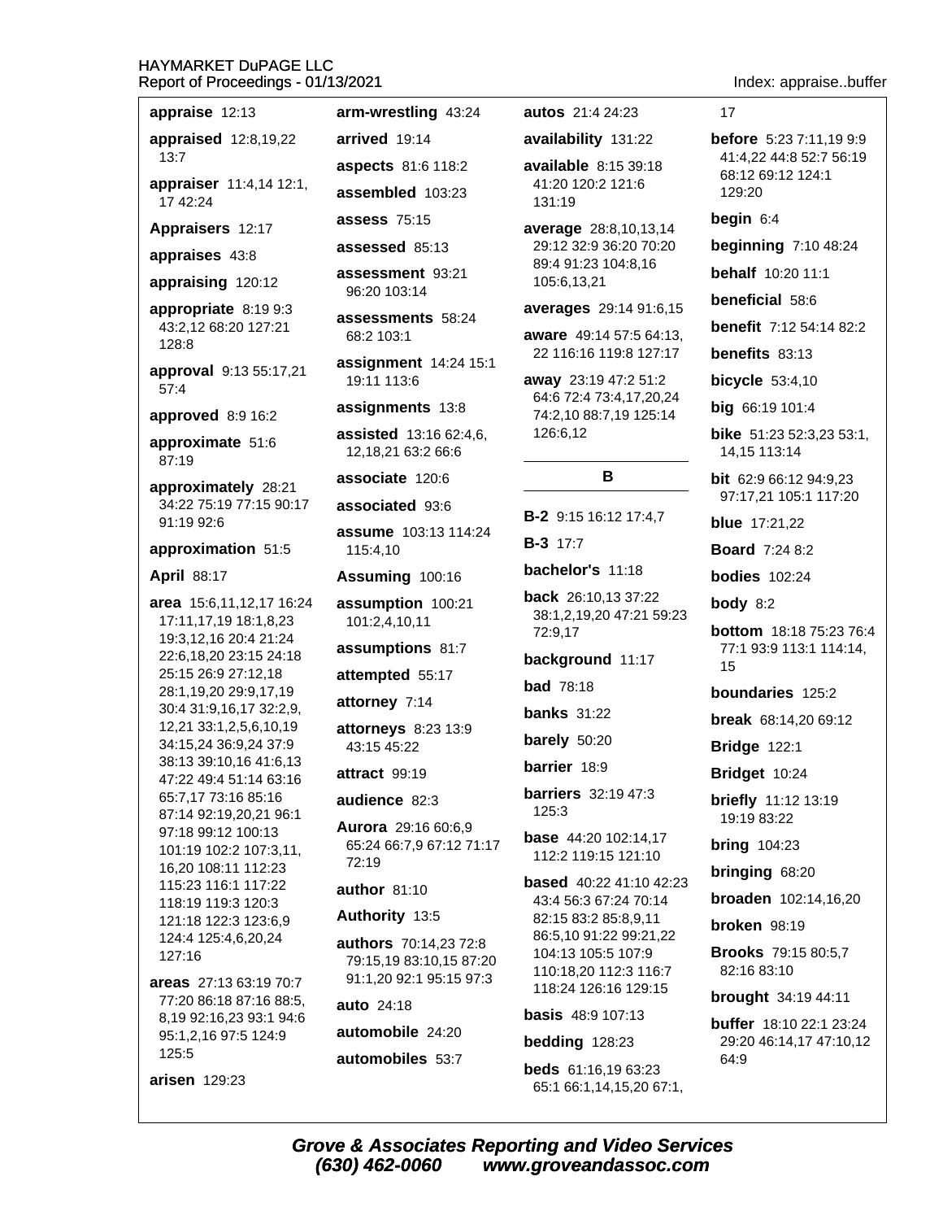**appraise** 12:13

**appraised** 12:8,19,22 13:7

**appraiser** 11:4,14 12:1, 17 42:24

**Appraisers** 12:17

**appraises** 43:8

**appraising** 120:12

**appropriate** 8:19 9:3 43:2,12 68:20 127:21 128:8

**approval** 9:13 55:17,21 57:4

**approved** 8:9 16:2

**approximate** 51:6 87:19

**approximately** 28:21 34:22 75:19 77:15 90:17 91:19 92:6

**approximation** 51:5

**April** 88:17

**area** 15:6,11,12,17 16:24 17:11,17,19 18:1,8,23 19:3,12,16 20:4 21:24 22:6,18,20 23:15 24:18 25:15 26:9 27:12,18 28:1,19,20 29:9,17,19 30:4 31:9,16,17 32:2,9, 12,21 33:1,2,5,6,10,19 34:15,24 36:9,24 37:9 38:13 39:10,16 41:6,13 47:22 49:4 51:14 63:16 65:7,17 73:16 85:16 87:14 92:19,20,21 96:1 97:18 99:12 100:13 101:19 102:2 107:3,11, 16,20 108:11 112:23 115:23 116:1 117:22 118:19 119:3 120:3 121:18 122:3 123:6,9 124:4 125:4,6,20,24 127:16

**areas** 27:13 63:19 70:7 77:20 86:18 87:16 88:5, 8,19 92:16,23 93:1 94:6 95:1,2,16 97:5 124:9 125:5

**arisen** 129:23

**arm-wrestling** 43:24

**arrived** 19:14

**aspects** 81:6 118:2

**assembled** 103:23

**assess** 75:15

**assessed** 85:13

**assessment** 93:21 96:20 103:14

**assessments** 58:24 68:2 103:1

**assignment** 14:24 15:1 19:11 113:6

**assignments** 13:8

**assisted** 13:16 62:4,6, 12,18,21 63:2 66:6

**associate** 120:6

**associated** 93:6

**assume** 103:13 114:24 115:4,10

**Assuming** 100:16

**assumption** 100:21 101:2,4,10,11

**assumptions** 81:7

**attempted** 55:17

**attorney** 7:14

**attorneys** 8:23 13:9 43:15 45:22

**attract** 99:19

**audience** 82:3

**Aurora** 29:16 60:6,9 65:24 66:7,9 67:12 71:17 72:19

**author** 81:10

**Authority** 13:5

**authors** 70:14,23 72:8 79:15,19 83:10,15 87:20 91:1,20 92:1 95:15 97:3

**auto** 24:18

**automobile** 24:20

**automobiles** 53:7

**autos** 21:4 24:23

**availability** 131:22

**available** 8:15 39:18 41:20 120:2 121:6 131:19

**average** 28:8,10,13,14 29:12 32:9 36:20 70:20 89:4 91:23 104:8,16 105:6,13,21

**averages** 29:14 91:6,15

**aware** 49:14 57:5 64:13, 22 116:16 119:8 127:17

**away** 23:19 47:2 51:2 64:6 72:4 73:4,17,20,24 74:2,10 88:7,19 125:14 126:6,12

## B

**B-2** 9:15 16:12 17:4,7

**B-3** 17:7

**bachelor's** 11:18

**back** 26:10,13 37:22 38:1,2,19,20 47:21 59:23 72:9,17

**background** 11:17

**bad** 78:18

**banks** 31:22

**barely** 50:20

**barrier** 18:9

**barriers** 32:19 47:3 125:3

**base** 44:20 102:14,17 112:2 119:15 121:10

**based** 40:22 41:10 42:23 43:4 56:3 67:24 70:14 82:15 83:2 85:8,9,11 86:5,10 91:22 99:21,22 104:13 105:5 107:9 110:18,20 112:3 116:7 118:24 126:16 129:15

**basis** 48:9 107:13

**bedding** 128:23

**beds** 61:16,19 63:23 65:1 66:1,14,15,20 67:1, 17

**before** 5:23 7:11,19 9:9 41:4,22 44:8 52:7 56:19 68:12 69:12 124:1 129:20

**begin** 6:4

**beginning** 7:10 48:24

**behalf** 10:20 11:1

**beneficial** 58:6

**benefit** 7:12 54:14 82:2

**benefits** 83:13

**bicycle** 53:4,10

**big** 66:19 101:4

**bike** 51:23 52:3,23 53:1, 14,15 113:14

**bit** 62:9 66:12 94:9,23 97:17,21 105:1 117:20

**blue** 17:21,22

**Board** 7:24 8:2

**bodies** 102:24

**body** 8:2

**bottom** 18:18 75:23 76:4 77:1 93:9 113:1 114:14, 15

**boundaries** 125:2

**break** 68:14,20 69:12

**Bridge** 122:1

**Bridget** 10:24

**briefly** 11:12 13:19 19:19 83:22

**bring** 104:23

**bringing** 68:20

**broaden** 102:14,16,20

**broken** 98:19

**Brooks** 79:15 80:5,7 82:16 83:10

**brought** 34:19 44:11

**buffer** 18:10 22:1 23:24 29:20 46:14,17 47:10,12 64:9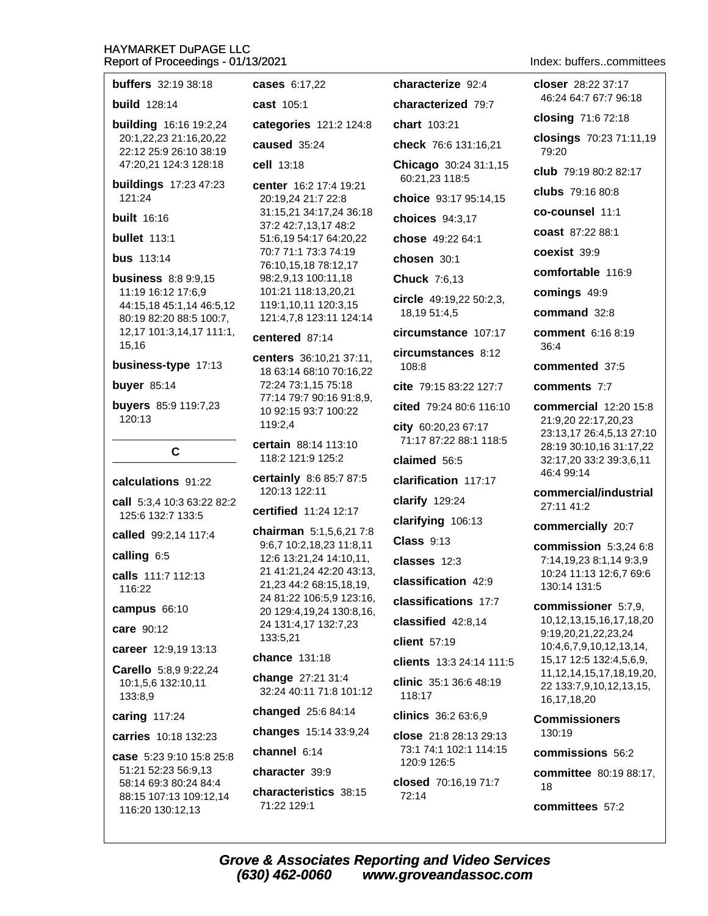**buffers** 32:19 38:18

**build** 128:14

**building** 16:16 19:2,24 20:1,22,23 21:16,20,22 22:12 25:9 26:10 38:19 47:20,21 124:3 128:18

**buildings** 17:23 47:23 121:24

**built** 16:16

**bullet** 113:1

**bus** 113:14

**business** 8:8 9:9,15 11:19 16:12 17:6,9 44:15,18 45:1,14 46:5,12 80:19 82:20 88:5 100:7, 12,17 101:3,14,17 111:1, 15,16

**business-type** 17:13

**buyer** 85:14

**buyers** 85:9 119:7,23 120:13

## C

**calculations** 91:22

**call** 5:3,4 10:3 63:22 82:2 125:6 132:7 133:5

**called** 99:2,14 117:4

**calling** 6:5

**calls** 111:7 112:13 116:22

**campus** 66:10

**care** 90:12

**career** 12:9,19 13:13

**Carello** 5:8,9 9:22,24 10:1,5,6 132:10,11 133:8,9

**caring** 117:24

**carries** 10:18 132:23

**case** 5:23 9:10 15:8 25:8 51:21 52:23 56:9,13 58:14 69:3 80:24 84:4 88:15 107:13 109:12,14 116:20 130:12,13

**cases** 6:17,22

**cast** 105:1

**categories** 121:2 124:8

**caused** 35:24

**cell** 13:18

**center** 16:2 17:4 19:21 20:19,24 21:7 22:8 31:15,21 34:17,24 36:18 37:2 42:7,13,17 48:2 51:6,19 54:17 64:20,22 70:7 71:1 73:3 74:19 76:10,15,18 78:12,17 98:2,9,13 100:11,18 101:21 118:13,20,21 119:1,10,11 120:3,15 121:4,7,8 123:11 124:14

**centered** 87:14

**centers** 36:10,21 37:11, 18 63:14 68:10 70:16,22 72:24 73:1,15 75:18 77:14 79:7 90:16 91:8,9, 10 92:15 93:7 100:22 119:2,4

**certain** 88:14 113:10 118:2 121:9 125:2

**certainly** 8:6 85:7 87:5 120:13 122:11

**certified** 11:24 12:17

**chairman** 5:1,5,6,21 7:8 9:6,7 10:2,18,23 11:8,11 12:6 13:21,24 14:10,11, 21 41:21,24 42:20 43:13, 21,23 44:2 68:15,18,19, 24 81:22 106:5,9 123:16, 20 129:4,19,24 130:8,16, 24 131:4,17 132:7,23 133:5,21

**chance** 131:18

**change** 27:21 31:4 32:24 40:11 71:8 101:12

**changed** 25:6 84:14

**changes** 15:14 33:9,24

**channel** 6:14

**character** 39:9

**characteristics** 38:15 71:22 129:1

**characterize** 92:4

**characterized** 79:7

**chart** 103:21

**check** 76:6 131:16,21

**Chicago** 30:24 31:1,15 60:21,23 118:5

**choice** 93:17 95:14,15

**choices** 94:3,17

**chose** 49:22 64:1

**chosen** 30:1

**Chuck** 7:6,13

**circle** 49:19,22 50:2,3, 18,19 51:4,5

**circumstance** 107:17

**circumstances** 8:12 108:8

**cite** 79:15 83:22 127:7

**cited** 79:24 80:6 116:10

**city** 60:20,23 67:17 71:17 87:22 88:1 118:5

**claimed** 56:5

**clarification** 117:17

**clarify** 129:24

**clarifying** 106:13

**Class** 9:13

**classes** 12:3

**classification** 42:9

**classifications** 17:7

**classified** 42:8,14

**client** 57:19

**clients** 13:3 24:14 111:5

**clinic** 35:1 36:6 48:19 118:17

**clinics** 36:2 63:6,9

**close** 21:8 28:13 29:13 73:1 74:1 102:1 114:15 120:9 126:5

**closed** 70:16,19 71:7 72:14

**closer** 28:22 37:17 46:24 64:7 67:7 96:18

**closing** 71:6 72:18

**closings** 70:23 71:11,19 79:20

**club** 79:19 80:2 82:17

**clubs** 79:16 80:8

**co-counsel** 11:1

**coast** 87:22 88:1

**coexist** 39:9

**comfortable** 116:9

**comings** 49:9

**command** 32:8

**comment** 6:16 8:19 36:4

**commented** 37:5

**comments** 7:7

**commercial** 12:20 15:8 21:9,20 22:17,20,23 23:13,17 26:4,5,13 27:10 28:19 30:10,16 31:17,22 32:17,20 33:2 39:3,6,11 46:4 99:14

**commercial/industrial** 27:11 41:2

**commercially** 20:7

**commission** 5:3,24 6:8 7:14,19,23 8:1,14 9:3,9 10:24 11:13 12:6,7 69:6 130:14 131:5

**commissioner** 5:7,9, 10,12,13,15,16,17,18,20 9:19,20,21,22,23,24 10:4,6,7,9,10,12,13,14, 15,17 12:5 132:4,5,6,9, 11,12,14,15,17,18,19,20, 22 133:7,9,10,12,13,15, 16,17,18,20

**Commissioners** 130:19

**commissions** 56:2

**committee** 80:19 88:17, 18

**committees** 57:2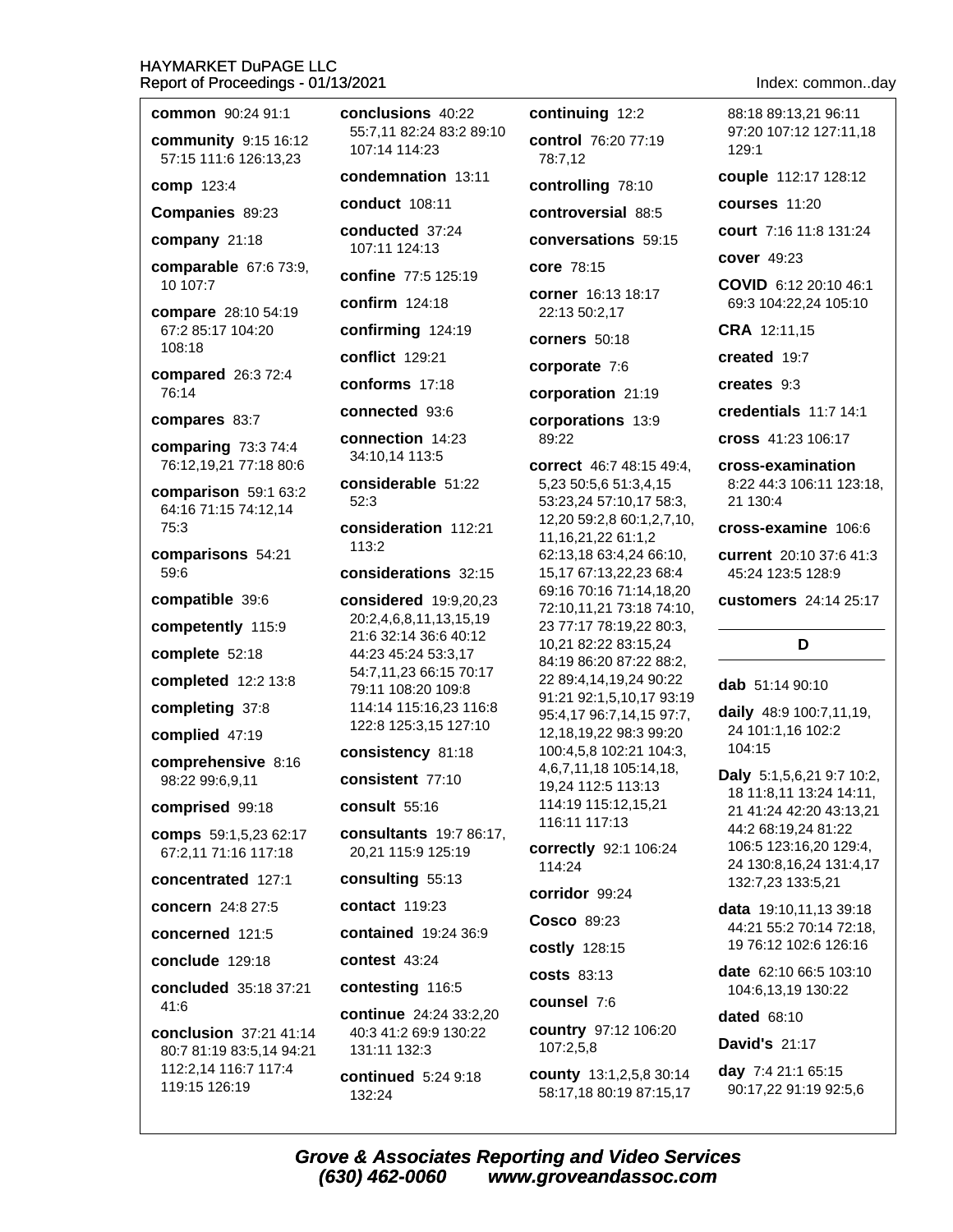**common** 90:24 91:1

**community** 9:15 16:12 57:15 111:6 126:13,23

**comp** 123:4

**Companies** 89:23

**company** 21:18

**comparable** 67:6 73:9, 10 107:7

**compare** 28:10 54:19 67:2 85:17 104:20 108:18

**compared** 26:3 72:4 76:14

**compares** 83:7

**comparing** 73:3 74:4 76:12,19,21 77:18 80:6

**comparison** 59:1 63:2 64:16 71:15 74:12,14 75:3

**comparisons** 54:21 59:6

**compatible** 39:6

**competently** 115:9

**complete** 52:18

**completed** 12:2 13:8

**completing** 37:8

**complied** 47:19

**comprehensive** 8:16 98:22 99:6,9,11

**comprised** 99:18

**comps** 59:1,5,23 62:17 67:2,11 71:16 117:18

**concentrated** 127:1

**concern** 24:8 27:5

**concerned** 121:5

**conclude** 129:18

**concluded** 35:18 37:21 41:6

**conclusion** 37:21 41:14 80:7 81:19 83:5,14 94:21 112:2,14 116:7 117:4 119:15 126:19

**conclusions** 40:22 55:7,11 82:24 83:2 89:10 107:14 114:23

**condemnation** 13:11

**conduct** 108:11

**conducted** 37:24 107:11 124:13

**confine** 77:5 125:19

**confirm** 124:18

**confirming** 124:19

**conflict** 129:21

**conforms** 17:18

**connected** 93:6

**connection** 14:23 34:10,14 113:5

**considerable** 51:22 52:3

**consideration** 112:21 113:2

**considerations** 32:15

**considered** 19:9,20,23 20:2,4,6,8,11,13,15,19 21:6 32:14 36:6 40:12 44:23 45:24 53:3,17 54:7,11,23 66:15 70:17 79:11 108:20 109:8 114:14 115:16,23 116:8 122:8 125:3,15 127:10

**consistency** 81:18

**consistent** 77:10

**consult** 55:16

**consultants** 19:7 86:17, 20,21 115:9 125:19

**consulting** 55:13

**contact** 119:23

**contained** 19:24 36:9

**contest** 43:24

**contesting** 116:5

**continue** 24:24 33:2,20 40:3 41:2 69:9 130:22 131:11 132:3

**continued** 5:24 9:18 132:24

**continuing** 12:2

**control** 76:20 77:19 78:7,12

**controlling** 78:10

**controversial** 88:5

**conversations** 59:15

**core** 78:15

**corner** 16:13 18:17 22:13 50:2,17

**corners** 50:18

**corporate** 7:6

**corporation** 21:19

**corporations** 13:9 89:22

**correct** 46:7 48:15 49:4, 5,23 50:5,6 51:3,4,15 53:23,24 57:10,17 58:3, 12,20 59:2,8 60:1,2,7,10, 11,16,21,22 61:1,2 62:13,18 63:4,24 66:10, 15,17 67:13,22,23 68:4 69:16 70:16 71:14,18,20 72:10,11,21 73:18 74:10, 23 77:17 78:19,22 80:3, 10,21 82:22 83:15,24 84:19 86:20 87:22 88:2, 22 89:4,14,19,24 90:22 91:21 92:1,5,10,17 93:19 95:4,17 96:7,14,15 97:7, 12,18,19,22 98:3 99:20 100:4,5,8 102:21 104:3, 4,6,7,11,18 105:14,18, 19,24 112:5 113:13 114:19 115:12,15,21 116:11 117:13

**correctly** 92:1 106:24 114:24

**corridor** 99:24

**Cosco** 89:23

**costly** 128:15

**costs** 83:13

**counsel** 7:6

**country** 97:12 106:20 107:2,5,8

**county** 13:1,2,5,8 30:14 58:17,18 80:19 87:15,17 88:18 89:13,21 96:11 97:20 107:12 127:11,18 129:1

**couple** 112:17 128:12

**courses** 11:20

**court** 7:16 11:8 131:24

**cover** 49:23

**COVID** 6:12 20:10 46:1 69:3 104:22,24 105:10

**CRA** 12:11,15

**created** 19:7

**creates** 9:3

**credentials** 11:7 14:1

**cross** 41:23 106:17

**cross-examination** 8:22 44:3 106:11 123:18, 21 130:4

**cross-examine** 106:6

**current** 20:10 37:6 41:3 45:24 123:5 128:9

**customers** 24:14 25:17

## D

**dab** 51:14 90:10

**daily** 48:9 100:7,11,19, 24 101:1,16 102:2 104:15

**Daly** 5:1,5,6,21 9:7 10:2, 18 11:8,11 13:24 14:11, 21 41:24 42:20 43:13,21 44:2 68:19,24 81:22 106:5 123:16,20 129:4, 24 130:8,16,24 131:4,17 132:7,23 133:5,21

**data** 19:10,11,13 39:18 44:21 55:2 70:14 72:18, 19 76:12 102:6 126:16

**date** 62:10 66:5 103:10 104:6,13,19 130:22

**dated** 68:10

**David's** 21:17

**day** 7:4 21:1 65:15 90:17,22 91:19 92:5,6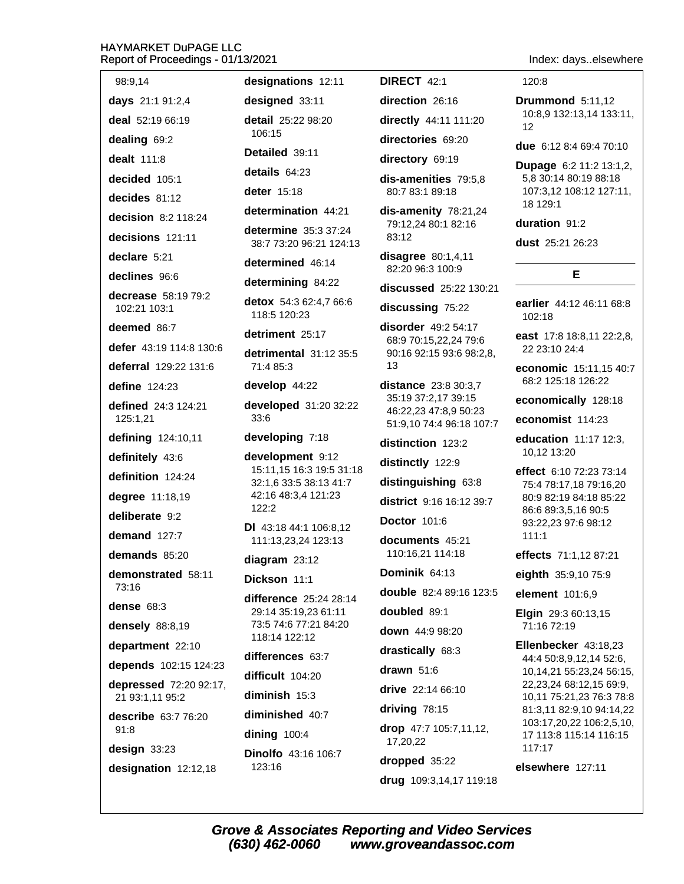98:9,14

**days** 21:1 91:2,4

**deal** 52:19 66:19

**dealing** 69:2

**dealt** 111:8

**decided** 105:1

**decides** 81:12

**decision** 8:2 118:24

**decisions** 121:11

**declare** 5:21

**declines** 96:6

**decrease** 58:19 79:2 102:21 103:1

**deemed** 86:7

**defer** 43:19 114:8 130:6

**deferral** 129:22 131:6

**define** 124:23

**defined** 24:3 124:21 125:1,21

**defining** 124:10,11

**definitely** 43:6

**definition** 124:24

**degree** 11:18,19

**deliberate** 9:2

**demand** 127:7

**demands** 85:20

**demonstrated** 58:11 73:16

**dense** 68:3

**densely** 88:8,19

**department** 22:10

**depends** 102:15 124:23

**depressed** 72:20 92:17, 21 93:1,11 95:2

**describe** 63:7 76:20 91:8

**design** 33:23

**designation** 12:12,18

**designations** 12:11

**designed** 33:11

**detail** 25:22 98:20 106:15

**Detailed** 39:11

**details** 64:23

**deter** 15:18

**determination** 44:21

**determine** 35:3 37:24 38:7 73:20 96:21 124:13

**determined** 46:14

**determining** 84:22

**detox** 54:3 62:4,7 66:6 118:5 120:23

**detriment** 25:17

**detrimental** 31:12 35:5 71:4 85:3

**develop** 44:22

**developed** 31:20 32:22 33:6

**developing** 7:18

**development** 9:12 15:11,15 16:3 19:5 31:18 32:1,6 33:5 38:13 41:7 42:16 48:3,4 121:23 122:2

**DI** 43:18 44:1 106:8,12 111:13,23,24 123:13

**diagram** 23:12

**Dickson** 11:1

**difference** 25:24 28:14 29:14 35:19,23 61:11 73:5 74:6 77:21 84:20 118:14 122:12

**differences** 63:7

**difficult** 104:20

**diminish** 15:3

**diminished** 40:7

**dining** 100:4

**Dinolfo** 43:16 106:7 123:16

**DIRECT** 42:1

**direction** 26:16

**directly** 44:11 111:20

**directories** 69:20

**directory** 69:19

**dis-amenities** 79:5,8 80:7 83:1 89:18

**dis-amenity** 78:21,24 79:12,24 80:1 82:16 83:12

**disagree** 80:1,4,11 82:20 96:3 100:9

**discussed** 25:22 130:21

**discussing** 75:22

**disorder** 49:2 54:17 68:9 70:15,22,24 79:6 90:16 92:15 93:6 98:2,8, 13

**distance** 23:8 30:3,7 35:19 37:2,17 39:15 46:22,23 47:8,9 50:23 51:9,10 74:4 96:18 107:7

**distinction** 123:2

**distinctly** 122:9

**distinguishing** 63:8

**district** 9:16 16:12 39:7

**Doctor** 101:6

**documents** 45:21 110:16,21 114:18

**Dominik** 64:13

**double** 82:4 89:16 123:5

**doubled** 89:1

**down** 44:9 98:20

**drastically** 68:3

**drawn** 51:6

**drive** 22:14 66:10

**driving** 78:15

**drop** 47:7 105:7,11,12, 17,20,22

**dropped** 35:22

**drug** 109:3,14,17 119:18

120:8

**Drummond** 5:11,12 10:8,9 132:13,14 133:11, 12

**due** 6:12 8:4 69:4 70:10

**Dupage** 6:2 11:2 13:1,2, 5,8 30:14 80:19 88:18 107:3,12 108:12 127:11, 18 129:1

**duration** 91:2

**dust** 25:21 26:23

## E

**earlier** 44:12 46:11 68:8 102:18

**east** 17:8 18:8,11 22:2,8, 22 23:10 24:4

**economic** 15:11,15 40:7 68:2 125:18 126:22

**economically** 128:18

**economist** 114:23

**education** 11:17 12:3, 10,12 13:20

**effect** 6:10 72:23 73:14 75:4 78:17,18 79:16,20 80:9 82:19 84:18 85:22 86:6 89:3,5,16 90:5 93:22,23 97:6 98:12 111:1

**effects** 71:1,12 87:21

**eighth** 35:9,10 75:9

**element** 101:6,9

**Elgin** 29:3 60:13,15 71:16 72:19

**Ellenbecker** 43:18,23 44:4 50:8,9,12,14 52:6, 10,14,21 55:23,24 56:15, 22,23,24 68:12,15 69:9, 10,11 75:21,23 76:3 78:8 81:3,11 82:9,10 94:14,22 103:17,20,22 106:2,5,10, 17 113:8 115:14 116:15 117:17

**elsewhere** 127:11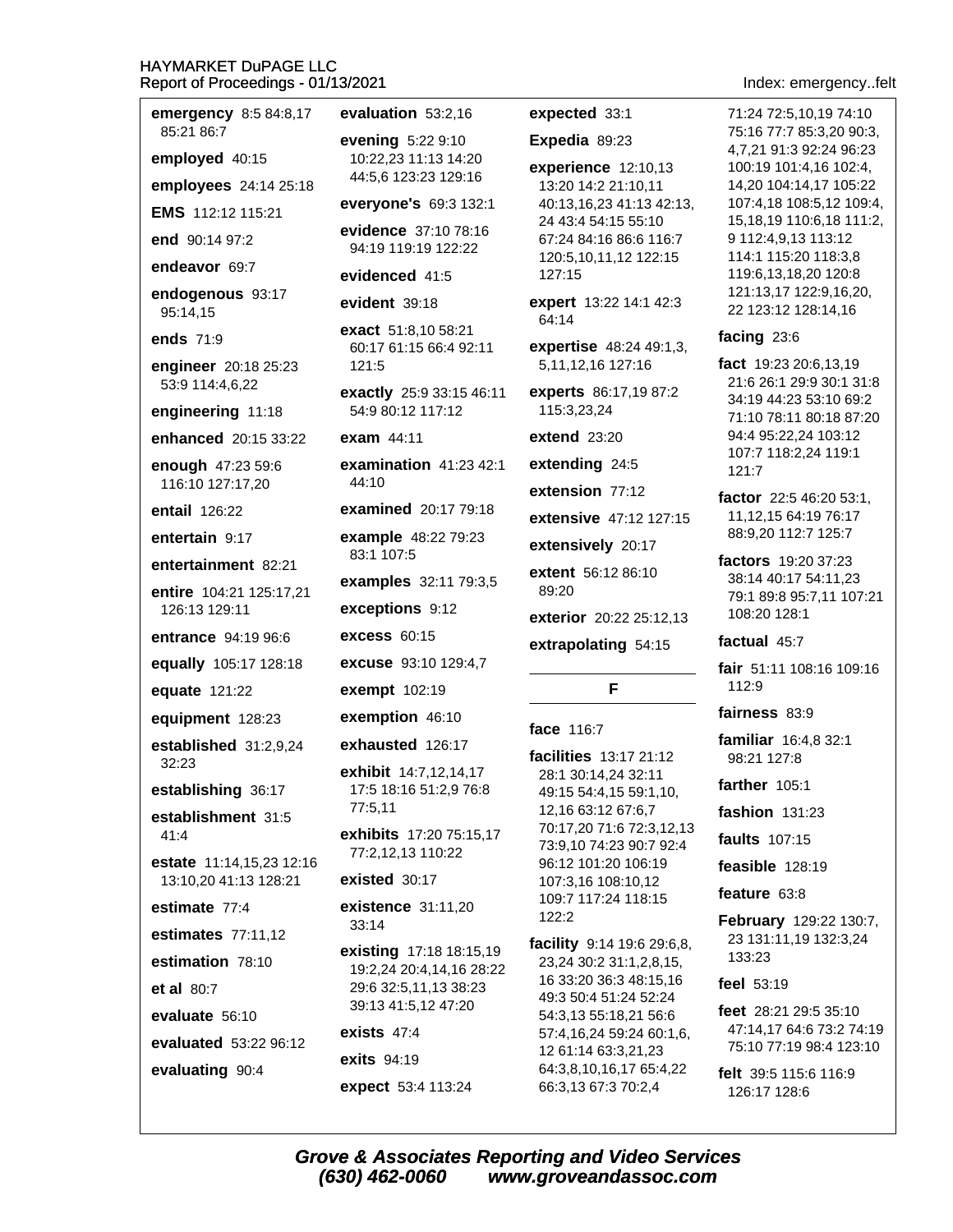**emergency** 8:5 84:8,17 85:21 86:7

**employed** 40:15

**employees** 24:14 25:18

**EMS** 112:12 115:21

**end** 90:14 97:2

**endeavor** 69:7

**endogenous** 93:17 95:14,15

**ends** 71:9

**engineer** 20:18 25:23 53:9 114:4,6,22

**engineering** 11:18

**enhanced** 20:15 33:22

**enough** 47:23 59:6 116:10 127:17,20

**entail** 126:22

**entertain** 9:17

**entertainment** 82:21

**entire** 104:21 125:17,21 126:13 129:11

**entrance** 94:19 96:6

**equally** 105:17 128:18

**equate** 121:22

**equipment** 128:23

**established** 31:2,9,24 32:23

**establishing** 36:17

**establishment** 31:5 41:4

**estate** 11:14,15,23 12:16 13:10,20 41:13 128:21

**estimate** 77:4

**estimates** 77:11,12

**estimation** 78:10

**et al** 80:7

**evaluate** 56:10

**evaluated** 53:22 96:12

**evaluating** 90:4

**evaluation** 53:2,16

**evening** 5:22 9:10 10:22,23 11:13 14:20 44:5,6 123:23 129:16

**everyone's** 69:3 132:1

**evidence** 37:10 78:16 94:19 119:19 122:22

**evidenced** 41:5

**evident** 39:18

**exact** 51:8,10 58:21 60:17 61:15 66:4 92:11 121:5

**exactly** 25:9 33:15 46:11 54:9 80:12 117:12

**exam** 44:11

**examination** 41:23 42:1 44:10

**examined** 20:17 79:18

**example** 48:22 79:23 83:1 107:5

**examples** 32:11 79:3,5

**exceptions** 9:12

**excess** 60:15

**excuse** 93:10 129:4,7

**exempt** 102:19

**exemption** 46:10

**exhausted** 126:17

**exhibit** 14:7,12,14,17 17:5 18:16 51:2,9 76:8 77:5,11

**exhibits** 17:20 75:15,17 77:2,12,13 110:22

**existed** 30:17

**existence** 31:11,20 33:14

**existing** 17:18 18:15,19 19:2,24 20:4,14,16 28:22 29:6 32:5,11,13 38:23 39:13 41:5,12 47:20

**exists** 47:4

**exits** 94:19

**expect** 53:4 113:24

**expected** 33:1

**Expedia** 89:23

**experience** 12:10,13 13:20 14:2 21:10,11 40:13,16,23 41:13 42:13, 24 43:4 54:15 55:10 67:24 84:16 86:6 116:7 120:5,10,11,12 122:15 127:15

**expert** 13:22 14:1 42:3 64:14

**expertise** 48:24 49:1,3, 5,11,12,16 127:16

**experts** 86:17,19 87:2 115:3,23,24

**extend** 23:20

**extending** 24:5

**extension** 77:12

**extensive** 47:12 127:15

**extensively** 20:17

**extent** 56:12 86:10 89:20

**exterior** 20:22 25:12,13

**extrapolating** 54:15

## F

**face** 116:7

**facilities** 13:17 21:12 28:1 30:14,24 32:11 49:15 54:4,15 59:1,10, 12,16 63:12 67:6,7 70:17,20 71:6 72:3,12,13 73:9,10 74:23 90:7 92:4 96:12 101:20 106:19 107:3,16 108:10,12 109:7 117:24 118:15 122:2

**facility** 9:14 19:6 29:6,8, 23,24 30:2 31:1,2,8,15, 16 33:20 36:3 48:15,16 49:3 50:4 51:24 52:24 54:3,13 55:18,21 56:6 57:4,16,24 59:24 60:1,6, 12 61:14 63:3,21,23 64:3,8,10,16,17 65:4,22 66:3,13 67:3 70:2,4 71:24 72:5,10,19 74:10 75:16 77:7 85:3,20 90:3, 4,7,21 91:3 92:24 96:23 100:19 101:4,16 102:4, 14,20 104:14,17 105:22 107:4,18 108:5,12 109:4, 15,18,19 110:6,18 111:2, 9 112:4,9,13 113:12 114:1 115:20 118:3,8 119:6,13,18,20 120:8 121:13,17 122:9,16,20, 22 123:12 128:14,16

**facing** 23:6

**fact** 19:23 20:6,13,19 21:6 26:1 29:9 30:1 31:8 34:19 44:23 53:10 69:2 71:10 78:11 80:18 87:20 94:4 95:22,24 103:12 107:7 118:2,24 119:1 121:7

**factor** 22:5 46:20 53:1, 11,12,15 64:19 76:17 88:9,20 112:7 125:7

**factors** 19:20 37:23 38:14 40:17 54:11,23 79:1 89:8 95:7,11 107:21 108:20 128:1

**factual** 45:7

**fair** 51:11 108:16 109:16 112:9

**fairness** 83:9

**familiar** 16:4,8 32:1 98:21 127:8

**farther** 105:1

**fashion** 131:23

**faults** 107:15

**feasible** 128:19

**feature** 63:8

**February** 129:22 130:7, 23 131:11,19 132:3,24 133:23

**feel** 53:19

**feet** 28:21 29:5 35:10 47:14,17 64:6 73:2 74:19 75:10 77:19 98:4 123:10

**felt** 39:5 115:6 116:9 126:17 128:6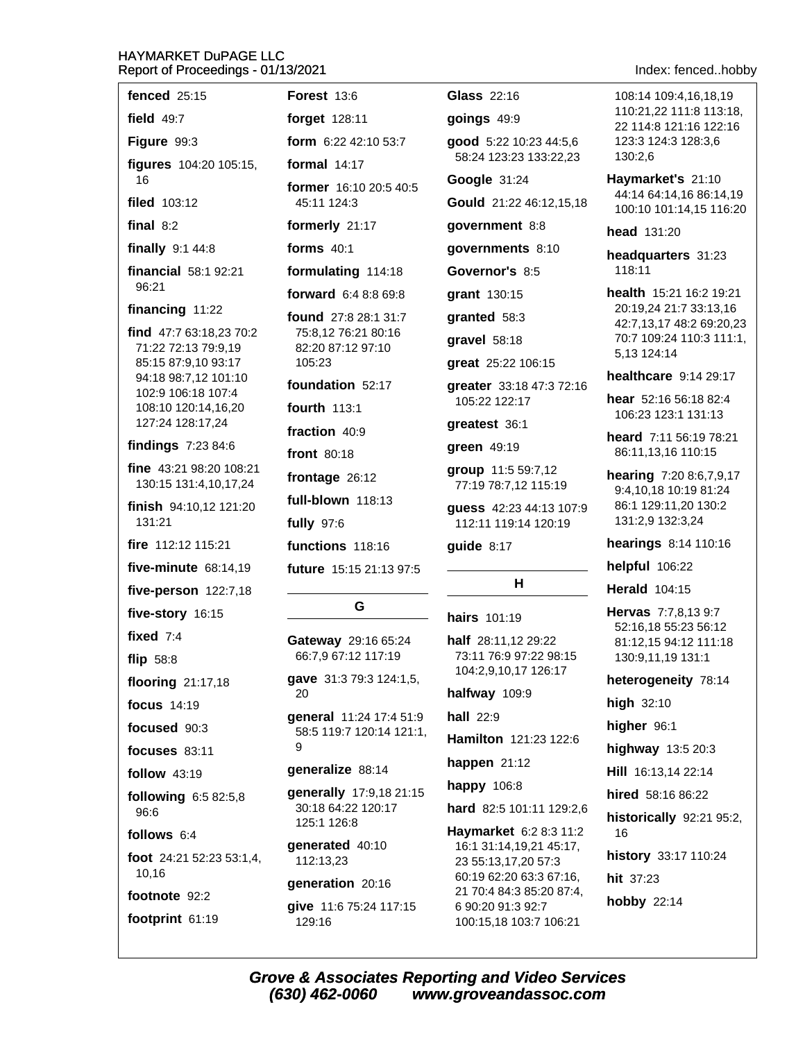**fenced** 25:15

**field** 49:7

**Figure** 99:3

**figures** 104:20 105:15, 16

**filed** 103:12

**final** 8:2

**finally** 9:1 44:8

**financial** 58:1 92:21 96:21

**financing** 11:22

**find** 47:7 63:18,23 70:2 71:22 72:13 79:9,19 85:15 87:9,10 93:17 94:18 98:7,12 101:10 102:9 106:18 107:4 108:10 120:14,16,20 127:24 128:17,24

**findings** 7:23 84:6

**fine** 43:21 98:20 108:21 130:15 131:4,10,17,24

**finish** 94:10,12 121:20 131:21

**fire** 112:12 115:21

**five-minute** 68:14,19

**five-person** 122:7,18

**five-story** 16:15

**fixed** 7:4

**flip** 58:8

**flooring** 21:17,18

**focus** 14:19

**focused** 90:3

**focuses** 83:11

**follow** 43:19

**following** 6:5 82:5,8 96:6

**follows** 6:4

**foot** 24:21 52:23 53:1,4, 10,16

**footnote** 92:2

**footprint** 61:19

**Forest** 13:6

**forget** 128:11

**form** 6:22 42:10 53:7

**formal** 14:17

**former** 16:10 20:5 40:5 45:11 124:3

**formerly** 21:17

**forms** 40:1

**formulating** 114:18

**forward** 6:4 8:8 69:8

**found** 27:8 28:1 31:7 75:8,12 76:21 80:16 82:20 87:12 97:10 105:23

**foundation** 52:17

**fourth** 113:1

**fraction** 40:9

**front** 80:18

**frontage** 26:12

**full-blown** 118:13

**fully** 97:6

**functions** 118:16

**future** 15:15 21:13 97:5

## G

**Gateway** 29:16 65:24 66:7,9 67:12 117:19

**gave** 31:3 79:3 124:1,5, 20

**general** 11:24 17:4 51:9 58:5 119:7 120:14 121:1, 9

**generalize** 88:14

**generally** 17:9,18 21:15 30:18 64:22 120:17 125:1 126:8

**generated** 40:10 112:13,23

**generation** 20:16

**give** 11:6 75:24 117:15 129:16

**Glass** 22:16

**goings** 49:9

**good** 5:22 10:23 44:5,6 58:24 123:23 133:22,23

**Google** 31:24

**Gould** 21:22 46:12,15,18

**government** 8:8

**governments** 8:10

**Governor's** 8:5

**grant** 130:15

**granted** 58:3

**gravel** 58:18

**great** 25:22 106:15

**greater** 33:18 47:3 72:16 105:22 122:17

**greatest** 36:1

**green** 49:19

**group** 11:5 59:7,12 77:19 78:7,12 115:19

**guess** 42:23 44:13 107:9 112:11 119:14 120:19

**guide** 8:17

## H

**hairs** 101:19

**half** 28:11,12 29:22 73:11 76:9 97:22 98:15 104:2,9,10,17 126:17

**halfway** 109:9

**hall** 22:9

**Hamilton** 121:23 122:6

**happen** 21:12

**happy** 106:8

**hard** 82:5 101:11 129:2,6

**Haymarket** 6:2 8:3 11:2 16:1 31:14,19,21 45:17, 23 55:13,17,20 57:3 60:19 62:20 63:3 67:16, 21 70:4 84:3 85:20 87:4, 6 90:20 91:3 92:7 100:15,18 103:7 106:21 108:14 109:4,16,18,19 110:21,22 111:8 113:18, 22 114:8 121:16 122:16 123:3 124:3 128:3,6 130:2,6

**Haymarket's** 21:10 44:14 64:14,16 86:14,19 100:10 101:14,15 116:20

**head** 131:20

**headquarters** 31:23 118:11

**health** 15:21 16:2 19:21 20:19,24 21:7 33:13,16 42:7,13,17 48:2 69:20,23 70:7 109:24 110:3 111:1, 5,13 124:14

**healthcare** 9:14 29:17

**hear** 52:16 56:18 82:4 106:23 123:1 131:13

**heard** 7:11 56:19 78:21 86:11,13,16 110:15

**hearing** 7:20 8:6,7,9,17 9:4,10,18 10:19 81:24 86:1 129:11,20 130:2 131:2,9 132:3,24

**hearings** 8:14 110:16

**helpful** 106:22

**Herald** 104:15

**Hervas** 7:7,8,13 9:7 52:16,18 55:23 56:12 81:12,15 94:12 111:18 130:9,11,19 131:1

**heterogeneity** 78:14

**high** 32:10

**higher** 96:1

**highway** 13:5 20:3

**Hill** 16:13,14 22:14

**hired** 58:16 86:22

**historically** 92:21 95:2, 16

**history** 33:17 110:24

**hit** 37:23

**hobby** 22:14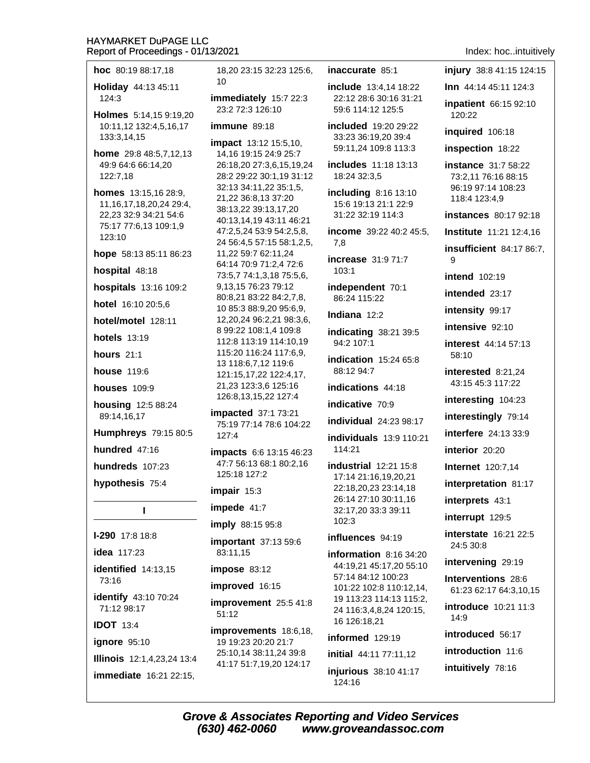**hoc** 80:19 88:17,18

**Holiday** 44:13 45:11 124:3

**Holmes** 5:14,15 9:19,20 10:11,12 132:4,5,16,17 133:3,14,15

**home** 29:8 48:5,7,12,13 49:9 64:6 66:14,20 122:7,18

**homes** 13:15,16 28:9, 11,16,17,18,20,24 29:4, 22,23 32:9 34:21 54:6 75:17 77:6,13 109:1,9 123:10

**hope** 58:13 85:11 86:23

**hospital** 48:18

**hospitals** 13:16 109:2

**hotel** 16:10 20:5,6

**hotel/motel** 128:11

**hotels** 13:19

**hours** 21:1

**house** 119:6

**houses** 109:9

**housing** 12:5 88:24 89:14,16,17

**Humphreys** 79:15 80:5

**hundred** 47:16

**hundreds** 107:23

**hypothesis** 75:4

## I

**I-290** 17:8 18:8

**idea** 117:23

**identified** 14:13,15 73:16

**identify** 43:10 70:24 71:12 98:17

**IDOT** 13:4

**ignore** 95:10

**Illinois** 12:1,4,23,24 13:4

**immediate** 16:21 22:15, 18,20 23:15 32:23 125:6, 10

**immediately** 15:7 22:3 23:2 72:3 126:10

**immune** 89:18

**impact** 13:12 15:5,10, 14,16 19:15 24:9 25:7 26:18,20 27:3,6,15,19,24 28:2 29:22 30:1,19 31:12 32:13 34:11,22 35:1,5, 21,22 36:8,13 37:20 38:13,22 39:13,17,20 40:13,14,19 43:11 46:21 47:2,5,24 53:9 54:2,5,8, 24 56:4,5 57:15 58:1,2,5, 11,22 59:7 62:11,24 64:14 70:9 71:2,4 72:6 73:5,7 74:1,3,18 75:5,6, 9,13,15 76:23 79:12 80:8,21 83:22 84:2,7,8, 10 85:3 88:9,20 95:6,9, 12,20,24 96:2,21 98:3,6, 8 99:22 108:1,4 109:8 112:8 113:19 114:10,19 115:20 116:24 117:6,9, 13 118:6,7,12 119:6 121:15,17,22 122:4,17, 21,23 123:3,6 125:16 126:8,13,15,22 127:4

**impacted** 37:1 73:21 75:19 77:14 78:6 104:22 127:4

**impacts** 6:6 13:15 46:23 47:7 56:13 68:1 80:2,16 125:18 127:2

**impair** 15:3

**impede** 41:7

**imply** 88:15 95:8

**important** 37:13 59:6 83:11,15

**impose** 83:12

**improved** 16:15

**improvement** 25:5 41:8 51:12

**improvements** 18:6,18, 19 19:23 20:20 21:7 25:10,14 38:11,24 39:8 41:17 51:7,19,20 124:17

**inaccurate** 85:1

**include** 13:4,14 18:22 22:12 28:6 30:16 31:21 59:6 114:12 125:5

**included** 19:20 29:22 33:23 36:19,20 39:4 59:11,24 109:8 113:3

**includes** 11:18 13:13 18:24 32:3,5

**including** 8:16 13:10 15:6 19:13 21:1 22:9 31:22 32:19 114:3

**income** 39:22 40:2 45:5, 7,8

**increase** 31:9 71:7 103:1

**independent** 70:1 86:24 115:22

**Indiana** 12:2

**indicating** 38:21 39:5 94:2 107:1

**indication** 15:24 65:8 88:12 94:7

**indications** 44:18

**indicative** 70:9

**individual** 24:23 98:17

**individuals** 13:9 110:21 114:21

**industrial** 12:21 15:8 17:14 21:16,19,20,21 22:18,20,23 23:14,18 26:14 27:10 30:11,16 32:17,20 33:3 39:11 102:3

**influences** 94:19

**information** 8:16 34:20 44:19,21 45:17,20 55:10 57:14 84:12 100:23 101:22 102:8 110:12,14, 19 113:23 114:13 115:2, 24 116:3,4,8,24 120:15, 16 126:18,21

**informed** 129:19

**initial** 44:11 77:11,12

**injurious** 38:10 41:17 124:16

**injury** 38:8 41:15 124:15

**Inn** 44:14 45:11 124:3

**inpatient** 66:15 92:10 120:22

**inquired** 106:18

**inspection** 18:22

**instance** 31:7 58:22 73:2,11 76:16 88:15 96:19 97:14 108:23 118:4 123:4,9

**instances** 80:17 92:18

**Institute** 11:21 12:4,16

**insufficient** 84:17 86:7, 9

**intend** 102:19

**intended** 23:17

**intensity** 99:17

**intensive** 92:10

**interest** 44:14 57:13 58:10

**interested** 8:21,24 43:15 45:3 117:22

**interesting** 104:23

**interestingly** 79:14

**interfere** 24:13 33:9

**interior** 20:20

**Internet** 120:7,14

**interpretation** 81:17

**interprets** 43:1

**interrupt** 129:5

**interstate** 16:21 22:5 24:5 30:8

**intervening** 29:19

**Interventions** 28:6 61:23 62:17 64:3,10,15

**introduce** 10:21 11:3 14:9

**introduced** 56:17

**introduction** 11:6

**intuitively** 78:16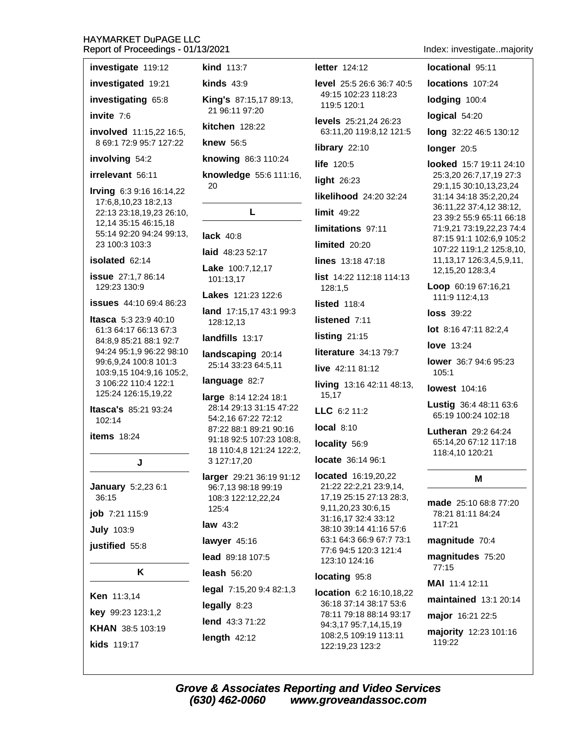**investigate** 119:12

**investigated** 19:21

**investigating** 65:8

**invite** 7:6

**involved** 11:15,22 16:5, 8 69:1 72:9 95:7 127:22

**involving** 54:2

**irrelevant** 56:11

**Irving** 6:3 9:16 16:14,22 17:6,8,10,23 18:2,13 22:13 23:18,19,23 26:10, 12,14 35:15 46:15,18 55:14 92:20 94:24 99:13, 23 100:3 103:3

**isolated** 62:14

**issue** 27:1,7 86:14 129:23 130:9

**issues** 44:10 69:4 86:23

**Itasca** 5:3 23:9 40:10 61:3 64:17 66:13 67:3 84:8,9 85:21 88:1 92:7 94:24 95:1,9 96:22 98:10 99:6,9,24 100:8 101:3 103:9,15 104:9,16 105:2, 3 106:22 110:4 122:1 125:24 126:15,19,22

**Itasca's** 85:21 93:24 102:14

**items** 18:24

## J

**January** 5:2,23 6:1 36:15

**job** 7:21 115:9

**July** 103:9

**justified** 55:8

## K

**Ken** 11:3,14

**key** 99:23 123:1,2

**KHAN** 38:5 103:19

**kids** 119:17

**kind** 113:7

**kinds** 43:9

**King's** 87:15,17 89:13, 21 96:11 97:20

**kitchen** 128:22

**knew** 56:5

**knowing** 86:3 110:24

**knowledge** 55:6 111:16, 20

## L

**lack** 40:8

**laid** 48:23 52:17

**Lake** 100:7,12,17 101:13,17

**Lakes** 121:23 122:6

**land** 17:15,17 43:1 99:3 128:12,13

**landfills** 13:17

**landscaping** 20:14 25:14 33:23 64:5,11

**language** 82:7

**large** 8:14 12:24 18:1 28:14 29:13 31:15 47:22 54:2,16 67:22 72:12 87:22 88:1 89:21 90:16 91:18 92:5 107:23 108:8, 18 110:4,8 121:24 122:2, 3 127:17,20

**larger** 29:21 36:19 91:12 96:7,13 98:18 99:19 108:3 122:12,22,24 125:4

**law** 43:2

**lawyer** 45:16

**lead** 89:18 107:5

**leash** 56:20

**legal** 7:15,20 9:4 82:1,3

**legally** 8:23

**lend** 43:3 71:22

**length** 42:12

**letter** 124:12

**level** 25:5 26:6 36:7 40:5 49:15 102:23 118:23 119:5 120:1

**levels** 25:21,24 26:23 63:11,20 119:8,12 121:5

**library** 22:10

**life** 120:5

**light** 26:23

**likelihood** 24:20 32:24

**limit** 49:22

**limitations** 97:11

**limited** 20:20

**lines** 13:18 47:18

**list** 14:22 112:18 114:13 128:1,5

**listed** 118:4

**listened** 7:11

**listing** 21:15

**literature** 34:13 79:7

**live** 42:11 81:12

**living** 13:16 42:11 48:13, 15,17

**LLC** 6:2 11:2

**local** 8:10

**locality** 56:9

**locate** 36:14 96:1

**located** 16:19,20,22 21:22 22:2,21 23:9,14, 17,19 25:15 27:13 28:3, 9,11,20,23 30:6,15 31:16,17 32:4 33:12 38:10 39:14 41:16 57:6 63:1 64:3 66:9 67:7 73:1 77:6 94:5 120:3 121:4 123:10 124:16

**locating** 95:8

**location** 6:2 16:10,18,22 36:18 37:14 38:17 53:6 78:11 79:18 88:14 93:17 94:3,17 95:7,14,15,19 108:2,5 109:19 113:11 122:19,23 123:2

**locational** 95:11

**locations** 107:24

**lodging** 100:4

**logical** 54:20

**long** 32:22 46:5 130:12

**longer** 20:5

**looked** 15:7 19:11 24:10 25:3,20 26:7,17,19 27:3 29:1,15 30:10,13,23,24 31:14 34:18 35:2,20,24 36:11,22 37:4,12 38:12, 23 39:2 55:9 65:11 66:18 71:9,21 73:19,22,23 74:4 87:15 91:1 102:6,9 105:2 107:22 119:1,2 125:8,10, 11,13,17 126:3,4,5,9,11, 12,15,20 128:3,4

**Loop** 60:19 67:16,21 111:9 112:4,13

**loss** 39:22

**lot** 8:16 47:11 82:2,4

**love** 13:24

**lower** 36:7 94:6 95:23 105:1

**lowest** 104:16

**Lustig** 36:4 48:11 63:6 65:19 100:24 102:18

**Lutheran** 29:2 64:24 65:14,20 67:12 117:18 118:4,10 120:21

## M

**made** 25:10 68:8 77:20 78:21 81:11 84:24 117:21

**magnitude** 70:4

**magnitudes** 75:20 77:15

**MAI** 11:4 12:11

**maintained** 13:1 20:14

**major** 16:21 22:5

**majority** 12:23 101:16 119:22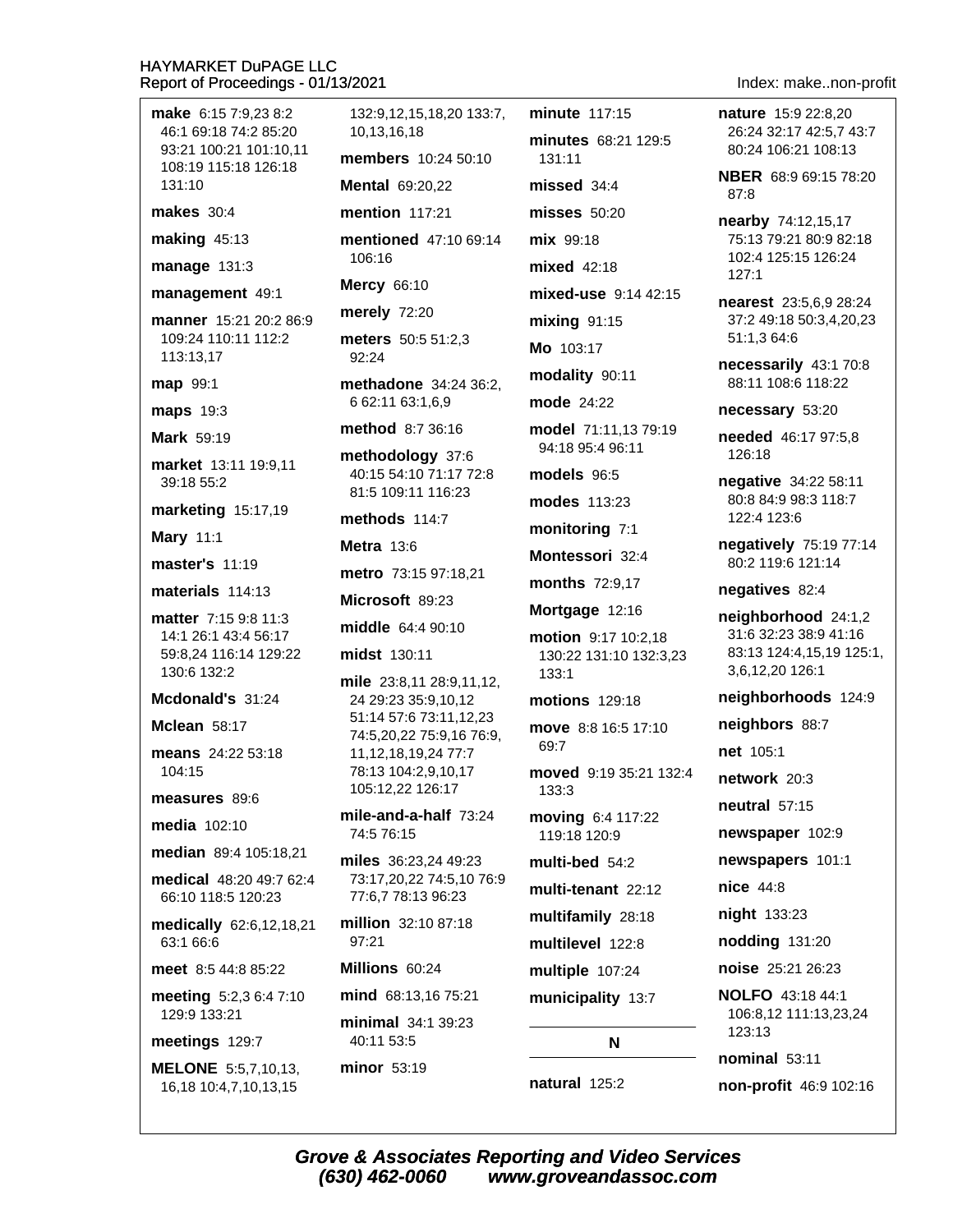**make** 6:15 7:9,23 8:2 46:1 69:18 74:2 85:20 93:21 100:21 101:10,11 108:19 115:18 126:18 131:10

**makes** 30:4

**making** 45:13

**manage** 131:3

**management** 49:1

**manner** 15:21 20:2 86:9 109:24 110:11 112:2 113:13,17

**map** 99:1

**maps** 19:3

**Mark** 59:19

**market** 13:11 19:9,11 39:18 55:2

**marketing** 15:17,19

**Mary** 11:1

**master's** 11:19

**materials** 114:13

**matter** 7:15 9:8 11:3 14:1 26:1 43:4 56:17 59:8,24 116:14 129:22 130:6 132:2

**Mcdonald's** 31:24

**Mclean** 58:17

**means** 24:22 53:18 104:15

**measures** 89:6

**media** 102:10

**median** 89:4 105:18,21

**medical** 48:20 49:7 62:4 66:10 118:5 120:23

**medically** 62:6,12,18,21 63:1 66:6

**meet** 8:5 44:8 85:22

**meeting** 5:2,3 6:4 7:10 129:9 133:21

**meetings** 129:7

**MELONE** 5:5,7,10,13, 16,18 10:4,7,10,13,15 132:9,12,15,18,20 133:7, 10,13,16,18

**members** 10:24 50:10

**Mental** 69:20,22

**mention** 117:21

**mentioned** 47:10 69:14 106:16

**Mercy** 66:10

**merely** 72:20

**meters** 50:5 51:2,3 92:24

**methadone** 34:24 36:2, 6 62:11 63:1,6,9

**method** 8:7 36:16

**methodology** 37:6 40:15 54:10 71:17 72:8 81:5 109:11 116:23

**methods** 114:7

**Metra** 13:6

**metro** 73:15 97:18,21

**Microsoft** 89:23

**middle** 64:4 90:10

**midst** 130:11

**mile** 23:8,11 28:9,11,12, 24 29:23 35:9,10,12 51:14 57:6 73:11,12,23 74:5,20,22 75:9,16 76:9, 11,12,18,19,24 77:7 78:13 104:2,9,10,17 105:12,22 126:17

**mile-and-a-half** 73:24 74:5 76:15

**miles** 36:23,24 49:23 73:17,20,22 74:5,10 76:9 77:6,7 78:13 96:23

**million** 32:10 87:18 97:21

**Millions** 60:24

**mind** 68:13,16 75:21

**minimal** 34:1 39:23 40:11 53:5

**minor** 53:19

**minute** 117:15

**minutes** 68:21 129:5 131:11

**missed** 34:4

**misses** 50:20

**mix** 99:18

**mixed** 42:18

**mixed-use** 9:14 42:15

**mixing** 91:15

**Mo** 103:17

**modality** 90:11

**mode** 24:22

**model** 71:11,13 79:19 94:18 95:4 96:11

**models** 96:5

**modes** 113:23

**monitoring** 7:1

**Montessori** 32:4

**months** 72:9,17

**Mortgage** 12:16

**motion** 9:17 10:2,18 130:22 131:10 132:3,23 133:1

**motions** 129:18

**move** 8:8 16:5 17:10 69:7

**moved** 9:19 35:21 132:4 133:3

**moving** 6:4 117:22 119:18 120:9

**multi-bed** 54:2

**multi-tenant** 22:12

**multifamily** 28:18

**multilevel** 122:8

**multiple** 107:24

**municipality** 13:7

## N

**natural** 125:2

**nature** 15:9 22:8,20 26:24 32:17 42:5,7 43:7 80:24 106:21 108:13

**NBER** 68:9 69:15 78:20 87:8

**nearby** 74:12,15,17 75:13 79:21 80:9 82:18 102:4 125:15 126:24 127:1

**nearest** 23:5,6,9 28:24 37:2 49:18 50:3,4,20,23 51:1,3 64:6

**necessarily** 43:1 70:8 88:11 108:6 118:22

**necessary** 53:20

**needed** 46:17 97:5,8 126:18

**negative** 34:22 58:11 80:8 84:9 98:3 118:7 122:4 123:6

**negatively** 75:19 77:14 80:2 119:6 121:14

**negatives** 82:4

**neighborhood** 24:1,2 31:6 32:23 38:9 41:16 83:13 124:4,15,19 125:1, 3,6,12,20 126:1

**neighborhoods** 124:9

**neighbors** 88:7

**net** 105:1

**network** 20:3

**neutral** 57:15

**newspaper** 102:9

**newspapers** 101:1

**nice** 44:8

**night** 133:23

**nodding** 131:20

**noise** 25:21 26:23

**NOLFO** 43:18 44:1 106:8,12 111:13,23,24 123:13

**nominal** 53:11

**non-profit** 46:9 102:16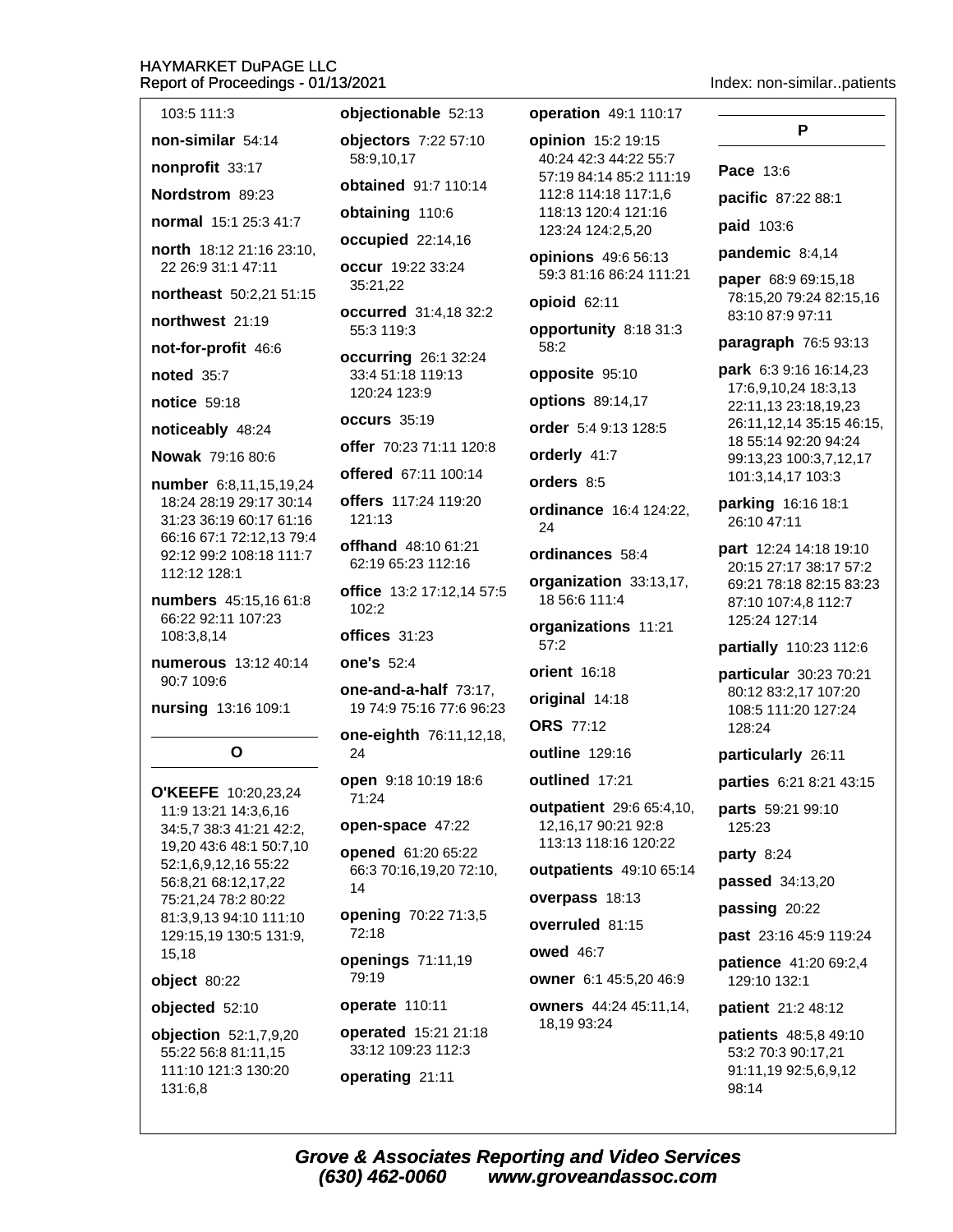103:5 111:3

**non-similar** 54:14

**nonprofit** 33:17

**Nordstrom** 89:23

**normal** 15:1 25:3 41:7

**north** 18:12 21:16 23:10, 22 26:9 31:1 47:11

**northeast** 50:2,21 51:15

**northwest** 21:19

**not-for-profit** 46:6

**noted** 35:7

**notice** 59:18

**noticeably** 48:24

**Nowak** 79:16 80:6

**number** 6:8,11,15,19,24 18:24 28:19 29:17 30:14 31:23 36:19 60:17 61:16 66:16 67:1 72:12,13 79:4 92:12 99:2 108:18 111:7 112:12 128:1

**numbers** 45:15,16 61:8 66:22 92:11 107:23 108:3,8,14

**numerous** 13:12 40:14 90:7 109:6

**nursing** 13:16 109:1

## O

**O'KEEFE** 10:20,23,24 11:9 13:21 14:3,6,16 34:5,7 38:3 41:21 42:2, 19,20 43:6 48:1 50:7,10 52:1,6,9,12,16 55:22 56:8,21 68:12,17,22 75:21,24 78:2 80:22 81:3,9,13 94:10 111:10 129:15,19 130:5 131:9, 15,18

**object** 80:22

**objected** 52:10

**objection** 52:1,7,9,20 55:22 56:8 81:11,15 111:10 121:3 130:20 131:6,8

**objectionable** 52:13

**objectors** 7:22 57:10 58:9,10,17

**obtained** 91:7 110:14

**obtaining** 110:6

**occupied** 22:14,16

**occur** 19:22 33:24 35:21,22

**occurred** 31:4,18 32:2 55:3 119:3

**occurring** 26:1 32:24 33:4 51:18 119:13 120:24 123:9

**occurs** 35:19

**offer** 70:23 71:11 120:8

**offered** 67:11 100:14

**offers** 117:24 119:20 121:13

**offhand** 48:10 61:21 62:19 65:23 112:16

**office** 13:2 17:12,14 57:5 102:2

**offices** 31:23

**one's** 52:4

**one-and-a-half** 73:17, 19 74:9 75:16 77:6 96:23

**one-eighth** 76:11,12,18, 24

**open** 9:18 10:19 18:6 71:24

**open-space** 47:22

**opened** 61:20 65:22 66:3 70:16,19,20 72:10, 14

**opening** 70:22 71:3,5 72:18

**openings** 71:11,19 79:19

**operate** 110:11

**operated** 15:21 21:18 33:12 109:23 112:3

**operating** 21:11

**operation** 49:1 110:17

**opinion** 15:2 19:15 40:24 42:3 44:22 55:7 57:19 84:14 85:2 111:19 112:8 114:18 117:1,6 118:13 120:4 121:16 123:24 124:2,5,20

**opinions** 49:6 56:13 59:3 81:16 86:24 111:21

**opioid** 62:11

**opportunity** 8:18 31:3 58:2

**opposite** 95:10

**options** 89:14,17

**order** 5:4 9:13 128:5

**orderly** 41:7

**orders** 8:5

**ordinance** 16:4 124:22, 24

**ordinances** 58:4

**organization** 33:13,17, 18 56:6 111:4

**organizations** 11:21 57:2

**orient** 16:18

**original** 14:18

**ORS** 77:12

**outline** 129:16

**outlined** 17:21

**outpatient** 29:6 65:4,10, 12,16,17 90:21 92:8 113:13 118:16 120:22

**outpatients** 49:10 65:14

**overpass** 18:13

**overruled** 81:15

**owed** 46:7

**owner** 6:1 45:5,20 46:9

**owners** 44:24 45:11,14, 18,19 93:24

## P

**Pace** 13:6

**pacific** 87:22 88:1

**paid** 103:6

**pandemic** 8:4,14

**paper** 68:9 69:15,18 78:15,20 79:24 82:15,16 83:10 87:9 97:11

**paragraph** 76:5 93:13

**park** 6:3 9:16 16:14,23 17:6,9,10,24 18:3,13 22:11,13 23:18,19,23 26:11,12,14 35:15 46:15, 18 55:14 92:20 94:24 99:13,23 100:3,7,12,17 101:3,14,17 103:3

**parking** 16:16 18:1 26:10 47:11

**part** 12:24 14:18 19:10 20:15 27:17 38:17 57:2 69:21 78:18 82:15 83:23 87:10 107:4,8 112:7 125:24 127:14

**partially** 110:23 112:6

**particular** 30:23 70:21 80:12 83:2,17 107:20 108:5 111:20 127:24 128:24

**particularly** 26:11

**parties** 6:21 8:21 43:15

**parts** 59:21 99:10 125:23

**party** 8:24

**passed** 34:13,20

**passing** 20:22

**past** 23:16 45:9 119:24

**patience** 41:20 69:2,4 129:10 132:1

**patient** 21:2 48:12

**patients** 48:5,8 49:10 53:2 70:3 90:17,21 91:11,19 92:5,6,9,12 98:14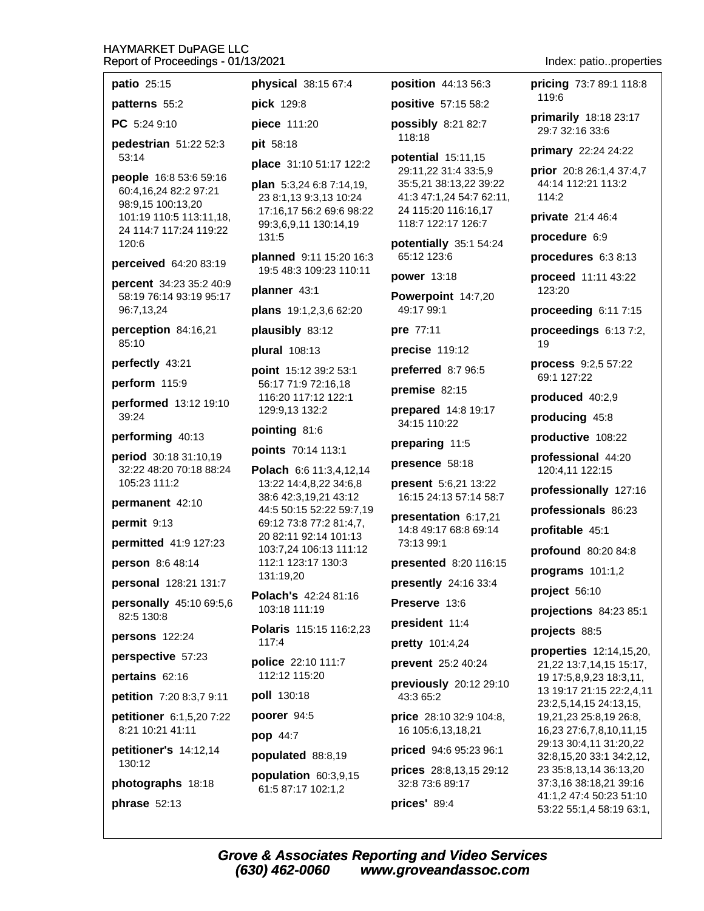**patio** 25:15

**patterns** 55:2

**PC** 5:24 9:10

**pedestrian** 51:22 52:3 53:14

**people** 16:8 53:6 59:16 60:4,16,24 82:2 97:21 98:9,15 100:13,20 101:19 110:5 113:11,18, 24 114:7 117:24 119:22 120:6

**perceived** 64:20 83:19

**percent** 34:23 35:2 40:9 58:19 76:14 93:19 95:17 96:7,13,24

**perception** 84:16,21 85:10

**perfectly** 43:21

**perform** 115:9

**performed** 13:12 19:10 39:24

**performing** 40:13

**period** 30:18 31:10,19 32:22 48:20 70:18 88:24 105:23 111:2

**permanent** 42:10

**permit** 9:13

**permitted** 41:9 127:23

**person** 8:6 48:14

**personal** 128:21 131:7

**personally** 45:10 69:5,6 82:5 130:8

**persons** 122:24

**perspective** 57:23

**pertains** 62:16

**petition** 7:20 8:3,7 9:11

**petitioner** 6:1,5,20 7:22 8:21 10:21 41:11

**petitioner's** 14:12,14 130:12

**photographs** 18:18

**phrase** 52:13

**physical** 38:15 67:4

**pick** 129:8

**piece** 111:20

**pit** 58:18

**place** 31:10 51:17 122:2

**plan** 5:3,24 6:8 7:14,19, 23 8:1,13 9:3,13 10:24 17:16,17 56:2 69:6 98:22 99:3,6,9,11 130:14,19 131:5

**planned** 9:11 15:20 16:3 19:5 48:3 109:23 110:11

**planner** 43:1

**plans** 19:1,2,3,6 62:20

**plausibly** 83:12

**plural** 108:13

**point** 15:12 39:2 53:1 56:17 71:9 72:16,18 116:20 117:12 122:1 129:9,13 132:2

**pointing** 81:6

**points** 70:14 113:1

**Polach** 6:6 11:3,4,12,14 13:22 14:4,8,22 34:6,8 38:6 42:3,19,21 43:12 44:5 50:15 52:22 59:7,19 69:12 73:8 77:2 81:4,7, 20 82:11 92:14 101:13 103:7,24 106:13 111:12 112:1 123:17 130:3 131:19,20

**Polach's** 42:24 81:16 103:18 111:19

**Polaris** 115:15 116:2,23 117:4

**police** 22:10 111:7 112:12 115:20

**poll** 130:18

**poorer** 94:5

**pop** 44:7

**populated** 88:8,19

**population** 60:3,9,15 61:5 87:17 102:1,2

**position** 44:13 56:3

**positive** 57:15 58:2

**possibly** 8:21 82:7 118:18

**potential** 15:11,15 29:11,22 31:4 33:5,9 35:5,21 38:13,22 39:22 41:3 47:1,24 54:7 62:11, 24 115:20 116:16,17 118:7 122:17 126:7

**potentially** 35:1 54:24 65:12 123:6

**power** 13:18

**Powerpoint** 14:7,20 49:17 99:1

**pre** 77:11

**precise** 119:12

**preferred** 8:7 96:5

**premise** 82:15

**prepared** 14:8 19:17 34:15 110:22

**preparing** 11:5

**presence** 58:18

**present** 5:6,21 13:22 16:15 24:13 57:14 58:7

**presentation** 6:17,21 14:8 49:17 68:8 69:14 73:13 99:1

**presented** 8:20 116:15

**presently** 24:16 33:4

**Preserve** 13:6

**president** 11:4

**pretty** 101:4,24

**prevent** 25:2 40:24

**previously** 20:12 29:10 43:3 65:2

**price** 28:10 32:9 104:8, 16 105:6,13,18,21

**priced** 94:6 95:23 96:1

**prices** 28:8,13,15 29:12 32:8 73:6 89:17

**prices'** 89:4

**pricing** 73:7 89:1 118:8 119:6

**primarily** 18:18 23:17 29:7 32:16 33:6

**primary** 22:24 24:22

**prior** 20:8 26:1,4 37:4,7 44:14 112:21 113:2 114:2

**private** 21:4 46:4

**procedure** 6:9

**procedures** 6:3 8:13

**proceed** 11:11 43:22 123:20

**proceeding** 6:11 7:15

**proceedings** 6:13 7:2, 19

**process** 9:2,5 57:22 69:1 127:22

**produced** 40:2,9

**producing** 45:8

**productive** 108:22

**professional** 44:20 120:4,11 122:15

**professionally** 127:16

**professionals** 86:23

**profitable** 45:1

**profound** 80:20 84:8

**programs** 101:1,2

**project** 56:10

**projections** 84:23 85:1

**projects** 88:5

**properties** 12:14,15,20, 21,22 13:7,14,15 15:17, 19 17:5,8,9,23 18:3,11, 13 19:17 21:15 22:2,4,11 23:2,5,14,15 24:13,15, 19,21,23 25:8,19 26:8, 16,23 27:6,7,8,10,11,15 29:13 30:4,11 31:20,22 32:8,15,20 33:1 34:2,12, 23 35:8,13,14 36:13,20 37:3,16 38:18,21 39:16 41:1,2 47:4 50:23 51:10 53:22 55:1,4 58:19 63:1,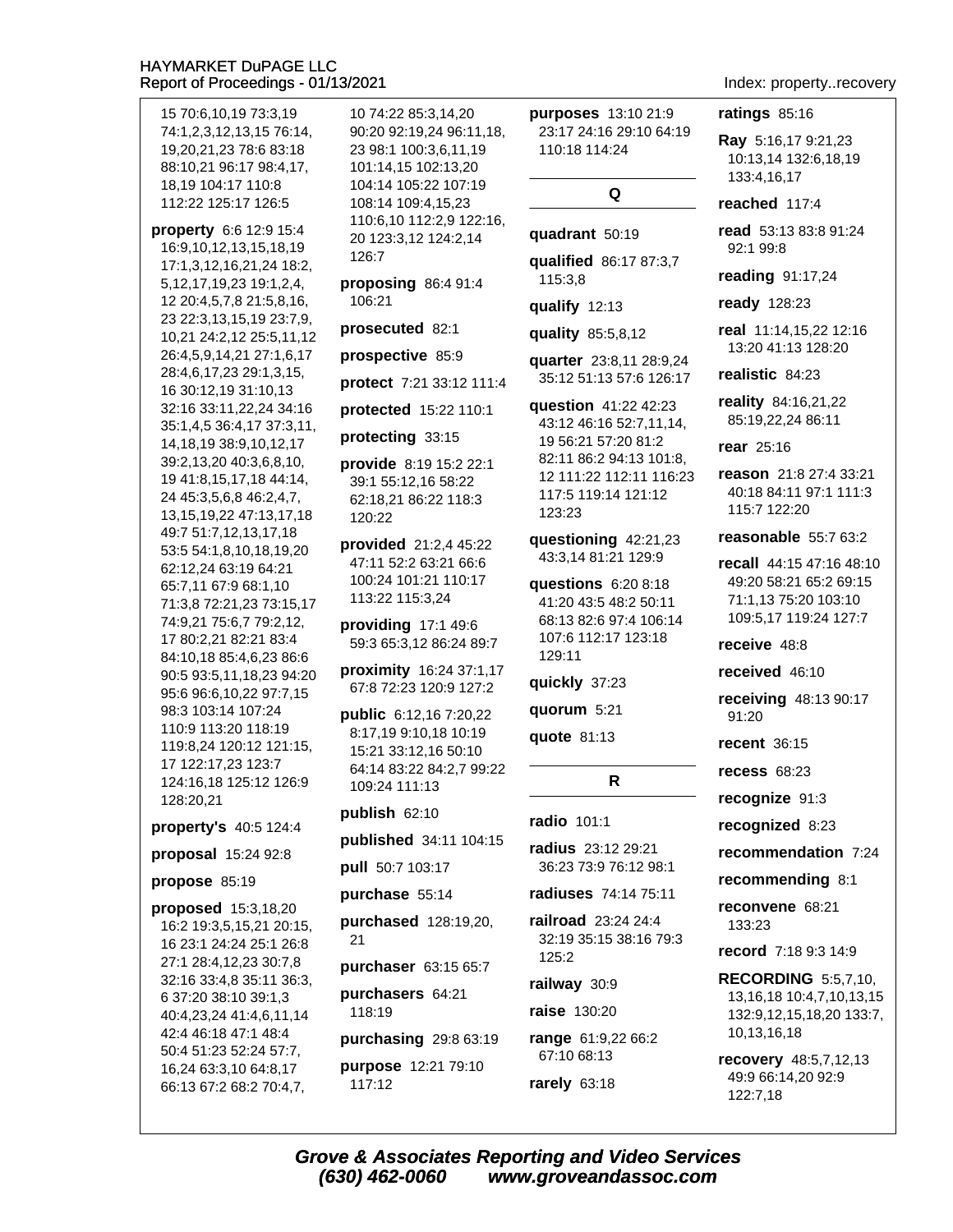15 70:6,10,19 73:3,19 74:1,2,3,12,13,15 76:14, 19,20,21,23 78:6 83:18 88:10,21 96:17 98:4,17, 18,19 104:17 110:8 112:22 125:17 126:5

**property** 6:6 12:9 15:4 16:9,10,12,13,15,18,19 17:1,3,12,16,21,24 18:2, 5,12,17,19,23 19:1,2,4, 12 20:4,5,7,8 21:5,8,16, 23 22:3,13,15,19 23:7,9, 10,21 24:2,12 25:5,11,12 26:4,5,9,14,21 27:1,6,17 28:4,6,17,23 29:1,3,15, 16 30:12,19 31:10,13 32:16 33:11,22,24 34:16 35:1,4,5 36:4,17 37:3,11, 14,18,19 38:9,10,12,17 39:2,13,20 40:3,6,8,10, 19 41:8,15,17,18 44:14, 24 45:3,5,6,8 46:2,4,7, 13,15,19,22 47:13,17,18 49:7 51:7,12,13,17,18 53:5 54:1,8,10,18,19,20 62:12,24 63:19 64:21 65:7,11 67:9 68:1,10 71:3,8 72:21,23 73:15,17 74:9,21 75:6,7 79:2,12, 17 80:2,21 82:21 83:4 84:10,18 85:4,6,23 86:6 90:5 93:5,11,18,23 94:20 95:6 96:6,10,22 97:7,15 98:3 103:14 107:24 110:9 113:20 118:19 119:8,24 120:12 121:15, 17 122:17,23 123:7 124:16,18 125:12 126:9 128:20,21

**property's** 40:5 124:4

**proposal** 15:24 92:8

**propose** 85:19

**proposed** 15:3,18,20 16:2 19:3,5,15,21 20:15, 16 23:1 24:24 25:1 26:8 27:1 28:4,12,23 30:7,8 32:16 33:4,8 35:11 36:3, 6 37:20 38:10 39:1,3 40:4,23,24 41:4,6,11,14 42:4 46:18 47:1 48:4 50:4 51:23 52:24 57:7, 16,24 63:3,10 64:8,17 66:13 67:2 68:2 70:4,7, 10 74:22 85:3,14,20 90:20 92:19,24 96:11,18, 23 98:1 100:3,6,11,19 101:14,15 102:13,20 104:14 105:22 107:19 108:14 109:4,15,23 110:6,10 112:2,9 122:16, 20 123:3,12 124:2,14 126:7

**proposing** 86:4 91:4 106:21

**prosecuted** 82:1

**prospective** 85:9

**protect** 7:21 33:12 111:4

**protected** 15:22 110:1

**protecting** 33:15

**provide** 8:19 15:2 22:1 39:1 55:12,16 58:22 62:18,21 86:22 118:3 120:22

**provided** 21:2,4 45:22 47:11 52:2 63:21 66:6 100:24 101:21 110:17 113:22 115:3,24

**providing** 17:1 49:6 59:3 65:3,12 86:24 89:7

**proximity** 16:24 37:1,17 67:8 72:23 120:9 127:2

**public** 6:12,16 7:20,22 8:17,19 9:10,18 10:19 15:21 33:12,16 50:10 64:14 83:22 84:2,7 99:22 109:24 111:13

**publish** 62:10

**published** 34:11 104:15

**pull** 50:7 103:17

**purchase** 55:14

**purchased** 128:19,20, 21

**purchaser** 63:15 65:7

**purchasers** 64:21 118:19

**purchasing** 29:8 63:19

**purpose** 12:21 79:10 117:12

**purposes** 13:10 21:9 23:17 24:16 29:10 64:19 110:18 114:24

## Q

**quadrant** 50:19

**qualified** 86:17 87:3,7 115:3,8

**qualify** 12:13

**quality** 85:5,8,12

**quarter** 23:8,11 28:9,24 35:12 51:13 57:6 126:17

**question** 41:22 42:23 43:12 46:16 52:7,11,14, 19 56:21 57:20 81:2 82:11 86:2 94:13 101:8, 12 111:22 112:11 116:23 117:5 119:14 121:12 123:23

**questioning** 42:21,23 43:3,14 81:21 129:9

**questions** 6:20 8:18 41:20 43:5 48:2 50:11 68:13 82:6 97:4 106:14 107:6 112:17 123:18 129:11

**quickly** 37:23

**quorum** 5:21

**quote** 81:13

## R

**radio** 101:1

**radius** 23:12 29:21 36:23 73:9 76:12 98:1

**radiuses** 74:14 75:11

**railroad** 23:24 24:4 32:19 35:15 38:16 79:3 125:2

**railway** 30:9

**raise** 130:20

**range** 61:9,22 66:2 67:10 68:13

**rarely** 63:18

**ratings** 85:16

**Ray** 5:16,17 9:21,23 10:13,14 132:6,18,19 133:4,16,17

**reached** 117:4

**read** 53:13 83:8 91:24 92:1 99:8

**reading** 91:17,24

**ready** 128:23

**real** 11:14,15,22 12:16 13:20 41:13 128:20

**realistic** 84:23

**reality** 84:16,21,22 85:19,22,24 86:11

**rear** 25:16

**reason** 21:8 27:4 33:21 40:18 84:11 97:1 111:3 115:7 122:20

**reasonable** 55:7 63:2

**recall** 44:15 47:16 48:10 49:20 58:21 65:2 69:15 71:1,13 75:20 103:10 109:5,17 119:24 127:7

**receive** 48:8

**received** 46:10

**receiving** 48:13 90:17 91:20

**recent** 36:15

**recess** 68:23

**recognize** 91:3

**recognized** 8:23

**recommendation** 7:24

**recommending** 8:1

**reconvene** 68:21 133:23

**record** 7:18 9:3 14:9

**RECORDING** 5:5,7,10, 13,16,18 10:4,7,10,13,15 132:9,12,15,18,20 133:7, 10,13,16,18

**recovery** 48:5,7,12,13 49:9 66:14,20 92:9 122:7,18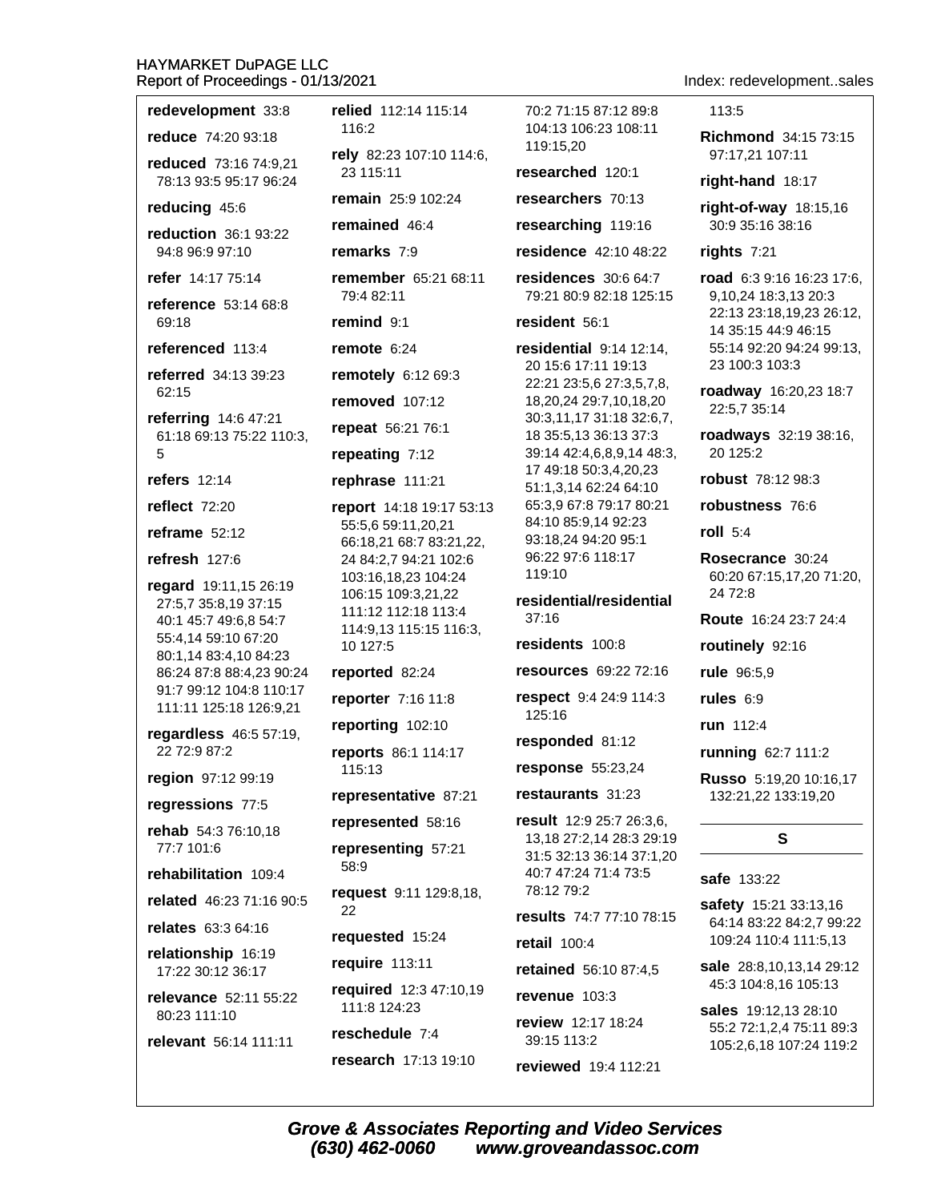**redevelopment** 33:8

**reduce** 74:20 93:18

**reduced** 73:16 74:9,21 78:13 93:5 95:17 96:24

**reducing** 45:6

**reduction** 36:1 93:22 94:8 96:9 97:10

**refer** 14:17 75:14

**reference** 53:14 68:8 69:18

**referenced** 113:4

**referred** 34:13 39:23 62:15

**referring** 14:6 47:21 61:18 69:13 75:22 110:3, 5

**refers** 12:14

**reflect** 72:20

**reframe** 52:12

**refresh** 127:6

**regard** 19:11,15 26:19 27:5,7 35:8,19 37:15 40:1 45:7 49:6,8 54:7 55:4,14 59:10 67:20 80:1,14 83:4,10 84:23 86:24 87:8 88:4,23 90:24 91:7 99:12 104:8 110:17 111:11 125:18 126:9,21

**regardless** 46:5 57:19, 22 72:9 87:2

**region** 97:12 99:19

**regressions** 77:5

**rehab** 54:3 76:10,18 77:7 101:6

**rehabilitation** 109:4

**related** 46:23 71:16 90:5

**relates** 63:3 64:16

**relationship** 16:19 17:22 30:12 36:17

**relevance** 52:11 55:22 80:23 111:10

**relevant** 56:14 111:11

**relied** 112:14 115:14 116:2

**rely** 82:23 107:10 114:6, 23 115:11

**remain** 25:9 102:24

**remained** 46:4

**remarks** 7:9

**remember** 65:21 68:11 79:4 82:11

**remind** 9:1

**remote** 6:24

**remotely** 6:12 69:3

**removed** 107:12

**repeat** 56:21 76:1

**repeating** 7:12

**rephrase** 111:21

**report** 14:18 19:17 53:13 55:5,6 59:11,20,21 66:18,21 68:7 83:21,22, 24 84:2,7 94:21 102:6 103:16,18,23 104:24 106:15 109:3,21,22 111:12 112:18 113:4 114:9,13 115:15 116:3, 10 127:5

**reported** 82:24

**reporter** 7:16 11:8

**reporting** 102:10

**reports** 86:1 114:17 115:13

**representative** 87:21

**represented** 58:16

**representing** 57:21 58:9

**request** 9:11 129:8,18, 22

**requested** 15:24

**require** 113:11

**required** 12:3 47:10,19 111:8 124:23

**reschedule** 7:4

**research** 17:13 19:10 70:2 71:15 87:12 89:8 104:13 106:23 108:11 119:15,20

**researched** 120:1

**researchers** 70:13

**researching** 119:16

**residence** 42:10 48:22

**residences** 30:6 64:7 79:21 80:9 82:18 125:15

**resident** 56:1

**residential** 9:14 12:14, 20 15:6 17:11 19:13 22:21 23:5,6 27:3,5,7,8, 18,20,24 29:7,10,18,20 30:3,11,17 31:18 32:6,7, 18 35:5,13 36:13 37:3 39:14 42:4,6,8,9,14 48:3, 17 49:18 50:3,4,20,23 51:1,3,14 62:24 64:10 65:3,9 67:8 79:17 80:21 84:10 85:9,14 92:23 93:18,24 94:20 95:1 96:22 97:6 118:17 119:10

**residential/residential** 37:16

**residents** 100:8

**resources** 69:22 72:16

**respect** 9:4 24:9 114:3 125:16

**responded** 81:12

**response** 55:23,24

**restaurants** 31:23

**result** 12:9 25:7 26:3,6, 13,18 27:2,14 28:3 29:19 31:5 32:13 36:14 37:1,20 40:7 47:24 71:4 73:5 78:12 79:2

**results** 74:7 77:10 78:15

**retail** 100:4

**retained** 56:10 87:4,5

**revenue** 103:3

**review** 12:17 18:24 39:15 113:2

**reviewed** 19:4 112:21 113:5

**Richmond** 34:15 73:15 97:17,21 107:11

**right-hand** 18:17

**right-of-way** 18:15,16 30:9 35:16 38:16

**rights** 7:21

**road** 6:3 9:16 16:23 17:6, 9,10,24 18:3,13 20:3 22:13 23:18,19,23 26:12, 14 35:15 44:9 46:15 55:14 92:20 94:24 99:13, 23 100:3 103:3

**roadway** 16:20,23 18:7 22:5,7 35:14

**roadways** 32:19 38:16, 20 125:2

**robust** 78:12 98:3

**robustness** 76:6

**roll** 5:4

**Rosecrance** 30:24 60:20 67:15,17,20 71:20, 24 72:8

**Route** 16:24 23:7 24:4

**routinely** 92:16

**rule** 96:5,9

**rules** 6:9

**run** 112:4

**running** 62:7 111:2

**Russo** 5:19,20 10:16,17 132:21,22 133:19,20

## S

**safe** 133:22

**safety** 15:21 33:13,16 64:14 83:22 84:2,7 99:22 109:24 110:4 111:5,13

**sale** 28:8,10,13,14 29:12 45:3 104:8,16 105:13

**sales** 19:12,13 28:10 55:2 72:1,2,4 75:11 89:3 105:2,6,18 107:24 119:2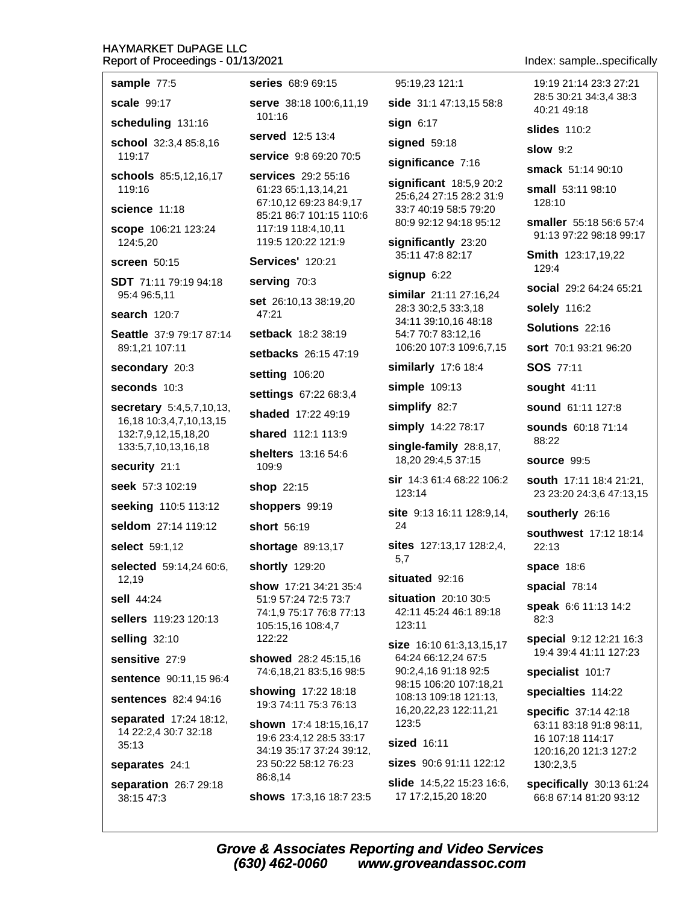**sample** 77:5

**scale** 99:17

**scheduling** 131:16

**school** 32:3,4 85:8,16 119:17

**schools** 85:5,12,16,17 119:16

**science** 11:18

**scope** 106:21 123:24 124:5,20

**screen** 50:15

**SDT** 71:11 79:19 94:18 95:4 96:5,11

**search** 120:7

**Seattle** 37:9 79:17 87:14 89:1,21 107:11

**secondary** 20:3

**seconds** 10:3

**secretary** 5:4,5,7,10,13, 16,18 10:3,4,7,10,13,15 132:7,9,12,15,18,20 133:5,7,10,13,16,18

**security** 21:1

**seek** 57:3 102:19

**seeking** 110:5 113:12

**seldom** 27:14 119:12

**select** 59:1,12

**selected** 59:14,24 60:6, 12,19

**sell** 44:24

**sellers** 119:23 120:13

**selling** 32:10

**sensitive** 27:9

**sentence** 90:11,15 96:4

**sentences** 82:4 94:16

**separated** 17:24 18:12, 14 22:2,4 30:7 32:18 35:13

**separates** 24:1

**separation** 26:7 29:18 38:15 47:3

**series** 68:9 69:15

**serve** 38:18 100:6,11,19 101:16

**served** 12:5 13:4

**service** 9:8 69:20 70:5

**services** 29:2 55:16 61:23 65:1,13,14,21 67:10,12 69:23 84:9,17 85:21 86:7 101:15 110:6 117:19 118:4,10,11 119:5 120:22 121:9

**Services'** 120:21

**serving** 70:3

**set** 26:10,13 38:19,20 47:21

**setback** 18:2 38:19

**setbacks** 26:15 47:19

**setting** 106:20

**settings** 67:22 68:3,4

**shaded** 17:22 49:19

**shared** 112:1 113:9

**shelters** 13:16 54:6 109:9

**shop** 22:15

**shoppers** 99:19

**short** 56:19

**shortage** 89:13,17

**shortly** 129:20

**show** 17:21 34:21 35:4 51:9 57:24 72:5 73:7 74:1,9 75:17 76:8 77:13 105:15,16 108:4,7 122:22

**showed** 28:2 45:15,16 74:6,18,21 83:5,16 98:5

**showing** 17:22 18:18 19:3 74:11 75:3 76:13

**shown** 17:4 18:15,16,17 19:6 23:4,12 28:5 33:17 34:19 35:17 37:24 39:12, 23 50:22 58:12 76:23 86:8,14

**shows** 17:3,16 18:7 23:5 95:19,23 121:1

**side** 31:1 47:13,15 58:8

**sign** 6:17

**signed** 59:18

**significance** 7:16

**significant** 18:5,9 20:2 25:6,24 27:15 28:2 31:9 33:7 40:19 58:5 79:20 80:9 92:12 94:18 95:12

**significantly** 23:20 35:11 47:8 82:17

**signup** 6:22

**similar** 21:11 27:16,24 28:3 30:2,5 33:3,18 34:11 39:10,16 48:18 54:7 70:7 83:12,16 106:20 107:3 109:6,7,15

**similarly** 17:6 18:4

**simple** 109:13

**simplify** 82:7

**simply** 14:22 78:17

**single-family** 28:8,17, 18,20 29:4,5 37:15

**sir** 14:3 61:4 68:22 106:2 123:14

**site** 9:13 16:11 128:9,14, 24

**sites** 127:13,17 128:2,4, 5,7

**situated** 92:16

**situation** 20:10 30:5 42:11 45:24 46:1 89:18 123:11

**size** 16:10 61:3,13,15,17 64:24 66:12,24 67:5 90:2,4,16 91:18 92:5 98:15 106:20 107:18,21 108:13 109:18 121:13, 16,20,22,23 122:11,21 123:5

**sized** 16:11

**sizes** 90:6 91:11 122:12

**slide** 14:5,22 15:23 16:6, 17 17:2,15,20 18:20 19:19 21:14 23:3 27:21 28:5 30:21 34:3,4 38:3 40:21 49:18

**slides** 110:2

**slow** 9:2

**smack** 51:14 90:10

**small** 53:11 98:10 128:10

**smaller** 55:18 56:6 57:4 91:13 97:22 98:18 99:17

**Smith** 123:17,19,22 129:4

**social** 29:2 64:24 65:21

**solely** 116:2

**Solutions** 22:16

**sort** 70:1 93:21 96:20

**SOS** 77:11

**sought** 41:11

**sound** 61:11 127:8

**sounds** 60:18 71:14 88:22

**source** 99:5

**south** 17:11 18:4 21:21, 23 23:20 24:3,6 47:13,15

**southerly** 26:16

**southwest** 17:12 18:14 22:13

**space** 18:6

**spacial** 78:14

**speak** 6:6 11:13 14:2 82:3

**special** 9:12 12:21 16:3 19:4 39:4 41:11 127:23

**specialist** 101:7

**specialties** 114:22

**specific** 37:14 42:18 63:11 83:18 91:8 98:11, 16 107:18 114:17 120:16,20 121:3 127:2 130:2,3,5

**specifically** 30:13 61:24 66:8 67:14 81:20 93:12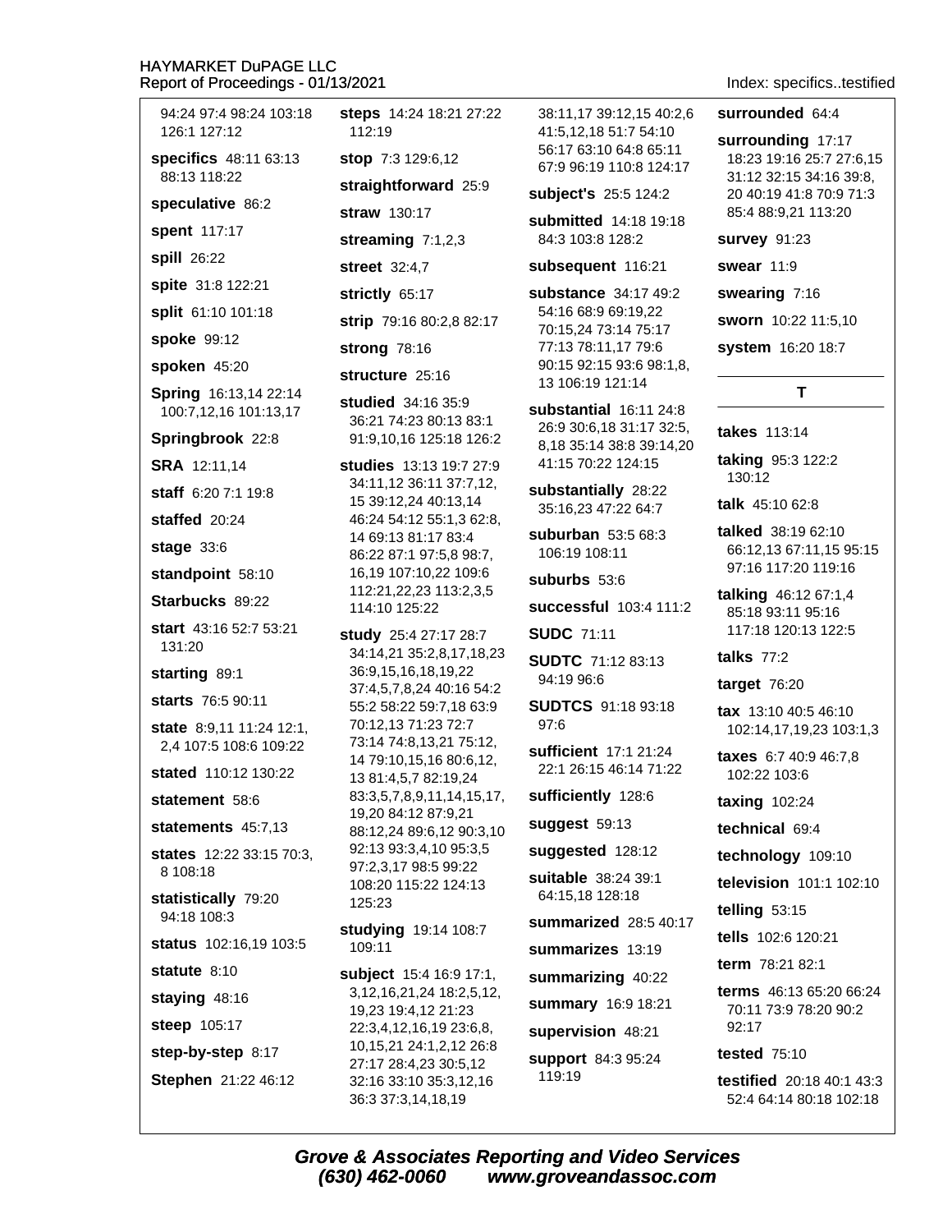94:24 97:4 98:24 103:18 126:1 127:12

**specifics** 48:11 63:13 88:13 118:22

**speculative** 86:2

**spent** 117:17

**spill** 26:22

**spite** 31:8 122:21

**split** 61:10 101:18

**spoke** 99:12

**spoken** 45:20

**Spring** 16:13,14 22:14 100:7,12,16 101:13,17

**Springbrook** 22:8

**SRA** 12:11,14

**staff** 6:20 7:1 19:8

**staffed** 20:24

**stage** 33:6

**standpoint** 58:10

**Starbucks** 89:22

**start** 43:16 52:7 53:21 131:20

**starting** 89:1

**starts** 76:5 90:11

**state** 8:9,11 11:24 12:1, 2,4 107:5 108:6 109:22

**stated** 110:12 130:22

**statement** 58:6

**statements** 45:7,13

**states** 12:22 33:15 70:3, 8 108:18

**statistically** 79:20 94:18 108:3

**status** 102:16,19 103:5

**statute** 8:10

**staying** 48:16

**steep** 105:17

**step-by-step** 8:17

**Stephen** 21:22 46:12

**steps** 14:24 18:21 27:22 112:19

**stop** 7:3 129:6,12

**straightforward** 25:9

**straw** 130:17

**streaming** 7:1,2,3

**street** 32:4,7

**strictly** 65:17

**strip** 79:16 80:2,8 82:17

**strong** 78:16

**structure** 25:16

**studied** 34:16 35:9 36:21 74:23 80:13 83:1 91:9,10,16 125:18 126:2

**studies** 13:13 19:7 27:9 34:11,12 36:11 37:7,12, 15 39:12,24 40:13,14 46:24 54:12 55:1,3 62:8, 14 69:13 81:17 83:4 86:22 87:1 97:5,8 98:7, 16,19 107:10,22 109:6 112:21,22,23 113:2,3,5 114:10 125:22

**study** 25:4 27:17 28:7 34:14,21 35:2,8,17,18,23 36:9,15,16,18,19,22 37:4,5,7,8,24 40:16 54:2 55:2 58:22 59:7,18 63:9 70:12,13 71:23 72:7 73:14 74:8,13,21 75:12, 14 79:10,15,16 80:6,12, 13 81:4,5,7 82:19,24 83:3,5,7,8,9,11,14,15,17, 19,20 84:12 87:9,21 88:12,24 89:6,12 90:3,10 92:13 93:3,4,10 95:3,5 97:2,3,17 98:5 99:22 108:20 115:22 124:13 125:23

**studying** 19:14 108:7 109:11

**subject** 15:4 16:9 17:1, 3,12,16,21,24 18:2,5,12, 19,23 19:4,12 21:23 22:3,4,12,16,19 23:6,8, 10,15,21 24:1,2,12 26:8 27:17 28:4,23 30:5,12 32:16 33:10 35:3,12,16 36:3 37:3,14,18,19 38:11,17 39:12,15 40:2,6 41:5,12,18 51:7 54:10 56:17 63:10 64:8 65:11 67:9 96:19 110:8 124:17

**subject's** 25:5 124:2

**submitted** 14:18 19:18 84:3 103:8 128:2

**subsequent** 116:21

**substance** 34:17 49:2 54:16 68:9 69:19,22 70:15,24 73:14 75:17 77:13 78:11,17 79:6 90:15 92:15 93:6 98:1,8, 13 106:19 121:14

**substantial** 16:11 24:8 26:9 30:6,18 31:17 32:5, 8,18 35:14 38:8 39:14,20 41:15 70:22 124:15

**substantially** 28:22 35:16,23 47:22 64:7

**suburban** 53:5 68:3 106:19 108:11

**suburbs** 53:6

**successful** 103:4 111:2

**SUDC** 71:11

**SUDTC** 71:12 83:13 94:19 96:6

**SUDTCS** 91:18 93:18 97:6

**sufficient** 17:1 21:24 22:1 26:15 46:14 71:22

**sufficiently** 128:6

**suggest** 59:13

**suggested** 128:12

**suitable** 38:24 39:1 64:15,18 128:18

**summarized** 28:5 40:17

**summarizes** 13:19

**summarizing** 40:22

**summary** 16:9 18:21

**supervision** 48:21

**support** 84:3 95:24 119:19

**surrounded** 64:4

**surrounding** 17:17 18:23 19:16 25:7 27:6,15 31:12 32:15 34:16 39:8, 20 40:19 41:8 70:9 71:3 85:4 88:9,21 113:20

**survey** 91:23

**swear** 11:9

**swearing** 7:16

**sworn** 10:22 11:5,10

**system** 16:20 18:7

## T

**takes** 113:14

**taking** 95:3 122:2 130:12

**talk** 45:10 62:8

**talked** 38:19 62:10 66:12,13 67:11,15 95:15 97:16 117:20 119:16

**talking** 46:12 67:1,4 85:18 93:11 95:16 117:18 120:13 122:5

**talks** 77:2

**target** 76:20

**tax** 13:10 40:5 46:10 102:14,17,19,23 103:1,3

**taxes** 6:7 40:9 46:7,8 102:22 103:6

**taxing** 102:24

**technical** 69:4

**technology** 109:10

**television** 101:1 102:10

**telling** 53:15

**tells** 102:6 120:21

**term** 78:21 82:1

**terms** 46:13 65:20 66:24 70:11 73:9 78:20 90:2 92:17

**tested** 75:10

**testified** 20:18 40:1 43:3 52:4 64:14 80:18 102:18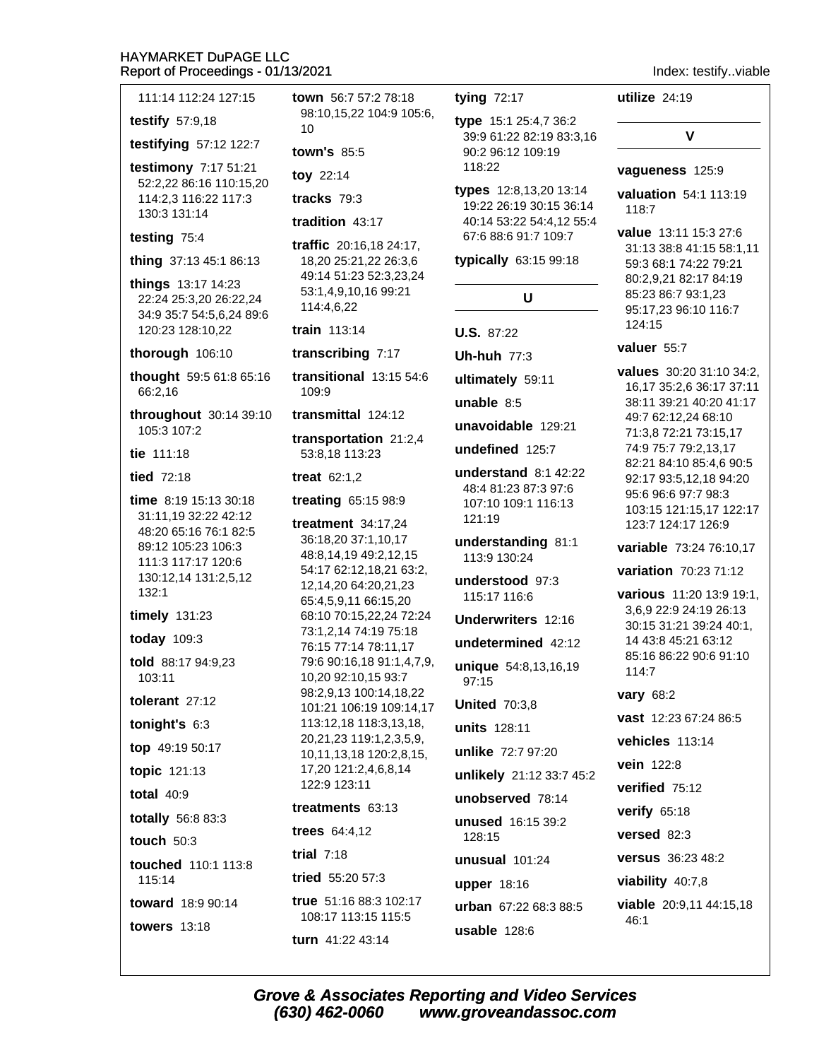111:14 112:24 127:15

**testify** 57:9,18

**testifying** 57:12 122:7

**testimony** 7:17 51:21 52:2,22 86:16 110:15,20 114:2,3 116:22 117:3 130:3 131:14

**testing** 75:4

**thing** 37:13 45:1 86:13

**things** 13:17 14:23 22:24 25:3,20 26:22,24 34:9 35:7 54:5,6,24 89:6 120:23 128:10,22

**thorough** 106:10

**thought** 59:5 61:8 65:16 66:2,16

**throughout** 30:14 39:10 105:3 107:2

**tie** 111:18

**tied** 72:18

**time** 8:19 15:13 30:18 31:11,19 32:22 42:12 48:20 65:16 76:1 82:5 89:12 105:23 106:3 111:3 117:17 120:6 130:12,14 131:2,5,12 132:1

**timely** 131:23

**today** 109:3

**told** 88:17 94:9,23 103:11

**tolerant** 27:12

**tonight's** 6:3

**top** 49:19 50:17

**topic** 121:13

**total** 40:9

**totally** 56:8 83:3

**touch** 50:3

**touched** 110:1 113:8 115:14

**toward** 18:9 90:14

**towers** 13:18

**town** 56:7 57:2 78:18 98:10,15,22 104:9 105:6,10

**town's** 85:5

**toy** 22:14

**tracks** 79:3

**tradition** 43:17

**traffic** 20:16,18 24:17,18,20 25:21,22 26:3,6 49:14 51:23 52:3,23,24 53:1,4,9,10,16 99:21 114:4,6,22

**train** 113:14

**transcribing** 7:17

**transitional** 13:15 54:6 109:9

**transmittal** 124:12

**transportation** 21:2,4 53:8,18 113:23

**treat** 62:1,2

**treating** 65:15 98:9

**treatment** 34:17,24 36:18,20 37:1,10,17 48:8,14,19 49:2,12,15 54:17 62:12,18,21 63:2,12,14,20 64:20,21,23 65:4,5,9,11 66:15,20 68:10 70:15,22,24 72:24 73:1,2,14 74:19 75:18 76:15 77:14 78:11,17 79:6 90:16,18 91:1,4,7,9,10,20 92:10,15 93:7 98:2,9,13 100:14,18,22 101:21 106:19 109:14,17 113:12,18 118:3,13,18,20,21,23 119:1,2,3,5,9,10,11,13,18 120:2,8,15,17,20 121:2,4,6,8,14 122:9 123:11

**treatments** 63:13

**trees** 64:4,12

**trial** 7:18

**tried** 55:20 57:3

**true** 51:16 88:3 102:17 108:17 113:15 115:5

**turn** 41:22 43:14

**tying** 72:17

**type** 15:1 25:4,7 36:2 39:9 61:22 82:19 83:3,16 90:2 96:12 109:19 118:22

**types** 12:8,13,20 13:14 19:22 26:19 30:15 36:14 40:14 53:22 54:4,12 55:4 67:6 88:6 91:7 109:7

**typically** 63:15 99:18

## U

**U.S.** 87:22

**Uh-huh** 77:3

**ultimately** 59:11

**unable** 8:5

**unavoidable** 129:21

**undefined** 125:7

**understand** 8:1 42:22 48:4 81:23 87:3 97:6 107:10 109:1 116:13 121:19

**understanding** 81:1 113:9 130:24

**understood** 97:3 115:17 116:6

**Underwriters** 12:16

**undetermined** 42:12

**unique** 54:8,13,16,19 97:15

**United** 70:3,8

**units** 128:11

**unlike** 72:7 97:20

**unlikely** 21:12 33:7 45:2

**unobserved** 78:14

**unused** 16:15 39:2 128:15

**unusual** 101:24

**upper** 18:16

**urban** 67:22 68:3 88:5

**usable** 128:6

**utilize** 24:19

## V

**vagueness** 125:9

**valuation** 54:1 113:19 118:7

**value** 13:11 15:3 27:6 31:13 38:8 41:15 58:1,11 59:3 68:1 74:22 79:21 80:2,9,21 82:17 84:19 85:23 86:7 93:1,23 95:17,23 96:10 116:7 124:15

**valuer** 55:7

**values** 30:20 31:10 34:2,16,17 35:2,6 36:17 37:11 38:11 39:21 40:20 41:17 49:7 62:12,24 68:10 71:3,8 72:21 73:15,17 74:9 75:7 79:2,13,17 82:21 84:10 85:4,6 90:5 92:17 93:5,12,18 94:20 95:6 96:6 97:7 98:3 103:15 121:15,17 122:17 123:7 124:17 126:9

**variable** 73:24 76:10,17

**variation** 70:23 71:12

**various** 11:20 13:9 19:1,3,6,9 22:9 24:19 26:13 30:15 31:21 39:24 40:1,14 43:8 45:21 63:12 85:16 86:22 90:6 91:10 114:7

**vary** 68:2

**vast** 12:23 67:24 86:5

**vehicles** 113:14

**vein** 122:8

**verified** 75:12

**verify** 65:18

**versed** 82:3

**versus** 36:23 48:2

**viability** 40:7,8

**viable** 20:9,11 44:15,18 46:1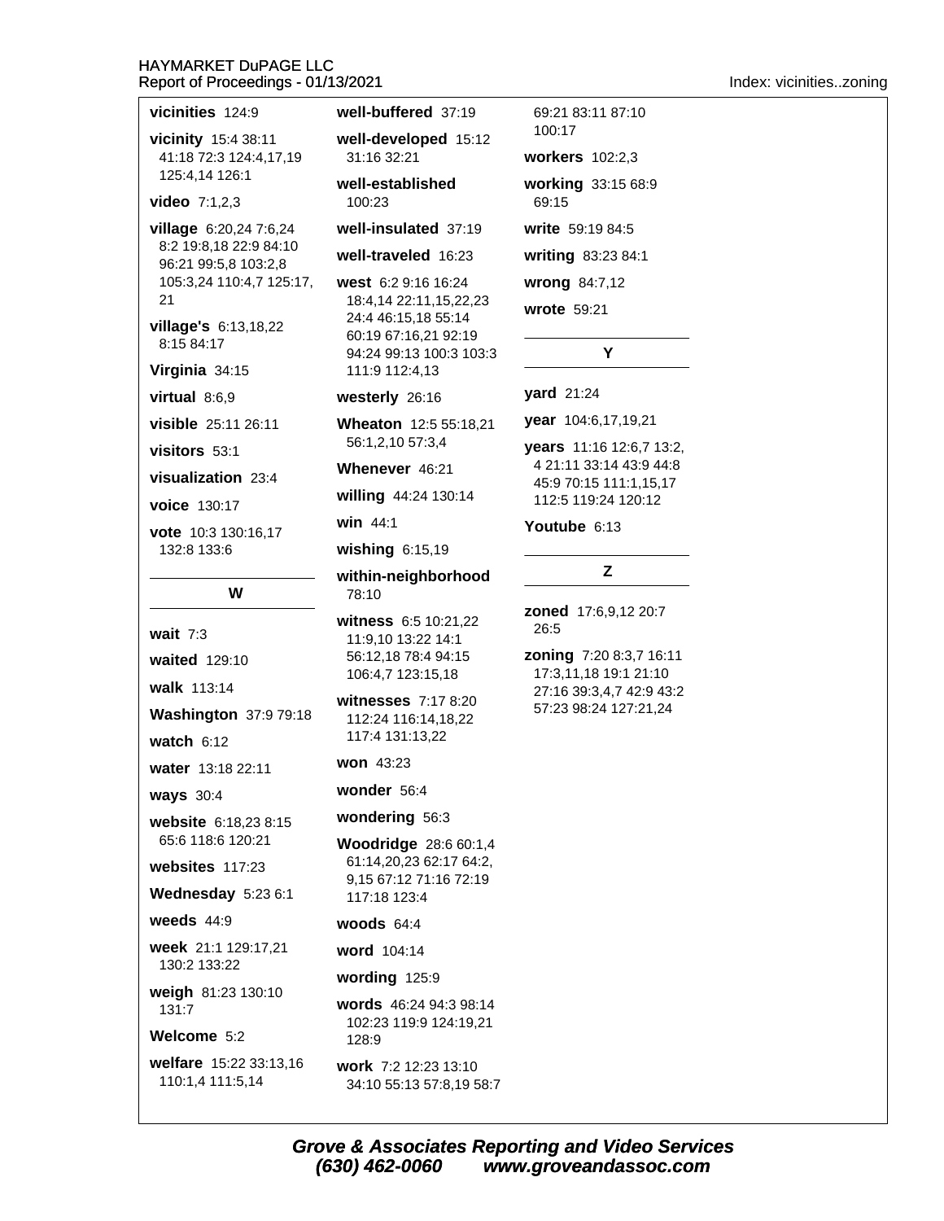vicinities 124:9

vicinity 15:4 38:11 41:18 72:3 124:4,17,19 125:4,14 126:1

video 7:1,2,3

village 6:20,24 7:6,24 8:2 19:8,18 22:9 84:10 96:21 99:5,8 103:2,8 105:3,24 110:4,7 125:17, 21

village's 6:13,18,22 8:15 84:17

Virginia 34:15

virtual 8:6,9

visible 25:11 26:11

visitors 53:1

visualization 23:4

voice 130:17

vote 10:3 130:16,17 132:8 133:6

## W

wait 7:3

waited 129:10

walk 113:14

Washington 37:9 79:18

watch 6:12

water 13:18 22:11

ways 30:4

website 6:18,23 8:15 65:6 118:6 120:21

websites 117:23

Wednesday 5:23 6:1

weeds 44:9

week 21:1 129:17,21 130:2 133:22

weigh 81:23 130:10 131:7

Welcome 5:2

welfare 15:22 33:13,16 110:1,4 111:5,14

well-buffered 37:19

well-developed 15:12 31:16 32:21

well-established 100:23

well-insulated 37:19

well-traveled 16:23

west 6:2 9:16 16:24 18:4,14 22:11,15,22,23 24:4 46:15,18 55:14 60:19 67:16,21 92:19 94:24 99:13 100:3 103:3 111:9 112:4,13

westerly 26:16

Wheaton 12:5 55:18,21 56:1,2,10 57:3,4

Whenever 46:21

willing 44:24 130:14

win 44:1

wishing 6:15,19

within-neighborhood 78:10

witness 6:5 10:21,22 11:9,10 13:22 14:1 56:12,18 78:4 94:15 106:4,7 123:15,18

witnesses 7:17 8:20 112:24 116:14,18,22 117:4 131:13,22

won 43:23

wonder 56:4

wondering 56:3

Woodridge 28:6 60:1,4 61:14,20,23 62:17 64:2, 9,15 67:12 71:16 72:19 117:18 123:4

woods 64:4

word 104:14

wording 125:9

words 46:24 94:3 98:14 102:23 119:9 124:19,21 128:9

work 7:2 12:23 13:10 34:10 55:13 57:8,19 58:7 69:21 83:11 87:10 100:17

workers 102:2,3

working 33:15 68:9 69:15

write 59:19 84:5

writing 83:23 84:1

wrong 84:7,12

wrote 59:21

## Y

yard 21:24

year 104:6,17,19,21

years 11:16 12:6,7 13:2, 4 21:11 33:14 43:9 44:8 45:9 70:15 111:1,15,17 112:5 119:24 120:12

Youtube 6:13

## Z

zoned 17:6,9,12 20:7 26:5

zoning 7:20 8:3,7 16:11 17:3,11,18 19:1 21:10 27:16 39:3,4,7 42:9 43:2 57:23 98:24 127:21,24